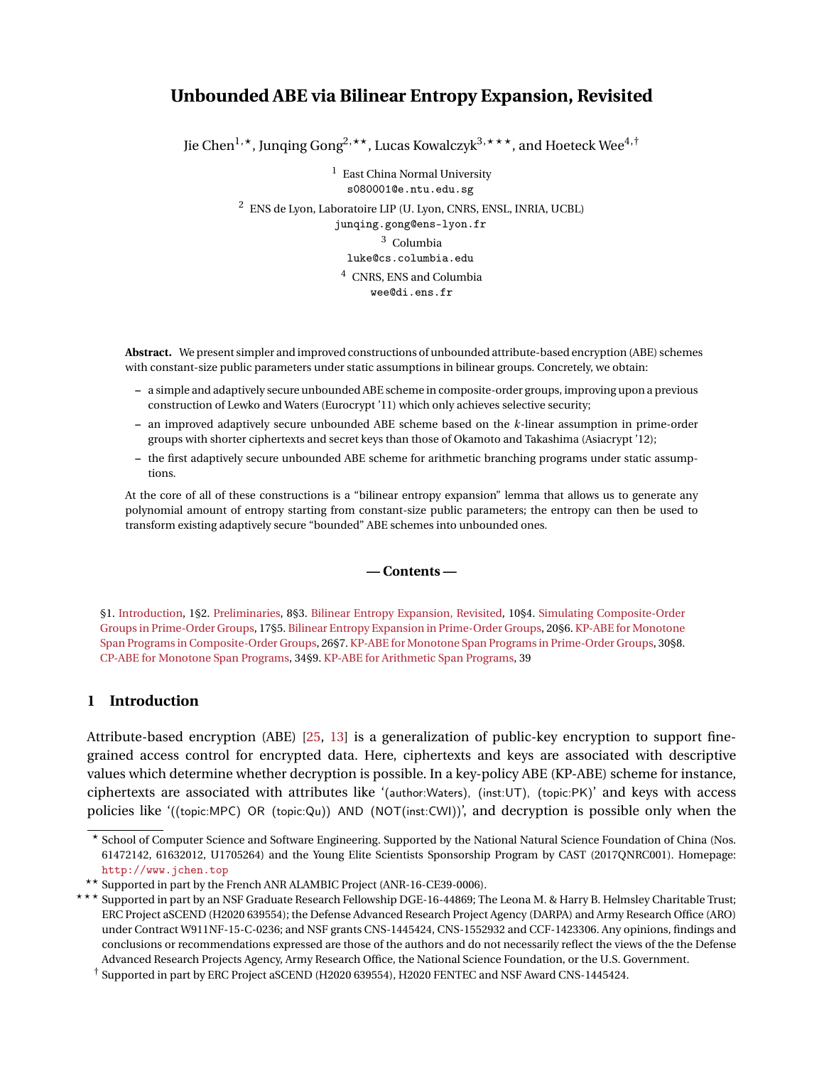# Unbounded ABE via Bilinear Entropy Expansion, Revisited

Jie Chen[1,⋆], Junqing Gong[2,⋆⋆], Lucas Kowalczyk[3,⋆⋆⋆], and Hoeteck Wee[4,†]

[1] East China Normal University
s080001@e.ntu.edu.sg

[2] ENS de Lyon, Laboratoire LIP (U. Lyon, CNRS, ENSL, INRIA, UCBL)
junqing.gong@ens-lyon.fr

[3] Columbia
luke@cs.columbia.edu

[4] CNRS, ENS and Columbia
wee@di.ens.fr

**Abstract.** We present simpler and improved constructions of unbounded attribute-based encryption (ABE) schemes with constant-size public parameters under static assumptions in bilinear groups. Concretely, we obtain:

– a simple and adaptively secure unbounded ABE scheme in composite-order groups, improving upon a previous construction of Lewko and Waters (Eurocrypt '11) which only achieves selective security;

– an improved adaptively secure unbounded ABE scheme based on the $k$-linear assumption in prime-order groups with shorter ciphertexts and secret keys than those of Okamoto and Takashima (Asiacrypt '12);

– the first adaptively secure unbounded ABE scheme for arithmetic branching programs under static assumptions.

At the core of all of these constructions is a "bilinear entropy expansion" lemma that allows us to generate any polynomial amount of entropy starting from constant-size public parameters; the entropy can then be used to transform existing adaptively secure "bounded" ABE schemes into unbounded ones.

**— Contents —**

§1. Introduction, 1§2. Preliminaries, 8§3. Bilinear Entropy Expansion, Revisited, 10§4. Simulating Composite-Order Groups in Prime-Order Groups, 17§5. Bilinear Entropy Expansion in Prime-Order Groups, 20§6. KP-ABE for Monotone Span Programs in Composite-Order Groups, 26§7. KP-ABE for Monotone Span Programs in Prime-Order Groups, 30§8. CP-ABE for Monotone Span Programs, 34§9. KP-ABE for Arithmetic Span Programs, 39

## 1 Introduction

Attribute-based encryption (ABE) [25, 13] is a generalization of public-key encryption to support fine-grained access control for encrypted data. Here, ciphertexts and keys are associated with descriptive values which determine whether decryption is possible. In a key-policy ABE (KP-ABE) scheme for instance, ciphertexts are associated with attributes like '(author:Waters), (inst:UT), (topic:PK)' and keys with access policies like '((topic:MPC) OR (topic:Qu)) AND (NOT(inst:CWI))', and decryption is possible only when the

---

⋆ School of Computer Science and Software Engineering. Supported by the National Natural Science Foundation of China (Nos. 61472142, 61632012, U1705264) and the Young Elite Scientists Sponsorship Program by CAST (2017QNRC001). Homepage: http://www.jchen.top

⋆⋆ Supported in part by the French ANR ALAMBIC Project (ANR-16-CE39-0006).

⋆⋆⋆ Supported in part by an NSF Graduate Research Fellowship DGE-16-44869; The Leona M. & Harry B. Helmsley Charitable Trust; ERC Project aSCEND (H2020 639554); the Defense Advanced Research Project Agency (DARPA) and Army Research Office (ARO) under Contract W911NF-15-C-0236; and NSF grants CNS-1445424, CNS-1552932 and CCF-1423306. Any opinions, findings and conclusions or recommendations expressed are those of the authors and do not necessarily reflect the views of the the Defense Advanced Research Projects Agency, Army Research Office, the National Science Foundation, or the U.S. Government.

† Supported in part by ERC Project aSCEND (H2020 639554), H2020 FENTEC and NSF Award CNS-1445424.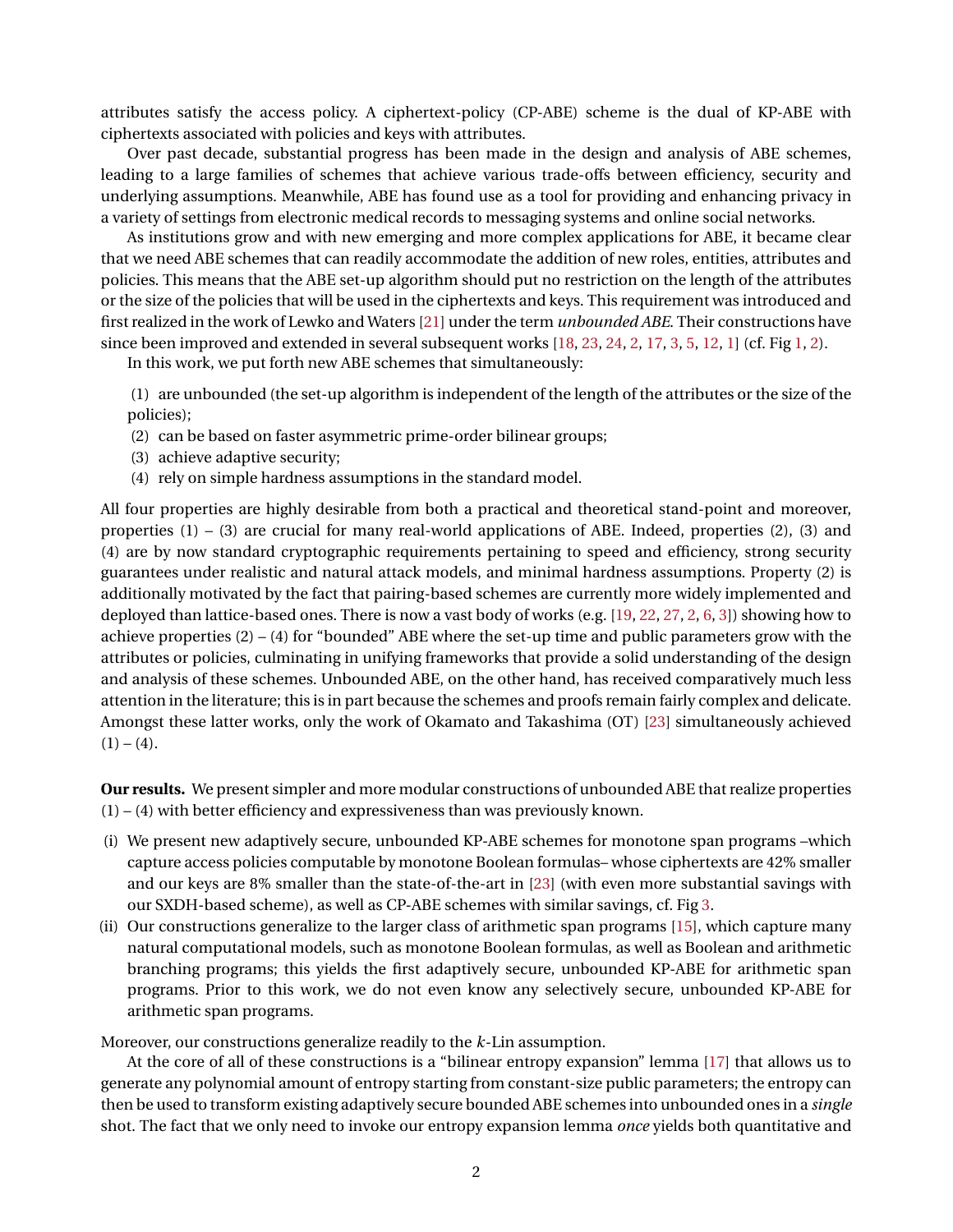attributes satisfy the access policy. A ciphertext-policy (CP-ABE) scheme is the dual of KP-ABE with ciphertexts associated with policies and keys with attributes.

Over past decade, substantial progress has been made in the design and analysis of ABE schemes, leading to a large families of schemes that achieve various trade-offs between efficiency, security and underlying assumptions. Meanwhile, ABE has found use as a tool for providing and enhancing privacy in a variety of settings from electronic medical records to messaging systems and online social networks.

As institutions grow and with new emerging and more complex applications for ABE, it became clear that we need ABE schemes that can readily accommodate the addition of new roles, entities, attributes and policies. This means that the ABE set-up algorithm should put no restriction on the length of the attributes or the size of the policies that will be used in the ciphertexts and keys. This requirement was introduced and first realized in the work of Lewko and Waters [21] under the term *unbounded ABE*. Their constructions have since been improved and extended in several subsequent works [18, 23, 24, 2, 17, 3, 5, 12, 1] (cf. Fig 1, 2).

In this work, we put forth new ABE schemes that simultaneously:

(1) are unbounded (the set-up algorithm is independent of the length of the attributes or the size of the policies);
(2) can be based on faster asymmetric prime-order bilinear groups;
(3) achieve adaptive security;
(4) rely on simple hardness assumptions in the standard model.

All four properties are highly desirable from both a practical and theoretical stand-point and moreover, properties (1) – (3) are crucial for many real-world applications of ABE. Indeed, properties (2), (3) and (4) are by now standard cryptographic requirements pertaining to speed and efficiency, strong security guarantees under realistic and natural attack models, and minimal hardness assumptions. Property (2) is additionally motivated by the fact that pairing-based schemes are currently more widely implemented and deployed than lattice-based ones. There is now a vast body of works (e.g. [19, 22, 27, 2, 6, 3]) showing how to achieve properties (2) – (4) for "bounded" ABE where the set-up time and public parameters grow with the attributes or policies, culminating in unifying frameworks that provide a solid understanding of the design and analysis of these schemes. Unbounded ABE, on the other hand, has received comparatively much less attention in the literature; this is in part because the schemes and proofs remain fairly complex and delicate. Amongst these latter works, only the work of Okamato and Takashima (OT) [23] simultaneously achieved (1) – (4).

**Our results.** We present simpler and more modular constructions of unbounded ABE that realize properties (1) – (4) with better efficiency and expressiveness than was previously known.

(i) We present new adaptively secure, unbounded KP-ABE schemes for monotone span programs –which capture access policies computable by monotone Boolean formulas– whose ciphertexts are 42% smaller and our keys are 8% smaller than the state-of-the-art in [23] (with even more substantial savings with our SXDH-based scheme), as well as CP-ABE schemes with similar savings, cf. Fig 3.
(ii) Our constructions generalize to the larger class of arithmetic span programs [15], which capture many natural computational models, such as monotone Boolean formulas, as well as Boolean and arithmetic branching programs; this yields the first adaptively secure, unbounded KP-ABE for arithmetic span programs. Prior to this work, we do not even know any selectively secure, unbounded KP-ABE for arithmetic span programs.

Moreover, our constructions generalize readily to the $k$-Lin assumption.

At the core of all of these constructions is a "bilinear entropy expansion" lemma [17] that allows us to generate any polynomial amount of entropy starting from constant-size public parameters; the entropy can then be used to transform existing adaptively secure bounded ABE schemes into unbounded ones in a *single* shot. The fact that we only need to invoke our entropy expansion lemma *once* yields both quantitative and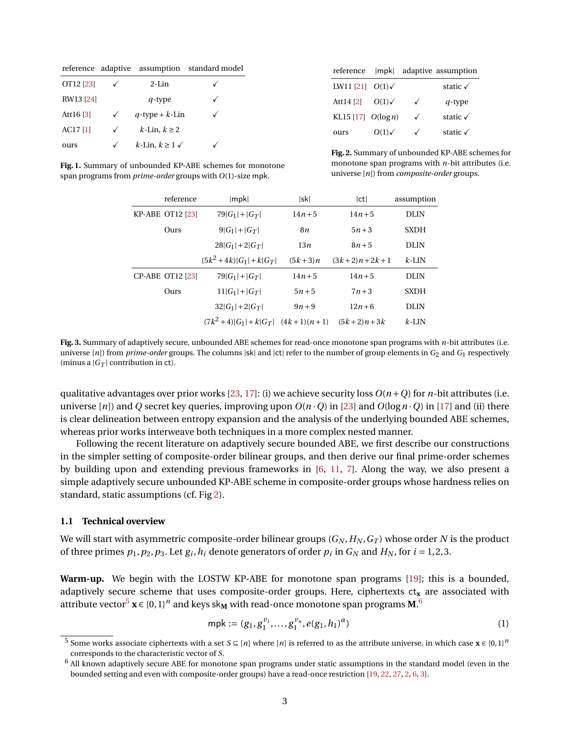| reference | adaptive | assumption | standard model |
|---|---|---|---|
| OT12 [23] | ✓ | 2-Lin | ✓ |
| RW13 [24] | | $q$-type | ✓ |
| Att16 [3] | ✓ | $q$-type + $k$-Lin | ✓ |
| AC17 [1] | ✓ | $k$-Lin, $k \geq 2$ | |
| ours | ✓ | $k$-Lin, $k \geq 1$ ✓ | ✓ |

**Fig. 1.** Summary of unbounded KP-ABE schemes for monotone span programs from *prime-order* groups with $O(1)$-size mpk.

| reference | \|mpk\| | adaptive | assumption |
|---|---|---|---|
| LW11 [21] | $O(1)$✓ | | static ✓ |
| Att14 [2] | $O(1)$✓ | ✓ | $q$-type |
| KL15 [17] | $O(\log n)$ | ✓ | static ✓ |
| ours | $O(1)$✓ | ✓ | static ✓ |

**Fig. 2.** Summary of unbounded KP-ABE schemes for monotone span programs with $n$-bit attributes (i.e. universe $[n]$) from *composite-order* groups.

| | reference | \|mpk\| | \|sk\| | \|ct\| | assumption |
|---|---|---|---|---|---|
| KP-ABE | OT12 [23] | $79\|G_1\|+\|G_T\|$ | $14n+5$ | $14n+5$ | DLIN |
| | Ours | $9\|G_1\|+\|G_T\|$ | $8n$ | $5n+3$ | SXDH |
| | | $28\|G_1\|+2\|G_T\|$ | $13n$ | $8n+5$ | DLIN |
| | | $(5k^2+4k)\|G_1\|+k\|G_T\|$ | $(5k+3)n$ | $(3k+2)n+2k+1$ | $k$-LIN |
| CP-ABE | OT12 [23] | $79\|G_1\|+\|G_T\|$ | $14n+5$ | $14n+5$ | DLIN |
| | Ours | $11\|G_1\|+\|G_T\|$ | $5n+5$ | $7n+3$ | SXDH |
| | | $32\|G_1\|+2\|G_T\|$ | $9n+9$ | $12n+6$ | DLIN |
| | | $(7k^2+4)\|G_1\|+k\|G_T\|$ | $(4k+1)(n+1)$ | $(5k+2)n+3k$ | $k$-LIN |

**Fig. 3.** Summary of adaptively secure, unbounded ABE schemes for read-once monotone span programs with $n$-bit attributes (i.e. universe $[n]$) from *prime-order* groups. The columns |sk| and |ct| refer to the number of group elements in $G_2$ and $G_1$ respectively (minus a $|G_T|$ contribution in ct).

qualitative advantages over prior works [23, 17]: (i) we achieve security loss $O(n+Q)$ for $n$-bit attributes (i.e. universe $[n]$) and $Q$ secret key queries, improving upon $O(n \cdot Q)$ in [23] and $O(\log n \cdot Q)$ in [17] and (ii) there is clear delineation between entropy expansion and the analysis of the underlying bounded ABE schemes, whereas prior works interweave both techniques in a more complex nested manner.

Following the recent literature on adaptively secure bounded ABE, we first describe our constructions in the simpler setting of composite-order bilinear groups, and then derive our final prime-order schemes by building upon and extending previous frameworks in [6, 11, 7]. Along the way, we also present a simple adaptively secure unbounded KP-ABE scheme in composite-order groups whose hardness relies on standard, static assumptions (cf. Fig 2).

### 1.1 Technical overview

We will start with asymmetric composite-order bilinear groups $(G_N, H_N, G_T)$ whose order $N$ is the product of three primes $p_1, p_2, p_3$. Let $g_i, h_i$ denote generators of order $p_i$ in $G_N$ and $H_N$, for $i = 1,2,3$.

**Warm-up.** We begin with the LOSTW KP-ABE for monotone span programs [19]; this is a bounded, adaptively secure scheme that uses composite-order groups. Here, ciphertexts $\mathsf{ct}_{\mathbf{x}}$ are associated with attribute vector[5] $\mathbf{x} \in \{0,1\}^n$ and keys $\mathsf{sk}_{\mathbf{M}}$ with read-once monotone span programs $\mathbf{M}$.[6]

$$\mathsf{mpk} := (g_1, g_1^{v_1}, \ldots, g_1^{v_n}, e(g_1, h_1)^{\alpha}) \tag{1}$$

[5] Some works associate ciphertexts with a set $S \subseteq [n]$ where $[n]$ is the referred to as the attribute universe, in which case $\mathbf{x} \in \{0,1\}^n$ corresponds to the characteristic vector of $S$.

[6] All known adaptively secure ABE for monotone span programs under static assumptions in the standard model (even in the bounded setting and even with composite-order groups) have a read-once restriction [19, 22, 27, 2, 6, 3].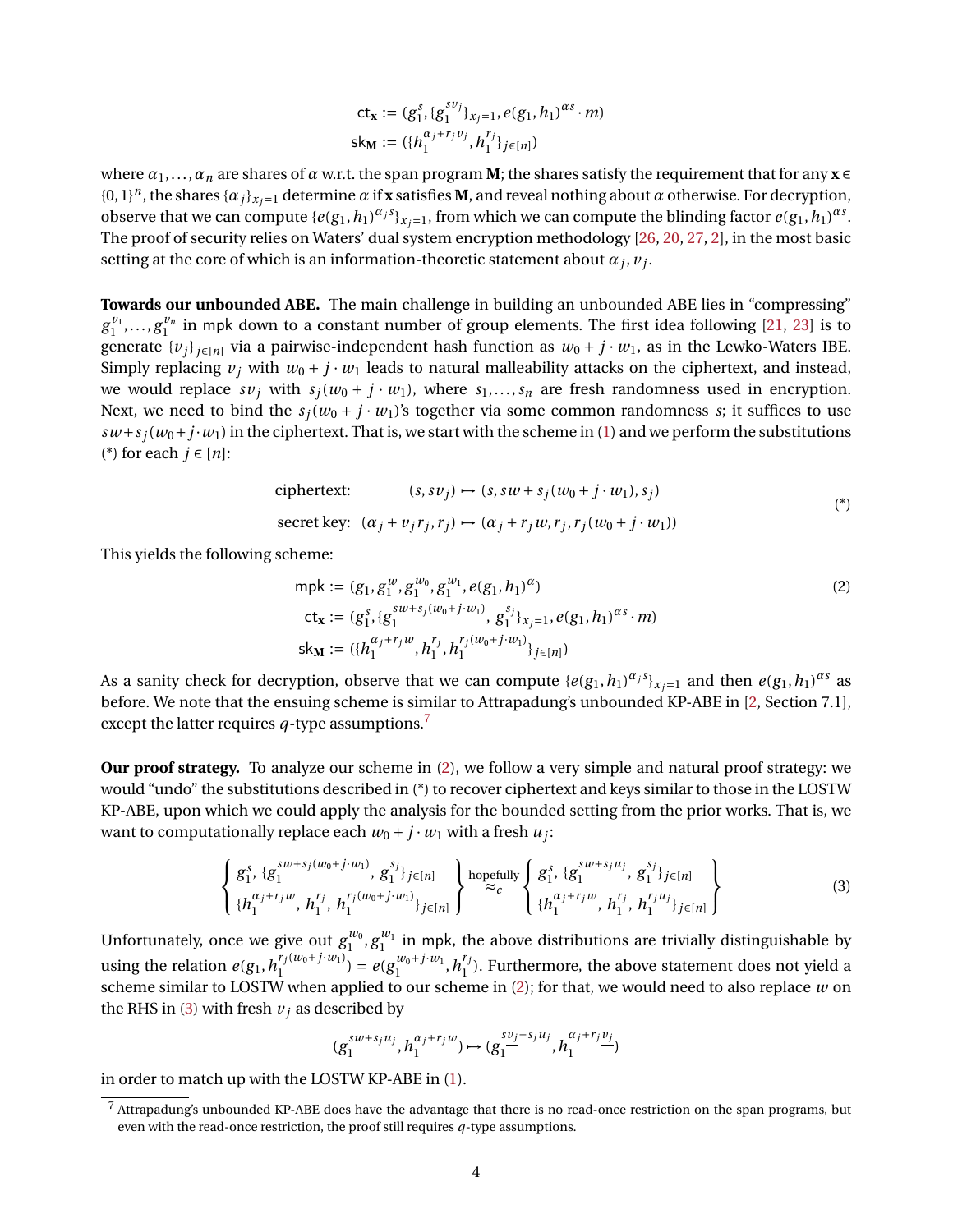$$
\begin{aligned}
\mathsf{ct}_{\mathbf{x}} &:= (g_1^s, \{g_1^{sv_j}\}_{x_j=1}, e(g_1,h_1)^{\alpha s}\cdot m) \\
\mathsf{sk}_{\mathbf{M}} &:= (\{h_1^{\alpha_j + r_j v_j}, h_1^{r_j}\}_{j\in[n]})
\end{aligned}
$$

where $\alpha_1,\ldots,\alpha_n$ are shares of $\alpha$ w.r.t. the span program $\mathbf{M}$; the shares satisfy the requirement that for any $\mathbf{x} \in \{0,1\}^n$, the shares $\{\alpha_j\}_{x_j=1}$ determine $\alpha$ if $\mathbf{x}$ satisfies $\mathbf{M}$, and reveal nothing about $\alpha$ otherwise. For decryption, observe that we can compute $\{e(g_1,h_1)^{\alpha_j s}\}_{x_j=1}$, from which we can compute the blinding factor $e(g_1,h_1)^{\alpha s}$. The proof of security relies on Waters' dual system encryption methodology [26, 20, 27, 2], in the most basic setting at the core of which is an information-theoretic statement about $\alpha_j, v_j$.

**Towards our unbounded ABE.** The main challenge in building an unbounded ABE lies in "compressing" $g_1^{v_1},\ldots,g_1^{v_n}$ in mpk down to a constant number of group elements. The first idea following [21, 23] is to generate $\{v_j\}_{j\in[n]}$ via a pairwise-independent hash function as $w_0 + j\cdot w_1$, as in the Lewko-Waters IBE. Simply replacing $v_j$ with $w_0 + j\cdot w_1$ leads to natural malleability attacks on the ciphertext, and instead, we would replace $sv_j$ with $s_j(w_0 + j\cdot w_1)$, where $s_1,\ldots,s_n$ are fresh randomness used in encryption. Next, we need to bind the $s_j(w_0+j\cdot w_1)$'s together via some common randomness $s$; it suffices to use $sw + s_j(w_0 + j\cdot w_1)$ in the ciphertext. That is, we start with the scheme in (1) and we perform the substitutions (*) for each $j\in[n]$:

$$
\begin{aligned}
&\text{ciphertext:} \qquad (s, sv_j) \mapsto (s, sw + s_j(w_0 + j\cdot w_1), s_j) \\
&\text{secret key:} \quad (\alpha_j + v_j r_j, r_j) \mapsto (\alpha_j + r_j w, r_j, r_j(w_0 + j\cdot w_1))
\end{aligned}
\tag{*}
$$

This yields the following scheme:

$$
\begin{aligned}
\mathsf{mpk} &:= (g_1, g_1^w, g_1^{w_0}, g_1^{w_1}, e(g_1,h_1)^{\alpha}) \\
\mathsf{ct}_{\mathbf{x}} &:= (g_1^s, \{g_1^{sw+s_j(w_0+j\cdot w_1)},\, g_1^{s_j}\}_{x_j=1}, e(g_1,h_1)^{\alpha s}\cdot m) \\
\mathsf{sk}_{\mathbf{M}} &:= (\{h_1^{\alpha_j + r_j w}, h_1^{r_j}, h_1^{r_j(w_0+j\cdot w_1)}\}_{j\in[n]})
\end{aligned}
\tag{2}
$$

As a sanity check for decryption, observe that we can compute $\{e(g_1,h_1)^{\alpha_j s}\}_{x_j=1}$ and then $e(g_1,h_1)^{\alpha s}$ as before. We note that the ensuing scheme is similar to Attrapadung's unbounded KP-ABE in [2, Section 7.1], except the latter requires $q$-type assumptions.[7]

**Our proof strategy.** To analyze our scheme in (2), we follow a very simple and natural proof strategy: we would "undo" the substitutions described in (*) to recover ciphertext and keys similar to those in the LOSTW KP-ABE, upon which we could apply the analysis for the bounded setting from the prior works. That is, we want to computationally replace each $w_0 + j\cdot w_1$ with a fresh $u_j$:

$$
\left\{
\begin{aligned}
&g_1^s,\ \{g_1^{sw+s_j(w_0+j\cdot w_1)},\ g_1^{s_j}\}_{j\in[n]} \\
&\{h_1^{\alpha_j+r_j w},\ h_1^{r_j},\ h_1^{r_j(w_0+j\cdot w_1)}\}_{j\in[n]}
\end{aligned}
\right\}
\overset{\text{hopefully}}{\approx_c}
\left\{
\begin{aligned}
&g_1^s,\ \{g_1^{sw+s_j u_j},\ g_1^{s_j}\}_{j\in[n]} \\
&\{h_1^{\alpha_j+r_j w},\ h_1^{r_j},\ h_1^{r_j u_j}\}_{j\in[n]}
\end{aligned}
\right\}
\tag{3}
$$

Unfortunately, once we give out $g_1^{w_0}, g_1^{w_1}$ in mpk, the above distributions are trivially distinguishable by using the relation $e(g_1, h_1^{r_j(w_0+j\cdot w_1)}) = e(g_1^{w_0+j\cdot w_1}, h_1^{r_j})$. Furthermore, the above statement does not yield a scheme similar to LOSTW when applied to our scheme in (2); for that, we would need to also replace $w$ on the RHS in (3) with fresh $v_j$ as described by

$$
(g_1^{sw+s_j u_j}, h_1^{\alpha_j + r_j w}) \mapsto (g_1^{s\underline{v_j}+s_j u_j}, h_1^{\alpha_j + r_j \underline{v_j}})
$$

in order to match up with the LOSTW KP-ABE in (1).

[7] Attrapadung's unbounded KP-ABE does have the advantage that there is no read-once restriction on the span programs, but even with the read-once restriction, the proof still requires $q$-type assumptions.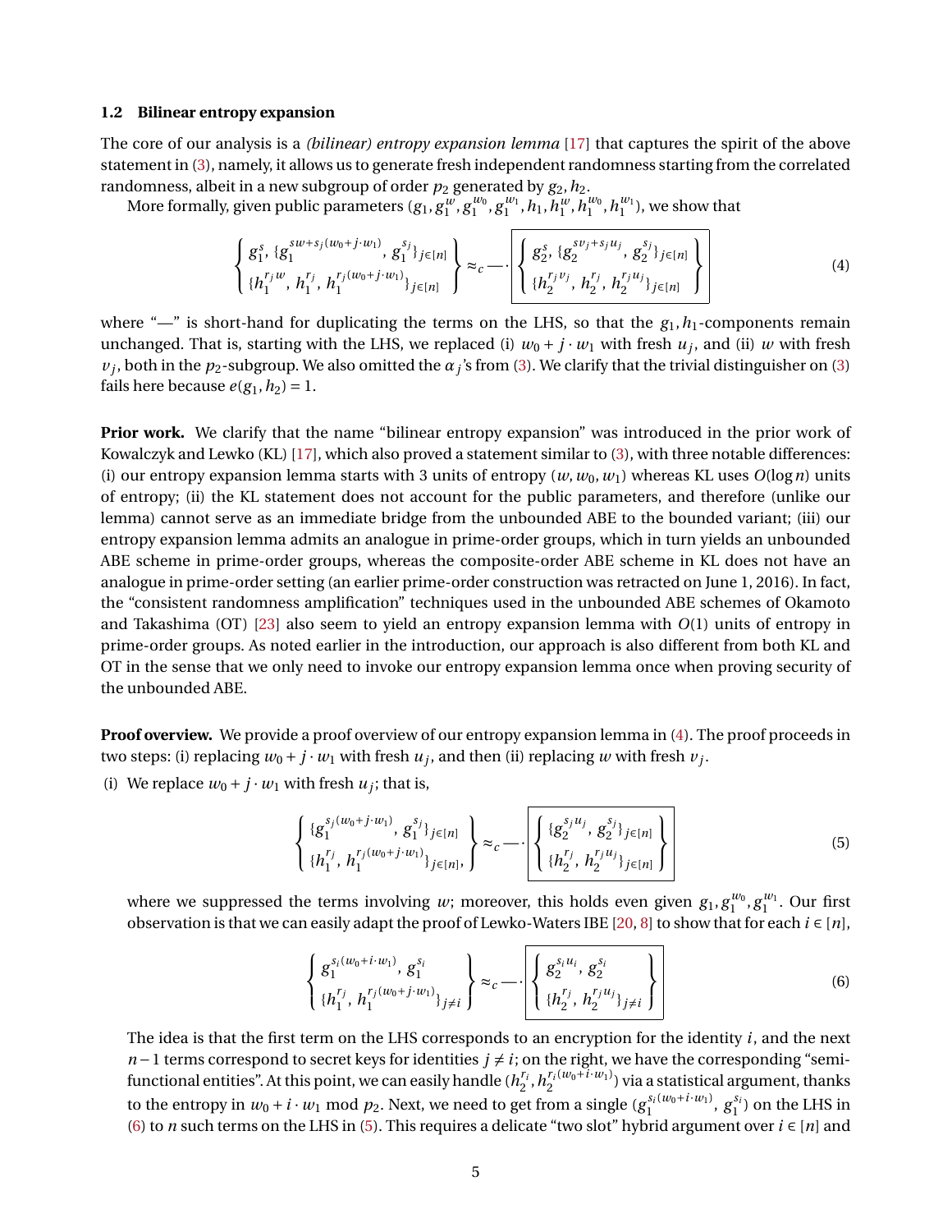### 1.2 Bilinear entropy expansion

The core of our analysis is a *(bilinear) entropy expansion lemma* [17] that captures the spirit of the above statement in (3), namely, it allows us to generate fresh independent randomness starting from the correlated randomness, albeit in a new subgroup of order $p_2$ generated by $g_2, h_2$.

More formally, given public parameters $(g_1, g_1^w, g_1^{w_0}, g_1^{w_1}, h_1, h_1^w, h_1^{w_0}, h_1^{w_1})$, we show that

$$\left\{ \begin{array}{l} g_1^s,\ \{g_1^{sw+s_j(w_0+j\cdot w_1)},\ g_1^{s_j}\}_{j\in[n]} \\ \{h_1^{r_j w},\ h_1^{r_j},\ h_1^{r_j(w_0+j\cdot w_1)}\}_{j\in[n]} \end{array} \right\} \approx_c \text{—}\cdot \boxed{\left\{ \begin{array}{l} g_2^s,\ \{g_2^{sv_j+s_j u_j},\ g_2^{s_j}\}_{j\in[n]} \\ \{h_2^{r_j v_j},\ h_2^{r_j},\ h_2^{r_j u_j}\}_{j\in[n]} \end{array} \right\}} \tag{4}$$

where "—" is short-hand for duplicating the terms on the LHS, so that the $g_1, h_1$-components remain unchanged. That is, starting with the LHS, we replaced (i) $w_0 + j\cdot w_1$ with fresh $u_j$, and (ii) $w$ with fresh $v_j$, both in the $p_2$-subgroup. We also omitted the $\alpha_j$'s from (3). We clarify that the trivial distinguisher on (3) fails here because $e(g_1, h_2) = 1$.

**Prior work.** We clarify that the name "bilinear entropy expansion" was introduced in the prior work of Kowalczyk and Lewko (KL) [17], which also proved a statement similar to (3), with three notable differences: (i) our entropy expansion lemma starts with 3 units of entropy $(w, w_0, w_1)$ whereas KL uses $O(\log n)$ units of entropy; (ii) the KL statement does not account for the public parameters, and therefore (unlike our lemma) cannot serve as an immediate bridge from the unbounded ABE to the bounded variant; (iii) our entropy expansion lemma admits an analogue in prime-order groups, which in turn yields an unbounded ABE scheme in prime-order groups, whereas the composite-order ABE scheme in KL does not have an analogue in prime-order setting (an earlier prime-order construction was retracted on June 1, 2016). In fact, the "consistent randomness amplification" techniques used in the unbounded ABE schemes of Okamoto and Takashima (OT) [23] also seem to yield an entropy expansion lemma with $O(1)$ units of entropy in prime-order groups. As noted earlier in the introduction, our approach is also different from both KL and OT in the sense that we only need to invoke our entropy expansion lemma once when proving security of the unbounded ABE.

**Proof overview.** We provide a proof overview of our entropy expansion lemma in (4). The proof proceeds in two steps: (i) replacing $w_0 + j\cdot w_1$ with fresh $u_j$, and then (ii) replacing $w$ with fresh $v_j$.

(i) We replace $w_0 + j\cdot w_1$ with fresh $u_j$; that is,

$$\left\{ \begin{array}{l} \{g_1^{s_j(w_0+j\cdot w_1)},\ g_1^{s_j}\}_{j\in[n]} \\ \{h_1^{r_j},\ h_1^{r_j(w_0+j\cdot w_1)}\}_{j\in[n]}, \end{array} \right\} \approx_c \text{—}\cdot \boxed{\left\{ \begin{array}{l} \{g_2^{s_j u_j},\ g_2^{s_j}\}_{j\in[n]} \\ \{h_2^{r_j},\ h_2^{r_j u_j}\}_{j\in[n]} \end{array} \right\}} \tag{5}$$

where we suppressed the terms involving $w$; moreover, this holds even given $g_1, g_1^{w_0}, g_1^{w_1}$. Our first observation is that we can easily adapt the proof of Lewko-Waters IBE [20, 8] to show that for each $i \in [n]$,

$$\left\{ \begin{array}{l} g_1^{s_i(w_0+i\cdot w_1)},\ g_1^{s_i} \\ \{h_1^{r_j},\ h_1^{r_j(w_0+j\cdot w_1)}\}_{j\neq i} \end{array} \right\} \approx_c \text{—}\cdot \boxed{\left\{ \begin{array}{l} g_2^{s_i u_i},\ g_2^{s_i} \\ \{h_2^{r_j},\ h_2^{r_j u_j}\}_{j\neq i} \end{array} \right\}} \tag{6}$$

The idea is that the first term on the LHS corresponds to an encryption for the identity $i$, and the next $n-1$ terms correspond to secret keys for identities $j \neq i$; on the right, we have the corresponding "semi-functional entities". At this point, we can easily handle $(h_2^{r_i}, h_2^{r_i(w_0+i\cdot w_1)})$ via a statistical argument, thanks to the entropy in $w_0 + i\cdot w_1 \bmod p_2$. Next, we need to get from a single $(g_1^{s_i(w_0+i\cdot w_1)},\ g_1^{s_i})$ on the LHS in (6) to $n$ such terms on the LHS in (5). This requires a delicate "two slot" hybrid argument over $i \in [n]$ and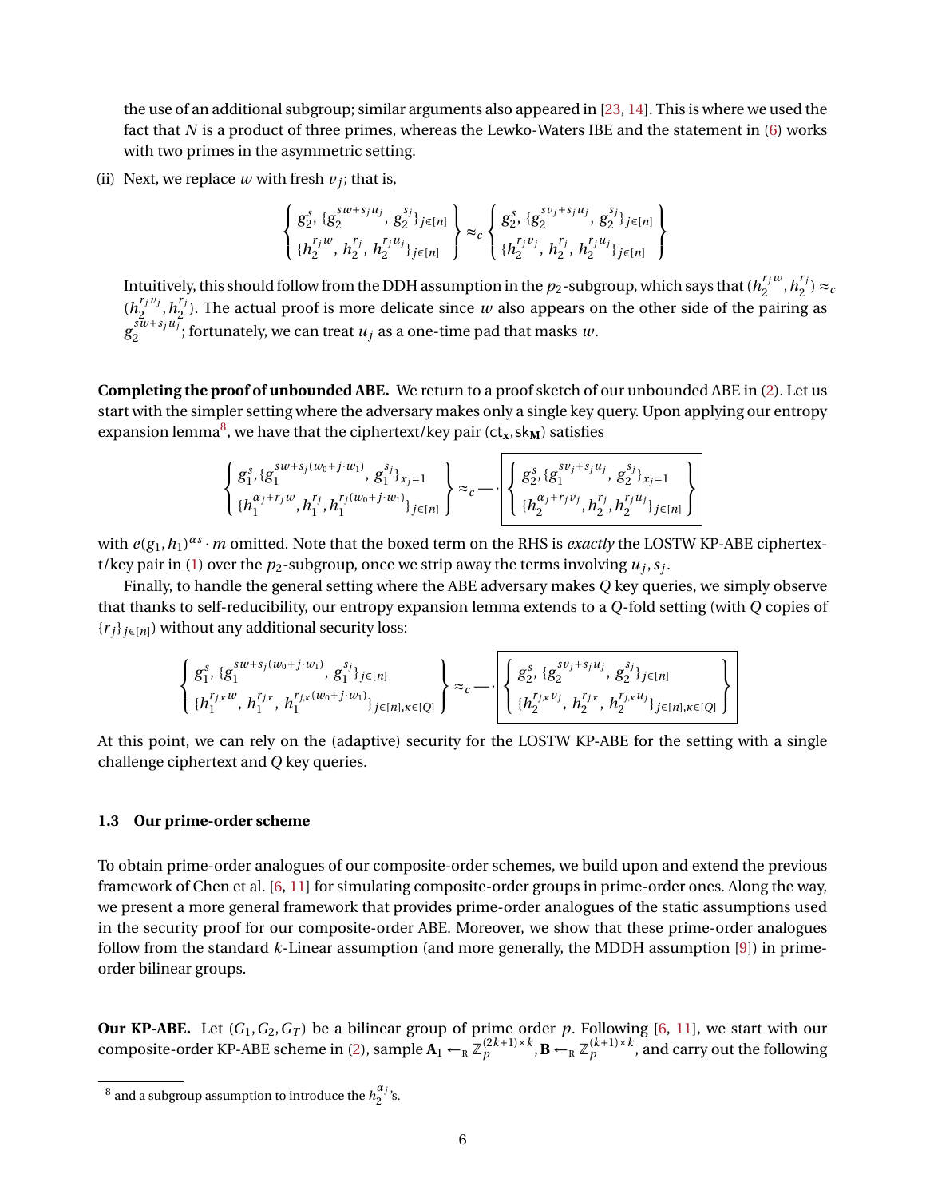the use of an additional subgroup; similar arguments also appeared in [23, 14]. This is where we used the fact that $N$ is a product of three primes, whereas the Lewko-Waters IBE and the statement in (6) works with two primes in the asymmetric setting.

(ii) Next, we replace $w$ with fresh $v_j$; that is,

$$\left\{ \begin{array}{l} g_2^s, \{g_2^{sw+s_j u_j}, g_2^{s_j}\}_{j\in[n]} \\ \{h_2^{r_j w}, h_2^{r_j}, h_2^{r_j u_j}\}_{j\in[n]} \end{array} \right\} \approx_c \left\{ \begin{array}{l} g_2^s, \{g_2^{sv_j+s_j u_j}, g_2^{s_j}\}_{j\in[n]} \\ \{h_2^{r_j v_j}, h_2^{r_j}, h_2^{r_j u_j}\}_{j\in[n]} \end{array} \right\}$$

Intuitively, this should follow from the DDH assumption in the $p_2$-subgroup, which says that $(h_2^{r_j w}, h_2^{r_j}) \approx_c (h_2^{r_j v_j}, h_2^{r_j})$. The actual proof is more delicate since $w$ also appears on the other side of the pairing as $g_2^{sw+s_j u_j}$; fortunately, we can treat $u_j$ as a one-time pad that masks $w$.

**Completing the proof of unbounded ABE.** We return to a proof sketch of our unbounded ABE in (2). Let us start with the simpler setting where the adversary makes only a single key query. Upon applying our entropy expansion lemma[8], we have that the ciphertext/key pair $(\mathsf{ct}_{\mathbf{x}}, \mathsf{sk}_{\mathbf{M}})$ satisfies

$$\left\{ \begin{array}{l} g_1^s, \{g_1^{sw+s_j(w_0+j\cdot w_1)}, g_1^{s_j}\}_{x_j=1} \\ \{h_1^{\alpha_j+r_j w}, h_1^{r_j}, h_1^{r_j(w_0+j\cdot w_1)}\}_{j\in[n]} \end{array} \right\} \approx_c \cdots \boxed{\left\{ \begin{array}{l} g_2^s, \{g_1^{sv_j+s_j u_j}, g_2^{s_j}\}_{x_j=1} \\ \{h_2^{\alpha_j+r_j v_j}, h_2^{r_j}, h_2^{r_j u_j}\}_{j\in[n]} \end{array} \right\}}$$

with $e(g_1, h_1)^{\alpha s} \cdot m$ omitted. Note that the boxed term on the RHS is *exactly* the LOSTW KP-ABE ciphertext/key pair in (1) over the $p_2$-subgroup, once we strip away the terms involving $u_j, s_j$.

Finally, to handle the general setting where the ABE adversary makes $Q$ key queries, we simply observe that thanks to self-reducibility, our entropy expansion lemma extends to a $Q$-fold setting (with $Q$ copies of $\{r_j\}_{j\in[n]}$) without any additional security loss:

$$\left\{ \begin{array}{l} g_1^s, \{g_1^{sw+s_j(w_0+j\cdot w_1)}, g_1^{s_j}\}_{j\in[n]} \\ \{h_1^{r_{j,\kappa} w}, h_1^{r_{j,\kappa}}, h_1^{r_{j,\kappa}(w_0+j\cdot w_1)}\}_{j\in[n],\kappa\in[Q]} \end{array} \right\} \approx_c \cdots \boxed{\left\{ \begin{array}{l} g_2^s, \{g_2^{sv_j+s_j u_j}, g_2^{s_j}\}_{j\in[n]} \\ \{h_2^{r_{j,\kappa} v_j}, h_2^{r_{j,\kappa}}, h_2^{r_{j,\kappa} u_j}\}_{j\in[n],\kappa\in[Q]} \end{array} \right\}}$$

At this point, we can rely on the (adaptive) security for the LOSTW KP-ABE for the setting with a single challenge ciphertext and $Q$ key queries.

### 1.3 Our prime-order scheme

To obtain prime-order analogues of our composite-order schemes, we build upon and extend the previous framework of Chen et al. [6, 11] for simulating composite-order groups in prime-order ones. Along the way, we present a more general framework that provides prime-order analogues of the static assumptions used in the security proof for our composite-order ABE. Moreover, we show that these prime-order analogues follow from the standard $k$-Linear assumption (and more generally, the MDDH assumption [9]) in prime-order bilinear groups.

**Our KP-ABE.** Let $(G_1, G_2, G_T)$ be a bilinear group of prime order $p$. Following [6, 11], we start with our composite-order KP-ABE scheme in (2), sample $\mathbf{A}_1 \leftarrow_{\mathrm{R}} \mathbb{Z}_p^{(2k+1)\times k}, \mathbf{B} \leftarrow_{\mathrm{R}} \mathbb{Z}_p^{(k+1)\times k}$, and carry out the following

---

[8] and a subgroup assumption to introduce the $h_2^{\alpha_j}$'s.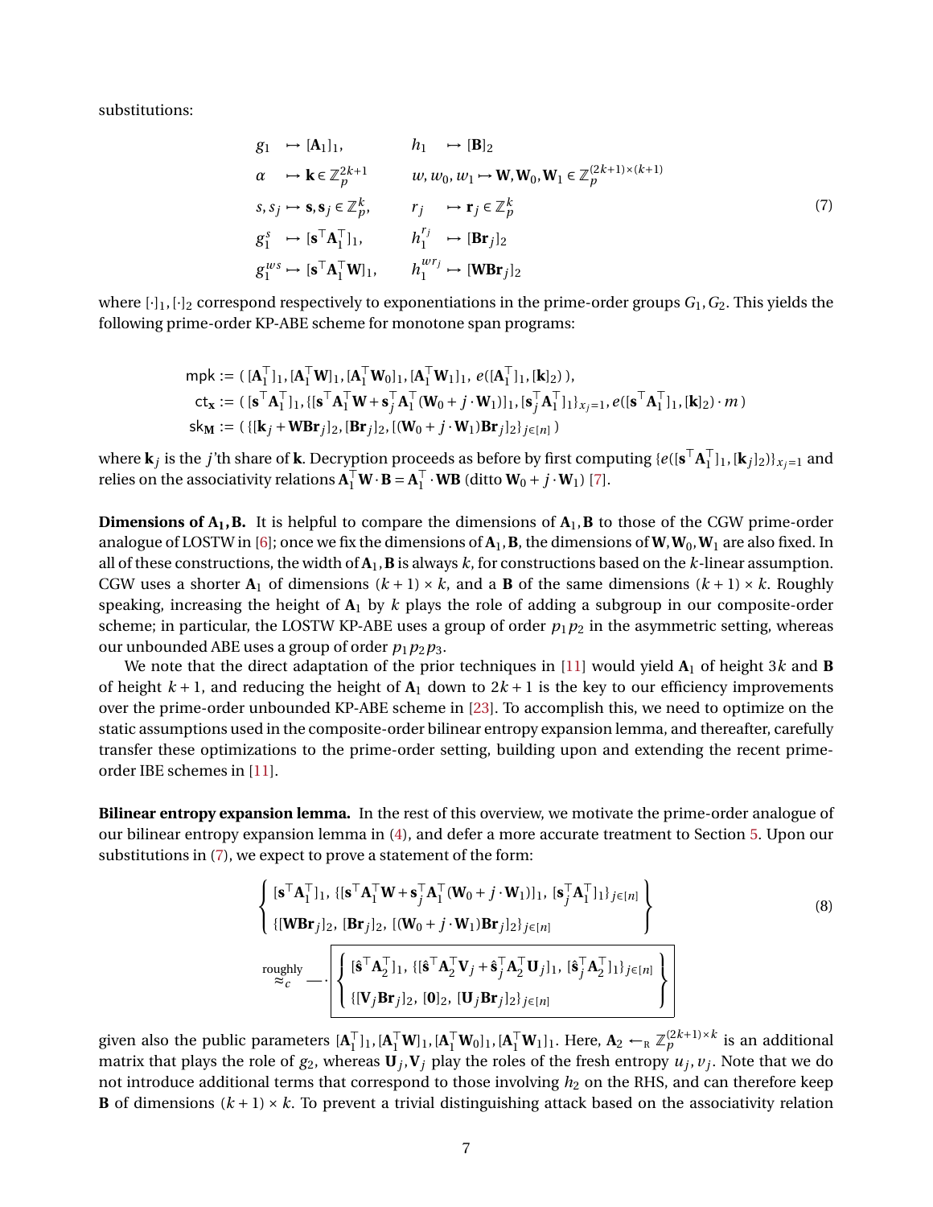substitutions:

$$
\begin{array}{llll}
g_1 & \mapsto [\mathbf{A}_1]_1, & h_1 & \mapsto [\mathbf{B}]_2 \\
\alpha & \mapsto \mathbf{k} \in \mathbb{Z}_p^{2k+1} & w, w_0, w_1 & \mapsto \mathbf{W}, \mathbf{W}_0, \mathbf{W}_1 \in \mathbb{Z}_p^{(2k+1)\times(k+1)} \\
s, s_j & \mapsto \mathbf{s}, \mathbf{s}_j \in \mathbb{Z}_p^k, & r_j & \mapsto \mathbf{r}_j \in \mathbb{Z}_p^k \\
g_1^s & \mapsto [\mathbf{s}^\top \mathbf{A}_1^\top]_1, & h_1^{r_j} & \mapsto [\mathbf{B}\mathbf{r}_j]_2 \\
g_1^{ws} & \mapsto [\mathbf{s}^\top \mathbf{A}_1^\top \mathbf{W}]_1, & h_1^{wr_j} & \mapsto [\mathbf{W}\mathbf{B}\mathbf{r}_j]_2
\end{array}
\tag{7}
$$

where $[\cdot]_1, [\cdot]_2$ correspond respectively to exponentiations in the prime-order groups $G_1, G_2$. This yields the following prime-order KP-ABE scheme for monotone span programs:

$$
\begin{aligned}
\mathsf{mpk} &:= (\, [\mathbf{A}_1^\top]_1, [\mathbf{A}_1^\top \mathbf{W}]_1, [\mathbf{A}_1^\top \mathbf{W}_0]_1, [\mathbf{A}_1^\top \mathbf{W}_1]_1,\ e([\mathbf{A}_1^\top]_1, [\mathbf{k}]_2)\,), \\
\mathsf{ct}_{\mathbf{x}} &:= (\, [\mathbf{s}^\top \mathbf{A}_1^\top]_1, \{[\mathbf{s}^\top \mathbf{A}_1^\top \mathbf{W} + \mathbf{s}_j^\top \mathbf{A}_1^\top (\mathbf{W}_0 + j \cdot \mathbf{W}_1)]_1, [\mathbf{s}_j^\top \mathbf{A}_1^\top]_1\}_{x_j=1}, e([\mathbf{s}^\top \mathbf{A}_1^\top]_1, [\mathbf{k}]_2) \cdot m\,) \\
\mathsf{sk}_{\mathbf{M}} &:= (\, \{[\mathbf{k}_j + \mathbf{W}\mathbf{B}\mathbf{r}_j]_2, [\mathbf{B}\mathbf{r}_j]_2, [(\mathbf{W}_0 + j \cdot \mathbf{W}_1)\mathbf{B}\mathbf{r}_j]_2\}_{j\in[n]}\,)
\end{aligned}
$$

where $\mathbf{k}_j$ is the $j$'th share of $\mathbf{k}$. Decryption proceeds as before by first computing $\{e([\mathbf{s}^\top \mathbf{A}_1^\top]_1, [\mathbf{k}_j]_2)\}_{x_j=1}$ and relies on the associativity relations $\mathbf{A}_1^\top \mathbf{W} \cdot \mathbf{B} = \mathbf{A}_1^\top \cdot \mathbf{W}\mathbf{B}$ (ditto $\mathbf{W}_0 + j \cdot \mathbf{W}_1$) [7].

**Dimensions of $\mathbf{A}_1, \mathbf{B}$.** It is helpful to compare the dimensions of $\mathbf{A}_1, \mathbf{B}$ to those of the CGW prime-order analogue of LOSTW in [6]; once we fix the dimensions of $\mathbf{A}_1, \mathbf{B}$, the dimensions of $\mathbf{W}, \mathbf{W}_0, \mathbf{W}_1$ are also fixed. In all of these constructions, the width of $\mathbf{A}_1, \mathbf{B}$ is always $k$, for constructions based on the $k$-linear assumption. CGW uses a shorter $\mathbf{A}_1$ of dimensions $(k+1)\times k$, and a $\mathbf{B}$ of the same dimensions $(k+1)\times k$. Roughly speaking, increasing the height of $\mathbf{A}_1$ by $k$ plays the role of adding a subgroup in our composite-order scheme; in particular, the LOSTW KP-ABE uses a group of order $p_1 p_2$ in the asymmetric setting, whereas our unbounded ABE uses a group of order $p_1 p_2 p_3$.

We note that the direct adaptation of the prior techniques in [11] would yield $\mathbf{A}_1$ of height $3k$ and $\mathbf{B}$ of height $k+1$, and reducing the height of $\mathbf{A}_1$ down to $2k+1$ is the key to our efficiency improvements over the prime-order unbounded KP-ABE scheme in [23]. To accomplish this, we need to optimize on the static assumptions used in the composite-order bilinear entropy expansion lemma, and thereafter, carefully transfer these optimizations to the prime-order setting, building upon and extending the recent prime-order IBE schemes in [11].

**Bilinear entropy expansion lemma.** In the rest of this overview, we motivate the prime-order analogue of our bilinear entropy expansion lemma in (4), and defer a more accurate treatment to Section 5. Upon our substitutions in (7), we expect to prove a statement of the form:

$$
\left\{
\begin{array}{l}
[\mathbf{s}^\top \mathbf{A}_1^\top]_1,\ \{[\mathbf{s}^\top \mathbf{A}_1^\top \mathbf{W} + \mathbf{s}_j^\top \mathbf{A}_1^\top (\mathbf{W}_0 + j \cdot \mathbf{W}_1)]_1,\ [\mathbf{s}_j^\top \mathbf{A}_1^\top]_1\}_{j\in[n]} \\
\{[\mathbf{W}\mathbf{B}\mathbf{r}_j]_2,\ [\mathbf{B}\mathbf{r}_j]_2,\ [(\mathbf{W}_0 + j \cdot \mathbf{W}_1)\mathbf{B}\mathbf{r}_j]_2\}_{j\in[n]}
\end{array}
\right\}
\tag{8}
$$

$$
\overset{\text{roughly}}{\approx_c} \;\cdot\; \boxed{\left\{
\begin{array}{l}
[\hat{\mathbf{s}}^\top \mathbf{A}_2^\top]_1,\ \{[\hat{\mathbf{s}}^\top \mathbf{A}_2^\top \mathbf{V}_j + \hat{\mathbf{s}}_j^\top \mathbf{A}_2^\top \mathbf{U}_j]_1,\ [\hat{\mathbf{s}}_j^\top \mathbf{A}_2^\top]_1\}_{j\in[n]} \\
\{[\mathbf{V}_j \mathbf{B}\mathbf{r}_j]_2,\ [\mathbf{0}]_2,\ [\mathbf{U}_j \mathbf{B}\mathbf{r}_j]_2\}_{j\in[n]}
\end{array}
\right\}}
$$

given also the public parameters $[\mathbf{A}_1^\top]_1, [\mathbf{A}_1^\top \mathbf{W}]_1, [\mathbf{A}_1^\top \mathbf{W}_0]_1, [\mathbf{A}_1^\top \mathbf{W}_1]_1$. Here, $\mathbf{A}_2 \leftarrow_{\mathrm{R}} \mathbb{Z}_p^{(2k+1)\times k}$ is an additional matrix that plays the role of $g_2$, whereas $\mathbf{U}_j, \mathbf{V}_j$ play the roles of the fresh entropy $u_j, v_j$. Note that we do not introduce additional terms that correspond to those involving $h_2$ on the RHS, and can therefore keep $\mathbf{B}$ of dimensions $(k+1)\times k$. To prevent a trivial distinguishing attack based on the associativity relation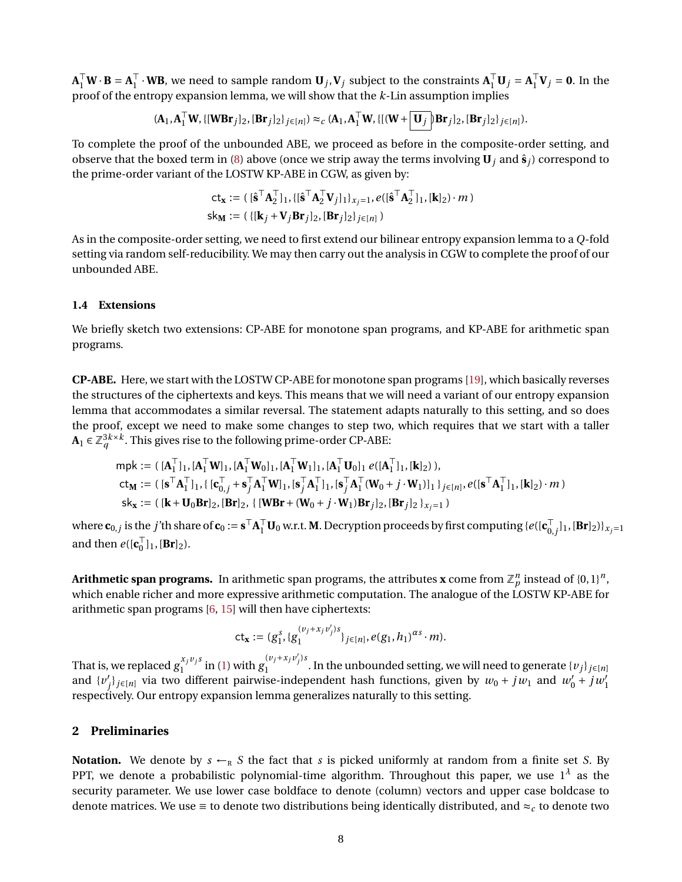$\mathbf{A}_1^\top \mathbf{W} \cdot \mathbf{B} = \mathbf{A}_1^\top \cdot \mathbf{W}\mathbf{B}$, we need to sample random $\mathbf{U}_j, \mathbf{V}_j$ subject to the constraints $\mathbf{A}_1^\top \mathbf{U}_j = \mathbf{A}_1^\top \mathbf{V}_j = \mathbf{0}$. In the proof of the entropy expansion lemma, we will show that the $k$-Lin assumption implies

$$(\mathbf{A}_1, \mathbf{A}_1^\top \mathbf{W}, \{[\mathbf{W}\mathbf{B}\mathbf{r}_j]_2, [\mathbf{B}\mathbf{r}_j]_2\}_{j\in[n]}) \approx_c (\mathbf{A}_1, \mathbf{A}_1^\top \mathbf{W}, \{[(\mathbf{W} + \boxed{\mathbf{U}_j})\mathbf{B}\mathbf{r}_j]_2, [\mathbf{B}\mathbf{r}_j]_2\}_{j\in[n]}).$$

To complete the proof of the unbounded ABE, we proceed as before in the composite-order setting, and observe that the boxed term in (8) above (once we strip away the terms involving $\mathbf{U}_j$ and $\hat{\mathbf{s}}_j$) correspond to the prime-order variant of the LOSTW KP-ABE in CGW, as given by:

$$\begin{aligned}
\mathsf{ct}_{\mathbf{x}} &:= (\,[\hat{\mathbf{s}}^\top \mathbf{A}_2^\top]_1, \{[\hat{\mathbf{s}}^\top \mathbf{A}_2^\top \mathbf{V}_j]_1\}_{x_j=1}, e([\hat{\mathbf{s}}^\top \mathbf{A}_2^\top]_1, [\mathbf{k}]_2)\cdot m\,)\\
\mathsf{sk}_{\mathbf{M}} &:= (\,\{[\mathbf{k}_j + \mathbf{V}_j \mathbf{B}\mathbf{r}_j]_2, [\mathbf{B}\mathbf{r}_j]_2\}_{j\in[n]}\,)
\end{aligned}$$

As in the composite-order setting, we need to first extend our bilinear entropy expansion lemma to a $Q$-fold setting via random self-reducibility. We may then carry out the analysis in CGW to complete the proof of our unbounded ABE.

### 1.4 Extensions

We briefly sketch two extensions: CP-ABE for monotone span programs, and KP-ABE for arithmetic span programs.

**CP-ABE.** Here, we start with the LOSTW CP-ABE for monotone span programs [19], which basically reverses the structures of the ciphertexts and keys. This means that we will need a variant of our entropy expansion lemma that accommodates a similar reversal. The statement adapts naturally to this setting, and so does the proof, except we need to make some changes to step two, which requires that we start with a taller $\mathbf{A}_1 \in \mathbb{Z}_q^{3k\times k}$. This gives rise to the following prime-order CP-ABE:

$$\begin{aligned}
\mathsf{mpk} &:= (\,[\mathbf{A}_1^\top]_1, [\mathbf{A}_1^\top \mathbf{W}]_1, [\mathbf{A}_1^\top \mathbf{W}_0]_1, [\mathbf{A}_1^\top \mathbf{W}_1]_1, [\mathbf{A}_1^\top \mathbf{U}_0]_1\; e([\mathbf{A}_1^\top]_1, [\mathbf{k}]_2)\,),\\
\mathsf{ct}_{\mathbf{M}} &:= (\,[\mathbf{s}^\top \mathbf{A}_1^\top]_1, \{\,[\mathbf{c}_{0,j}^\top + \mathbf{s}_j^\top \mathbf{A}_1^\top \mathbf{W}]_1, [\mathbf{s}_j^\top \mathbf{A}_1^\top]_1, [\mathbf{s}_j^\top \mathbf{A}_1^\top (\mathbf{W}_0 + j\cdot \mathbf{W}_1)]_1\,\}_{j\in[n]}, e([\mathbf{s}^\top \mathbf{A}_1^\top]_1, [\mathbf{k}]_2)\cdot m\,)\\
\mathsf{sk}_{\mathbf{x}} &:= (\,[\mathbf{k} + \mathbf{U}_0 \mathbf{B}\mathbf{r}]_2, [\mathbf{B}\mathbf{r}]_2, \{\,[\mathbf{W}\mathbf{B}\mathbf{r} + (\mathbf{W}_0 + j\cdot \mathbf{W}_1)\mathbf{B}\mathbf{r}_j]_2, [\mathbf{B}\mathbf{r}_j]_2\,\}_{x_j=1}\,)
\end{aligned}$$

where $\mathbf{c}_{0,j}$ is the $j$'th share of $\mathbf{c}_0 := \mathbf{s}^\top \mathbf{A}_1^\top \mathbf{U}_0$ w.r.t. $\mathbf{M}$. Decryption proceeds by first computing $\{e([\mathbf{c}_{0,j}^\top]_1, [\mathbf{B}\mathbf{r}]_2)\}_{x_j=1}$ and then $e([\mathbf{c}_0^\top]_1, [\mathbf{B}\mathbf{r}]_2)$.

**Arithmetic span programs.** In arithmetic span programs, the attributes $\mathbf{x}$ come from $\mathbb{Z}_p^n$ instead of $\{0,1\}^n$, which enable richer and more expressive arithmetic computation. The analogue of the LOSTW KP-ABE for arithmetic span programs [6, 15] will then have ciphertexts:

$$\mathsf{ct}_{\mathbf{x}} := (g_1^s, \{g_1^{(v_j + x_j v_j')s}\}_{j\in[n]}, e(g_1, h_1)^{\alpha s}\cdot m).$$

That is, we replaced $g_1^{x_j v_j s}$ in (1) with $g_1^{(v_j + x_j v_j')s}$. In the unbounded setting, we will need to generate $\{v_j\}_{j\in[n]}$ and $\{v_j'\}_{j\in[n]}$ via two different pairwise-independent hash functions, given by $w_0 + j w_1$ and $w_0' + j w_1'$ respectively. Our entropy expansion lemma generalizes naturally to this setting.

## 2 Preliminaries

**Notation.** We denote by $s \leftarrow_{\mathrm{R}} S$ the fact that $s$ is picked uniformly at random from a finite set $S$. By PPT, we denote a probabilistic polynomial-time algorithm. Throughout this paper, we use $1^\lambda$ as the security parameter. We use lower case boldface to denote (column) vectors and upper case boldcase to denote matrices. We use $\equiv$ to denote two distributions being identically distributed, and $\approx_c$ to denote two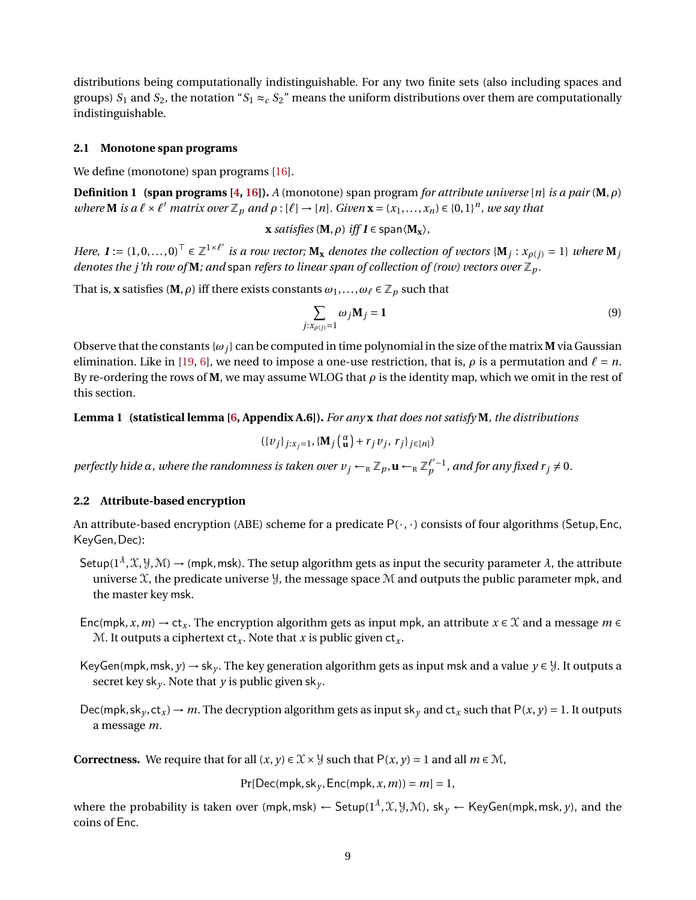distributions being computationally indistinguishable. For any two finite sets (also including spaces and groups) $S_1$ and $S_2$, the notation "$S_1 \approx_c S_2$" means the uniform distributions over them are computationally indistinguishable.

### 2.1 Monotone span programs

We define (monotone) span programs [16].

**Definition 1 (span programs [4, 16]).** *A* (monotone) span program *for attribute universe* $[n]$ *is a pair* $(\mathbf{M}, \rho)$ *where* $\mathbf{M}$ *is a* $\ell \times \ell'$ *matrix over* $\mathbb{Z}_p$ *and* $\rho : [\ell] \to [n]$*. Given* $\mathbf{x} = (x_1, \ldots, x_n) \in \{0,1\}^n$*, we say that*

$$\mathbf{x} \textit{ satisfies } (\mathbf{M}, \rho) \textit{ iff } \mathbf{1} \in \mathsf{span}\langle \mathbf{M}_\mathbf{x} \rangle,$$

*Here,* $\mathbf{1} := (1, 0, \ldots, 0)^\top \in \mathbb{Z}^{1 \times \ell'}$ *is a row vector;* $\mathbf{M}_\mathbf{x}$ *denotes the collection of vectors* $\{\mathbf{M}_j : x_{\rho(j)} = 1\}$ *where* $\mathbf{M}_j$ *denotes the* $j$*'th row of* $\mathbf{M}$*; and* $\mathsf{span}$ *refers to linear span of collection of (row) vectors over* $\mathbb{Z}_p$*.*

That is, $\mathbf{x}$ satisfies $(\mathbf{M}, \rho)$ iff there exists constants $\omega_1, \ldots, \omega_\ell \in \mathbb{Z}_p$ such that

$$\sum_{j : x_{\rho(j)} = 1} \omega_j \mathbf{M}_j = \mathbf{1} \tag{9}$$

Observe that the constants $\{\omega_j\}$ can be computed in time polynomial in the size of the matrix $\mathbf{M}$ via Gaussian elimination. Like in [19, 6], we need to impose a one-use restriction, that is, $\rho$ is a permutation and $\ell = n$. By re-ordering the rows of $\mathbf{M}$, we may assume WLOG that $\rho$ is the identity map, which we omit in the rest of this section.

**Lemma 1 (statistical lemma [6, Appendix A.6]).** *For any* $\mathbf{x}$ *that does not satisfy* $\mathbf{M}$*, the distributions*

$$(\{v_j\}_{j : x_j = 1}, \{\mathbf{M}_j \binom{\alpha}{\mathbf{u}} + r_j v_j,\ r_j\}_{j \in [n]})$$

*perfectly hide* $\alpha$*, where the randomness is taken over* $v_j \leftarrow_{\mathrm{R}} \mathbb{Z}_p, \mathbf{u} \leftarrow_{\mathrm{R}} \mathbb{Z}_p^{\ell'-1}$*, and for any fixed* $r_j \neq 0$*.*

### 2.2 Attribute-based encryption

An attribute-based encryption (ABE) scheme for a predicate $\mathsf{P}(\cdot,\cdot)$ consists of four algorithms $(\mathsf{Setup}, \mathsf{Enc}, \mathsf{KeyGen}, \mathsf{Dec})$:

- $\mathsf{Setup}(1^\lambda, \mathcal{X}, \mathcal{Y}, \mathcal{M}) \to (\mathsf{mpk}, \mathsf{msk})$. The setup algorithm gets as input the security parameter $\lambda$, the attribute universe $\mathcal{X}$, the predicate universe $\mathcal{Y}$, the message space $\mathcal{M}$ and outputs the public parameter $\mathsf{mpk}$, and the master key $\mathsf{msk}$.

- $\mathsf{Enc}(\mathsf{mpk}, x, m) \to \mathsf{ct}_x$. The encryption algorithm gets as input $\mathsf{mpk}$, an attribute $x \in \mathcal{X}$ and a message $m \in \mathcal{M}$. It outputs a ciphertext $\mathsf{ct}_x$. Note that $x$ is public given $\mathsf{ct}_x$.

- $\mathsf{KeyGen}(\mathsf{mpk}, \mathsf{msk}, y) \to \mathsf{sk}_y$. The key generation algorithm gets as input $\mathsf{msk}$ and a value $y \in \mathcal{Y}$. It outputs a secret key $\mathsf{sk}_y$. Note that $y$ is public given $\mathsf{sk}_y$.

- $\mathsf{Dec}(\mathsf{mpk}, \mathsf{sk}_y, \mathsf{ct}_x) \to m$. The decryption algorithm gets as input $\mathsf{sk}_y$ and $\mathsf{ct}_x$ such that $\mathsf{P}(x, y) = 1$. It outputs a message $m$.

**Correctness.** We require that for all $(x, y) \in \mathcal{X} \times \mathcal{Y}$ such that $\mathsf{P}(x, y) = 1$ and all $m \in \mathcal{M}$,

$$\Pr[\mathsf{Dec}(\mathsf{mpk}, \mathsf{sk}_y, \mathsf{Enc}(\mathsf{mpk}, x, m)) = m] = 1,$$

where the probability is taken over $(\mathsf{mpk}, \mathsf{msk}) \leftarrow \mathsf{Setup}(1^\lambda, \mathcal{X}, \mathcal{Y}, \mathcal{M})$, $\mathsf{sk}_y \leftarrow \mathsf{KeyGen}(\mathsf{mpk}, \mathsf{msk}, y)$, and the coins of $\mathsf{Enc}$.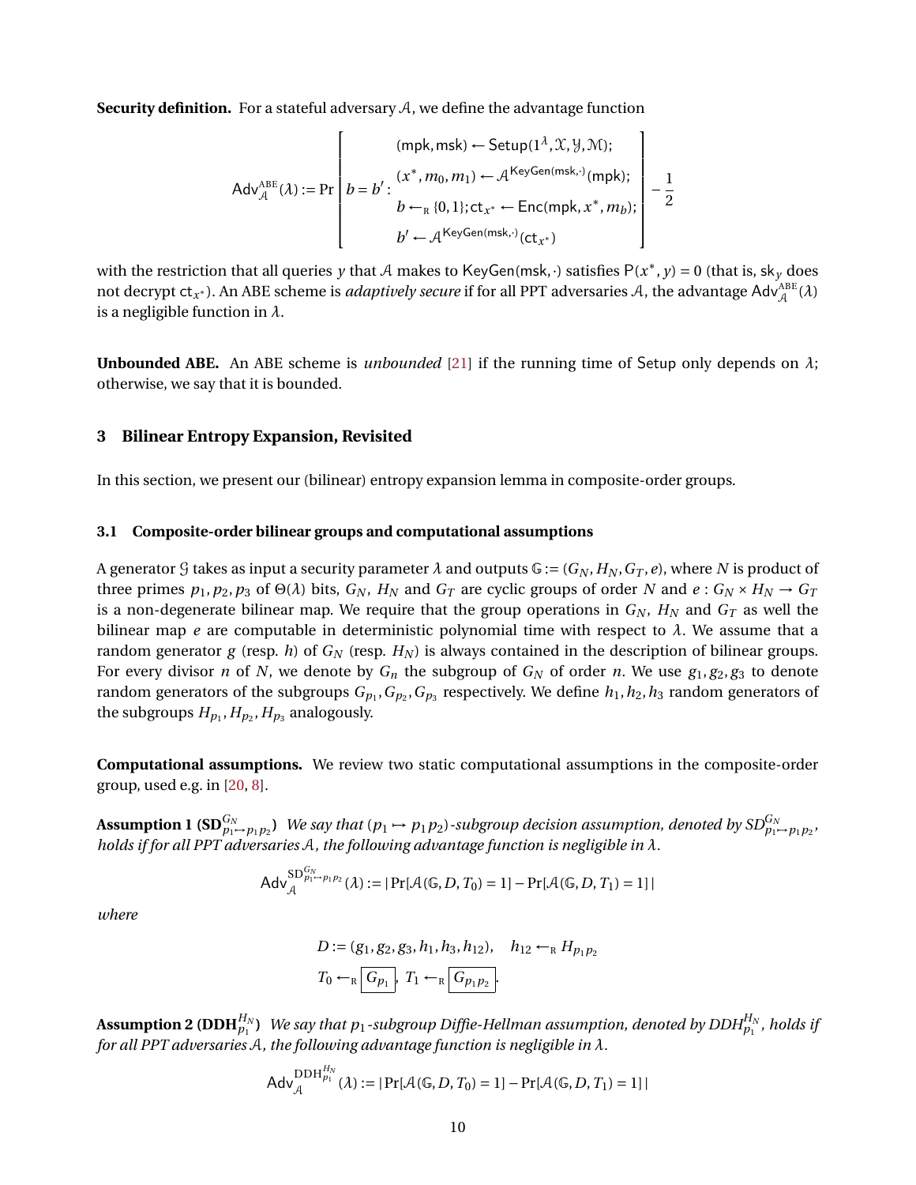**Security definition.** For a stateful adversary $\mathcal{A}$, we define the advantage function

$$
\mathsf{Adv}^{\text{ABE}}_{\mathcal{A}}(\lambda) := \Pr\left[ b = b' : \begin{array}{c} (\mathsf{mpk}, \mathsf{msk}) \leftarrow \mathsf{Setup}(1^\lambda, \mathcal{X}, \mathcal{Y}, \mathcal{M}); \\ (x^*, m_0, m_1) \leftarrow \mathcal{A}^{\mathsf{KeyGen}(\mathsf{msk}, \cdot)}(\mathsf{mpk}); \\ b \leftarrow_{\text{R}} \{0,1\}; \mathsf{ct}_{x^*} \leftarrow \mathsf{Enc}(\mathsf{mpk}, x^*, m_b); \\ b' \leftarrow \mathcal{A}^{\mathsf{KeyGen}(\mathsf{msk}, \cdot)}(\mathsf{ct}_{x^*}) \end{array} \right] - \frac{1}{2}
$$

with the restriction that all queries $y$ that $\mathcal{A}$ makes to $\mathsf{KeyGen}(\mathsf{msk}, \cdot)$ satisfies $\mathsf{P}(x^*, y) = 0$ (that is, $\mathsf{sk}_y$ does not decrypt $\mathsf{ct}_{x^*}$). An ABE scheme is *adaptively secure* if for all PPT adversaries $\mathcal{A}$, the advantage $\mathsf{Adv}^{\text{ABE}}_{\mathcal{A}}(\lambda)$ is a negligible function in $\lambda$.

**Unbounded ABE.** An ABE scheme is *unbounded* [21] if the running time of Setup only depends on $\lambda$; otherwise, we say that it is bounded.

## 3 Bilinear Entropy Expansion, Revisited

In this section, we present our (bilinear) entropy expansion lemma in composite-order groups.

### 3.1 Composite-order bilinear groups and computational assumptions

A generator $\mathcal{G}$ takes as input a security parameter $\lambda$ and outputs $\mathbb{G} := (G_N, H_N, G_T, e)$, where $N$ is product of three primes $p_1, p_2, p_3$ of $\Theta(\lambda)$ bits, $G_N$, $H_N$ and $G_T$ are cyclic groups of order $N$ and $e : G_N \times H_N \to G_T$ is a non-degenerate bilinear map. We require that the group operations in $G_N$, $H_N$ and $G_T$ as well the bilinear map $e$ are computable in deterministic polynomial time with respect to $\lambda$. We assume that a random generator $g$ (resp. $h$) of $G_N$ (resp. $H_N$) is always contained in the description of bilinear groups. For every divisor $n$ of $N$, we denote by $G_n$ the subgroup of $G_N$ of order $n$. We use $g_1, g_2, g_3$ to denote random generators of the subgroups $G_{p_1}, G_{p_2}, G_{p_3}$ respectively. We define $h_1, h_2, h_3$ random generators of the subgroups $H_{p_1}, H_{p_2}, H_{p_3}$ analogously.

**Computational assumptions.** We review two static computational assumptions in the composite-order group, used e.g. in [20, 8].

**Assumption 1 ($\text{SD}^{G_N}_{p_1 \mapsto p_1 p_2}$)** *We say that $(p_1 \mapsto p_1 p_2)$-subgroup decision assumption, denoted by $\text{SD}^{G_N}_{p_1 \mapsto p_1 p_2}$, holds if for all PPT adversaries $\mathcal{A}$, the following advantage function is negligible in $\lambda$.*

$$
\mathsf{Adv}^{\text{SD}^{G_N}_{p_1 \mapsto p_1 p_2}}_{\mathcal{A}}(\lambda) := |\Pr[\mathcal{A}(\mathbb{G}, D, T_0) = 1] - \Pr[\mathcal{A}(\mathbb{G}, D, T_1) = 1]|
$$

*where*

$$
D := (g_1, g_2, g_3, h_1, h_3, h_{12}), \quad h_{12} \leftarrow_{\text{R}} H_{p_1 p_2}
$$

$$
T_0 \leftarrow_{\text{R}} \boxed{G_{p_1}}, \; T_1 \leftarrow_{\text{R}} \boxed{G_{p_1 p_2}}.
$$

**Assumption 2 ($\text{DDH}^{H_N}_{p_1}$)** *We say that $p_1$-subgroup Diffie-Hellman assumption, denoted by $\text{DDH}^{H_N}_{p_1}$, holds if for all PPT adversaries $\mathcal{A}$, the following advantage function is negligible in $\lambda$.*

$$
\mathsf{Adv}^{\text{DDH}^{H_N}_{p_1}}_{\mathcal{A}}(\lambda) := |\Pr[\mathcal{A}(\mathbb{G}, D, T_0) = 1] - \Pr[\mathcal{A}(\mathbb{G}, D, T_1) = 1]|
$$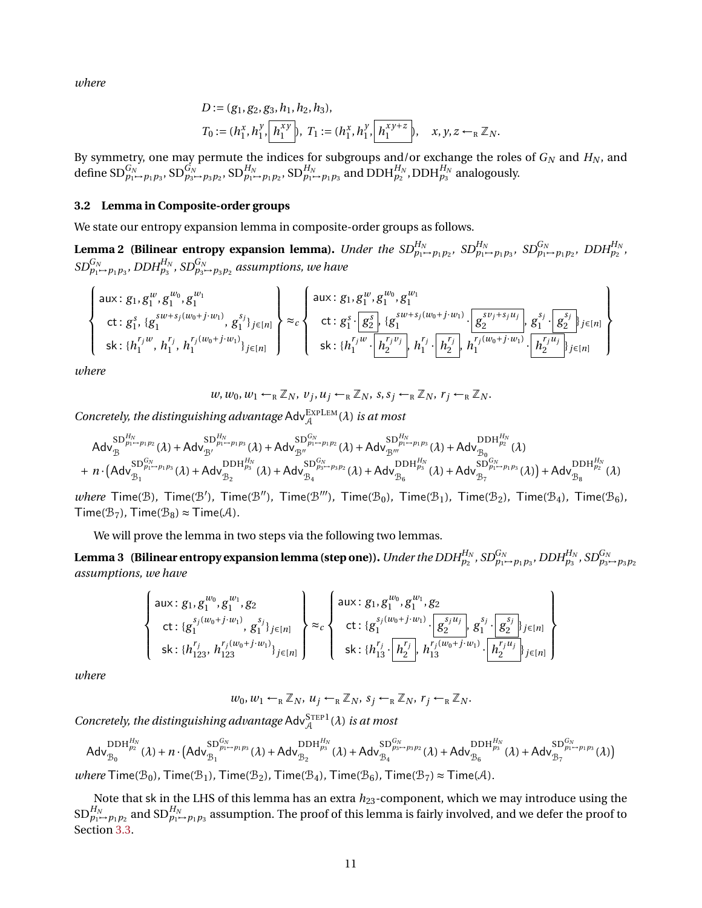*where*

$$D := (g_1, g_2, g_3, h_1, h_2, h_3),$$
$$T_0 := (h_1^x, h_1^y, \boxed{h_1^{xy}}),\ T_1 := (h_1^x, h_1^y, \boxed{h_1^{xy+z}}), \quad x, y, z \leftarrow_R \mathbb{Z}_N.$$

By symmetry, one may permute the indices for subgroups and/or exchange the roles of $G_N$ and $H_N$, and define $\mathrm{SD}^{G_N}_{p_1 \mapsto p_1 p_3}$, $\mathrm{SD}^{G_N}_{p_3 \mapsto p_3 p_2}$, $\mathrm{SD}^{H_N}_{p_1 \mapsto p_1 p_2}$, $\mathrm{SD}^{H_N}_{p_1 \mapsto p_1 p_3}$ and $\mathrm{DDH}^{H_N}_{p_2}$, $\mathrm{DDH}^{H_N}_{p_3}$ analogously.

### 3.2 Lemma in Composite-order groups

We state our entropy expansion lemma in composite-order groups as follows.

**Lemma 2 (Bilinear entropy expansion lemma).** *Under the $SD^{H_N}_{p_1 \mapsto p_1 p_2}$, $SD^{H_N}_{p_1 \mapsto p_1 p_3}$, $SD^{G_N}_{p_1 \mapsto p_1 p_2}$, $DDH^{H_N}_{p_2}$, $SD^{G_N}_{p_1 \mapsto p_1 p_3}$, $DDH^{H_N}_{p_3}$, $SD^{G_N}_{p_3 \mapsto p_3 p_2}$ assumptions, we have*

$$\left\{ \begin{array}{l} \mathsf{aux}: g_1, g_1^w, g_1^{w_0}, g_1^{w_1} \\ \mathsf{ct}: g_1^s, \{g_1^{sw + s_j(w_0 + j\cdot w_1)},\ g_1^{s_j}\}_{j\in[n]} \\ \mathsf{sk}: \{h_1^{r_j w},\ h_1^{r_j},\ h_1^{r_j(w_0 + j\cdot w_1)}\}_{j\in[n]} \end{array} \right\} \approx_c \left\{ \begin{array}{l} \mathsf{aux}: g_1, g_1^w, g_1^{w_0}, g_1^{w_1} \\ \mathsf{ct}: g_1^s \cdot \boxed{g_2^s}, \{g_1^{sw + s_j(w_0 + j\cdot w_1)} \cdot \boxed{g_2^{sv_j + s_j u_j}},\ g_1^{s_j} \cdot \boxed{g_2^{s_j}}\}_{j\in[n]} \\ \mathsf{sk}: \{h_1^{r_j w} \cdot \boxed{h_2^{r_j v_j}},\ h_1^{r_j} \cdot \boxed{h_2^{r_j}},\ h_1^{r_j(w_0 + j\cdot w_1)} \cdot \boxed{h_2^{r_j u_j}}\}_{j\in[n]} \end{array} \right\}$$

*where*

$$w, w_0, w_1 \leftarrow_R \mathbb{Z}_N,\ v_j, u_j \leftarrow_R \mathbb{Z}_N,\ s, s_j \leftarrow_R \mathbb{Z}_N,\ r_j \leftarrow_R \mathbb{Z}_N.$$

*Concretely, the distinguishing advantage $\mathsf{Adv}^{\text{ExpLem}}_{\mathcal{A}}(\lambda)$ is at most*

$$\begin{aligned} &\mathsf{Adv}^{\mathrm{SD}^{H_N}_{p_1\mapsto p_1p_2}}_{\mathcal{B}}(\lambda) + \mathsf{Adv}^{\mathrm{SD}^{H_N}_{p_1\mapsto p_1p_3}}_{\mathcal{B}'}(\lambda) + \mathsf{Adv}^{\mathrm{SD}^{G_N}_{p_1\mapsto p_1p_2}}_{\mathcal{B}''}(\lambda) + \mathsf{Adv}^{\mathrm{SD}^{H_N}_{p_1\mapsto p_1p_3}}_{\mathcal{B}'''}(\lambda) + \mathsf{Adv}^{\mathrm{DDH}^{H_N}_{p_2}}_{\mathcal{B}_0}(\lambda) \\ &+ n\cdot\big(\mathsf{Adv}^{\mathrm{SD}^{G_N}_{p_1\mapsto p_1p_3}}_{\mathcal{B}_1}(\lambda) + \mathsf{Adv}^{\mathrm{DDH}^{H_N}_{p_3}}_{\mathcal{B}_2}(\lambda) + \mathsf{Adv}^{\mathrm{SD}^{G_N}_{p_3\mapsto p_3p_2}}_{\mathcal{B}_4}(\lambda) + \mathsf{Adv}^{\mathrm{DDH}^{H_N}_{p_3}}_{\mathcal{B}_6}(\lambda) + \mathsf{Adv}^{\mathrm{SD}^{G_N}_{p_1\mapsto p_1p_3}}_{\mathcal{B}_7}(\lambda)\big) + \mathsf{Adv}^{\mathrm{DDH}^{H_N}_{p_2}}_{\mathcal{B}_8}(\lambda) \end{aligned}$$

*where* $\mathsf{Time}(\mathcal{B})$, $\mathsf{Time}(\mathcal{B}')$, $\mathsf{Time}(\mathcal{B}'')$, $\mathsf{Time}(\mathcal{B}''')$, $\mathsf{Time}(\mathcal{B}_0)$, $\mathsf{Time}(\mathcal{B}_1)$, $\mathsf{Time}(\mathcal{B}_2)$, $\mathsf{Time}(\mathcal{B}_4)$, $\mathsf{Time}(\mathcal{B}_6)$, $\mathsf{Time}(\mathcal{B}_7)$, $\mathsf{Time}(\mathcal{B}_8) \approx \mathsf{Time}(\mathcal{A})$.

We will prove the lemma in two steps via the following two lemmas.

**Lemma 3 (Bilinear entropy expansion lemma (step one)).** *Under the $DDH^{H_N}_{p_2}$, $SD^{G_N}_{p_1 \mapsto p_1 p_3}$, $DDH^{H_N}_{p_3}$, $SD^{G_N}_{p_3 \mapsto p_3 p_2}$ assumptions, we have*

$$\left\{ \begin{array}{l} \mathsf{aux}: g_1, g_1^{w_0}, g_1^{w_1}, g_2 \\ \mathsf{ct}: \{g_1^{s_j(w_0 + j\cdot w_1)},\ g_1^{s_j}\}_{j\in[n]} \\ \mathsf{sk}: \{h_{123}^{r_j},\ h_{123}^{r_j(w_0 + j\cdot w_1)}\}_{j\in[n]} \end{array} \right\} \approx_c \left\{ \begin{array}{l} \mathsf{aux}: g_1, g_1^{w_0}, g_1^{w_1}, g_2 \\ \mathsf{ct}: \{g_1^{s_j(w_0 + j\cdot w_1)} \cdot \boxed{g_2^{s_j u_j}},\ g_1^{s_j} \cdot \boxed{g_2^{s_j}}\}_{j\in[n]} \\ \mathsf{sk}: \{h_{13}^{r_j} \cdot \boxed{h_2^{r_j}},\ h_{13}^{r_j(w_0 + j\cdot w_1)} \cdot \boxed{h_2^{r_j u_j}}\}_{j\in[n]} \end{array} \right\}$$

*where*

$$w_0, w_1 \leftarrow_R \mathbb{Z}_N,\ u_j \leftarrow_R \mathbb{Z}_N,\ s_j \leftarrow_R \mathbb{Z}_N,\ r_j \leftarrow_R \mathbb{Z}_N.$$

*Concretely, the distinguishing advantage $\mathsf{Adv}^{\text{Step1}}_{\mathcal{A}}(\lambda)$ is at most*

$$\mathsf{Adv}^{\mathrm{DDH}^{H_N}_{p_2}}_{\mathcal{B}_0}(\lambda) + n\cdot\big(\mathsf{Adv}^{\mathrm{SD}^{G_N}_{p_1\mapsto p_1p_3}}_{\mathcal{B}_1}(\lambda) + \mathsf{Adv}^{\mathrm{DDH}^{H_N}_{p_3}}_{\mathcal{B}_2}(\lambda) + \mathsf{Adv}^{\mathrm{SD}^{G_N}_{p_3\mapsto p_3p_2}}_{\mathcal{B}_4}(\lambda) + \mathsf{Adv}^{\mathrm{DDH}^{H_N}_{p_3}}_{\mathcal{B}_6}(\lambda) + \mathsf{Adv}^{\mathrm{SD}^{G_N}_{p_1\mapsto p_1p_3}}_{\mathcal{B}_7}(\lambda)\big)$$

*where* $\mathsf{Time}(\mathcal{B}_0)$, $\mathsf{Time}(\mathcal{B}_1)$, $\mathsf{Time}(\mathcal{B}_2)$, $\mathsf{Time}(\mathcal{B}_4)$, $\mathsf{Time}(\mathcal{B}_6)$, $\mathsf{Time}(\mathcal{B}_7) \approx \mathsf{Time}(\mathcal{A})$.

Note that sk in the LHS of this lemma has an extra $h_{23}$-component, which we may introduce using the $\mathrm{SD}^{H_N}_{p_1 \mapsto p_1 p_2}$ and $\mathrm{SD}^{H_N}_{p_1 \mapsto p_1 p_3}$ assumption. The proof of this lemma is fairly involved, and we defer the proof to Section 3.3.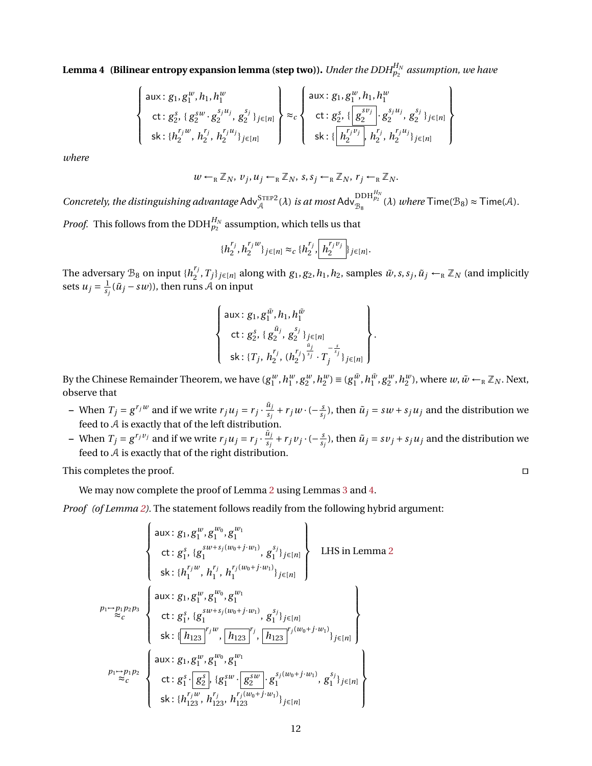**Lemma 4 (Bilinear entropy expansion lemma (step two)).** *Under the $\mathrm{DDH}^{H_N}_{p_2}$ assumption, we have*

$$\left\{\begin{array}{l}\mathsf{aux}: g_1, g_1^w, h_1, h_1^w \\ \mathsf{ct}: g_2^s,\ \{ g_2^{sw}\cdot g_2^{s_j u_j},\ g_2^{s_j}\}_{j\in[n]} \\ \mathsf{sk}: \{h_2^{r_j w},\ h_2^{r_j},\ h_2^{r_j u_j}\}_{j\in[n]}\end{array}\right\} \approx_c \left\{\begin{array}{l}\mathsf{aux}: g_1, g_1^w, h_1, h_1^w \\ \mathsf{ct}: g_2^s,\ \{ \boxed{g_2^{s v_j}}\cdot g_2^{s_j u_j},\ g_2^{s_j}\}_{j\in[n]} \\ \mathsf{sk}: \{\boxed{h_2^{r_j v_j}},\ h_2^{r_j},\ h_2^{r_j u_j}\}_{j\in[n]}\end{array}\right\}$$

*where*

$$w \leftarrow_{\mathrm{R}} \mathbb{Z}_N,\ v_j, u_j \leftarrow_{\mathrm{R}} \mathbb{Z}_N,\ s, s_j \leftarrow_{\mathrm{R}} \mathbb{Z}_N,\ r_j \leftarrow_{\mathrm{R}} \mathbb{Z}_N.$$

*Concretely, the distinguishing advantage $\mathsf{Adv}^{\mathrm{STEP2}}_{\mathcal{A}}(\lambda)$ is at most $\mathsf{Adv}^{\mathrm{DDH}^{H_N}_{p_2}}_{\mathcal{B}_8}(\lambda)$ where $\mathsf{Time}(\mathcal{B}_8) \approx \mathsf{Time}(\mathcal{A})$.*

*Proof.* This follows from the $\mathrm{DDH}^{H_N}_{p_2}$ assumption, which tells us that

$$\{h_2^{r_j}, h_2^{r_j w}\}_{j\in[n]} \approx_c \{h_2^{r_j}, \boxed{h_2^{r_j v_j}}\}_{j\in[n]}.$$

The adversary $\mathcal{B}_8$ on input $\{h_2^{r_j}, T_j\}_{j\in[n]}$ along with $g_1, g_2, h_1, h_2$, samples $\tilde{w}, s, s_j, \tilde{u}_j \leftarrow_{\mathrm{R}} \mathbb{Z}_N$ (and implicitly sets $u_j = \frac{1}{s_j}(\tilde{u}_j - sw)$), then runs $\mathcal{A}$ on input

$$\left\{\begin{array}{l}\mathsf{aux}: g_1, g_1^{\tilde{w}}, h_1, h_1^{\tilde{w}} \\ \mathsf{ct}: g_2^s,\ \{ g_2^{\tilde{u}_j},\ g_2^{s_j}\}_{j\in[n]} \\ \mathsf{sk}: \{T_j,\ h_2^{r_j},\ (h_2^{r_j})^{\frac{\tilde{u}_j}{s_j}}\cdot T_j^{-\frac{s}{s_j}}\}_{j\in[n]}\end{array}\right\}.$$

By the Chinese Remainder Theorem, we have $(g_1^w, h_1^w, g_2^w, h_2^w) \equiv (g_1^{\tilde{w}}, h_1^{\tilde{w}}, g_2^w, h_2^w)$, where $w, \tilde{w} \leftarrow_{\mathrm{R}} \mathbb{Z}_N$. Next, observe that

- When $T_j = g^{r_j w}$ and if we write $r_j u_j = r_j \cdot \frac{\tilde{u}_j}{s_j} + r_j w \cdot (-\frac{s}{s_j})$, then $\tilde{u}_j = sw + s_j u_j$ and the distribution we feed to $\mathcal{A}$ is exactly that of the left distribution.
- When $T_j = g^{r_j v_j}$ and if we write $r_j u_j = r_j \cdot \frac{\tilde{u}_j}{s_j} + r_j v_j \cdot (-\frac{s}{s_j})$, then $\tilde{u}_j = s v_j + s_j u_j$ and the distribution we feed to $\mathcal{A}$ is exactly that of the right distribution.

This completes the proof. □

We may now complete the proof of Lemma 2 using Lemmas 3 and 4.

*Proof (of Lemma 2).* The statement follows readily from the following hybrid argument:

$$\left\{\begin{array}{l}\mathsf{aux}: g_1, g_1^w, g_1^{w_0}, g_1^{w_1} \\ \mathsf{ct}: g_1^s,\ \{g_1^{sw+s_j(w_0+j\cdot w_1)},\ g_1^{s_j}\}_{j\in[n]} \\ \mathsf{sk}: \{h_1^{r_j w},\ h_1^{r_j},\ h_1^{r_j(w_0+j\cdot w_1)}\}_{j\in[n]}\end{array}\right\} \quad \text{LHS in Lemma 2}$$

$$\overset{p_1\mapsto p_1p_2p_3}{\approx_c} \left\{\begin{array}{l}\mathsf{aux}: g_1, g_1^w, g_1^{w_0}, g_1^{w_1} \\ \mathsf{ct}: g_1^s,\ \{g_1^{sw+s_j(w_0+j\cdot w_1)},\ g_1^{s_j}\}_{j\in[n]} \\ \mathsf{sk}: \{\boxed{h_{123}}^{r_j w},\ \boxed{h_{123}}^{r_j},\ \boxed{h_{123}}^{r_j(w_0+j\cdot w_1)}\}_{j\in[n]}\end{array}\right\}$$

$$\overset{p_1\mapsto p_1p_2}{\approx_c} \left\{\begin{array}{l}\mathsf{aux}: g_1, g_1^w, g_1^{w_0}, g_1^{w_1} \\ \mathsf{ct}: g_1^s\cdot\boxed{g_2^s},\ \{g_1^{sw}\cdot\boxed{g_2^{sw}}\cdot g_1^{s_j(w_0+j\cdot w_1)},\ g_1^{s_j}\}_{j\in[n]} \\ \mathsf{sk}: \{h_{123}^{r_j w},\ h_{123}^{r_j},\ h_{123}^{r_j(w_0+j\cdot w_1)}\}_{j\in[n]}\end{array}\right\}$$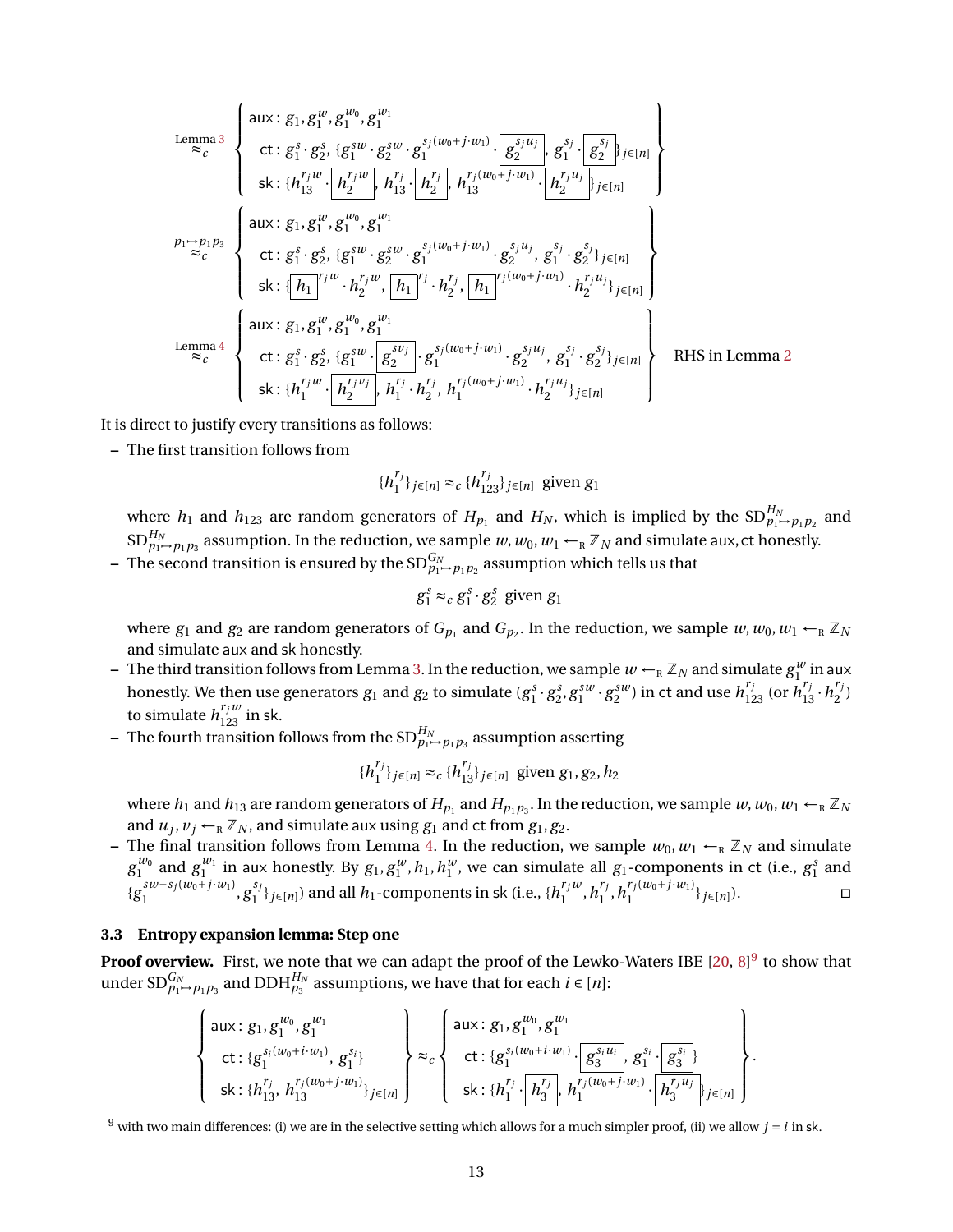$$
\overset{\text{Lemma 3}}{\approx_c}
\left\{
\begin{array}{l}
\mathsf{aux}: g_1, g_1^{w}, g_1^{w_0}, g_1^{w_1} \\
\mathsf{ct}: g_1^{s} \cdot g_2^{s}, \{g_1^{sw} \cdot g_2^{sw} \cdot g_1^{s_j(w_0+j\cdot w_1)} \cdot \boxed{g_2^{s_j u_j}}, \ g_1^{s_j} \cdot \boxed{g_2^{s_j}}\}_{j\in[n]} \\
\mathsf{sk}: \{h_{13}^{r_j w} \cdot \boxed{h_2^{r_j w}}, \ h_{13}^{r_j} \cdot \boxed{h_2^{r_j}}, \ h_{13}^{r_j(w_0+j\cdot w_1)} \cdot \boxed{h_2^{r_j u_j}}\}_{j\in[n]}
\end{array}
\right\}
$$

$$
\overset{p_1 \mapsto p_1 p_3}{\approx_c}
\left\{
\begin{array}{l}
\mathsf{aux}: g_1, g_1^{w}, g_1^{w_0}, g_1^{w_1} \\
\mathsf{ct}: g_1^{s} \cdot g_2^{s}, \{g_1^{sw} \cdot g_2^{sw} \cdot g_1^{s_j(w_0+j\cdot w_1)} \cdot g_2^{s_j u_j}, \ g_1^{s_j} \cdot g_2^{s_j}\}_{j\in[n]} \\
\mathsf{sk}: \{\boxed{h_1}^{r_j w} \cdot h_2^{r_j w}, \ \boxed{h_1}^{r_j} \cdot h_2^{r_j}, \ \boxed{h_1}^{r_j(w_0+j\cdot w_1)} \cdot h_2^{r_j u_j}\}_{j\in[n]}
\end{array}
\right\}
$$

$$
\overset{\text{Lemma 4}}{\approx_c}
\left\{
\begin{array}{l}
\mathsf{aux}: g_1, g_1^{w}, g_1^{w_0}, g_1^{w_1} \\
\mathsf{ct}: g_1^{s} \cdot g_2^{s}, \{g_1^{sw} \cdot \boxed{g_2^{s v_j}} \cdot g_1^{s_j(w_0+j\cdot w_1)} \cdot g_2^{s_j u_j}, \ g_1^{s_j} \cdot g_2^{s_j}\}_{j\in[n]} \\
\mathsf{sk}: \{h_1^{r_j w} \cdot \boxed{h_2^{r_j v_j}}, \ h_1^{r_j} \cdot h_2^{r_j}, \ h_1^{r_j(w_0+j\cdot w_1)} \cdot h_2^{r_j u_j}\}_{j\in[n]}
\end{array}
\right\}
\quad \text{RHS in Lemma 2}
$$

It is direct to justify every transitions as follows:

– The first transition follows from

$$\{h_1^{r_j}\}_{j\in[n]} \approx_c \{h_{123}^{r_j}\}_{j\in[n]} \ \text{ given } g_1$$

where $h_1$ and $h_{123}$ are random generators of $H_{p_1}$ and $H_N$, which is implied by the $\mathrm{SD}^{H_N}_{p_1\mapsto p_1p_2}$ and $\mathrm{SD}^{H_N}_{p_1\mapsto p_1p_3}$ assumption. In the reduction, we sample $w, w_0, w_1 \leftarrow_{\mathrm{R}} \mathbb{Z}_N$ and simulate $\mathsf{aux}, \mathsf{ct}$ honestly.

– The second transition is ensured by the $\mathrm{SD}^{G_N}_{p_1\mapsto p_1p_2}$ assumption which tells us that

$$g_1^s \approx_c g_1^s \cdot g_2^s \ \text{ given } g_1$$

where $g_1$ and $g_2$ are random generators of $G_{p_1}$ and $G_{p_2}$. In the reduction, we sample $w, w_0, w_1 \leftarrow_{\mathrm{R}} \mathbb{Z}_N$ and simulate $\mathsf{aux}$ and $\mathsf{sk}$ honestly.

– The third transition follows from Lemma 3. In the reduction, we sample $w \leftarrow_{\mathrm{R}} \mathbb{Z}_N$ and simulate $g_1^w$ in $\mathsf{aux}$ honestly. We then use generators $g_1$ and $g_2$ to simulate $(g_1^s \cdot g_2^s, g_1^{sw} \cdot g_2^{sw})$ in $\mathsf{ct}$ and use $h_{123}^{r_j}$ (or $h_{13}^{r_j} \cdot h_2^{r_j}$) to simulate $h_{123}^{r_j w}$ in $\mathsf{sk}$.

– The fourth transition follows from the $\mathrm{SD}^{H_N}_{p_1\mapsto p_1p_3}$ assumption asserting

$$\{h_1^{r_j}\}_{j\in[n]} \approx_c \{h_{13}^{r_j}\}_{j\in[n]} \ \text{ given } g_1, g_2, h_2$$

where $h_1$ and $h_{13}$ are random generators of $H_{p_1}$ and $H_{p_1p_3}$. In the reduction, we sample $w, w_0, w_1 \leftarrow_{\mathrm{R}} \mathbb{Z}_N$ and $u_j, v_j \leftarrow_{\mathrm{R}} \mathbb{Z}_N$, and simulate $\mathsf{aux}$ using $g_1$ and $\mathsf{ct}$ from $g_1, g_2$.

– The final transition follows from Lemma 4. In the reduction, we sample $w_0, w_1 \leftarrow_{\mathrm{R}} \mathbb{Z}_N$ and simulate $g_1^{w_0}$ and $g_1^{w_1}$ in $\mathsf{aux}$ honestly. By $g_1, g_1^w, h_1, h_1^w$, we can simulate all $g_1$-components in $\mathsf{ct}$ (i.e., $g_1^s$ and $\{g_1^{sw+s_j(w_0+j\cdot w_1)}, g_1^{s_j}\}_{j\in[n]}$) and all $h_1$-components in $\mathsf{sk}$ (i.e., $\{h_1^{r_j w}, h_1^{r_j}, h_1^{r_j(w_0+j\cdot w_1)}\}_{j\in[n]}$). □

### 3.3 Entropy expansion lemma: Step one

**Proof overview.** First, we note that we can adapt the proof of the Lewko-Waters IBE [20, 8][9] to show that under $\mathrm{SD}^{G_N}_{p_1\mapsto p_1p_3}$ and $\mathrm{DDH}^{H_N}_{p_3}$ assumptions, we have that for each $i \in [n]$:

$$
\left\{
\begin{array}{l}
\mathsf{aux}: g_1, g_1^{w_0}, g_1^{w_1} \\
\mathsf{ct}: \{g_1^{s_i(w_0+i\cdot w_1)}, \ g_1^{s_i}\} \\
\mathsf{sk}: \{h_{13}^{r_j}, \ h_{13}^{r_j(w_0+j\cdot w_1)}\}_{j\in[n]}
\end{array}
\right\}
\approx_c
\left\{
\begin{array}{l}
\mathsf{aux}: g_1, g_1^{w_0}, g_1^{w_1} \\
\mathsf{ct}: \{g_1^{s_i(w_0+i\cdot w_1)} \cdot \boxed{g_3^{s_i u_i}}, \ g_1^{s_i} \cdot \boxed{g_3^{s_i}}\} \\
\mathsf{sk}: \{h_1^{r_j} \cdot \boxed{h_3^{r_j}}, \ h_1^{r_j(w_0+j\cdot w_1)} \cdot \boxed{h_3^{r_j u_j}}\}_{j\in[n]}
\end{array}
\right\}.
$$

[9] with two main differences: (i) we are in the selective setting which allows for a much simpler proof, (ii) we allow $j = i$ in sk.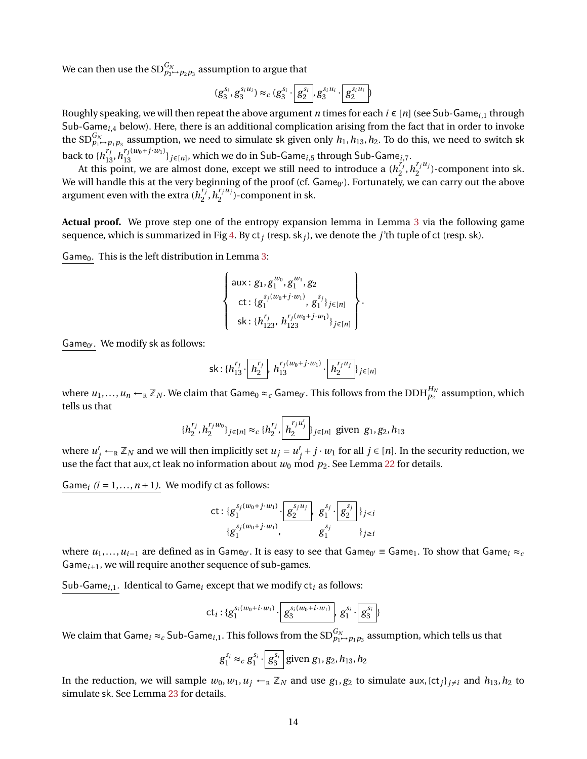We can then use the $\mathrm{SD}^{G_N}_{p_3 \mapsto p_2 p_3}$ assumption to argue that

$$(g_3^{s_i}, g_3^{s_i u_i}) \approx_c (g_3^{s_i} \cdot \boxed{g_2^{s_i}}, g_3^{s_i u_i} \cdot \boxed{g_2^{s_i u_i}})$$

Roughly speaking, we will then repeat the above argument $n$ times for each $i \in [n]$ (see $\mathsf{Sub\text{-}Game}_{i,1}$ through $\mathsf{Sub\text{-}Game}_{i,4}$ below). Here, there is an additional complication arising from the fact that in order to invoke the $\mathrm{SD}^{G_N}_{p_1 \mapsto p_1 p_3}$ assumption, we need to simulate $\mathsf{sk}$ given only $h_1, h_{13}, h_2$. To do this, we need to switch $\mathsf{sk}$ back to $\{h_{13}^{r_j}, h_{13}^{r_j(w_0 + j \cdot w_1)}\}_{j \in [n]}$, which we do in $\mathsf{Sub\text{-}Game}_{i,5}$ through $\mathsf{Sub\text{-}Game}_{i,7}$.

At this point, we are almost done, except we still need to introduce a $(h_2^{r_j}, h_2^{r_j u_j})$-component into $\mathsf{sk}$. We will handle this at the very beginning of the proof (cf. $\mathsf{Game}_{0'}$). Fortunately, we can carry out the above argument even with the extra $(h_2^{r_j}, h_2^{r_j u_j})$-component in $\mathsf{sk}$.

**Actual proof.** We prove step one of the entropy expansion lemma in Lemma 3 via the following game sequence, which is summarized in Fig 4. By $\mathsf{ct}_j$ (resp. $\mathsf{sk}_j$), we denote the $j$'th tuple of $\mathsf{ct}$ (resp. $\mathsf{sk}$).

$\underline{\mathsf{Game}_0.}$ This is the left distribution in Lemma 3:

$$\left\{ \begin{array}{l} \mathsf{aux}: g_1, g_1^{w_0}, g_1^{w_1}, g_2 \\ \quad \mathsf{ct}: \{g_1^{s_j(w_0 + j \cdot w_1)},\ g_1^{s_j}\}_{j \in [n]} \\ \quad \mathsf{sk}: \{h_{123}^{r_j},\ h_{123}^{r_j(w_0 + j \cdot w_1)}\}_{j \in [n]} \end{array} \right\}.$$

$\underline{\mathsf{Game}_{0'}.}$ We modify $\mathsf{sk}$ as follows:

$$\mathsf{sk}: \{h_{13}^{r_j} \cdot \boxed{h_2^{r_j}},\ h_{13}^{r_j(w_0 + j \cdot w_1)} \cdot \boxed{h_2^{r_j u_j}}\}_{j \in [n]}$$

where $u_1, \ldots, u_n \leftarrow_{\mathrm{R}} \mathbb{Z}_N$. We claim that $\mathsf{Game}_0 \approx_c \mathsf{Game}_{0'}$. This follows from the $\mathrm{DDH}^{H_N}_{p_2}$ assumption, which tells us that

$$\{h_2^{r_j}, h_2^{r_j w_0}\}_{j \in [n]} \approx_c \{h_2^{r_j}, \boxed{h_2^{r_j u_j'}}\}_{j \in [n]} \text{ given } g_1, g_2, h_{13}$$

where $u_j' \leftarrow_{\mathrm{R}} \mathbb{Z}_N$ and we will then implicitly set $u_j = u_j' + j \cdot w_1$ for all $j \in [n]$. In the security reduction, we use the fact that $\mathsf{aux}, \mathsf{ct}$ leak no information about $w_0 \bmod p_2$. See Lemma 22 for details.

$\underline{\mathsf{Game}_i \ (i = 1, \ldots, n+1).}$ We modify $\mathsf{ct}$ as follows:

$$\begin{array}{ll} \mathsf{ct}: \{g_1^{s_j(w_0 + j \cdot w_1)} \cdot \boxed{g_2^{s_j u_j}},\ g_1^{s_j} \cdot \boxed{g_2^{s_j}}\}_{j < i} \\ \quad\ \ \{g_1^{s_j(w_0 + j \cdot w_1)},\ g_1^{s_j}\}_{j \geq i} \end{array}$$

where $u_1, \ldots, u_{i-1}$ are defined as in $\mathsf{Game}_{0'}$. It is easy to see that $\mathsf{Game}_{0'} \equiv \mathsf{Game}_1$. To show that $\mathsf{Game}_i \approx_c \mathsf{Game}_{i+1}$, we will require another sequence of sub-games.

$\underline{\mathsf{Sub\text{-}Game}_{i,1}.}$ Identical to $\mathsf{Game}_i$ except that we modify $\mathsf{ct}_i$ as follows:

$$\mathsf{ct}_i: \{g_1^{s_i(w_0 + i \cdot w_1)} \cdot \boxed{g_3^{s_i(w_0 + i \cdot w_1)}},\ g_1^{s_i} \cdot \boxed{g_3^{s_i}}\}$$

We claim that $\mathsf{Game}_i \approx_c \mathsf{Sub\text{-}Game}_{i,1}$. This follows from the $\mathrm{SD}^{G_N}_{p_1 \mapsto p_1 p_3}$ assumption, which tells us that

$$g_1^{s_i} \approx_c g_1^{s_i} \cdot \boxed{g_3^{s_i}} \text{ given } g_1, g_2, h_{13}, h_2$$

In the reduction, we will sample $w_0, w_1, u_j \leftarrow_{\mathrm{R}} \mathbb{Z}_N$ and use $g_1, g_2$ to simulate $\mathsf{aux}, \{\mathsf{ct}_j\}_{j \neq i}$ and $h_{13}, h_2$ to simulate $\mathsf{sk}$. See Lemma 23 for details.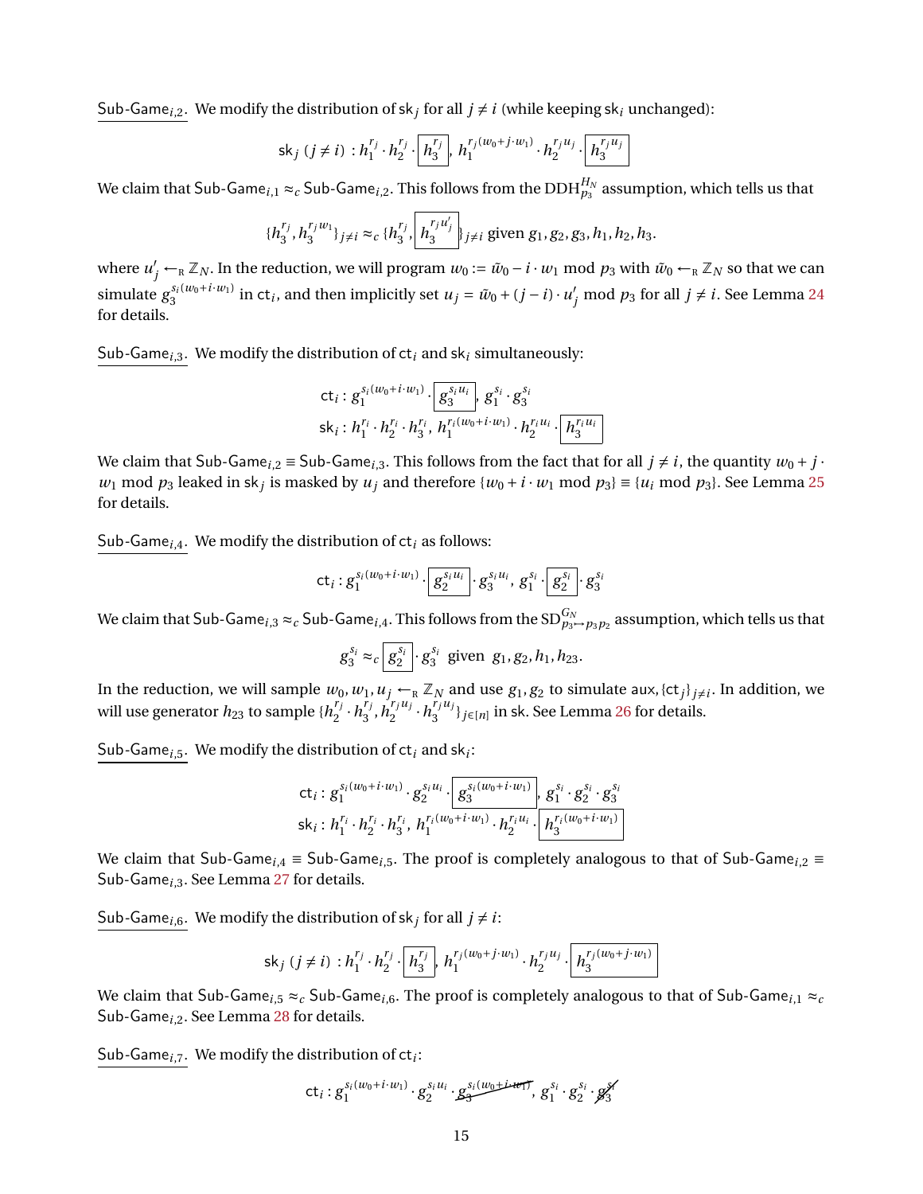Sub-Game$_{i,2}$. We modify the distribution of $\mathsf{sk}_j$ for all $j \neq i$ (while keeping $\mathsf{sk}_i$ unchanged):

$$\mathsf{sk}_j\ (j \neq i) : h_1^{r_j} \cdot h_2^{r_j} \cdot \boxed{h_3^{r_j}},\ h_1^{r_j(w_0 + j \cdot w_1)} \cdot h_2^{r_j u_j} \cdot \boxed{h_3^{r_j u_j}}$$

We claim that Sub-Game$_{i,1} \approx_c$ Sub-Game$_{i,2}$. This follows from the $\mathrm{DDH}_{p_3}^{H_N}$ assumption, which tells us that

$$\{h_3^{r_j}, h_3^{r_j w_1}\}_{j \neq i} \approx_c \{h_3^{r_j}, \boxed{h_3^{r_j u'_j}}\}_{j \neq i} \text{ given } g_1, g_2, g_3, h_1, h_2, h_3.$$

where $u'_j \leftarrow_{\mathrm{R}} \mathbb{Z}_N$. In the reduction, we will program $w_0 := \tilde{w}_0 - i \cdot w_1 \bmod p_3$ with $\tilde{w}_0 \leftarrow_{\mathrm{R}} \mathbb{Z}_N$ so that we can simulate $g_3^{s_i(w_0 + i \cdot w_1)}$ in $\mathsf{ct}_i$, and then implicitly set $u_j = \tilde{w}_0 + (j - i) \cdot u'_j \bmod p_3$ for all $j \neq i$. See Lemma 24 for details.

Sub-Game$_{i,3}$. We modify the distribution of $\mathsf{ct}_i$ and $\mathsf{sk}_i$ simultaneously:

$$\begin{aligned}
\mathsf{ct}_i &: g_1^{s_i(w_0 + i \cdot w_1)} \cdot \boxed{g_3^{s_i u_i}},\ g_1^{s_i} \cdot g_3^{s_i} \\
\mathsf{sk}_i &: h_1^{r_i} \cdot h_2^{r_i} \cdot h_3^{r_i},\ h_1^{r_i(w_0 + i \cdot w_1)} \cdot h_2^{r_i u_i} \cdot \boxed{h_3^{r_i u_i}}
\end{aligned}$$

We claim that Sub-Game$_{i,2} \equiv$ Sub-Game$_{i,3}$. This follows from the fact that for all $j \neq i$, the quantity $w_0 + j \cdot w_1 \bmod p_3$ leaked in $\mathsf{sk}_j$ is masked by $u_j$ and therefore $\{w_0 + i \cdot w_1 \bmod p_3\} \equiv \{u_i \bmod p_3\}$. See Lemma 25 for details.

Sub-Game$_{i,4}$. We modify the distribution of $\mathsf{ct}_i$ as follows:

$$\mathsf{ct}_i : g_1^{s_i(w_0 + i \cdot w_1)} \cdot \boxed{g_2^{s_i u_i}} \cdot g_3^{s_i u_i},\ g_1^{s_i} \cdot \boxed{g_2^{s_i}} \cdot g_3^{s_i}$$

We claim that Sub-Game$_{i,3} \approx_c$ Sub-Game$_{i,4}$. This follows from the $\mathrm{SD}_{p_3 \mapsto p_3 p_2}^{G_N}$ assumption, which tells us that

$$g_3^{s_i} \approx_c \boxed{g_2^{s_i}} \cdot g_3^{s_i} \ \text{ given } \ g_1, g_2, h_1, h_{23}.$$

In the reduction, we will sample $w_0, w_1, u_j \leftarrow_{\mathrm{R}} \mathbb{Z}_N$ and use $g_1, g_2$ to simulate $\mathsf{aux}, \{\mathsf{ct}_j\}_{j \neq i}$. In addition, we will use generator $h_{23}$ to sample $\{h_2^{r_j} \cdot h_3^{r_j}, h_2^{r_j u_j} \cdot h_3^{r_j u_j}\}_{j \in [n]}$ in $\mathsf{sk}$. See Lemma 26 for details.

Sub-Game$_{i,5}$. We modify the distribution of $\mathsf{ct}_i$ and $\mathsf{sk}_i$:

$$\begin{aligned}
\mathsf{ct}_i &: g_1^{s_i(w_0 + i \cdot w_1)} \cdot g_2^{s_i u_i} \cdot \boxed{g_3^{s_i(w_0 + i \cdot w_1)}},\ g_1^{s_i} \cdot g_2^{s_i} \cdot g_3^{s_i} \\
\mathsf{sk}_i &: h_1^{r_i} \cdot h_2^{r_i} \cdot h_3^{r_i},\ h_1^{r_i(w_0 + i \cdot w_1)} \cdot h_2^{r_i u_i} \cdot \boxed{h_3^{r_i(w_0 + i \cdot w_1)}}
\end{aligned}$$

We claim that Sub-Game$_{i,4} \equiv$ Sub-Game$_{i,5}$. The proof is completely analogous to that of Sub-Game$_{i,2} \equiv$ Sub-Game$_{i,3}$. See Lemma 27 for details.

Sub-Game$_{i,6}$. We modify the distribution of $\mathsf{sk}_j$ for all $j \neq i$:

$$\mathsf{sk}_j\ (j \neq i) : h_1^{r_j} \cdot h_2^{r_j} \cdot \boxed{h_3^{r_j}},\ h_1^{r_j(w_0 + j \cdot w_1)} \cdot h_2^{r_j u_j} \cdot \boxed{h_3^{r_j(w_0 + j \cdot w_1)}}$$

We claim that Sub-Game$_{i,5} \approx_c$ Sub-Game$_{i,6}$. The proof is completely analogous to that of Sub-Game$_{i,1} \approx_c$ Sub-Game$_{i,2}$. See Lemma 28 for details.

Sub-Game$_{i,7}$. We modify the distribution of $\mathsf{ct}_i$:

$$\mathsf{ct}_i : g_1^{s_i(w_0 + i \cdot w_1)} \cdot g_2^{s_i u_i} \cdot \cancel{g_3^{s_i(w_0 + i \cdot w_1)}},\ g_1^{s_i} \cdot g_2^{s_i} \cdot \cancel{g_3^{s_i}}$$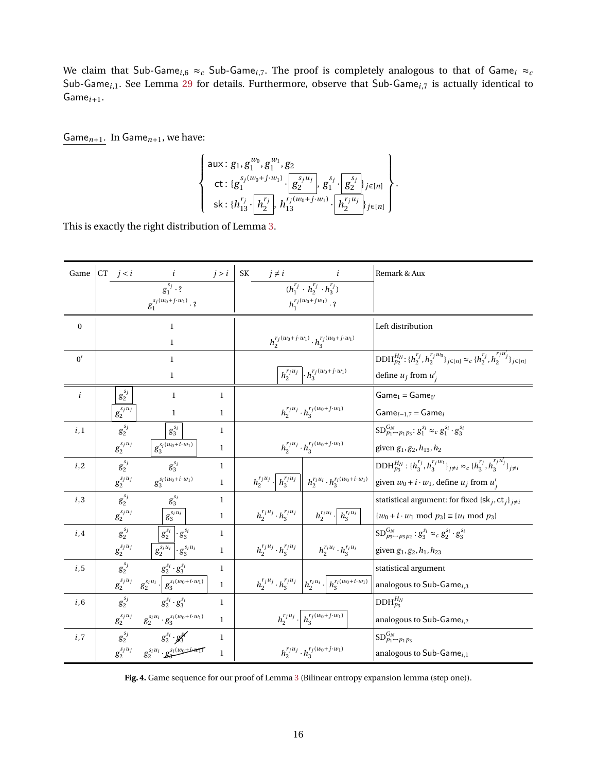We claim that $\mathsf{Sub\text{-}Game}_{i,6} \approx_c \mathsf{Sub\text{-}Game}_{i,7}$. The proof is completely analogous to that of $\mathsf{Game}_i \approx_c \mathsf{Sub\text{-}Game}_{i,1}$. See Lemma 29 for details. Furthermore, observe that $\mathsf{Sub\text{-}Game}_{i,7}$ is actually identical to $\mathsf{Game}_{i+1}$.

<u>$\mathsf{Game}_{n+1}$.</u> In $\mathsf{Game}_{n+1}$, we have:

$$\left\{ \begin{array}{l} \mathsf{aux}: g_1, g_1^{w_0}, g_1^{w_1}, g_2 \\ \mathsf{ct}: \{g_1^{s_j(w_0+j\cdot w_1)} \cdot \boxed{g_2^{s_j u_j}},\ g_1^{s_j} \cdot \boxed{g_2^{s_j}}\}_{j\in[n]} \\ \mathsf{sk}: \{h_{13}^{r_j} \cdot \boxed{h_2^{r_j}},\ h_{13}^{r_j(w_0+j\cdot w_1)} \cdot \boxed{h_2^{r_j u_j}}\}_{j\in[n]} \end{array} \right\}.$$

This is exactly the right distribution of Lemma 3.

| Game | CT $j<i$ | $i$ | $j>i$ | SK $j \neq i$ | $i$ | Remark & Aux |
|---|---|---|---|---|---|---|
| | | $g_1^{s_i}\cdot ?$ <br> $g_1^{s_j(w_0+j\cdot w_1)}\cdot ?$ | | $(h_1^{r_j}\cdot h_2^{r_j}\cdot h_3^{r_j})$ <br> $h_1^{r_j(w_0+jw_1)}\cdot ?$ | | |
| $0$ | | $1$ <br> $1$ | | $h_2^{r_j(w_0+j\cdot w_1)}\cdot h_3^{r_j(w_0+j\cdot w_1)}$ | | Left distribution |
| $0'$ | | $1$ <br> $1$ | | $\boxed{h_2^{r_j u_j}}\cdot h_3^{r_j(w_0+j\cdot w_1)}$ | | $\mathrm{DDH}_{p_2}^{H_N}$: $\{h_2^{r_j}, h_2^{r_j w_0}\}_{j\in[n]} \approx_c \{h_2^{r_j}, h_2^{r_j u'_j}\}_{j\in[n]}$ <br> define $u_j$ from $u'_j$ |
| $i$ | $\boxed{g_2^{s_j}}$ <br> $\boxed{g_2^{s_j u_j}}$ | $1$ <br> $1$ | $1$ <br> $1$ | $h_2^{r_j u_j}\cdot h_3^{r_j(w_0+j\cdot w_1)}$ | | $\mathsf{Game}_1 = \mathsf{Game}_{0'}$ <br> $\mathsf{Game}_{i-1,7} = \mathsf{Game}_i$ |
| $i,1$ | $g_2^{s_j}$ <br> $g_2^{s_j u_j}$ | $\boxed{g_3^{s_i}}$ <br> $\boxed{g_3^{s_i(w_0+i\cdot w_1)}}$ | $1$ <br> $1$ | $h_2^{r_j u_j}\cdot h_3^{r_j(w_0+j\cdot w_1)}$ | | $\mathrm{SD}_{p_1\mapsto p_1p_3}^{G_N}$: $g_1^{s_i} \approx_c g_1^{s_i}\cdot g_3^{s_i}$ <br> given $g_1, g_2, h_{13}, h_2$ |
| $i,2$ | $g_2^{s_j}$ <br> $g_2^{s_j u_j}$ | $g_3^{s_i}$ <br> $g_3^{s_i(w_0+i\cdot w_1)}$ | $1$ <br> $1$ | $h_2^{r_j u_j}\cdot \boxed{h_3^{r_j u_j}}$ | $h_2^{r_i u_i}\cdot h_3^{r_i(w_0+i\cdot w_1)}$ | $\mathrm{DDH}_{p_3}^{H_N}$: $\{h_3^{r_j}, h_3^{r_j w_1}\}_{j\neq i} \approx_c \{h_3^{r_j}, h_3^{r_j u'_j}\}_{j\neq i}$ <br> given $w_0 + i\cdot w_1$, define $u_j$ from $u'_j$ |
| $i,3$ | $g_2^{s_j}$ <br> $g_2^{s_j u_j}$ | $g_3^{s_i}$ <br> $\boxed{g_3^{s_i u_i}}$ | $1$ <br> $1$ | $h_2^{r_j u_j}\cdot h_3^{r_j u_j}$ | $h_2^{r_i u_i}\cdot \boxed{h_3^{r_i u_i}}$ | statistical argument: for fixed $\{\mathsf{sk}_j, \mathsf{ct}_j\}_{j\neq i}$ <br> $\{w_0 + i\cdot w_1 \bmod p_3\} \equiv \{u_i \bmod p_3\}$ |
| $i,4$ | $g_2^{s_j}$ <br> $g_2^{s_j u_j}$ | $\boxed{g_2^{s_i}}\cdot g_3^{s_i}$ <br> $\boxed{g_2^{s_i u_i}}\cdot g_3^{s_i u_i}$ | $1$ <br> $1$ | $h_2^{r_j u_j}\cdot h_3^{r_j u_j}$ | $h_2^{r_i u_i}\cdot h_3^{r_i u_i}$ | $\mathrm{SD}_{p_3\mapsto p_3p_2}^{G_N}$: $g_3^{s_i} \approx_c g_2^{s_i}\cdot g_3^{s_i}$ <br> given $g_1, g_2, h_1, h_{23}$ |
| $i,5$ | $g_2^{s_j}$ <br> $g_2^{s_j u_j}$ | $g_2^{s_i}\cdot g_3^{s_i}$ <br> $g_2^{s_i u_i}\cdot \boxed{g_3^{s_i(w_0+i\cdot w_1)}}$ | $1$ <br> $1$ | $h_2^{r_j u_j}\cdot h_3^{r_j u_j}$ | $h_2^{r_i u_i}\cdot \boxed{h_3^{r_i(w_0+i\cdot w_1)}}$ | statistical argument <br> analogous to $\mathsf{Sub\text{-}Game}_{i,3}$ |
| $i,6$ | $g_2^{s_j}$ <br> $g_2^{s_j u_j}$ | $g_2^{s_i}\cdot g_3^{s_i}$ <br> $g_2^{s_i u_i}\cdot g_3^{s_i(w_0+i\cdot w_1)}$ | $1$ <br> $1$ | $h_2^{r_j u_j}\cdot \boxed{h_3^{r_j(w_0+j\cdot w_1)}}$ | | $\mathrm{DDH}_{p_3}^{H_N}$ <br> analogous to $\mathsf{Sub\text{-}Game}_{i,2}$ |
| $i,7$ | $g_2^{s_j}$ <br> $g_2^{s_j u_j}$ | $g_2^{s_i}\cdot \cancel{g_3^{s_i}}$ <br> $g_2^{s_i u_i}\cdot \cancel{g_3^{s_i(w_0+i\cdot w_1)}}$ | $1$ <br> $1$ | $h_2^{r_j u_j}\cdot h_3^{r_j(w_0+j\cdot w_1)}$ | | $\mathrm{SD}_{p_1\mapsto p_1p_3}^{G_N}$ <br> analogous to $\mathsf{Sub\text{-}Game}_{i,1}$ |

**Fig. 4.** Game sequence for our proof of Lemma 3 (Bilinear entropy expansion lemma (step one)).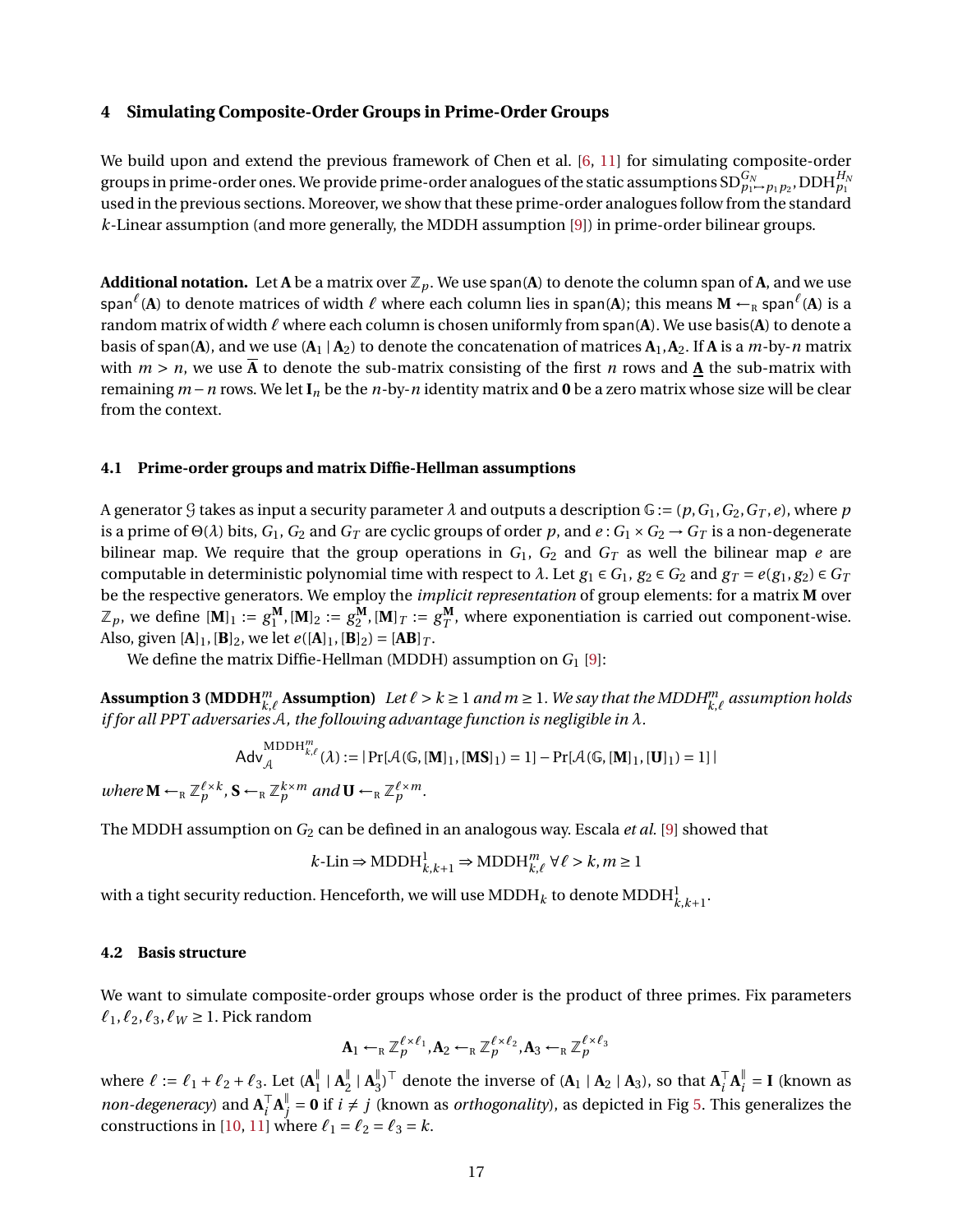## 4 Simulating Composite-Order Groups in Prime-Order Groups

We build upon and extend the previous framework of Chen et al. [6, 11] for simulating composite-order groups in prime-order ones. We provide prime-order analogues of the static assumptions $\mathrm{SD}^{G_N}_{p_1 \mapsto p_1 p_2}, \mathrm{DDH}^{H_N}_{p_1}$ used in the previous sections. Moreover, we show that these prime-order analogues follow from the standard $k$-Linear assumption (and more generally, the MDDH assumption [9]) in prime-order bilinear groups.

**Additional notation.** Let $\mathbf{A}$ be a matrix over $\mathbb{Z}_p$. We use $\mathsf{span}(\mathbf{A})$ to denote the column span of $\mathbf{A}$, and we use $\mathsf{span}^\ell(\mathbf{A})$ to denote matrices of width $\ell$ where each column lies in $\mathsf{span}(\mathbf{A})$; this means $\mathbf{M} \leftarrow_{\mathrm{R}} \mathsf{span}^\ell(\mathbf{A})$ is a random matrix of width $\ell$ where each column is chosen uniformly from $\mathsf{span}(\mathbf{A})$. We use $\mathsf{basis}(\mathbf{A})$ to denote a basis of $\mathsf{span}(\mathbf{A})$, and we use $(\mathbf{A}_1 \mid \mathbf{A}_2)$ to denote the concatenation of matrices $\mathbf{A}_1, \mathbf{A}_2$. If $\mathbf{A}$ is a $m$-by-$n$ matrix with $m > n$, we use $\overline{\mathbf{A}}$ to denote the sub-matrix consisting of the first $n$ rows and $\underline{\mathbf{A}}$ the sub-matrix with remaining $m - n$ rows. We let $\mathbf{I}_n$ be the $n$-by-$n$ identity matrix and $\mathbf{0}$ be a zero matrix whose size will be clear from the context.

### 4.1 Prime-order groups and matrix Diffie-Hellman assumptions

A generator $\mathcal{G}$ takes as input a security parameter $\lambda$ and outputs a description $\mathbb{G} := (p, G_1, G_2, G_T, e)$, where $p$ is a prime of $\Theta(\lambda)$ bits, $G_1$, $G_2$ and $G_T$ are cyclic groups of order $p$, and $e : G_1 \times G_2 \to G_T$ is a non-degenerate bilinear map. We require that the group operations in $G_1$, $G_2$ and $G_T$ as well the bilinear map $e$ are computable in deterministic polynomial time with respect to $\lambda$. Let $g_1 \in G_1$, $g_2 \in G_2$ and $g_T = e(g_1, g_2) \in G_T$ be the respective generators. We employ the *implicit representation* of group elements: for a matrix $\mathbf{M}$ over $\mathbb{Z}_p$, we define $[\mathbf{M}]_1 := g_1^{\mathbf{M}}, [\mathbf{M}]_2 := g_2^{\mathbf{M}}, [\mathbf{M}]_T := g_T^{\mathbf{M}}$, where exponentiation is carried out component-wise. Also, given $[\mathbf{A}]_1, [\mathbf{B}]_2$, we let $e([\mathbf{A}]_1, [\mathbf{B}]_2) = [\mathbf{AB}]_T$.

We define the matrix Diffie-Hellman (MDDH) assumption on $G_1$ [9]:

**Assumption 3 ($\mathrm{MDDH}^m_{k,\ell}$ Assumption)** *Let $\ell > k \geq 1$ and $m \geq 1$. We say that the $\mathrm{MDDH}^m_{k,\ell}$ assumption holds if for all PPT adversaries $\mathcal{A}$, the following advantage function is negligible in $\lambda$.*

$$\mathsf{Adv}^{\mathrm{MDDH}^m_{k,\ell}}_{\mathcal{A}}(\lambda) := |\Pr[\mathcal{A}(\mathbb{G}, [\mathbf{M}]_1, [\mathbf{MS}]_1) = 1] - \Pr[\mathcal{A}(\mathbb{G}, [\mathbf{M}]_1, [\mathbf{U}]_1) = 1]|$$

*where $\mathbf{M} \leftarrow_{\mathrm{R}} \mathbb{Z}_p^{\ell \times k}$, $\mathbf{S} \leftarrow_{\mathrm{R}} \mathbb{Z}_p^{k \times m}$ and $\mathbf{U} \leftarrow_{\mathrm{R}} \mathbb{Z}_p^{\ell \times m}$.*

The MDDH assumption on $G_2$ can be defined in an analogous way. Escala *et al.* [9] showed that

$$k\text{-Lin} \Rightarrow \mathrm{MDDH}^1_{k,k+1} \Rightarrow \mathrm{MDDH}^m_{k,\ell} \;\forall \ell > k, m \geq 1$$

with a tight security reduction. Henceforth, we will use $\mathrm{MDDH}_k$ to denote $\mathrm{MDDH}^1_{k,k+1}$.

### 4.2 Basis structure

We want to simulate composite-order groups whose order is the product of three primes. Fix parameters $\ell_1, \ell_2, \ell_3, \ell_W \geq 1$. Pick random

$$\mathbf{A}_1 \leftarrow_{\mathrm{R}} \mathbb{Z}_p^{\ell \times \ell_1}, \mathbf{A}_2 \leftarrow_{\mathrm{R}} \mathbb{Z}_p^{\ell \times \ell_2}, \mathbf{A}_3 \leftarrow_{\mathrm{R}} \mathbb{Z}_p^{\ell \times \ell_3}$$

where $\ell := \ell_1 + \ell_2 + \ell_3$. Let $(\mathbf{A}_1^\| \mid \mathbf{A}_2^\| \mid \mathbf{A}_3^\|)^\top$ denote the inverse of $(\mathbf{A}_1 \mid \mathbf{A}_2 \mid \mathbf{A}_3)$, so that $\mathbf{A}_i^\top \mathbf{A}_i^\| = \mathbf{I}$ (known as *non-degeneracy*) and $\mathbf{A}_i^\top \mathbf{A}_j^\| = \mathbf{0}$ if $i \neq j$ (known as *orthogonality*), as depicted in Fig 5. This generalizes the constructions in [10, 11] where $\ell_1 = \ell_2 = \ell_3 = k$.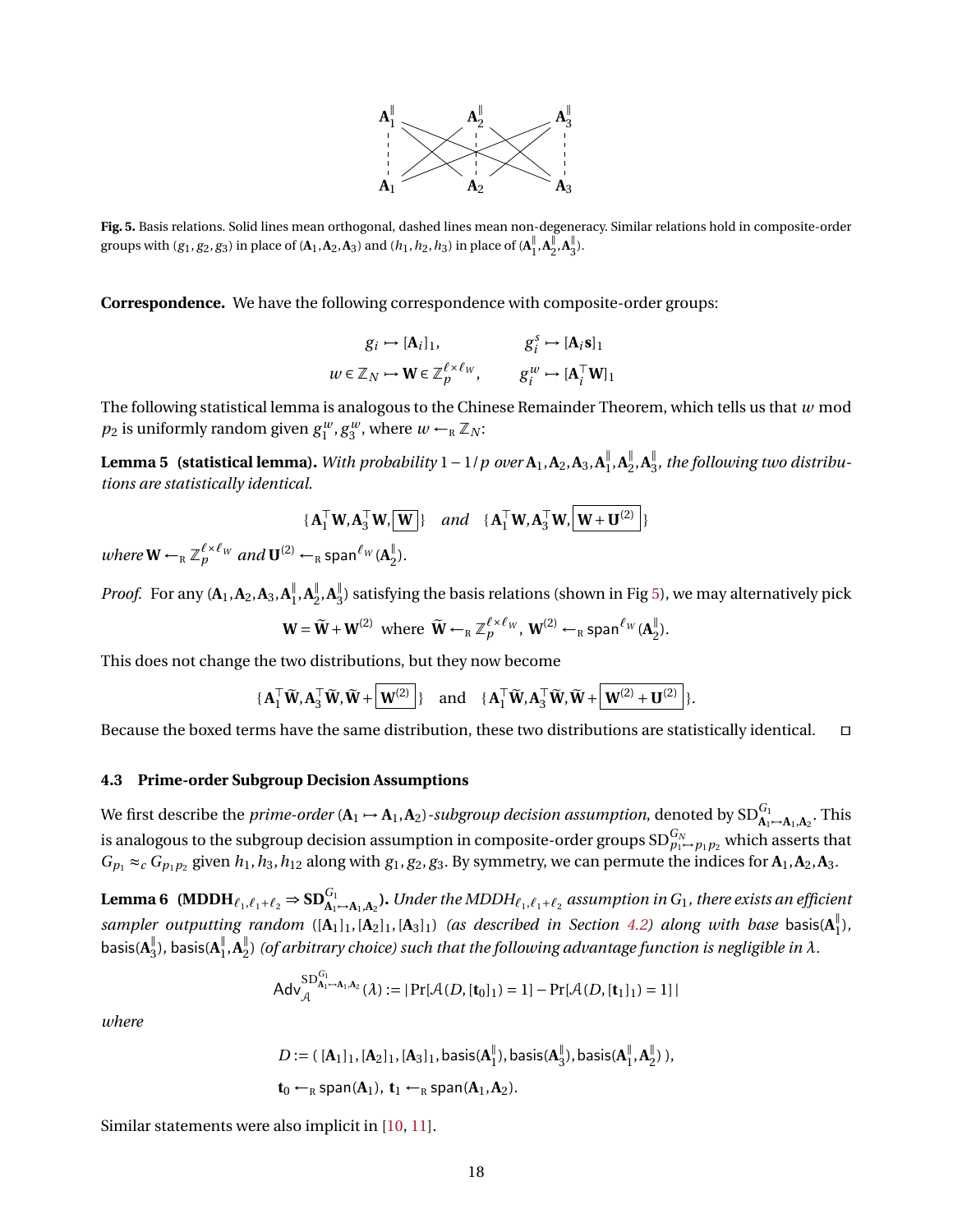**Fig. 5.** Basis relations. Solid lines mean orthogonal, dashed lines mean non-degeneracy. Similar relations hold in composite-order groups with $(g_1, g_2, g_3)$ in place of $(\mathbf{A}_1, \mathbf{A}_2, \mathbf{A}_3)$ and $(h_1, h_2, h_3)$ in place of $(\mathbf{A}_1^{\|}, \mathbf{A}_2^{\|}, \mathbf{A}_3^{\|})$.

**Correspondence.** We have the following correspondence with composite-order groups:

$$g_i \mapsto [\mathbf{A}_i]_1, \qquad g_i^s \mapsto [\mathbf{A}_i \mathbf{s}]_1$$
$$w \in \mathbb{Z}_N \mapsto \mathbf{W} \in \mathbb{Z}_p^{\ell \times \ell_W}, \qquad g_i^w \mapsto [\mathbf{A}_i^\top \mathbf{W}]_1$$

The following statistical lemma is analogous to the Chinese Remainder Theorem, which tells us that $w$ mod $p_2$ is uniformly random given $g_1^w, g_3^w$, where $w \leftarrow_{\mathrm{R}} \mathbb{Z}_N$:

**Lemma 5 (statistical lemma).** *With probability $1 - 1/p$ over $\mathbf{A}_1, \mathbf{A}_2, \mathbf{A}_3, \mathbf{A}_1^{\|}, \mathbf{A}_2^{\|}, \mathbf{A}_3^{\|}$, the following two distributions are statistically identical.*

$$\{ \mathbf{A}_1^\top \mathbf{W}, \mathbf{A}_3^\top \mathbf{W}, \boxed{\mathbf{W}} \} \quad \textit{and} \quad \{ \mathbf{A}_1^\top \mathbf{W}, \mathbf{A}_3^\top \mathbf{W}, \boxed{\mathbf{W} + \mathbf{U}^{(2)}} \}$$

*where $\mathbf{W} \leftarrow_{\mathrm{R}} \mathbb{Z}_p^{\ell \times \ell_W}$ and $\mathbf{U}^{(2)} \leftarrow_{\mathrm{R}} \mathsf{span}^{\ell_W}(\mathbf{A}_2^{\|})$.*

*Proof.* For any $(\mathbf{A}_1, \mathbf{A}_2, \mathbf{A}_3, \mathbf{A}_1^{\|}, \mathbf{A}_2^{\|}, \mathbf{A}_3^{\|})$ satisfying the basis relations (shown in Fig 5), we may alternatively pick

$$\mathbf{W} = \widetilde{\mathbf{W}} + \mathbf{W}^{(2)} \ \text{ where } \ \widetilde{\mathbf{W}} \leftarrow_{\mathrm{R}} \mathbb{Z}_p^{\ell \times \ell_W}, \ \mathbf{W}^{(2)} \leftarrow_{\mathrm{R}} \mathsf{span}^{\ell_W}(\mathbf{A}_2^{\|}).$$

This does not change the two distributions, but they now become

$$\{ \mathbf{A}_1^\top \widetilde{\mathbf{W}}, \mathbf{A}_3^\top \widetilde{\mathbf{W}}, \widetilde{\mathbf{W}} + \boxed{\mathbf{W}^{(2)}} \} \quad \text{and} \quad \{ \mathbf{A}_1^\top \widetilde{\mathbf{W}}, \mathbf{A}_3^\top \widetilde{\mathbf{W}}, \widetilde{\mathbf{W}} + \boxed{\mathbf{W}^{(2)} + \mathbf{U}^{(2)}} \}.$$

Because the boxed terms have the same distribution, these two distributions are statistically identical. $\square$

### 4.3 Prime-order Subgroup Decision Assumptions

We first describe the *prime-order* $(\mathbf{A}_1 \mapsto \mathbf{A}_1, \mathbf{A}_2)$*-subgroup decision assumption*, denoted by $\mathrm{SD}^{G_1}_{\mathbf{A}_1 \mapsto \mathbf{A}_1, \mathbf{A}_2}$. This is analogous to the subgroup decision assumption in composite-order groups $\mathrm{SD}^{G_N}_{p_1 \mapsto p_1 p_2}$ which asserts that $G_{p_1} \approx_c G_{p_1 p_2}$ given $h_1, h_3, h_{12}$ along with $g_1, g_2, g_3$. By symmetry, we can permute the indices for $\mathbf{A}_1, \mathbf{A}_2, \mathbf{A}_3$.

**Lemma 6 ($\mathrm{MDDH}_{\ell_1, \ell_1 + \ell_2} \Rightarrow \mathrm{SD}^{G_1}_{\mathbf{A}_1 \mapsto \mathbf{A}_1, \mathbf{A}_2}$).** *Under the $\mathrm{MDDH}_{\ell_1, \ell_1 + \ell_2}$ assumption in $G_1$, there exists an efficient sampler outputting random $([\mathbf{A}_1]_1, [\mathbf{A}_2]_1, [\mathbf{A}_3]_1)$ (as described in Section 4.2) along with base $\mathsf{basis}(\mathbf{A}_1^{\|})$, $\mathsf{basis}(\mathbf{A}_3^{\|})$, $\mathsf{basis}(\mathbf{A}_1^{\|}, \mathbf{A}_2^{\|})$ (of arbitrary choice) such that the following advantage function is negligible in $\lambda$.*

$$\mathsf{Adv}_{\mathcal{A}}^{\mathrm{SD}^{G_1}_{\mathbf{A}_1 \mapsto \mathbf{A}_1, \mathbf{A}_2}}(\lambda) := |\Pr[\mathcal{A}(D, [\mathbf{t}_0]_1) = 1] - \Pr[\mathcal{A}(D, [\mathbf{t}_1]_1) = 1]|$$

*where*

$$D := (\, [\mathbf{A}_1]_1, [\mathbf{A}_2]_1, [\mathbf{A}_3]_1, \mathsf{basis}(\mathbf{A}_1^{\|}), \mathsf{basis}(\mathbf{A}_3^{\|}), \mathsf{basis}(\mathbf{A}_1^{\|}, \mathbf{A}_2^{\|}) \,),$$
$$\mathbf{t}_0 \leftarrow_{\mathrm{R}} \mathsf{span}(\mathbf{A}_1), \ \mathbf{t}_1 \leftarrow_{\mathrm{R}} \mathsf{span}(\mathbf{A}_1, \mathbf{A}_2).$$

Similar statements were also implicit in [10, 11].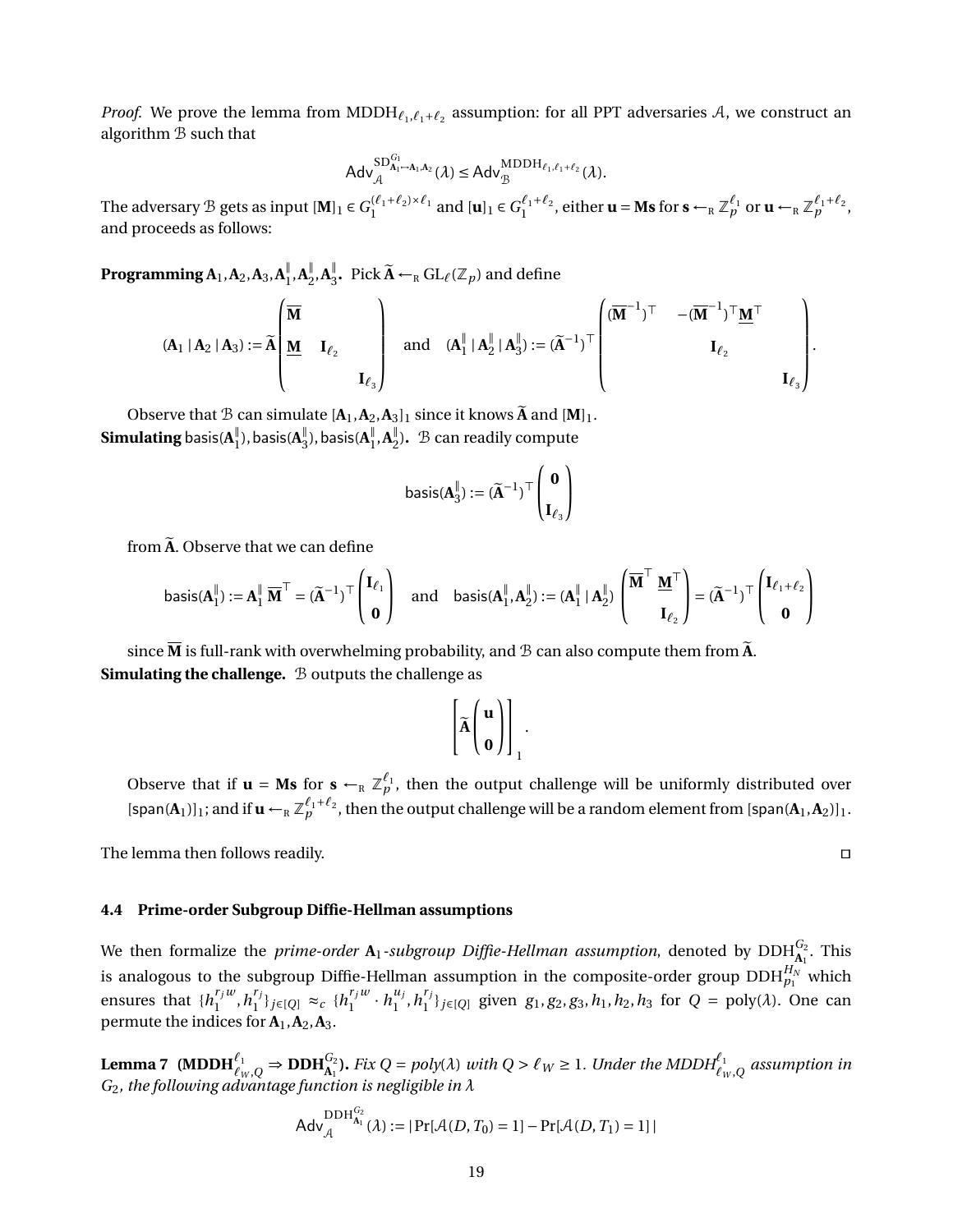*Proof.* We prove the lemma from $\text{MDDH}_{\ell_1,\ell_1+\ell_2}$ assumption: for all PPT adversaries $\mathcal{A}$, we construct an algorithm $\mathcal{B}$ such that

$$\mathsf{Adv}_{\mathcal{A}}^{\text{SD}^{G_1}_{\mathbf{A}_1 \mapsto \mathbf{A}_1,\mathbf{A}_2}}(\lambda) \le \mathsf{Adv}_{\mathcal{B}}^{\text{MDDH}_{\ell_1,\ell_1+\ell_2}}(\lambda).$$

The adversary $\mathcal{B}$ gets as input $[\mathbf{M}]_1 \in G_1^{(\ell_1+\ell_2)\times\ell_1}$ and $[\mathbf{u}]_1 \in G_1^{\ell_1+\ell_2}$, either $\mathbf{u} = \mathbf{M}\mathbf{s}$ for $\mathbf{s} \leftarrow_{\mathrm{R}} \mathbb{Z}_p^{\ell_1}$ or $\mathbf{u} \leftarrow_{\mathrm{R}} \mathbb{Z}_p^{\ell_1+\ell_2}$, and proceeds as follows:

**Programming $\mathbf{A}_1, \mathbf{A}_2, \mathbf{A}_3, \mathbf{A}_1^{\|}, \mathbf{A}_2^{\|}, \mathbf{A}_3^{\|}$.** Pick $\widetilde{\mathbf{A}} \leftarrow_{\mathrm{R}} \mathrm{GL}_\ell(\mathbb{Z}_p)$ and define

$$(\mathbf{A}_1 \mid \mathbf{A}_2 \mid \mathbf{A}_3) := \widetilde{\mathbf{A}} \begin{pmatrix} \overline{\mathbf{M}} & & \\ \underline{\mathbf{M}} & \mathbf{I}_{\ell_2} & \\ & & \mathbf{I}_{\ell_3} \end{pmatrix} \quad \text{and} \quad (\mathbf{A}_1^{\|} \mid \mathbf{A}_2^{\|} \mid \mathbf{A}_3^{\|}) := (\widetilde{\mathbf{A}}^{-1})^\top \begin{pmatrix} (\overline{\mathbf{M}}^{-1})^\top & -(\overline{\mathbf{M}}^{-1})^\top \underline{\mathbf{M}}^\top & \\ & \mathbf{I}_{\ell_2} & \\ & & \mathbf{I}_{\ell_3} \end{pmatrix}.$$

Observe that $\mathcal{B}$ can simulate $[\mathbf{A}_1, \mathbf{A}_2, \mathbf{A}_3]_1$ since it knows $\widetilde{\mathbf{A}}$ and $[\mathbf{M}]_1$.

**Simulating $\mathsf{basis}(\mathbf{A}_1^{\|}), \mathsf{basis}(\mathbf{A}_3^{\|}), \mathsf{basis}(\mathbf{A}_1^{\|}, \mathbf{A}_2^{\|})$.** $\mathcal{B}$ can readily compute

$$\mathsf{basis}(\mathbf{A}_3^{\|}) := (\widetilde{\mathbf{A}}^{-1})^\top \begin{pmatrix} \mathbf{0} \\ \mathbf{I}_{\ell_3} \end{pmatrix}$$

from $\widetilde{\mathbf{A}}$. Observe that we can define

$$\mathsf{basis}(\mathbf{A}_1^{\|}) := \mathbf{A}_1^{\|}\, \overline{\mathbf{M}}^\top = (\widetilde{\mathbf{A}}^{-1})^\top \begin{pmatrix} \mathbf{I}_{\ell_1} \\ \mathbf{0} \end{pmatrix} \quad \text{and} \quad \mathsf{basis}(\mathbf{A}_1^{\|}, \mathbf{A}_2^{\|}) := (\mathbf{A}_1^{\|} \mid \mathbf{A}_2^{\|}) \begin{pmatrix} \overline{\mathbf{M}}^\top & \underline{\mathbf{M}}^\top \\ & \mathbf{I}_{\ell_2} \end{pmatrix} = (\widetilde{\mathbf{A}}^{-1})^\top \begin{pmatrix} \mathbf{I}_{\ell_1+\ell_2} \\ \mathbf{0} \end{pmatrix}$$

since $\overline{\mathbf{M}}$ is full-rank with overwhelming probability, and $\mathcal{B}$ can also compute them from $\widetilde{\mathbf{A}}$.

**Simulating the challenge.** $\mathcal{B}$ outputs the challenge as

$$\left[ \widetilde{\mathbf{A}} \begin{pmatrix} \mathbf{u} \\ \mathbf{0} \end{pmatrix} \right]_1.$$

Observe that if $\mathbf{u} = \mathbf{M}\mathbf{s}$ for $\mathbf{s} \leftarrow_{\mathrm{R}} \mathbb{Z}_p^{\ell_1}$, then the output challenge will be uniformly distributed over $[\mathsf{span}(\mathbf{A}_1)]_1$; and if $\mathbf{u} \leftarrow_{\mathrm{R}} \mathbb{Z}_p^{\ell_1+\ell_2}$, then the output challenge will be a random element from $[\mathsf{span}(\mathbf{A}_1, \mathbf{A}_2)]_1$.

The lemma then follows readily. □

### 4.4 Prime-order Subgroup Diffie-Hellman assumptions

We then formalize the *prime-order* $\mathbf{A}_1$*-subgroup Diffie-Hellman assumption*, denoted by $\text{DDH}^{G_2}_{\mathbf{A}_1}$. This is analogous to the subgroup Diffie-Hellman assumption in the composite-order group $\text{DDH}^{H_N}_{p_1}$ which ensures that $\{h_1^{r_j w}, h_1^{r_j}\}_{j\in[Q]} \approx_c \{h_1^{r_j w} \cdot h_1^{u_j}, h_1^{r_j}\}_{j\in[Q]}$ given $g_1, g_2, g_3, h_1, h_2, h_3$ for $Q = \text{poly}(\lambda)$. One can permute the indices for $\mathbf{A}_1, \mathbf{A}_2, \mathbf{A}_3$.

**Lemma 7** **($\text{MDDH}^{\ell_1}_{\ell_W,Q} \Rightarrow \text{DDH}^{G_2}_{\mathbf{A}_1}$).** *Fix $Q = poly(\lambda)$ with $Q > \ell_W \ge 1$. Under the $\text{MDDH}^{\ell_1}_{\ell_W,Q}$ assumption in $G_2$, the following advantage function is negligible in $\lambda$*

$$\mathsf{Adv}_{\mathcal{A}}^{\text{DDH}^{G_2}_{\mathbf{A}_1}}(\lambda) := |\Pr[\mathcal{A}(D, T_0) = 1] - \Pr[\mathcal{A}(D, T_1) = 1]|$$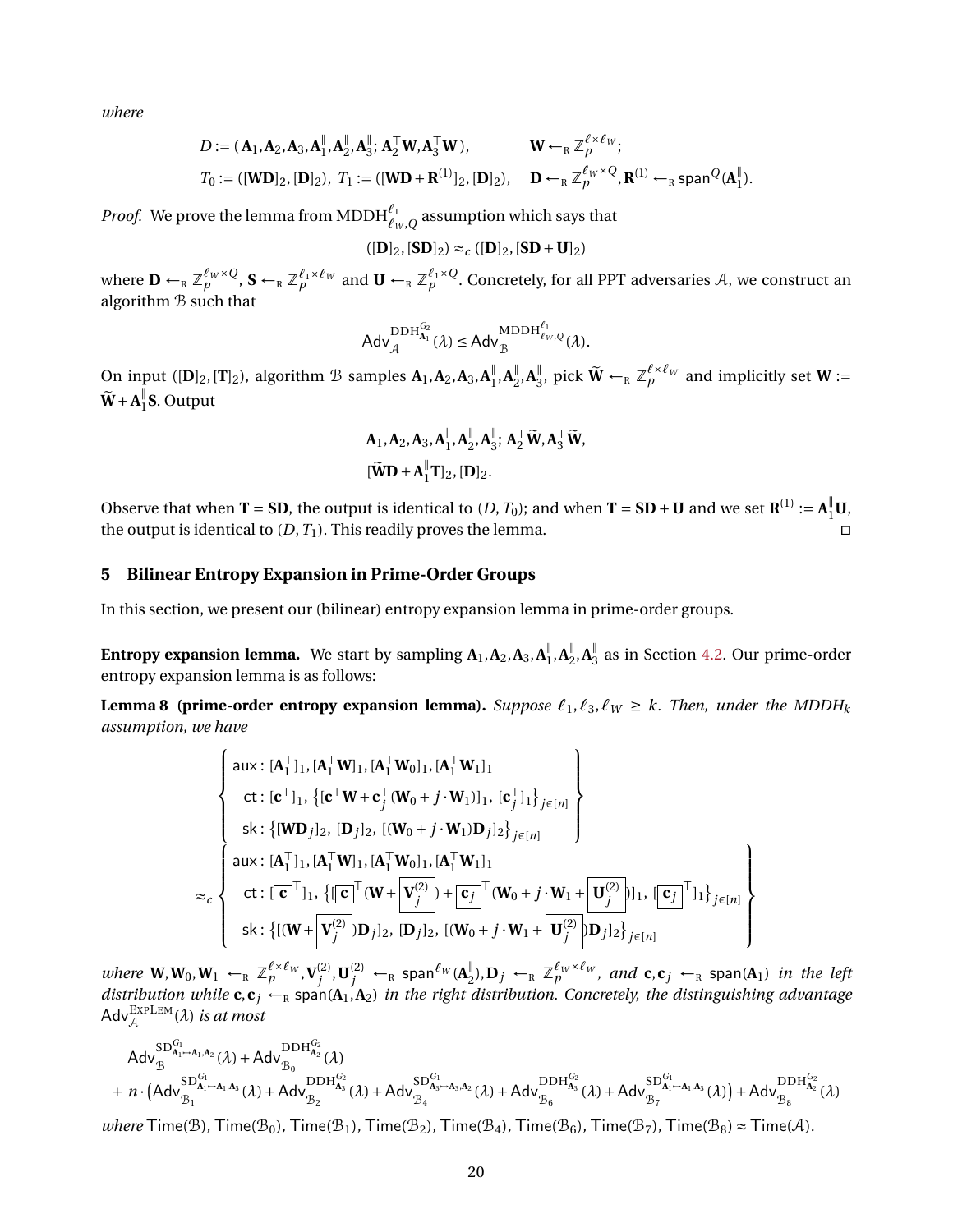*where*

$$D := (\mathbf{A}_1, \mathbf{A}_2, \mathbf{A}_3, \mathbf{A}_1^{\|}, \mathbf{A}_2^{\|}, \mathbf{A}_3^{\|}; \mathbf{A}_2^{\top}\mathbf{W}, \mathbf{A}_3^{\top}\mathbf{W}), \qquad \mathbf{W} \leftarrow_{\mathrm{R}} \mathbb{Z}_p^{\ell \times \ell_W};$$

$$T_0 := ([\mathbf{W}\mathbf{D}]_2, [\mathbf{D}]_2),\ T_1 := ([\mathbf{W}\mathbf{D} + \mathbf{R}^{(1)}]_2, [\mathbf{D}]_2), \quad \mathbf{D} \leftarrow_{\mathrm{R}} \mathbb{Z}_p^{\ell_W \times Q}, \mathbf{R}^{(1)} \leftarrow_{\mathrm{R}} \mathsf{span}^Q(\mathbf{A}_1^{\|}).$$

*Proof.* We prove the lemma from $\mathrm{MDDH}_{\ell_W,Q}^{\ell_1}$ assumption which says that

$$([\mathbf{D}]_2, [\mathbf{S}\mathbf{D}]_2) \approx_c ([\mathbf{D}]_2, [\mathbf{S}\mathbf{D} + \mathbf{U}]_2)$$

where $\mathbf{D} \leftarrow_{\mathrm{R}} \mathbb{Z}_p^{\ell_W \times Q}$, $\mathbf{S} \leftarrow_{\mathrm{R}} \mathbb{Z}_p^{\ell_1 \times \ell_W}$ and $\mathbf{U} \leftarrow_{\mathrm{R}} \mathbb{Z}_p^{\ell_1 \times Q}$. Concretely, for all PPT adversaries $\mathcal{A}$, we construct an algorithm $\mathcal{B}$ such that

$$\mathsf{Adv}_{\mathcal{A}}^{\mathrm{DDH}_{\mathbf{A}_1}^{G_2}}(\lambda) \le \mathsf{Adv}_{\mathcal{B}}^{\mathrm{MDDH}_{\ell_W,Q}^{\ell_1}}(\lambda).$$

On input $([\mathbf{D}]_2, [\mathbf{T}]_2)$, algorithm $\mathcal{B}$ samples $\mathbf{A}_1, \mathbf{A}_2, \mathbf{A}_3, \mathbf{A}_1^{\|}, \mathbf{A}_2^{\|}, \mathbf{A}_3^{\|}$, pick $\widetilde{\mathbf{W}} \leftarrow_{\mathrm{R}} \mathbb{Z}_p^{\ell \times \ell_W}$ and implicitly set $\mathbf{W} := \widetilde{\mathbf{W}} + \mathbf{A}_1^{\|}\mathbf{S}$. Output

$$\mathbf{A}_1, \mathbf{A}_2, \mathbf{A}_3, \mathbf{A}_1^{\|}, \mathbf{A}_2^{\|}, \mathbf{A}_3^{\|}; \mathbf{A}_2^{\top}\widetilde{\mathbf{W}}, \mathbf{A}_3^{\top}\widetilde{\mathbf{W}},$$
$$[\widetilde{\mathbf{W}}\mathbf{D} + \mathbf{A}_1^{\|}\mathbf{T}]_2, [\mathbf{D}]_2.$$

Observe that when $\mathbf{T} = \mathbf{S}\mathbf{D}$, the output is identical to $(D, T_0)$; and when $\mathbf{T} = \mathbf{S}\mathbf{D} + \mathbf{U}$ and we set $\mathbf{R}^{(1)} := \mathbf{A}_1^{\|}\mathbf{U}$, the output is identical to $(D, T_1)$. This readily proves the lemma. □

## 5 Bilinear Entropy Expansion in Prime-Order Groups

In this section, we present our (bilinear) entropy expansion lemma in prime-order groups.

**Entropy expansion lemma.** We start by sampling $\mathbf{A}_1, \mathbf{A}_2, \mathbf{A}_3, \mathbf{A}_1^{\|}, \mathbf{A}_2^{\|}, \mathbf{A}_3^{\|}$ as in Section 4.2. Our prime-order entropy expansion lemma is as follows:

**Lemma 8 (prime-order entropy expansion lemma).** *Suppose $\ell_1, \ell_3, \ell_W \ge k$. Then, under the MDDH$_k$ assumption, we have*

$$\left\{ \begin{array}{l} \mathsf{aux}: [\mathbf{A}_1^{\top}]_1, [\mathbf{A}_1^{\top}\mathbf{W}]_1, [\mathbf{A}_1^{\top}\mathbf{W}_0]_1, [\mathbf{A}_1^{\top}\mathbf{W}_1]_1 \\ \ \ \mathsf{ct}: [\mathbf{c}^{\top}]_1, \left\{ [\mathbf{c}^{\top}\mathbf{W} + \mathbf{c}_j^{\top}(\mathbf{W}_0 + j \cdot \mathbf{W}_1)]_1,\ [\mathbf{c}_j^{\top}]_1 \right\}_{j \in [n]} \\ \ \ \mathsf{sk}: \left\{ [\mathbf{W}\mathbf{D}_j]_2,\ [\mathbf{D}_j]_2,\ [(\mathbf{W}_0 + j \cdot \mathbf{W}_1)\mathbf{D}_j]_2 \right\}_{j \in [n]} \end{array} \right\}$$

$$\approx_c \left\{ \begin{array}{l} \mathsf{aux}: [\mathbf{A}_1^{\top}]_1, [\mathbf{A}_1^{\top}\mathbf{W}]_1, [\mathbf{A}_1^{\top}\mathbf{W}_0]_1, [\mathbf{A}_1^{\top}\mathbf{W}_1]_1 \\ \ \ \mathsf{ct}: [\boxed{\mathbf{c}}^{\top}]_1, \left\{ [\boxed{\mathbf{c}}^{\top}(\mathbf{W} + \boxed{\mathbf{V}_j^{(2)}}) + \boxed{\mathbf{c}_j}^{\top}(\mathbf{W}_0 + j \cdot \mathbf{W}_1 + \boxed{\mathbf{U}_j^{(2)}})]_1,\ [\boxed{\mathbf{c}_j}^{\top}]_1 \right\}_{j \in [n]} \\ \ \ \mathsf{sk}: \left\{ [(\mathbf{W} + \boxed{\mathbf{V}_j^{(2)}})\mathbf{D}_j]_2,\ [\mathbf{D}_j]_2,\ [(\mathbf{W}_0 + j \cdot \mathbf{W}_1 + \boxed{\mathbf{U}_j^{(2)}})\mathbf{D}_j]_2 \right\}_{j \in [n]} \end{array} \right\}$$

*where* $\mathbf{W}, \mathbf{W}_0, \mathbf{W}_1 \leftarrow_{\mathrm{R}} \mathbb{Z}_p^{\ell \times \ell_W}$, $\mathbf{V}_j^{(2)}, \mathbf{U}_j^{(2)} \leftarrow_{\mathrm{R}} \mathsf{span}^{\ell_W}(\mathbf{A}_2^{\|})$, $\mathbf{D}_j \leftarrow_{\mathrm{R}} \mathbb{Z}_p^{\ell_W \times \ell_W}$, *and* $\mathbf{c}, \mathbf{c}_j \leftarrow_{\mathrm{R}} \mathsf{span}(\mathbf{A}_1)$ *in the left distribution while* $\mathbf{c}, \mathbf{c}_j \leftarrow_{\mathrm{R}} \mathsf{span}(\mathbf{A}_1, \mathbf{A}_2)$ *in the right distribution. Concretely, the distinguishing advantage* $\mathsf{Adv}_{\mathcal{A}}^{\mathrm{ExpLem}}(\lambda)$ *is at most*

$$\mathsf{Adv}_{\mathcal{B}}^{\mathrm{SD}_{\mathbf{A}_1 \mapsto \mathbf{A}_1,\mathbf{A}_2}^{G_1}}(\lambda) + \mathsf{Adv}_{\mathcal{B}_0}^{\mathrm{DDH}_{\mathbf{A}_2}^{G_2}}(\lambda)$$
$$+\ n \cdot \left( \mathsf{Adv}_{\mathcal{B}_1}^{\mathrm{SD}_{\mathbf{A}_1 \mapsto \mathbf{A}_1,\mathbf{A}_3}^{G_1}}(\lambda) + \mathsf{Adv}_{\mathcal{B}_2}^{\mathrm{DDH}_{\mathbf{A}_3}^{G_2}}(\lambda) + \mathsf{Adv}_{\mathcal{B}_4}^{\mathrm{SD}_{\mathbf{A}_3 \mapsto \mathbf{A}_3,\mathbf{A}_2}^{G_1}}(\lambda) + \mathsf{Adv}_{\mathcal{B}_6}^{\mathrm{DDH}_{\mathbf{A}_3}^{G_2}}(\lambda) + \mathsf{Adv}_{\mathcal{B}_7}^{\mathrm{SD}_{\mathbf{A}_1 \mapsto \mathbf{A}_1,\mathbf{A}_3}^{G_1}}(\lambda) \right) + \mathsf{Adv}_{\mathcal{B}_8}^{\mathrm{DDH}_{\mathbf{A}_2}^{G_2}}(\lambda)$$

*where* $\mathsf{Time}(\mathcal{B})$, $\mathsf{Time}(\mathcal{B}_0)$, $\mathsf{Time}(\mathcal{B}_1)$, $\mathsf{Time}(\mathcal{B}_2)$, $\mathsf{Time}(\mathcal{B}_4)$, $\mathsf{Time}(\mathcal{B}_6)$, $\mathsf{Time}(\mathcal{B}_7)$, $\mathsf{Time}(\mathcal{B}_8) \approx \mathsf{Time}(\mathcal{A})$.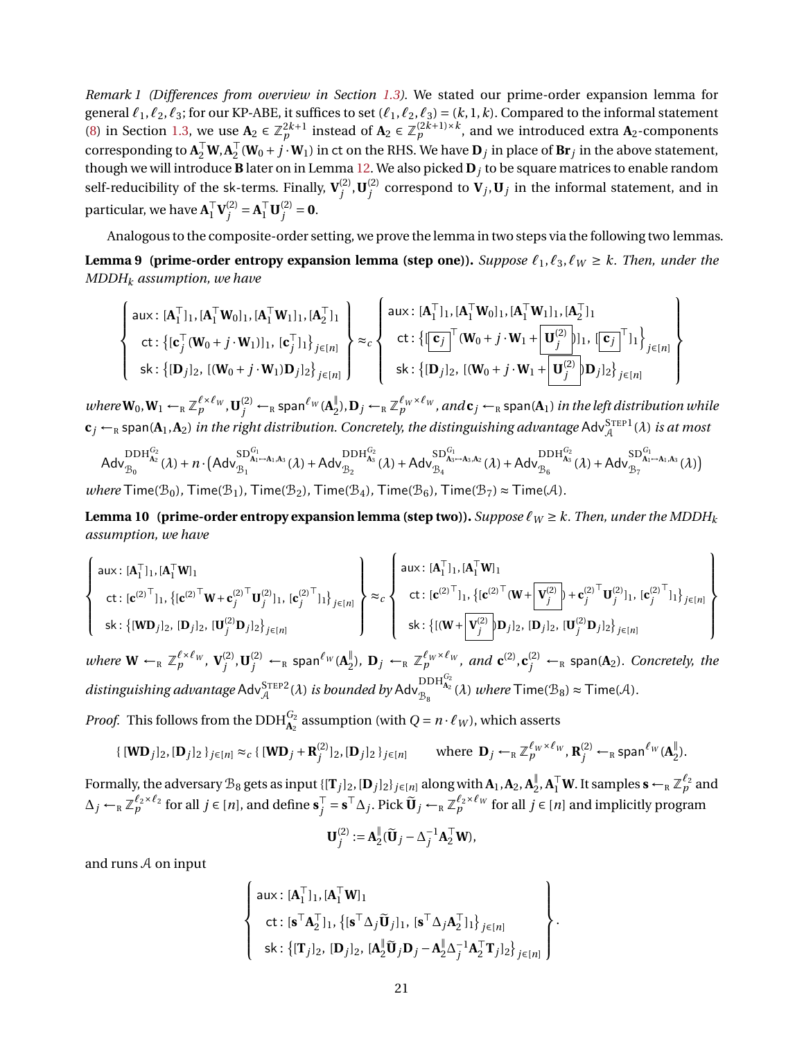*Remark 1 (Differences from overview in Section 1.3).* We stated our prime-order expansion lemma for general $\ell_1, \ell_2, \ell_3$; for our KP-ABE, it suffices to set $(\ell_1, \ell_2, \ell_3) = (k, 1, k)$. Compared to the informal statement (8) in Section 1.3, we use $\mathbf{A}_2 \in \mathbb{Z}_p^{2k+1}$ instead of $\mathbf{A}_2 \in \mathbb{Z}_p^{(2k+1)\times k}$, and we introduced extra $\mathbf{A}_2$-components corresponding to $\mathbf{A}_2^\top \mathbf{W}, \mathbf{A}_2^\top(\mathbf{W}_0 + j \cdot \mathbf{W}_1)$ in ct on the RHS. We have $\mathbf{D}_j$ in place of $\mathbf{B}\mathbf{r}_j$ in the above statement, though we will introduce $\mathbf{B}$ later on in Lemma 12. We also picked $\mathbf{D}_j$ to be square matrices to enable random self-reducibility of the sk-terms. Finally, $\mathbf{V}_j^{(2)}, \mathbf{U}_j^{(2)}$ correspond to $\mathbf{V}_j, \mathbf{U}_j$ in the informal statement, and in particular, we have $\mathbf{A}_1^\top \mathbf{V}_j^{(2)} = \mathbf{A}_1^\top \mathbf{U}_j^{(2)} = \mathbf{0}$.

Analogous to the composite-order setting, we prove the lemma in two steps via the following two lemmas.

**Lemma 9 (prime-order entropy expansion lemma (step one)).** *Suppose $\ell_1, \ell_3, \ell_W \geq k$. Then, under the MDDH$_k$ assumption, we have*

$$\left\{\begin{array}{l} \mathsf{aux}: [\mathbf{A}_1^\top]_1, [\mathbf{A}_1^\top \mathbf{W}_0]_1, [\mathbf{A}_1^\top \mathbf{W}_1]_1, [\mathbf{A}_2^\top]_1 \\ \mathsf{ct}: \left\{[\mathbf{c}_j^\top(\mathbf{W}_0 + j\cdot\mathbf{W}_1)]_1,\ [\mathbf{c}_j^\top]_1\right\}_{j\in[n]} \\ \mathsf{sk}: \left\{[\mathbf{D}_j]_2,\ [(\mathbf{W}_0 + j\cdot \mathbf{W}_1)\mathbf{D}_j]_2\right\}_{j\in[n]} \end{array}\right\} \approx_c \left\{\begin{array}{l} \mathsf{aux}: [\mathbf{A}_1^\top]_1, [\mathbf{A}_1^\top \mathbf{W}_0]_1, [\mathbf{A}_1^\top \mathbf{W}_1]_1, [\mathbf{A}_2^\top]_1 \\ \mathsf{ct}: \left\{[\boxed{\mathbf{c}_j}^\top(\mathbf{W}_0 + j\cdot\mathbf{W}_1 + \boxed{\mathbf{U}_j^{(2)}})]_1,\ [\boxed{\mathbf{c}_j}^\top]_1\right\}_{j\in[n]} \\ \mathsf{sk}: \left\{[\mathbf{D}_j]_2,\ [(\mathbf{W}_0 + j\cdot \mathbf{W}_1 + \boxed{\mathbf{U}_j^{(2)}})\mathbf{D}_j]_2\right\}_{j\in[n]} \end{array}\right\}$$

*where* $\mathbf{W}_0, \mathbf{W}_1 \leftarrow_{\mathrm{R}} \mathbb{Z}_p^{\ell\times\ell_W}, \mathbf{U}_j^{(2)} \leftarrow_{\mathrm{R}} \mathsf{span}^{\ell_W}(\mathbf{A}_2^\parallel), \mathbf{D}_j \leftarrow_{\mathrm{R}} \mathbb{Z}_p^{\ell_W\times\ell_W}$*, and* $\mathbf{c}_j \leftarrow_{\mathrm{R}} \mathsf{span}(\mathbf{A}_1)$ *in the left distribution while* $\mathbf{c}_j \leftarrow_{\mathrm{R}} \mathsf{span}(\mathbf{A}_1, \mathbf{A}_2)$ *in the right distribution. Concretely, the distinguishing advantage* $\mathsf{Adv}_{\mathcal{A}}^{\mathrm{STEP1}}(\lambda)$ *is at most*

$$\mathsf{Adv}_{\mathcal{B}_0}^{\mathrm{DDH}^{G_2}_{\mathbf{A}_2}}(\lambda) + n\cdot\left(\mathsf{Adv}_{\mathcal{B}_1}^{\mathrm{SD}^{G_1}_{\mathbf{A}_1\mapsto\mathbf{A}_1,\mathbf{A}_3}}(\lambda) + \mathsf{Adv}_{\mathcal{B}_2}^{\mathrm{DDH}^{G_2}_{\mathbf{A}_3}}(\lambda) + \mathsf{Adv}_{\mathcal{B}_4}^{\mathrm{SD}^{G_1}_{\mathbf{A}_3\mapsto\mathbf{A}_3,\mathbf{A}_2}}(\lambda) + \mathsf{Adv}_{\mathcal{B}_6}^{\mathrm{DDH}^{G_2}_{\mathbf{A}_3}}(\lambda) + \mathsf{Adv}_{\mathcal{B}_7}^{\mathrm{SD}^{G_1}_{\mathbf{A}_1\mapsto\mathbf{A}_1,\mathbf{A}_3}}(\lambda)\right)$$

*where* $\mathsf{Time}(\mathcal{B}_0), \mathsf{Time}(\mathcal{B}_1), \mathsf{Time}(\mathcal{B}_2), \mathsf{Time}(\mathcal{B}_4), \mathsf{Time}(\mathcal{B}_6), \mathsf{Time}(\mathcal{B}_7) \approx \mathsf{Time}(\mathcal{A})$.

**Lemma 10 (prime-order entropy expansion lemma (step two)).** *Suppose $\ell_W \geq k$. Then, under the MDDH$_k$ assumption, we have*

$$\left\{\begin{array}{l} \mathsf{aux}: [\mathbf{A}_1^\top]_1, [\mathbf{A}_1^\top \mathbf{W}]_1 \\ \mathsf{ct}: [\mathbf{c}^{(2)\top}]_1, \left\{[\mathbf{c}^{(2)\top}\mathbf{W} + \mathbf{c}_j^{(2)\top}\mathbf{U}_j^{(2)}]_1,\ [\mathbf{c}_j^{(2)\top}]_1\right\}_{j\in[n]} \\ \mathsf{sk}: \left\{[\mathbf{W}\mathbf{D}_j]_2,\ [\mathbf{D}_j]_2,\ [\mathbf{U}_j^{(2)}\mathbf{D}_j]_2\right\}_{j\in[n]} \end{array}\right\} \approx_c \left\{\begin{array}{l} \mathsf{aux}: [\mathbf{A}_1^\top]_1, [\mathbf{A}_1^\top \mathbf{W}]_1 \\ \mathsf{ct}: [\mathbf{c}^{(2)\top}]_1, \left\{[\mathbf{c}^{(2)\top}(\mathbf{W} + \boxed{\mathbf{V}_j^{(2)}}) + \mathbf{c}_j^{(2)\top}\mathbf{U}_j^{(2)}]_1,\ [\mathbf{c}_j^{(2)\top}]_1\right\}_{j\in[n]} \\ \mathsf{sk}: \left\{[(\mathbf{W} + \boxed{\mathbf{V}_j^{(2)}})\mathbf{D}_j]_2,\ [\mathbf{D}_j]_2,\ [\mathbf{U}_j^{(2)}\mathbf{D}_j]_2\right\}_{j\in[n]} \end{array}\right\}$$

*where* $\mathbf{W} \leftarrow_{\mathrm{R}} \mathbb{Z}_p^{\ell\times\ell_W}$, $\mathbf{V}_j^{(2)}, \mathbf{U}_j^{(2)} \leftarrow_{\mathrm{R}} \mathsf{span}^{\ell_W}(\mathbf{A}_2^\parallel)$, $\mathbf{D}_j \leftarrow_{\mathrm{R}} \mathbb{Z}_p^{\ell_W\times\ell_W}$*, and* $\mathbf{c}^{(2)}, \mathbf{c}_j^{(2)} \leftarrow_{\mathrm{R}} \mathsf{span}(\mathbf{A}_2)$*. Concretely, the distinguishing advantage* $\mathsf{Adv}_{\mathcal{A}}^{\mathrm{STEP2}}(\lambda)$ *is bounded by* $\mathsf{Adv}_{\mathcal{B}_8}^{\mathrm{DDH}^{G_2}_{\mathbf{A}_2}}(\lambda)$ *where* $\mathsf{Time}(\mathcal{B}_8) \approx \mathsf{Time}(\mathcal{A})$.

*Proof.* This follows from the $\mathrm{DDH}^{G_2}_{\mathbf{A}_2}$ assumption (with $Q = n\cdot\ell_W$), which asserts

$$\{\,[\mathbf{W}\mathbf{D}_j]_2, [\mathbf{D}_j]_2\,\}_{j\in[n]} \approx_c \{\,[\mathbf{W}\mathbf{D}_j + \mathbf{R}_j^{(2)}]_2, [\mathbf{D}_j]_2\,\}_{j\in[n]} \qquad \text{where } \mathbf{D}_j \leftarrow_{\mathrm{R}} \mathbb{Z}_p^{\ell_W\times\ell_W}, \mathbf{R}_j^{(2)} \leftarrow_{\mathrm{R}} \mathsf{span}^{\ell_W}(\mathbf{A}_2^\parallel).$$

Formally, the adversary $\mathcal{B}_8$ gets as input $\{[\mathbf{T}_j]_2, [\mathbf{D}_j]_2\}_{j\in[n]}$ along with $\mathbf{A}_1, \mathbf{A}_2, \mathbf{A}_2^\parallel, \mathbf{A}_1^\top\mathbf{W}$. It samples $\mathbf{s} \leftarrow_{\mathrm{R}} \mathbb{Z}_p^{\ell_2}$ and $\Delta_j \leftarrow_{\mathrm{R}} \mathbb{Z}_p^{\ell_2\times\ell_2}$ for all $j\in[n]$, and define $\mathbf{s}_j^\top = \mathbf{s}^\top\Delta_j$. Pick $\widetilde{\mathbf{U}}_j \leftarrow_{\mathrm{R}} \mathbb{Z}_p^{\ell_2\times\ell_W}$ for all $j\in[n]$ and implicitly program

$$\mathbf{U}_j^{(2)} := \mathbf{A}_2^\parallel(\widetilde{\mathbf{U}}_j - \Delta_j^{-1}\mathbf{A}_2^\top\mathbf{W}),$$

and runs $\mathcal{A}$ on input

$$\left\{\begin{array}{l} \mathsf{aux}: [\mathbf{A}_1^\top]_1, [\mathbf{A}_1^\top \mathbf{W}]_1 \\ \mathsf{ct}: [\mathbf{s}^\top\mathbf{A}_2^\top]_1, \left\{[\mathbf{s}^\top\Delta_j\widetilde{\mathbf{U}}_j]_1,\ [\mathbf{s}^\top\Delta_j\mathbf{A}_2^\top]_1\right\}_{j\in[n]} \\ \mathsf{sk}: \left\{[\mathbf{T}_j]_2,\ [\mathbf{D}_j]_2,\ [\mathbf{A}_2^\parallel\widetilde{\mathbf{U}}_j\mathbf{D}_j - \mathbf{A}_2^\parallel\Delta_j^{-1}\mathbf{A}_2^\top\mathbf{T}_j]_2\right\}_{j\in[n]} \end{array}\right\}.$$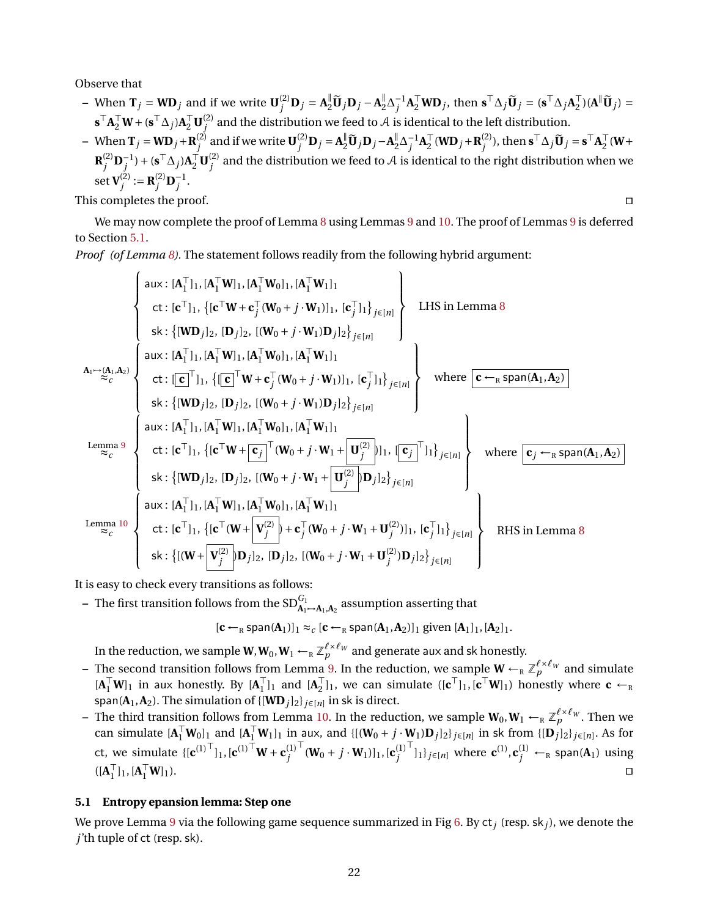Observe that

– When $\mathbf{T}_j = \mathbf{W}\mathbf{D}_j$ and if we write $\mathbf{U}_j^{(2)}\mathbf{D}_j = \mathbf{A}_2^{\|}\widetilde{\mathbf{U}}_j\mathbf{D}_j - \mathbf{A}_2^{\|}\Delta_j^{-1}\mathbf{A}_2^\top\mathbf{W}\mathbf{D}_j$, then $\mathbf{s}^\top\Delta_j\widetilde{\mathbf{U}}_j = (\mathbf{s}^\top\Delta_j\mathbf{A}_2^\top)(\mathbf{A}^{\|}\widetilde{\mathbf{U}}_j) = \mathbf{s}^\top\mathbf{A}_2^\top\mathbf{W} + (\mathbf{s}^\top\Delta_j)\mathbf{A}_2^\top\mathbf{U}_j^{(2)}$ and the distribution we feed to $\mathcal{A}$ is identical to the left distribution.

– When $\mathbf{T}_j = \mathbf{W}\mathbf{D}_j + \mathbf{R}_j^{(2)}$ and if we write $\mathbf{U}_j^{(2)}\mathbf{D}_j = \mathbf{A}_2^{\|}\widetilde{\mathbf{U}}_j\mathbf{D}_j - \mathbf{A}_2^{\|}\Delta_j^{-1}\mathbf{A}_2^\top(\mathbf{W}\mathbf{D}_j + \mathbf{R}_j^{(2)})$, then $\mathbf{s}^\top\Delta_j\widetilde{\mathbf{U}}_j = \mathbf{s}^\top\mathbf{A}_2^\top(\mathbf{W} + \mathbf{R}_j^{(2)}\mathbf{D}_j^{-1}) + (\mathbf{s}^\top\Delta_j)\mathbf{A}_2^\top\mathbf{U}_j^{(2)}$ and the distribution we feed to $\mathcal{A}$ is identical to the right distribution when we set $\mathbf{V}_j^{(2)} := \mathbf{R}_j^{(2)}\mathbf{D}_j^{-1}$.

This completes the proof. □

We may now complete the proof of Lemma 8 using Lemmas 9 and 10. The proof of Lemmas 9 is deferred to Section 5.1.

*Proof (of Lemma 8).* The statement follows readily from the following hybrid argument:

$$
\left\{
\begin{array}{l}
\mathsf{aux}: [\mathbf{A}_1^\top]_1, [\mathbf{A}_1^\top\mathbf{W}]_1, [\mathbf{A}_1^\top\mathbf{W}_0]_1, [\mathbf{A}_1^\top\mathbf{W}_1]_1 \\
\mathsf{ct}: [\mathbf{c}^\top]_1, \{[\mathbf{c}^\top\mathbf{W} + \mathbf{c}_j^\top(\mathbf{W}_0 + j\cdot\mathbf{W}_1)]_1, [\mathbf{c}_j^\top]_1\}_{j\in[n]} \\
\mathsf{sk}: \{[\mathbf{W}\mathbf{D}_j]_2, [\mathbf{D}_j]_2, [(\mathbf{W}_0 + j\cdot\mathbf{W}_1)\mathbf{D}_j]_2\}_{j\in[n]}
\end{array}
\right\} \quad \text{LHS in Lemma 8}
$$

$$
\overset{\mathbf{A}_1\mapsto(\mathbf{A}_1,\mathbf{A}_2)}{\approx_c}
\left\{
\begin{array}{l}
\mathsf{aux}: [\mathbf{A}_1^\top]_1, [\mathbf{A}_1^\top\mathbf{W}]_1, [\mathbf{A}_1^\top\mathbf{W}_0]_1, [\mathbf{A}_1^\top\mathbf{W}_1]_1 \\
\mathsf{ct}: [\boxed{\mathbf{c}}^\top]_1, \{[\boxed{\mathbf{c}}^\top\mathbf{W} + \mathbf{c}_j^\top(\mathbf{W}_0 + j\cdot\mathbf{W}_1)]_1, [\mathbf{c}_j^\top]_1\}_{j\in[n]} \\
\mathsf{sk}: \{[\mathbf{W}\mathbf{D}_j]_2, [\mathbf{D}_j]_2, [(\mathbf{W}_0 + j\cdot\mathbf{W}_1)\mathbf{D}_j]_2\}_{j\in[n]}
\end{array}
\right\} \quad \text{where } \boxed{\mathbf{c} \leftarrow_{\mathrm{R}} \mathsf{span}(\mathbf{A}_1,\mathbf{A}_2)}
$$

$$
\overset{\text{Lemma 9}}{\approx_c}
\left\{
\begin{array}{l}
\mathsf{aux}: [\mathbf{A}_1^\top]_1, [\mathbf{A}_1^\top\mathbf{W}]_1, [\mathbf{A}_1^\top\mathbf{W}_0]_1, [\mathbf{A}_1^\top\mathbf{W}_1]_1 \\
\mathsf{ct}: [\mathbf{c}^\top]_1, \{[\mathbf{c}^\top\mathbf{W} + \boxed{\mathbf{c}_j}^\top(\mathbf{W}_0 + j\cdot\mathbf{W}_1 + \boxed{\mathbf{U}_j^{(2)}})]_1, [\boxed{\mathbf{c}_j}^\top]_1\}_{j\in[n]} \\
\mathsf{sk}: \{[\mathbf{W}\mathbf{D}_j]_2, [\mathbf{D}_j]_2, [(\mathbf{W}_0 + j\cdot\mathbf{W}_1 + \boxed{\mathbf{U}_j^{(2)}})\mathbf{D}_j]_2\}_{j\in[n]}
\end{array}
\right\} \quad \text{where } \boxed{\mathbf{c}_j \leftarrow_{\mathrm{R}} \mathsf{span}(\mathbf{A}_1,\mathbf{A}_2)}
$$

$$
\overset{\text{Lemma 10}}{\approx_c}
\left\{
\begin{array}{l}
\mathsf{aux}: [\mathbf{A}_1^\top]_1, [\mathbf{A}_1^\top\mathbf{W}]_1, [\mathbf{A}_1^\top\mathbf{W}_0]_1, [\mathbf{A}_1^\top\mathbf{W}_1]_1 \\
\mathsf{ct}: [\mathbf{c}^\top]_1, \{[\mathbf{c}^\top(\mathbf{W} + \boxed{\mathbf{V}_j^{(2)}}) + \mathbf{c}_j^\top(\mathbf{W}_0 + j\cdot\mathbf{W}_1 + \mathbf{U}_j^{(2)})]_1, [\mathbf{c}_j^\top]_1\}_{j\in[n]} \\
\mathsf{sk}: \{[(\mathbf{W} + \boxed{\mathbf{V}_j^{(2)}})\mathbf{D}_j]_2, [\mathbf{D}_j]_2, [(\mathbf{W}_0 + j\cdot\mathbf{W}_1 + \mathbf{U}_j^{(2)})\mathbf{D}_j]_2\}_{j\in[n]}
\end{array}
\right\} \quad \text{RHS in Lemma 8}
$$

It is easy to check every transitions as follows:

– The first transition follows from the $\mathrm{SD}^{G_1}_{\mathbf{A}_1\mapsto\mathbf{A}_1,\mathbf{A}_2}$ assumption asserting that

$$[\mathbf{c} \leftarrow_{\mathrm{R}} \mathsf{span}(\mathbf{A}_1)]_1 \approx_c [\mathbf{c} \leftarrow_{\mathrm{R}} \mathsf{span}(\mathbf{A}_1,\mathbf{A}_2)]_1 \text{ given } [\mathbf{A}_1]_1, [\mathbf{A}_2]_1.$$

  In the reduction, we sample $\mathbf{W}, \mathbf{W}_0, \mathbf{W}_1 \leftarrow_{\mathrm{R}} \mathbb{Z}_p^{\ell\times\ell_W}$ and generate aux and sk honestly.

– The second transition follows from Lemma 9. In the reduction, we sample $\mathbf{W} \leftarrow_{\mathrm{R}} \mathbb{Z}_p^{\ell\times\ell_W}$ and simulate $[\mathbf{A}_1^\top\mathbf{W}]_1$ in aux honestly. By $[\mathbf{A}_1^\top]_1$ and $[\mathbf{A}_2^\top]_1$, we can simulate $([\mathbf{c}^\top]_1, [\mathbf{c}^\top\mathbf{W}]_1)$ honestly where $\mathbf{c} \leftarrow_{\mathrm{R}} \mathsf{span}(\mathbf{A}_1,\mathbf{A}_2)$. The simulation of $\{[\mathbf{W}\mathbf{D}_j]_2\}_{j\in[n]}$ in sk is direct.

– The third transition follows from Lemma 10. In the reduction, we sample $\mathbf{W}_0, \mathbf{W}_1 \leftarrow_{\mathrm{R}} \mathbb{Z}_p^{\ell\times\ell_W}$. Then we can simulate $[\mathbf{A}_1^\top\mathbf{W}_0]_1$ and $[\mathbf{A}_1^\top\mathbf{W}_1]_1$ in aux, and $\{[(\mathbf{W}_0 + j\cdot\mathbf{W}_1)\mathbf{D}_j]_2\}_{j\in[n]}$ in sk from $\{[\mathbf{D}_j]_2\}_{j\in[n]}$. As for ct, we simulate $\{[\mathbf{c}^{(1)\top}]_1, [\mathbf{c}^{(1)\top}\mathbf{W} + \mathbf{c}_j^{(1)\top}(\mathbf{W}_0 + j\cdot\mathbf{W}_1)]_1, [\mathbf{c}_j^{(1)\top}]_1\}_{j\in[n]}$ where $\mathbf{c}^{(1)}, \mathbf{c}_j^{(1)} \leftarrow_{\mathrm{R}} \mathsf{span}(\mathbf{A}_1)$ using $([\mathbf{A}_1^\top]_1, [\mathbf{A}_1^\top\mathbf{W}]_1)$. □

### 5.1 Entropy epansion lemma: Step one

We prove Lemma 9 via the following game sequence summarized in Fig 6. By $\mathsf{ct}_j$ (resp. $\mathsf{sk}_j$), we denote the $j$'th tuple of ct (resp. sk).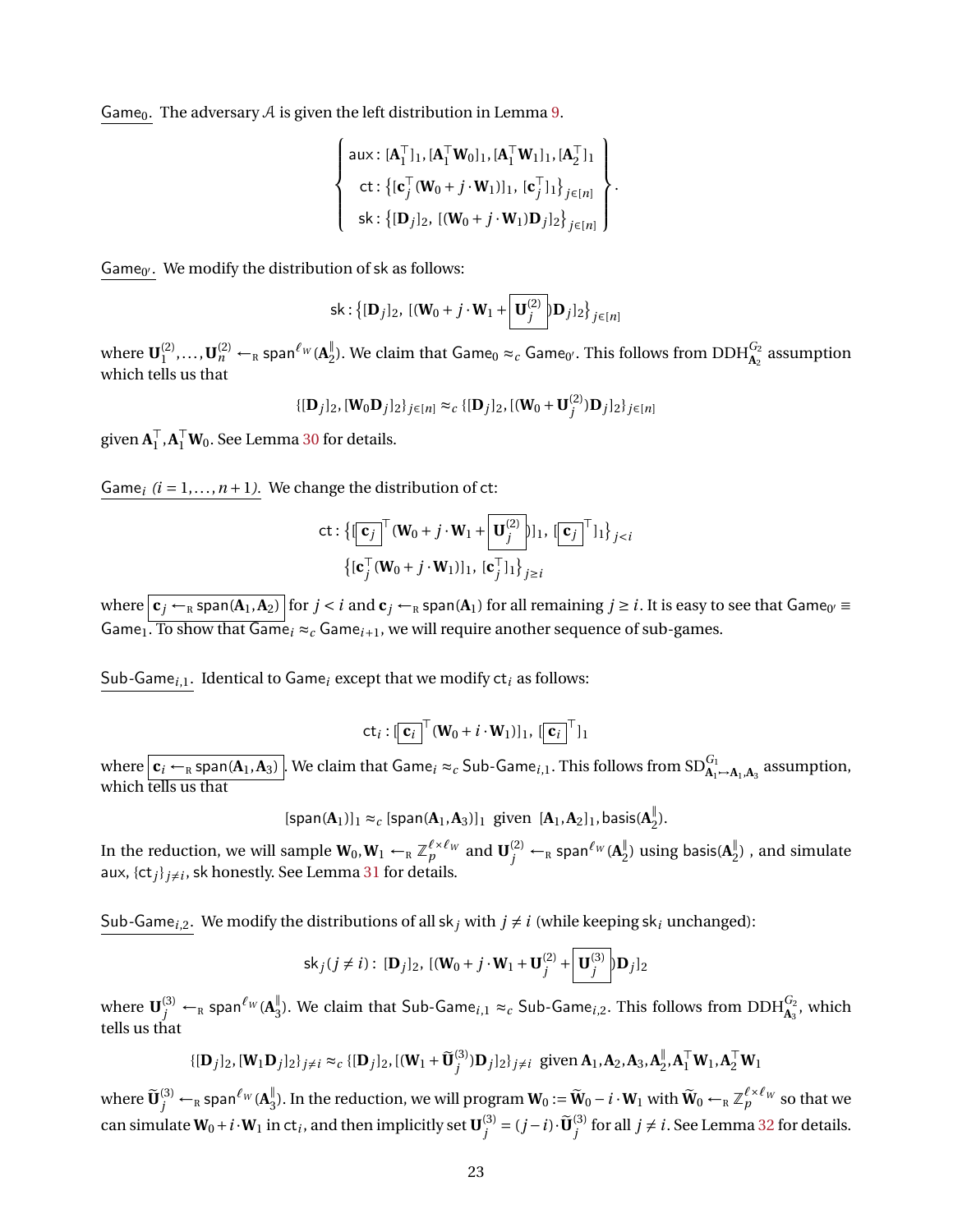<u>$\mathsf{Game}_0$.</u> The adversary $\mathcal{A}$ is given the left distribution in Lemma 9.

$$\left\{ \begin{array}{c} \mathsf{aux}: [\mathbf{A}_1^\top]_1, [\mathbf{A}_1^\top \mathbf{W}_0]_1, [\mathbf{A}_1^\top \mathbf{W}_1]_1, [\mathbf{A}_2^\top]_1 \\ \mathsf{ct}: \left\{ [\mathbf{c}_j^\top (\mathbf{W}_0 + j \cdot \mathbf{W}_1)]_1,\ [\mathbf{c}_j^\top]_1 \right\}_{j \in [n]} \\ \mathsf{sk}: \left\{ [\mathbf{D}_j]_2,\ [(\mathbf{W}_0 + j \cdot \mathbf{W}_1)\mathbf{D}_j]_2 \right\}_{j \in [n]} \end{array} \right\}.$$

<u>$\mathsf{Game}_{0'}$.</u> We modify the distribution of $\mathsf{sk}$ as follows:

$$\mathsf{sk}: \left\{ [\mathbf{D}_j]_2,\ [(\mathbf{W}_0 + j \cdot \mathbf{W}_1 + \boxed{\mathbf{U}_j^{(2)}})\mathbf{D}_j]_2 \right\}_{j \in [n]}$$

where $\mathbf{U}_1^{(2)}, \ldots, \mathbf{U}_n^{(2)} \leftarrow_{\mathrm{R}} \mathsf{span}^{\ell_W}(\mathbf{A}_2^{\|})$. We claim that $\mathsf{Game}_0 \approx_c \mathsf{Game}_{0'}$. This follows from $\mathrm{DDH}_{\mathbf{A}_2}^{G_2}$ assumption which tells us that

$$\{[\mathbf{D}_j]_2, [\mathbf{W}_0 \mathbf{D}_j]_2\}_{j \in [n]} \approx_c \{[\mathbf{D}_j]_2, [(\mathbf{W}_0 + \mathbf{U}_j^{(2)})\mathbf{D}_j]_2\}_{j \in [n]}$$

given $\mathbf{A}_1^\top, \mathbf{A}_1^\top \mathbf{W}_0$. See Lemma 30 for details.

<u>$\mathsf{Game}_i$ ($i = 1, \ldots, n+1$).</u> We change the distribution of $\mathsf{ct}$:

$$\mathsf{ct}: \left\{ [\boxed{\mathbf{c}_j}^\top (\mathbf{W}_0 + j \cdot \mathbf{W}_1 + \boxed{\mathbf{U}_j^{(2)}})]_1,\ [\boxed{\mathbf{c}_j}^\top]_1 \right\}_{j < i}$$
$$\left\{ [\mathbf{c}_j^\top (\mathbf{W}_0 + j \cdot \mathbf{W}_1)]_1,\ [\mathbf{c}_j^\top]_1 \right\}_{j \geq i}$$

where $\boxed{\mathbf{c}_j \leftarrow_{\mathrm{R}} \mathsf{span}(\mathbf{A}_1, \mathbf{A}_2)}$ for $j < i$ and $\mathbf{c}_j \leftarrow_{\mathrm{R}} \mathsf{span}(\mathbf{A}_1)$ for all remaining $j \geq i$. It is easy to see that $\mathsf{Game}_{0'} \equiv \mathsf{Game}_1$. To show that $\mathsf{Game}_i \approx_c \mathsf{Game}_{i+1}$, we will require another sequence of sub-games.

<u>$\mathsf{Sub\text{-}Game}_{i,1}$.</u> Identical to $\mathsf{Game}_i$ except that we modify $\mathsf{ct}_i$ as follows:

$$\mathsf{ct}_i: [\boxed{\mathbf{c}_i}^\top (\mathbf{W}_0 + i \cdot \mathbf{W}_1)]_1,\ [\boxed{\mathbf{c}_i}^\top]_1$$

where $\boxed{\mathbf{c}_i \leftarrow_{\mathrm{R}} \mathsf{span}(\mathbf{A}_1, \mathbf{A}_3)}$. We claim that $\mathsf{Game}_i \approx_c \mathsf{Sub\text{-}Game}_{i,1}$. This follows from $\mathrm{SD}_{\mathbf{A}_1 \mapsto \mathbf{A}_1, \mathbf{A}_3}^{G_1}$ assumption, which tells us that

$$[\mathsf{span}(\mathbf{A}_1)]_1 \approx_c [\mathsf{span}(\mathbf{A}_1, \mathbf{A}_3)]_1 \text{ given } [\mathbf{A}_1, \mathbf{A}_2]_1, \mathsf{basis}(\mathbf{A}_2^{\|}).$$

In the reduction, we will sample $\mathbf{W}_0, \mathbf{W}_1 \leftarrow_{\mathrm{R}} \mathbb{Z}_p^{\ell \times \ell_W}$ and $\mathbf{U}_j^{(2)} \leftarrow_{\mathrm{R}} \mathsf{span}^{\ell_W}(\mathbf{A}_2^{\|})$ using $\mathsf{basis}(\mathbf{A}_2^{\|})$ , and simulate $\mathsf{aux}$, $\{\mathsf{ct}_j\}_{j \neq i}$, $\mathsf{sk}$ honestly. See Lemma 31 for details.

<u>$\mathsf{Sub\text{-}Game}_{i,2}$.</u> We modify the distributions of all $\mathsf{sk}_j$ with $j \neq i$ (while keeping $\mathsf{sk}_i$ unchanged):

$$\mathsf{sk}_j (j \neq i): [\mathbf{D}_j]_2,\ [(\mathbf{W}_0 + j \cdot \mathbf{W}_1 + \mathbf{U}_j^{(2)} + \boxed{\mathbf{U}_j^{(3)}})\mathbf{D}_j]_2$$

where $\mathbf{U}_j^{(3)} \leftarrow_{\mathrm{R}} \mathsf{span}^{\ell_W}(\mathbf{A}_3^{\|})$. We claim that $\mathsf{Sub\text{-}Game}_{i,1} \approx_c \mathsf{Sub\text{-}Game}_{i,2}$. This follows from $\mathrm{DDH}_{\mathbf{A}_3}^{G_2}$, which tells us that

$$\{[\mathbf{D}_j]_2, [\mathbf{W}_1 \mathbf{D}_j]_2\}_{j \neq i} \approx_c \{[\mathbf{D}_j]_2, [(\mathbf{W}_1 + \widetilde{\mathbf{U}}_j^{(3)})\mathbf{D}_j]_2\}_{j \neq i} \text{ given } \mathbf{A}_1, \mathbf{A}_2, \mathbf{A}_3, \mathbf{A}_2^{\|}, \mathbf{A}_1^\top \mathbf{W}_1, \mathbf{A}_2^\top \mathbf{W}_1$$

where $\widetilde{\mathbf{U}}_j^{(3)} \leftarrow_{\mathrm{R}} \mathsf{span}^{\ell_W}(\mathbf{A}_3^{\|})$. In the reduction, we will program $\mathbf{W}_0 := \widetilde{\mathbf{W}}_0 - i \cdot \mathbf{W}_1$ with $\widetilde{\mathbf{W}}_0 \leftarrow_{\mathrm{R}} \mathbb{Z}_p^{\ell \times \ell_W}$ so that we can simulate $\mathbf{W}_0 + i \cdot \mathbf{W}_1$ in $\mathsf{ct}_i$, and then implicitly set $\mathbf{U}_j^{(3)} = (j - i) \cdot \widetilde{\mathbf{U}}_j^{(3)}$ for all $j \neq i$. See Lemma 32 for details.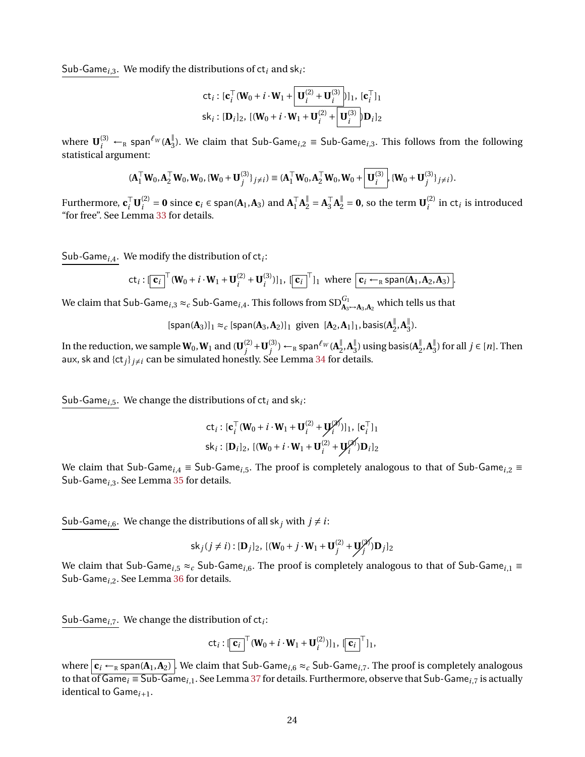Sub-Game$_{i,3}$. We modify the distributions of $\mathsf{ct}_i$ and $\mathsf{sk}_i$:

$$\mathsf{ct}_i : [\mathbf{c}_i^\top(\mathbf{W}_0 + i\cdot\mathbf{W}_1 + \boxed{\mathbf{U}_i^{(2)} + \mathbf{U}_i^{(3)}})]_1,\ [\mathbf{c}_i^\top]_1$$
$$\mathsf{sk}_i : [\mathbf{D}_i]_2,\ [(\mathbf{W}_0 + i\cdot\mathbf{W}_1 + \mathbf{U}_i^{(2)} + \boxed{\mathbf{U}_i^{(3)}})\mathbf{D}_i]_2$$

where $\mathbf{U}_i^{(3)} \leftarrow_{\mathrm{R}} \mathsf{span}^{\ell_W}(\mathbf{A}_3^{\|})$. We claim that Sub-Game$_{i,2}$ $\equiv$ Sub-Game$_{i,3}$. This follows from the following statistical argument:

$$(\mathbf{A}_1^\top\mathbf{W}_0, \mathbf{A}_2^\top\mathbf{W}_0, \mathbf{W}_0, \{\mathbf{W}_0 + \mathbf{U}_j^{(3)}\}_{j\neq i}) \equiv (\mathbf{A}_1^\top\mathbf{W}_0, \mathbf{A}_2^\top\mathbf{W}_0, \mathbf{W}_0 + \boxed{\mathbf{U}_i^{(3)}}, \{\mathbf{W}_0 + \mathbf{U}_j^{(3)}\}_{j\neq i}).$$

Furthermore, $\mathbf{c}_i^\top\mathbf{U}_i^{(2)} = \mathbf{0}$ since $\mathbf{c}_i \in \mathsf{span}(\mathbf{A}_1, \mathbf{A}_3)$ and $\mathbf{A}_1^\top\mathbf{A}_2^{\|} = \mathbf{A}_3^\top\mathbf{A}_2^{\|} = \mathbf{0}$, so the term $\mathbf{U}_i^{(2)}$ in $\mathsf{ct}_i$ is introduced "for free". See Lemma 33 for details.

Sub-Game$_{i,4}$. We modify the distribution of $\mathsf{ct}_i$:

$$\mathsf{ct}_i : [\boxed{\mathbf{c}_i}^\top(\mathbf{W}_0 + i\cdot\mathbf{W}_1 + \mathbf{U}_i^{(2)} + \mathbf{U}_i^{(3)})]_1,\ [\boxed{\mathbf{c}_i}^\top]_1 \ \text{ where } \boxed{\mathbf{c}_i \leftarrow_{\mathrm{R}} \mathsf{span}(\mathbf{A}_1, \mathbf{A}_2, \mathbf{A}_3)}.$$

We claim that Sub-Game$_{i,3}$ $\approx_c$ Sub-Game$_{i,4}$. This follows from $\mathsf{SD}^{G_1}_{\mathbf{A}_3\mapsto\mathbf{A}_3,\mathbf{A}_2}$ which tells us that

$$[\mathsf{span}(\mathbf{A}_3)]_1 \approx_c [\mathsf{span}(\mathbf{A}_3, \mathbf{A}_2)]_1 \ \text{ given } \ [\mathbf{A}_2, \mathbf{A}_1]_1, \mathsf{basis}(\mathbf{A}_2^{\|}, \mathbf{A}_3^{\|}).$$

In the reduction, we sample $\mathbf{W}_0, \mathbf{W}_1$ and $(\mathbf{U}_j^{(2)} + \mathbf{U}_j^{(3)}) \leftarrow_{\mathrm{R}} \mathsf{span}^{\ell_W}(\mathbf{A}_2^{\|}, \mathbf{A}_3^{\|})$ using $\mathsf{basis}(\mathbf{A}_2^{\|}, \mathbf{A}_3^{\|})$ for all $j \in [n]$. Then $\mathsf{aux}$, $\mathsf{sk}$ and $\{\mathsf{ct}_j\}_{j\neq i}$ can be simulated honestly. See Lemma 34 for details.

Sub-Game$_{i,5}$. We change the distributions of $\mathsf{ct}_i$ and $\mathsf{sk}_i$:

$$\mathsf{ct}_i : [\mathbf{c}_i^\top(\mathbf{W}_0 + i\cdot\mathbf{W}_1 + \mathbf{U}_i^{(2)} + \cancel{\mathbf{U}_i^{(3)}})]_1,\ [\mathbf{c}_i^\top]_1$$
$$\mathsf{sk}_i : [\mathbf{D}_i]_2,\ [(\mathbf{W}_0 + i\cdot\mathbf{W}_1 + \mathbf{U}_i^{(2)} + \cancel{\mathbf{U}_i^{(3)}})\mathbf{D}_i]_2$$

We claim that Sub-Game$_{i,4}$ $\equiv$ Sub-Game$_{i,5}$. The proof is completely analogous to that of Sub-Game$_{i,2}$ $\equiv$ Sub-Game$_{i,3}$. See Lemma 35 for details.

Sub-Game$_{i,6}$. We change the distributions of all $\mathsf{sk}_j$ with $j \neq i$:

$$\mathsf{sk}_j (j \neq i) : [\mathbf{D}_j]_2,\ [(\mathbf{W}_0 + j\cdot\mathbf{W}_1 + \mathbf{U}_j^{(2)} + \cancel{\mathbf{U}_j^{(3)}})\mathbf{D}_j]_2$$

We claim that Sub-Game$_{i,5}$ $\approx_c$ Sub-Game$_{i,6}$. The proof is completely analogous to that of Sub-Game$_{i,1}$ $\equiv$ Sub-Game$_{i,2}$. See Lemma 36 for details.

Sub-Game$_{i,7}$. We change the distribution of $\mathsf{ct}_i$:

$$\mathsf{ct}_i : [\boxed{\mathbf{c}_i}^\top(\mathbf{W}_0 + i\cdot\mathbf{W}_1 + \mathbf{U}_i^{(2)})]_1,\ [\boxed{\mathbf{c}_i}^\top]_1,$$

where $\boxed{\mathbf{c}_i \leftarrow_{\mathrm{R}} \mathsf{span}(\mathbf{A}_1, \mathbf{A}_2)}$. We claim that Sub-Game$_{i,6}$ $\approx_c$ Sub-Game$_{i,7}$. The proof is completely analogous to that of Game$_i$ $\equiv$ Sub-Game$_{i,1}$. See Lemma 37 for details. Furthermore, observe that Sub-Game$_{i,7}$ is actually identical to Game$_{i+1}$.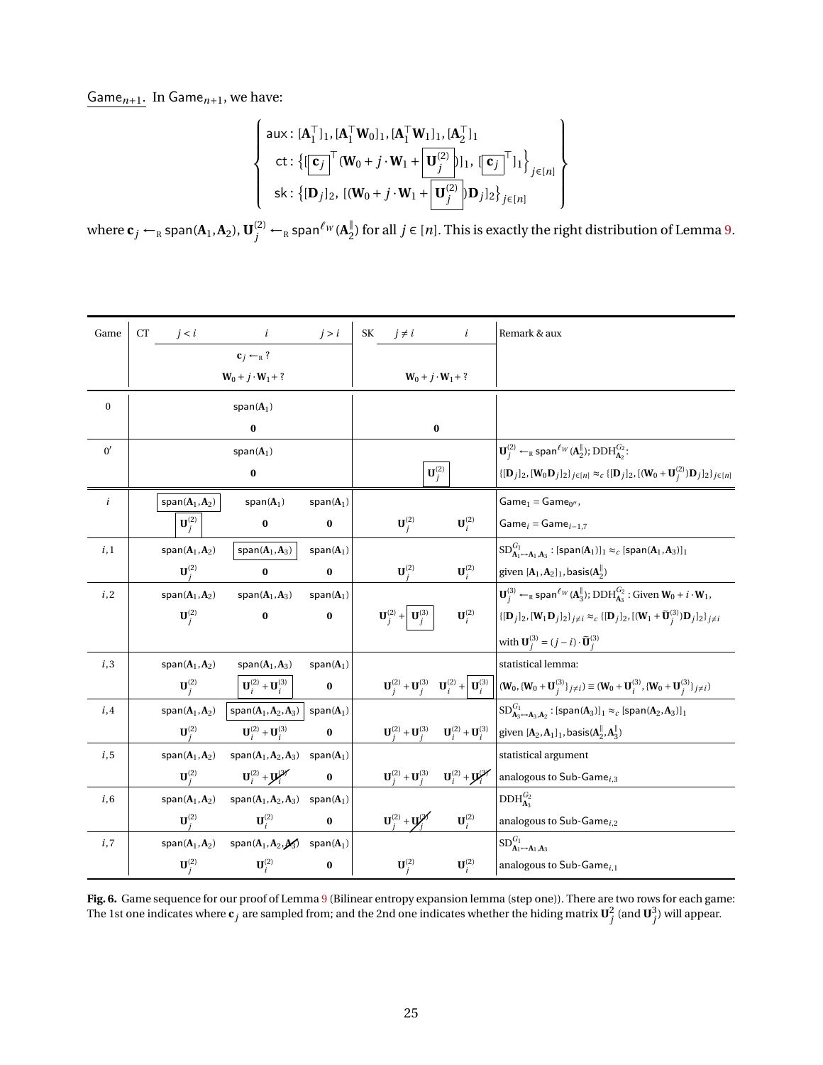Game$_{n+1}$. In Game$_{n+1}$, we have:

$$\left\{\begin{array}{l} \mathsf{aux}: [\mathbf{A}_1^\top]_1, [\mathbf{A}_1^\top \mathbf{W}_0]_1, [\mathbf{A}_1^\top \mathbf{W}_1]_1, [\mathbf{A}_2^\top]_1 \\ \mathsf{ct}: \left\{[\boxed{\mathbf{c}_j}^\top (\mathbf{W}_0 + j\cdot \mathbf{W}_1 + \boxed{\mathbf{U}_j^{(2)}})]_1,\ [\boxed{\mathbf{c}_j}^\top]_1\right\}_{j\in[n]} \\ \mathsf{sk}: \left\{[\mathbf{D}_j]_2,\ [(\mathbf{W}_0 + j\cdot \mathbf{W}_1 + \boxed{\mathbf{U}_j^{(2)}})\mathbf{D}_j]_2\right\}_{j\in[n]} \end{array}\right\}$$

where $\mathbf{c}_j \leftarrow_R \mathsf{span}(\mathbf{A}_1, \mathbf{A}_2)$, $\mathbf{U}_j^{(2)} \leftarrow_R \mathsf{span}^{\ell_W}(\mathbf{A}_2^{\|})$ for all $j \in [n]$. This is exactly the right distribution of Lemma 9.

| Game | CT $j<i$ | $i$ | $j>i$ | SK $j\neq i$ | $i$ | Remark & aux |
|---|---|---|---|---|---|---|
| | $\mathbf{c}_j \leftarrow_R ?$ | | | | | |
| | $\mathbf{W}_0 + j\cdot\mathbf{W}_1 + ?$ | | | $\mathbf{W}_0 + j\cdot\mathbf{W}_1 + ?$ | | |
| 0 | $\mathsf{span}(\mathbf{A}_1)$ | | | | | |
| | $\mathbf{0}$ | | | $\mathbf{0}$ | | |
| $0'$ | $\mathsf{span}(\mathbf{A}_1)$ | | | | | $\mathbf{U}_j^{(2)} \leftarrow_R \mathsf{span}^{\ell_W}(\mathbf{A}_2^{\|})$; $\mathrm{DDH}^{G_2}_{\mathbf{A}_2}$: |
| | $\mathbf{0}$ | | | $\boxed{\mathbf{U}_j^{(2)}}$ | | $\{[\mathbf{D}_j]_2, [\mathbf{W}_0\mathbf{D}_j]_2\}_{j\in[n]} \approx_c \{[\mathbf{D}_j]_2, [(\mathbf{W}_0+\mathbf{U}_j^{(2)})\mathbf{D}_j]_2\}_{j\in[n]}$ |
| $i$ | $\boxed{\mathsf{span}(\mathbf{A}_1,\mathbf{A}_2)}$ | $\mathsf{span}(\mathbf{A}_1)$ | $\mathsf{span}(\mathbf{A}_1)$ | | | $\mathsf{Game}_1 = \mathsf{Game}_{0'}$, |
| | $\boxed{\mathbf{U}_j^{(2)}}$ | $\mathbf{0}$ | $\mathbf{0}$ | $\mathbf{U}_j^{(2)}$ | $\mathbf{U}_i^{(2)}$ | $\mathsf{Game}_i = \mathsf{Game}_{i-1,7}$ |
| $i,1$ | $\mathsf{span}(\mathbf{A}_1,\mathbf{A}_2)$ | $\boxed{\mathsf{span}(\mathbf{A}_1,\mathbf{A}_3)}$ | $\mathsf{span}(\mathbf{A}_1)$ | | | $\mathrm{SD}^{G_1}_{\mathbf{A}_1\mapsto\mathbf{A}_1,\mathbf{A}_3}$ : $[\mathsf{span}(\mathbf{A}_1)]_1 \approx_c [\mathsf{span}(\mathbf{A}_1,\mathbf{A}_3)]_1$ |
| | $\mathbf{U}_j^{(2)}$ | $\mathbf{0}$ | $\mathbf{0}$ | $\mathbf{U}_j^{(2)}$ | $\mathbf{U}_i^{(2)}$ | given $[\mathbf{A}_1,\mathbf{A}_2]_1$, $\mathsf{basis}(\mathbf{A}_2^{\|})$ |
| $i,2$ | $\mathsf{span}(\mathbf{A}_1,\mathbf{A}_2)$ | $\mathsf{span}(\mathbf{A}_1,\mathbf{A}_3)$ | $\mathsf{span}(\mathbf{A}_1)$ | | | $\mathbf{U}_j^{(3)} \leftarrow_R \mathsf{span}^{\ell_W}(\mathbf{A}_3^{\|})$; $\mathrm{DDH}^{G_2}_{\mathbf{A}_3}$ : Given $\mathbf{W}_0 + i\cdot\mathbf{W}_1$, |
| | $\mathbf{U}_j^{(2)}$ | $\mathbf{0}$ | $\mathbf{0}$ | $\mathbf{U}_j^{(2)} + \boxed{\mathbf{U}_j^{(3)}}$ | $\mathbf{U}_i^{(2)}$ | $\{[\mathbf{D}_j]_2, [\mathbf{W}_1\mathbf{D}_j]_2\}_{j\neq i} \approx_c \{[\mathbf{D}_j]_2, [(\mathbf{W}_1+\widetilde{\mathbf{U}}_j^{(3)})\mathbf{D}_j]_2\}_{j\neq i}$ |
| | | | | | | with $\mathbf{U}_j^{(3)} = (j-i)\cdot\widetilde{\mathbf{U}}_j^{(3)}$ |
| $i,3$ | $\mathsf{span}(\mathbf{A}_1,\mathbf{A}_2)$ | $\mathsf{span}(\mathbf{A}_1,\mathbf{A}_3)$ | $\mathsf{span}(\mathbf{A}_1)$ | | | statistical lemma: |
| | $\mathbf{U}_j^{(2)}$ | $\boxed{\mathbf{U}_i^{(2)}+\mathbf{U}_i^{(3)}}$ | $\mathbf{0}$ | $\mathbf{U}_j^{(2)}+\mathbf{U}_j^{(3)}$ | $\mathbf{U}_i^{(2)} + \boxed{\mathbf{U}_i^{(3)}}$ | $(\mathbf{W}_0, \{\mathbf{W}_0+\mathbf{U}_j^{(3)}\}_{j\neq i}) \equiv (\mathbf{W}_0+\mathbf{U}_i^{(3)}, \{\mathbf{W}_0+\mathbf{U}_j^{(3)}\}_{j\neq i})$ |
| $i,4$ | $\mathsf{span}(\mathbf{A}_1,\mathbf{A}_2)$ | $\boxed{\mathsf{span}(\mathbf{A}_1,\mathbf{A}_2,\mathbf{A}_3)}$ | $\mathsf{span}(\mathbf{A}_1)$ | | | $\mathrm{SD}^{G_1}_{\mathbf{A}_3\mapsto\mathbf{A}_3,\mathbf{A}_2}$ : $[\mathsf{span}(\mathbf{A}_3)]_1 \approx_c [\mathsf{span}(\mathbf{A}_2,\mathbf{A}_3)]_1$ |
| | $\mathbf{U}_j^{(2)}$ | $\mathbf{U}_i^{(2)}+\mathbf{U}_i^{(3)}$ | $\mathbf{0}$ | $\mathbf{U}_j^{(2)}+\mathbf{U}_j^{(3)}$ | $\mathbf{U}_i^{(2)}+\mathbf{U}_i^{(3)}$ | given $[\mathbf{A}_2,\mathbf{A}_1]_1$, $\mathsf{basis}(\mathbf{A}_2^{\|},\mathbf{A}_3^{\|})$ |
| $i,5$ | $\mathsf{span}(\mathbf{A}_1,\mathbf{A}_2)$ | $\mathsf{span}(\mathbf{A}_1,\mathbf{A}_2,\mathbf{A}_3)$ | $\mathsf{span}(\mathbf{A}_1)$ | | | statistical argument |
| | $\mathbf{U}_j^{(2)}$ | $\mathbf{U}_i^{(2)} + \cancel{\mathbf{U}_i^{(3)}}$ | $\mathbf{0}$ | $\mathbf{U}_j^{(2)}+\mathbf{U}_j^{(3)}$ | $\mathbf{U}_i^{(2)} + \cancel{\mathbf{U}_i^{(3)}}$ | analogous to $\mathsf{Sub\text{-}Game}_{i,3}$ |
| $i,6$ | $\mathsf{span}(\mathbf{A}_1,\mathbf{A}_2)$ | $\mathsf{span}(\mathbf{A}_1,\mathbf{A}_2,\mathbf{A}_3)$ | $\mathsf{span}(\mathbf{A}_1)$ | | | $\mathrm{DDH}^{G_2}_{\mathbf{A}_3}$ |
| | $\mathbf{U}_j^{(2)}$ | $\mathbf{U}_i^{(2)}$ | $\mathbf{0}$ | $\mathbf{U}_j^{(2)} + \cancel{\mathbf{U}_j^{(3)}}$ | $\mathbf{U}_i^{(2)}$ | analogous to $\mathsf{Sub\text{-}Game}_{i,2}$ |
| $i,7$ | $\mathsf{span}(\mathbf{A}_1,\mathbf{A}_2)$ | $\mathsf{span}(\mathbf{A}_1,\mathbf{A}_2,\cancel{\mathbf{A}_3})$ | $\mathsf{span}(\mathbf{A}_1)$ | | | $\mathrm{SD}^{G_1}_{\mathbf{A}_1\mapsto\mathbf{A}_1,\mathbf{A}_3}$ |
| | $\mathbf{U}_j^{(2)}$ | $\mathbf{U}_i^{(2)}$ | $\mathbf{0}$ | $\mathbf{U}_j^{(2)}$ | $\mathbf{U}_i^{(2)}$ | analogous to $\mathsf{Sub\text{-}Game}_{i,1}$ |

**Fig. 6.** Game sequence for our proof of Lemma 9 (Bilinear entropy expansion lemma (step one)). There are two rows for each game: The 1st one indicates where $\mathbf{c}_j$ are sampled from; and the 2nd one indicates whether the hiding matrix $\mathbf{U}_j^2$ (and $\mathbf{U}_j^3$) will appear.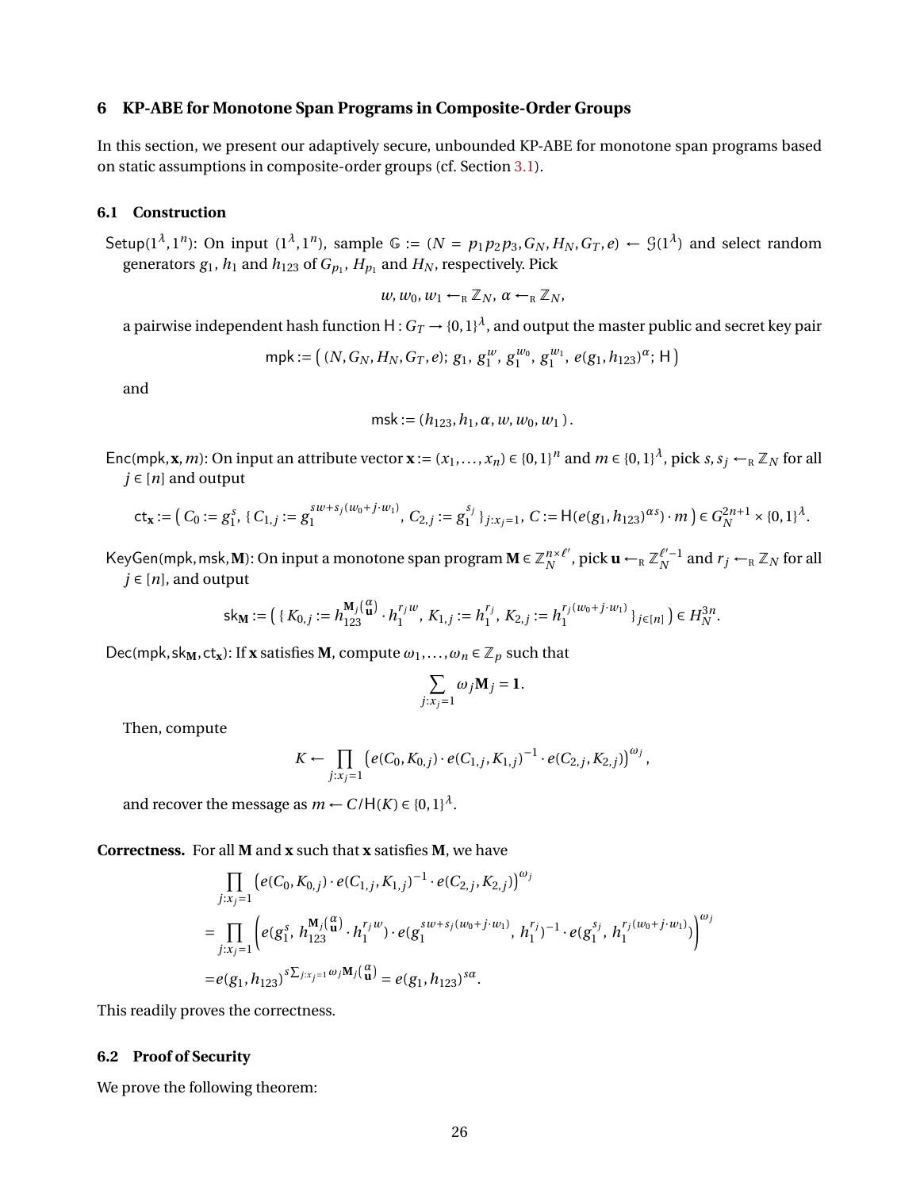## 6 KP-ABE for Monotone Span Programs in Composite-Order Groups

In this section, we present our adaptively secure, unbounded KP-ABE for monotone span programs based on static assumptions in composite-order groups (cf. Section 3.1).

### 6.1 Construction

$\mathsf{Setup}(1^\lambda, 1^n)$: On input $(1^\lambda, 1^n)$, sample $\mathbb{G} := (N = p_1 p_2 p_3, G_N, H_N, G_T, e) \leftarrow \mathcal{G}(1^\lambda)$ and select random generators $g_1$, $h_1$ and $h_{123}$ of $G_{p_1}$, $H_{p_1}$ and $H_N$, respectively. Pick

$$w, w_0, w_1 \leftarrow_{\mathrm{R}} \mathbb{Z}_N,\ \alpha \leftarrow_{\mathrm{R}} \mathbb{Z}_N,$$

a pairwise independent hash function $\mathsf{H} : G_T \to \{0,1\}^\lambda$, and output the master public and secret key pair

$$\mathsf{mpk} := \big(\,(N, G_N, H_N, G_T, e);\ g_1,\ g_1^w,\ g_1^{w_0},\ g_1^{w_1},\ e(g_1, h_{123})^\alpha;\ \mathsf{H}\,\big)$$

and

$$\mathsf{msk} := (h_{123}, h_1, \alpha, w, w_0, w_1\,).$$

$\mathsf{Enc}(\mathsf{mpk}, \mathbf{x}, m)$: On input an attribute vector $\mathbf{x} := (x_1, \ldots, x_n) \in \{0,1\}^n$ and $m \in \{0,1\}^\lambda$, pick $s, s_j \leftarrow_{\mathrm{R}} \mathbb{Z}_N$ for all $j \in [n]$ and output

$$\mathsf{ct}_{\mathbf{x}} := \big(\,C_0 := g_1^s,\ \{\,C_{1,j} := g_1^{sw + s_j(w_0 + j\cdot w_1)},\ C_{2,j} := g_1^{s_j}\,\}_{j : x_j = 1},\ C := \mathsf{H}(e(g_1, h_{123})^{\alpha s})\cdot m\,\big) \in G_N^{2n+1} \times \{0,1\}^\lambda.$$

$\mathsf{KeyGen}(\mathsf{mpk}, \mathsf{msk}, \mathbf{M})$: On input a monotone span program $\mathbf{M} \in \mathbb{Z}_N^{n \times \ell'}$, pick $\mathbf{u} \leftarrow_{\mathrm{R}} \mathbb{Z}_N^{\ell'-1}$ and $r_j \leftarrow_{\mathrm{R}} \mathbb{Z}_N$ for all $j \in [n]$, and output

$$\mathsf{sk}_{\mathbf{M}} := \big(\,\{\,K_{0,j} := h_{123}^{\mathbf{M}_j\binom{\alpha}{\mathbf{u}}} \cdot h_1^{r_j w},\ K_{1,j} := h_1^{r_j},\ K_{2,j} := h_1^{r_j(w_0 + j\cdot w_1)}\,\}_{j\in[n]}\,\big) \in H_N^{3n}.$$

$\mathsf{Dec}(\mathsf{mpk}, \mathsf{sk}_{\mathbf{M}}, \mathsf{ct}_{\mathbf{x}})$: If $\mathbf{x}$ satisfies $\mathbf{M}$, compute $\omega_1, \ldots, \omega_n \in \mathbb{Z}_p$ such that

$$\sum_{j : x_j = 1} \omega_j \mathbf{M}_j = \mathbf{1}.$$

Then, compute

$$K \leftarrow \prod_{j : x_j = 1} \big(e(C_0, K_{0,j}) \cdot e(C_{1,j}, K_{1,j})^{-1} \cdot e(C_{2,j}, K_{2,j})\big)^{\omega_j},$$

and recover the message as $m \leftarrow C / \mathsf{H}(K) \in \{0,1\}^\lambda$.

**Correctness.** For all $\mathbf{M}$ and $\mathbf{x}$ such that $\mathbf{x}$ satisfies $\mathbf{M}$, we have

$$\begin{aligned}
&\prod_{j : x_j = 1} \big(e(C_0, K_{0,j}) \cdot e(C_{1,j}, K_{1,j})^{-1} \cdot e(C_{2,j}, K_{2,j})\big)^{\omega_j} \\
=&\prod_{j : x_j = 1} \Big(e(g_1^s,\ h_{123}^{\mathbf{M}_j\binom{\alpha}{\mathbf{u}}} \cdot h_1^{r_j w}) \cdot e(g_1^{sw + s_j(w_0 + j\cdot w_1)},\ h_1^{r_j})^{-1} \cdot e(g_1^{s_j},\ h_1^{r_j(w_0 + j\cdot w_1)})\Big)^{\omega_j} \\
=&e(g_1, h_{123})^{s \sum_{j : x_j = 1} \omega_j \mathbf{M}_j \binom{\alpha}{\mathbf{u}}} = e(g_1, h_{123})^{s\alpha}.
\end{aligned}$$

This readily proves the correctness.

### 6.2 Proof of Security

We prove the following theorem: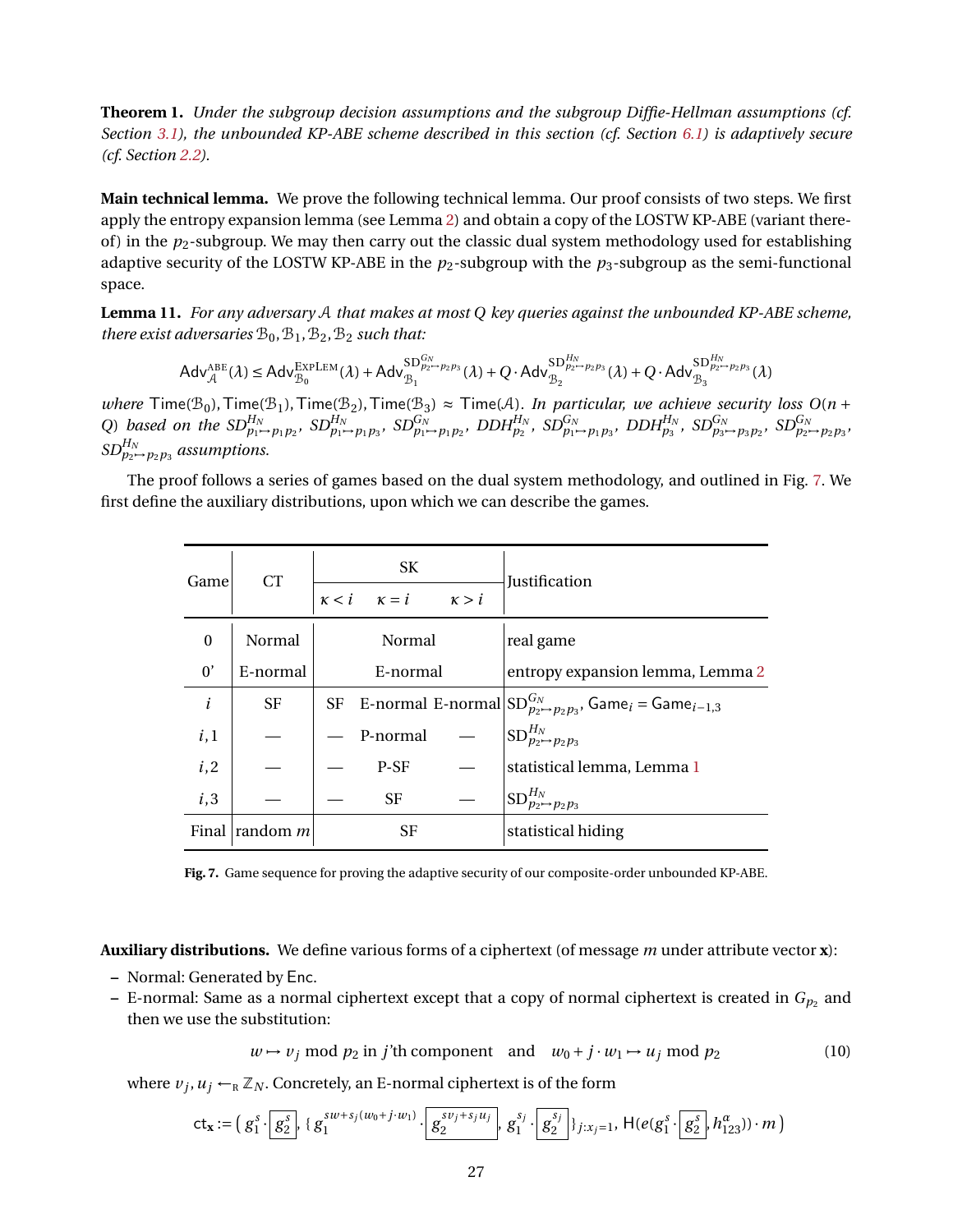**Theorem 1.** *Under the subgroup decision assumptions and the subgroup Diffie-Hellman assumptions (cf. Section 3.1), the unbounded KP-ABE scheme described in this section (cf. Section 6.1) is adaptively secure (cf. Section 2.2).*

**Main technical lemma.** We prove the following technical lemma. Our proof consists of two steps. We first apply the entropy expansion lemma (see Lemma 2) and obtain a copy of the LOSTW KP-ABE (variant thereof) in the $p_2$-subgroup. We may then carry out the classic dual system methodology used for establishing adaptive security of the LOSTW KP-ABE in the $p_2$-subgroup with the $p_3$-subgroup as the semi-functional space.

**Lemma 11.** *For any adversary $\mathcal{A}$ that makes at most $Q$ key queries against the unbounded KP-ABE scheme, there exist adversaries $\mathcal{B}_0, \mathcal{B}_1, \mathcal{B}_2, \mathcal{B}_2$ such that:*

$$\mathsf{Adv}^{\mathrm{ABE}}_{\mathcal{A}}(\lambda) \le \mathsf{Adv}^{\mathrm{ExpLem}}_{\mathcal{B}_0}(\lambda) + \mathsf{Adv}^{\mathrm{SD}^{G_N}_{p_2 \mapsto p_2p_3}}_{\mathcal{B}_1}(\lambda) + Q \cdot \mathsf{Adv}^{\mathrm{SD}^{H_N}_{p_2 \mapsto p_2p_3}}_{\mathcal{B}_2}(\lambda) + Q \cdot \mathsf{Adv}^{\mathrm{SD}^{H_N}_{p_2 \mapsto p_2p_3}}_{\mathcal{B}_3}(\lambda)$$

*where* $\mathsf{Time}(\mathcal{B}_0), \mathsf{Time}(\mathcal{B}_1), \mathsf{Time}(\mathcal{B}_2), \mathsf{Time}(\mathcal{B}_3) \approx \mathsf{Time}(\mathcal{A})$. *In particular, we achieve security loss $O(n + Q)$ based on the $SD^{H_N}_{p_1 \mapsto p_1p_2}$, $SD^{H_N}_{p_1 \mapsto p_1p_3}$, $SD^{G_N}_{p_1 \mapsto p_1p_2}$, $DDH^{H_N}_{p_2}$, $SD^{G_N}_{p_1 \mapsto p_1p_3}$, $DDH^{H_N}_{p_3}$, $SD^{G_N}_{p_3 \mapsto p_3p_2}$, $SD^{G_N}_{p_2 \mapsto p_2p_3}$, $SD^{H_N}_{p_2 \mapsto p_2p_3}$ assumptions.*

The proof follows a series of games based on the dual system methodology, and outlined in Fig. 7. We first define the auxiliary distributions, upon which we can describe the games.

| Game | CT | SK $\kappa < i$ | SK $\kappa = i$ | SK $\kappa > i$ | Justification |
|---|---|---|---|---|---|
| 0 | Normal | | Normal | | real game |
| 0' | E-normal | | E-normal | | entropy expansion lemma, Lemma 2 |
| $i$ | SF | SF | E-normal | E-normal | $\mathrm{SD}^{G_N}_{p_2 \mapsto p_2p_3}$, $\mathsf{Game}_i = \mathsf{Game}_{i-1,3}$ |
| $i,1$ | — | — | P-normal | — | $\mathrm{SD}^{H_N}_{p_2 \mapsto p_2p_3}$ |
| $i,2$ | — | — | P-SF | — | statistical lemma, Lemma 1 |
| $i,3$ | — | — | SF | — | $\mathrm{SD}^{H_N}_{p_2 \mapsto p_2p_3}$ |
| Final | random $m$ | | SF | | statistical hiding |

**Fig. 7.** Game sequence for proving the adaptive security of our composite-order unbounded KP-ABE.

**Auxiliary distributions.** We define various forms of a ciphertext (of message $m$ under attribute vector $\mathbf{x}$):

- Normal: Generated by $\mathsf{Enc}$.
- E-normal: Same as a normal ciphertext except that a copy of normal ciphertext is created in $G_{p_2}$ and then we use the substitution:

$$w \mapsto v_j \bmod p_2 \text{ in } j\text{'th component} \quad \text{and} \quad w_0 + j \cdot w_1 \mapsto u_j \bmod p_2 \tag{10}$$

where $v_j, u_j \leftarrow_{\mathrm{R}} \mathbb{Z}_N$. Concretely, an E-normal ciphertext is of the form

$$\mathsf{ct}_{\mathbf{x}} := \big(\, g_1^s \cdot \boxed{g_2^s},\, \{\, g_1^{sw + s_j(w_0 + j \cdot w_1)} \cdot \boxed{g_2^{sv_j + s_j u_j}},\, g_1^{s_j} \cdot \boxed{g_2^{s_j}} \,\}_{j : x_j = 1},\, \mathsf{H}(e(g_1^s \cdot \boxed{g_2^s}, h_{123}^{\alpha})) \cdot m \,\big)$$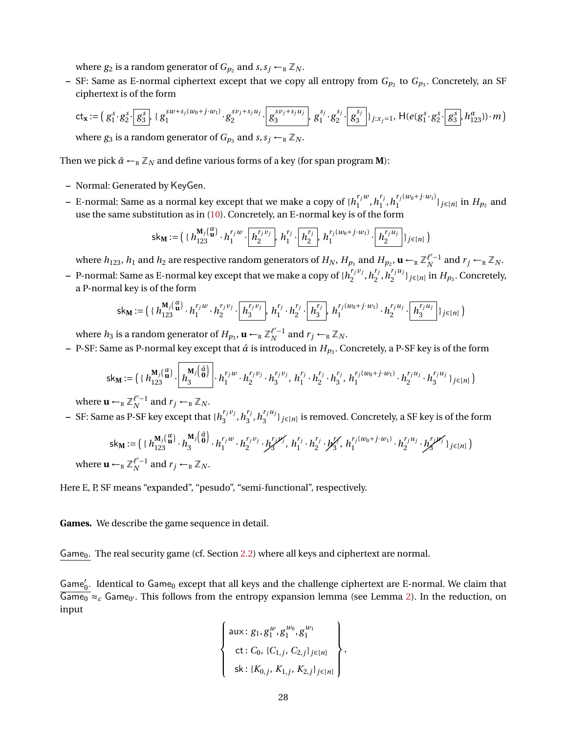where $g_2$ is a random generator of $G_{p_2}$ and $s, s_j \leftarrow_R \mathbb{Z}_N$.

– SF: Same as E-normal ciphertext except that we copy all entropy from $G_{p_2}$ to $G_{p_3}$. Concretely, an SF ciphertext is of the form

$$\mathsf{ct}_{\mathbf{x}} := \big(\, g_1^s \cdot g_2^s \cdot \boxed{g_3^s},\ \{\, g_1^{sw + s_j(w_0 + j\cdot w_1)} \cdot g_2^{sv_j + s_j u_j} \cdot \boxed{g_3^{sv_j + s_j u_j}},\ g_1^{s_j} \cdot g_2^{s_j} \cdot \boxed{g_3^{s_j}}\,\}_{j:x_j=1},\ \mathsf{H}(e(g_1^s \cdot g_2^s \cdot \boxed{g_3^s}, h_{123}^{\alpha})) \cdot m \,\big)$$

where $g_3$ is a random generator of $G_{p_3}$ and $s, s_j \leftarrow_R \mathbb{Z}_N$.

Then we pick $\hat{\alpha} \leftarrow_R \mathbb{Z}_N$ and define various forms of a key (for span program $\mathbf{M}$):

– Normal: Generated by KeyGen.

– E-normal: Same as a normal key except that we make a copy of $\{h_1^{r_j w}, h_1^{r_j}, h_1^{r_j(w_0 + j\cdot w_1)}\}_{j\in[n]}$ in $H_{p_2}$ and use the same substitution as in (10). Concretely, an E-normal key is of the form

$$\mathsf{sk}_{\mathbf{M}} := \big(\, \{\, h_{123}^{\mathbf{M}_j\binom{\alpha}{\mathbf{u}}} \cdot h_1^{r_j w} \cdot \boxed{h_2^{r_j v_j}},\ h_1^{r_j} \cdot \boxed{h_2^{r_j}},\ h_1^{r_j(w_0 + j\cdot w_1)} \cdot \boxed{h_2^{r_j u_j}}\,\}_{j\in[n]} \,\big)$$

where $h_{123}$, $h_1$ and $h_2$ are respective random generators of $H_N$, $H_{p_1}$ and $H_{p_2}$, $\mathbf{u} \leftarrow_R \mathbb{Z}_N^{\ell'-1}$ and $r_j \leftarrow_R \mathbb{Z}_N$.

– P-normal: Same as E-normal key except that we make a copy of $\{h_2^{r_j v_j}, h_2^{r_j}, h_2^{r_j u_j}\}_{j\in[n]}$ in $H_{p_3}$. Concretely, a P-normal key is of the form

$$\mathsf{sk}_{\mathbf{M}} := \big(\, \{\, h_{123}^{\mathbf{M}_j\binom{\alpha}{\mathbf{u}}} \cdot h_1^{r_j w} \cdot h_2^{r_j v_j} \cdot \boxed{h_3^{r_j v_j}},\ h_1^{r_j} \cdot h_2^{r_j} \cdot \boxed{h_3^{r_j}},\ h_1^{r_j(w_0 + j\cdot w_1)} \cdot h_2^{r_j u_j} \cdot \boxed{h_3^{r_j u_j}}\,\}_{j\in[n]} \,\big)$$

where $h_3$ is a random generator of $H_{p_3}$, $\mathbf{u} \leftarrow_R \mathbb{Z}_N^{\ell'-1}$ and $r_j \leftarrow_R \mathbb{Z}_N$.

– P-SF: Same as P-normal key except that $\hat{\alpha}$ is introduced in $H_{p_3}$. Concretely, a P-SF key is of the form

$$\mathsf{sk}_{\mathbf{M}} := \big(\, \{\, h_{123}^{\mathbf{M}_j\binom{\alpha}{\mathbf{u}}} \cdot \boxed{h_3^{\mathbf{M}_j\binom{\hat{\alpha}}{\mathbf{0}}}} \cdot h_1^{r_j w} \cdot h_2^{r_j v_j} \cdot h_3^{r_j v_j},\ h_1^{r_j} \cdot h_2^{r_j} \cdot h_3^{r_j},\ h_1^{r_j(w_0 + j\cdot w_1)} \cdot h_2^{r_j u_j} \cdot h_3^{r_j u_j}\,\}_{j\in[n]} \,\big)$$

where $\mathbf{u} \leftarrow_R \mathbb{Z}_N^{\ell'-1}$ and $r_j \leftarrow_R \mathbb{Z}_N$.

– SF: Same as P-SF key except that $\{h_3^{r_j v_j}, h_3^{r_j}, h_3^{r_j u_j}\}_{j\in[n]}$ is removed. Concretely, a SF key is of the form

$$\mathsf{sk}_{\mathbf{M}} := \big(\, \{\, h_{123}^{\mathbf{M}_j\binom{\alpha}{\mathbf{u}}} \cdot h_3^{\mathbf{M}_j\binom{\hat{\alpha}}{\mathbf{0}}} \cdot h_1^{r_j w} \cdot h_2^{r_j v_j} \cdot \cancel{h_3^{r_j v_j}},\ h_1^{r_j} \cdot h_2^{r_j} \cdot \cancel{h_3^{r_j}},\ h_1^{r_j(w_0 + j\cdot w_1)} \cdot h_2^{r_j u_j} \cdot \cancel{h_3^{r_j u_j}}\,\}_{j\in[n]} \,\big)$$

where $\mathbf{u} \leftarrow_R \mathbb{Z}_N^{\ell'-1}$ and $r_j \leftarrow_R \mathbb{Z}_N$.

Here E, P, SF means "expanded", "pesudo", "semi-functional", respectively.

**Games.** We describe the game sequence in detail.

<u>$\mathsf{Game}_0$.</u> The real security game (cf. Section 2.2) where all keys and ciphertext are normal.

<u>$\mathsf{Game}_0'$.</u> Identical to $\mathsf{Game}_0$ except that all keys and the challenge ciphertext are E-normal. We claim that $\mathsf{Game}_0 \approx_c \mathsf{Game}_{0'}$. This follows from the entropy expansion lemma (see Lemma 2). In the reduction, on input

$$\left\{\begin{array}{l} \mathsf{aux}: g_1, g_1^w, g_1^{w_0}, g_1^{w_1} \\ \mathsf{ct}: C_0,\ \{C_{1,j},\ C_{2,j}\}_{j\in[n]} \\ \mathsf{sk}: \{K_{0,j},\ K_{1,j},\ K_{2,j}\}_{j\in[n]} \end{array}\right\},$$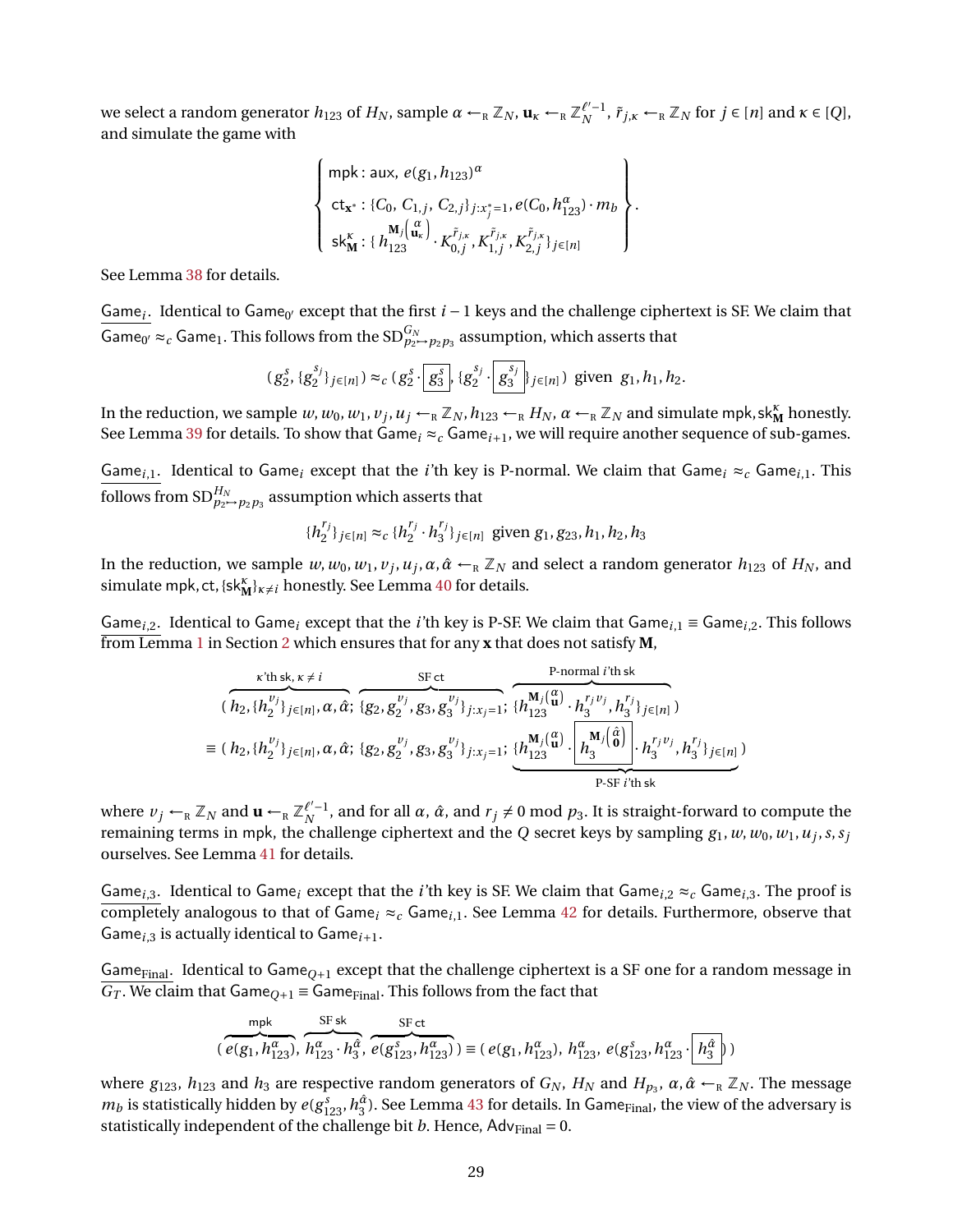we select a random generator $h_{123}$ of $H_N$, sample $\alpha \leftarrow_R \mathbb{Z}_N$, $\mathbf{u}_\kappa \leftarrow_R \mathbb{Z}_N^{\ell'-1}$, $\tilde{r}_{j,\kappa} \leftarrow_R \mathbb{Z}_N$ for $j \in [n]$ and $\kappa \in [Q]$, and simulate the game with

$$\left\{ \begin{array}{l} \mathsf{mpk} : \mathsf{aux},\ e(g_1, h_{123})^\alpha \\ \mathsf{ct}_{\mathbf{x}^*} : \{C_0,\ C_{1,j},\ C_{2,j}\}_{j:x_j^*=1}, e(C_0, h_{123}^\alpha) \cdot m_b \\ \mathsf{sk}_{\mathbf{M}}^\kappa : \{\ h_{123}^{\mathbf{M}_j\binom{\alpha}{\mathbf{u}_\kappa}} \cdot K_{0,j}^{\tilde{r}_{j,\kappa}}, K_{1,j}^{\tilde{r}_{j,\kappa}}, K_{2,j}^{\tilde{r}_{j,\kappa}}\}_{j\in[n]} \end{array} \right\}.$$

See Lemma 38 for details.

$\underline{\mathsf{Game}_i}$. Identical to $\mathsf{Game}_{0'}$ except that the first $i-1$ keys and the challenge ciphertext is SF. We claim that $\mathsf{Game}_{0'} \approx_c \mathsf{Game}_1$. This follows from the $\mathsf{SD}^{G_N}_{p_2 \mapsto p_2 p_3}$ assumption, which asserts that

$$(\,g_2^s,\ \{g_2^{s_j}\}_{j\in[n]}\,) \approx_c (\,g_2^s \cdot \boxed{g_3^s},\ \{g_2^{s_j} \cdot \boxed{g_3^{s_j}}\}_{j\in[n]}\,) \text{ given } g_1, h_1, h_2.$$

In the reduction, we sample $w, w_0, w_1, v_j, u_j \leftarrow_R \mathbb{Z}_N$, $h_{123} \leftarrow_R H_N$, $\alpha \leftarrow_R \mathbb{Z}_N$ and simulate $\mathsf{mpk}, \mathsf{sk}_{\mathbf{M}}^\kappa$ honestly. See Lemma 39 for details. To show that $\mathsf{Game}_i \approx_c \mathsf{Game}_{i+1}$, we will require another sequence of sub-games.

$\underline{\mathsf{Game}_{i,1}}$. Identical to $\mathsf{Game}_i$ except that the $i$'th key is P-normal. We claim that $\mathsf{Game}_i \approx_c \mathsf{Game}_{i,1}$. This follows from $\mathsf{SD}^{H_N}_{p_2 \mapsto p_2 p_3}$ assumption which asserts that

$$\{h_2^{r_j}\}_{j\in[n]} \approx_c \{h_2^{r_j} \cdot h_3^{r_j}\}_{j\in[n]} \text{ given } g_1, g_{23}, h_1, h_2, h_3$$

In the reduction, we sample $w, w_0, w_1, v_j, u_j, \alpha, \hat{\alpha} \leftarrow_R \mathbb{Z}_N$ and select a random generator $h_{123}$ of $H_N$, and simulate $\mathsf{mpk}, \mathsf{ct}, \{\mathsf{sk}_{\mathbf{M}}^\kappa\}_{\kappa \neq i}$ honestly. See Lemma 40 for details.

$\underline{\mathsf{Game}_{i,2}}$. Identical to $\mathsf{Game}_i$ except that the $i$'th key is P-SF. We claim that $\mathsf{Game}_{i,1} \equiv \mathsf{Game}_{i,2}$. This follows from Lemma 1 in Section 2 which ensures that for any $\mathbf{x}$ that does not satisfy $\mathbf{M}$,

$$\begin{aligned} &(\,\overbrace{h_2, \{h_2^{v_j}\}_{j\in[n]}, \alpha, \hat{\alpha}}^{\kappa\text{'th sk},\ \kappa \neq i};\ \overbrace{\{g_2, g_2^{v_j}, g_3, g_3^{v_j}\}_{j:x_j=1}}^{\text{SF ct}};\ \overbrace{\{h_{123}^{\mathbf{M}_j\binom{\alpha}{\mathbf{u}}} \cdot h_3^{r_j v_j}, h_3^{r_j}\}_{j\in[n]}}^{\text{P-normal } i\text{'th sk}}\,) \\ \equiv\ &(\,h_2, \{h_2^{v_j}\}_{j\in[n]}, \alpha, \hat{\alpha};\ \{g_2, g_2^{v_j}, g_3, g_3^{v_j}\}_{j:x_j=1};\ \underbrace{\{h_{123}^{\mathbf{M}_j\binom{\alpha}{\mathbf{u}}} \cdot \boxed{h_3^{\mathbf{M}_j\binom{\hat{\alpha}}{\mathbf{0}}}} \cdot h_3^{r_j v_j}, h_3^{r_j}\}_{j\in[n]}}_{\text{P-SF } i\text{'th sk}}\,) \end{aligned}$$

where $v_j \leftarrow_R \mathbb{Z}_N$ and $\mathbf{u} \leftarrow_R \mathbb{Z}_N^{\ell'-1}$, and for all $\alpha$, $\hat{\alpha}$, and $r_j \neq 0 \bmod p_3$. It is straight-forward to compute the remaining terms in $\mathsf{mpk}$, the challenge ciphertext and the $Q$ secret keys by sampling $g_1, w, w_0, w_1, u_j, s, s_j$ ourselves. See Lemma 41 for details.

$\underline{\mathsf{Game}_{i,3}}$. Identical to $\mathsf{Game}_i$ except that the $i$'th key is SF. We claim that $\mathsf{Game}_{i,2} \approx_c \mathsf{Game}_{i,3}$. The proof is completely analogous to that of $\mathsf{Game}_i \approx_c \mathsf{Game}_{i,1}$. See Lemma 42 for details. Furthermore, observe that $\mathsf{Game}_{i,3}$ is actually identical to $\mathsf{Game}_{i+1}$.

$\underline{\mathsf{Game}_{\mathsf{Final}}}$. Identical to $\mathsf{Game}_{Q+1}$ except that the challenge ciphertext is a SF one for a random message in $G_T$. We claim that $\mathsf{Game}_{Q+1} \equiv \mathsf{Game}_{\mathsf{Final}}$. This follows from the fact that

$$(\,\overbrace{e(g_1, h_{123}^\alpha)}^{\mathsf{mpk}},\ \overbrace{h_{123}^\alpha \cdot h_3^{\hat{\alpha}}}^{\text{SF sk}},\ \overbrace{e(g_{123}^s, h_{123}^\alpha)}^{\text{SF ct}}\,) \equiv (\,e(g_1, h_{123}^\alpha),\ h_{123}^\alpha,\ e(g_{123}^s, h_{123}^\alpha \cdot \boxed{h_3^{\hat{\alpha}}}\,)\,)$$

where $g_{123}$, $h_{123}$ and $h_3$ are respective random generators of $G_N$, $H_N$ and $H_{p_3}$, $\alpha, \hat{\alpha} \leftarrow_R \mathbb{Z}_N$. The message $m_b$ is statistically hidden by $e(g_{123}^s, h_3^{\hat{\alpha}})$. See Lemma 43 for details. In $\mathsf{Game}_{\mathsf{Final}}$, the view of the adversary is statistically independent of the challenge bit $b$. Hence, $\mathsf{Adv}_{\mathsf{Final}} = 0$.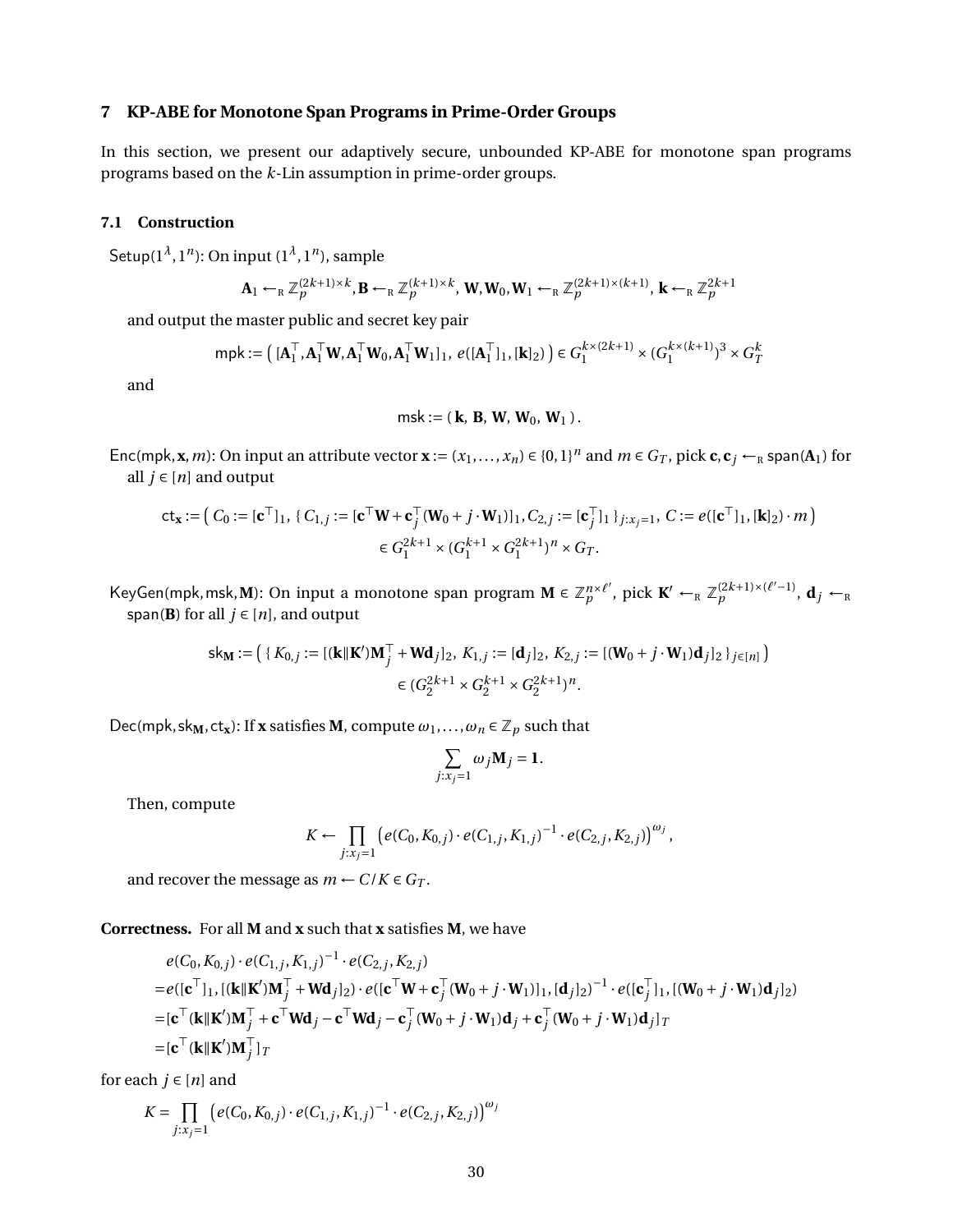## 7 KP-ABE for Monotone Span Programs in Prime-Order Groups

In this section, we present our adaptively secure, unbounded KP-ABE for monotone span programs programs based on the $k$-Lin assumption in prime-order groups.

### 7.1 Construction

$\mathsf{Setup}(1^\lambda, 1^n)$: On input $(1^\lambda, 1^n)$, sample

$$\mathbf{A}_1 \leftarrow_{\mathrm{R}} \mathbb{Z}_p^{(2k+1)\times k}, \mathbf{B} \leftarrow_{\mathrm{R}} \mathbb{Z}_p^{(k+1)\times k}, \mathbf{W}, \mathbf{W}_0, \mathbf{W}_1 \leftarrow_{\mathrm{R}} \mathbb{Z}_p^{(2k+1)\times(k+1)}, \mathbf{k} \leftarrow_{\mathrm{R}} \mathbb{Z}_p^{2k+1}$$

and output the master public and secret key pair

$$\mathsf{mpk} := \big( [\mathbf{A}_1^\top, \mathbf{A}_1^\top \mathbf{W}, \mathbf{A}_1^\top \mathbf{W}_0, \mathbf{A}_1^\top \mathbf{W}_1]_1,\ e([\mathbf{A}_1^\top]_1, [\mathbf{k}]_2) \big) \in G_1^{k\times(2k+1)} \times (G_1^{k\times(k+1)})^3 \times G_T^k$$

and

$$\mathsf{msk} := (\, \mathbf{k},\ \mathbf{B},\ \mathbf{W},\ \mathbf{W}_0,\ \mathbf{W}_1 \,).$$

$\mathsf{Enc}(\mathsf{mpk}, \mathbf{x}, m)$: On input an attribute vector $\mathbf{x} := (x_1, \ldots, x_n) \in \{0,1\}^n$ and $m \in G_T$, pick $\mathbf{c}, \mathbf{c}_j \leftarrow_{\mathrm{R}} \mathsf{span}(\mathbf{A}_1)$ for all $j \in [n]$ and output

$$\mathsf{ct}_{\mathbf{x}} := \big( C_0 := [\mathbf{c}^\top]_1,\ \{ C_{1,j} := [\mathbf{c}^\top \mathbf{W} + \mathbf{c}_j^\top (\mathbf{W}_0 + j\cdot \mathbf{W}_1)]_1, C_{2,j} := [\mathbf{c}_j^\top]_1 \}_{j:x_j=1},\ C := e([\mathbf{c}^\top]_1, [\mathbf{k}]_2)\cdot m \big)$$
$$\in G_1^{2k+1} \times (G_1^{k+1} \times G_1^{2k+1})^n \times G_T.$$

$\mathsf{KeyGen}(\mathsf{mpk}, \mathsf{msk}, \mathbf{M})$: On input a monotone span program $\mathbf{M} \in \mathbb{Z}_p^{n\times \ell'}$, pick $\mathbf{K}' \leftarrow_{\mathrm{R}} \mathbb{Z}_p^{(2k+1)\times(\ell'-1)}$, $\mathbf{d}_j \leftarrow_{\mathrm{R}} \mathsf{span}(\mathbf{B})$ for all $j \in [n]$, and output

$$\mathsf{sk}_{\mathbf{M}} := \big( \{ K_{0,j} := [(\mathbf{k}\|\mathbf{K}')\mathbf{M}_j^\top + \mathbf{W}\mathbf{d}_j]_2,\ K_{1,j} := [\mathbf{d}_j]_2,\ K_{2,j} := [(\mathbf{W}_0 + j\cdot \mathbf{W}_1)\mathbf{d}_j]_2 \}_{j\in[n]} \big)$$
$$\in (G_2^{2k+1} \times G_2^{k+1} \times G_2^{2k+1})^n.$$

$\mathsf{Dec}(\mathsf{mpk}, \mathsf{sk}_{\mathbf{M}}, \mathsf{ct}_{\mathbf{x}})$: If $\mathbf{x}$ satisfies $\mathbf{M}$, compute $\omega_1, \ldots, \omega_n \in \mathbb{Z}_p$ such that

$$\sum_{j:x_j=1} \omega_j \mathbf{M}_j = \mathbf{1}.$$

Then, compute

$$K \leftarrow \prod_{j:x_j=1} \big( e(C_0, K_{0,j}) \cdot e(C_{1,j}, K_{1,j})^{-1} \cdot e(C_{2,j}, K_{2,j}) \big)^{\omega_j},$$

and recover the message as $m \leftarrow C/K \in G_T$.

**Correctness.** For all $\mathbf{M}$ and $\mathbf{x}$ such that $\mathbf{x}$ satisfies $\mathbf{M}$, we have

$$\begin{aligned}
& e(C_0, K_{0,j}) \cdot e(C_{1,j}, K_{1,j})^{-1} \cdot e(C_{2,j}, K_{2,j}) \\
=& e([\mathbf{c}^\top]_1, [(\mathbf{k}\|\mathbf{K}')\mathbf{M}_j^\top + \mathbf{W}\mathbf{d}_j]_2) \cdot e([\mathbf{c}^\top \mathbf{W} + \mathbf{c}_j^\top (\mathbf{W}_0 + j\cdot \mathbf{W}_1)]_1, [\mathbf{d}_j]_2)^{-1} \cdot e([\mathbf{c}_j^\top]_1, [(\mathbf{W}_0 + j\cdot \mathbf{W}_1)\mathbf{d}_j]_2) \\
=& [\mathbf{c}^\top (\mathbf{k}\|\mathbf{K}')\mathbf{M}_j^\top + \mathbf{c}^\top \mathbf{W}\mathbf{d}_j - \mathbf{c}^\top \mathbf{W}\mathbf{d}_j - \mathbf{c}_j^\top (\mathbf{W}_0 + j\cdot \mathbf{W}_1)\mathbf{d}_j + \mathbf{c}_j^\top (\mathbf{W}_0 + j\cdot \mathbf{W}_1)\mathbf{d}_j]_T \\
=& [\mathbf{c}^\top (\mathbf{k}\|\mathbf{K}')\mathbf{M}_j^\top]_T
\end{aligned}$$

for each $j \in [n]$ and

$$K = \prod_{j:x_j=1} \big( e(C_0, K_{0,j}) \cdot e(C_{1,j}, K_{1,j})^{-1} \cdot e(C_{2,j}, K_{2,j}) \big)^{\omega_j}$$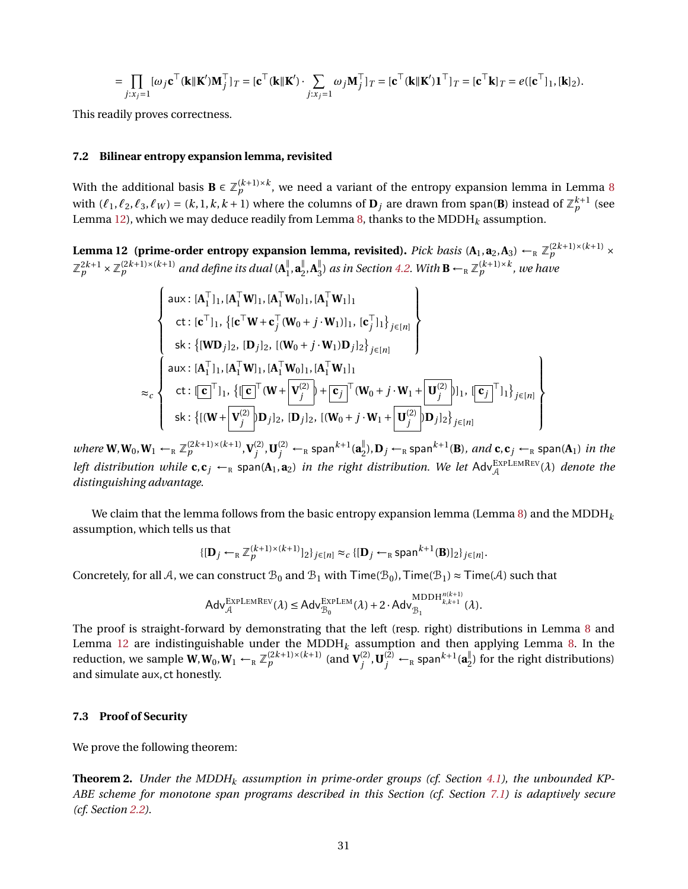$$= \prod_{j:x_j=1} [\omega_j \mathbf{c}^\top (\mathbf{k} \| \mathbf{K}')\mathbf{M}_j^\top]_T = [\mathbf{c}^\top (\mathbf{k}\|\mathbf{K}') \cdot \sum_{j:x_j=1} \omega_j \mathbf{M}_j^\top]_T = [\mathbf{c}^\top (\mathbf{k}\|\mathbf{K}')\mathbf{1}^\top]_T = [\mathbf{c}^\top \mathbf{k}]_T = e([\mathbf{c}^\top]_1, [\mathbf{k}]_2).$$

This readily proves correctness.

### 7.2 Bilinear entropy expansion lemma, revisited

With the additional basis $\mathbf{B} \in \mathbb{Z}_p^{(k+1)\times k}$, we need a variant of the entropy expansion lemma in Lemma 8 with $(\ell_1, \ell_2, \ell_3, \ell_W) = (k, 1, k, k+1)$ where the columns of $\mathbf{D}_j$ are drawn from $\mathsf{span}(\mathbf{B})$ instead of $\mathbb{Z}_p^{k+1}$ (see Lemma 12), which we may deduce readily from Lemma 8, thanks to the $\mathrm{MDDH}_k$ assumption.

**Lemma 12 (prime-order entropy expansion lemma, revisited).** *Pick basis $(\mathbf{A}_1, \mathbf{a}_2, \mathbf{A}_3) \leftarrow_{\mathrm{R}} \mathbb{Z}_p^{(2k+1)\times(k+1)} \times \mathbb{Z}_p^{2k+1} \times \mathbb{Z}_p^{(2k+1)\times(k+1)}$ and define its dual $(\mathbf{A}_1^\|, \mathbf{a}_2^\|, \mathbf{A}_3^\|)$ as in Section 4.2. With $\mathbf{B} \leftarrow_{\mathrm{R}} \mathbb{Z}_p^{(k+1)\times k}$, we have*

$$\left\{ \begin{array}{l} \mathsf{aux}: [\mathbf{A}_1^\top]_1, [\mathbf{A}_1^\top \mathbf{W}]_1, [\mathbf{A}_1^\top \mathbf{W}_0]_1, [\mathbf{A}_1^\top \mathbf{W}_1]_1 \\ \mathsf{ct}: [\mathbf{c}^\top]_1, \left\{[\mathbf{c}^\top \mathbf{W} + \mathbf{c}_j^\top (\mathbf{W}_0 + j\cdot \mathbf{W}_1)]_1, [\mathbf{c}_j^\top]_1\right\}_{j\in[n]} \\ \mathsf{sk}: \left\{[\mathbf{W}\mathbf{D}_j]_2, [\mathbf{D}_j]_2, [(\mathbf{W}_0 + j\cdot\mathbf{W}_1)\mathbf{D}_j]_2\right\}_{j\in[n]} \end{array} \right\}$$

$$\approx_c \left\{ \begin{array}{l} \mathsf{aux}: [\mathbf{A}_1^\top]_1, [\mathbf{A}_1^\top \mathbf{W}]_1, [\mathbf{A}_1^\top \mathbf{W}_0]_1, [\mathbf{A}_1^\top \mathbf{W}_1]_1 \\ \mathsf{ct}: [\boxed{\mathbf{c}}^\top]_1, \left\{[\boxed{\mathbf{c}}^\top (\mathbf{W} + \boxed{\mathbf{V}_j^{(2)}}) + \boxed{\mathbf{c}_j}^\top (\mathbf{W}_0 + j\cdot \mathbf{W}_1 + \boxed{\mathbf{U}_j^{(2)}})]_1, [\boxed{\mathbf{c}_j}^\top]_1\right\}_{j\in[n]} \\ \mathsf{sk}: \left\{[(\mathbf{W} + \boxed{\mathbf{V}_j^{(2)}})\mathbf{D}_j]_2, [\mathbf{D}_j]_2, [(\mathbf{W}_0 + j\cdot\mathbf{W}_1 + \boxed{\mathbf{U}_j^{(2)}})\mathbf{D}_j]_2\right\}_{j\in[n]} \end{array} \right\}$$

*where $\mathbf{W}, \mathbf{W}_0, \mathbf{W}_1 \leftarrow_{\mathrm{R}} \mathbb{Z}_p^{(2k+1)\times(k+1)}$, $\mathbf{V}_j^{(2)}, \mathbf{U}_j^{(2)} \leftarrow_{\mathrm{R}} \mathsf{span}^{k+1}(\mathbf{a}_2^\|)$, $\mathbf{D}_j \leftarrow_{\mathrm{R}} \mathsf{span}^{k+1}(\mathbf{B})$, and $\mathbf{c}, \mathbf{c}_j \leftarrow_{\mathrm{R}} \mathsf{span}(\mathbf{A}_1)$ in the left distribution while $\mathbf{c}, \mathbf{c}_j \leftarrow_{\mathrm{R}} \mathsf{span}(\mathbf{A}_1, \mathbf{a}_2)$ in the right distribution. We let $\mathsf{Adv}_{\mathcal{A}}^{\mathrm{ExpLemRev}}(\lambda)$ denote the distinguishing advantage.*

We claim that the lemma follows from the basic entropy expansion lemma (Lemma 8) and the $\mathrm{MDDH}_k$ assumption, which tells us that

$$\{[\mathbf{D}_j \leftarrow_{\mathrm{R}} \mathbb{Z}_p^{(k+1)\times(k+1)}]_2\}_{j\in[n]} \approx_c \{[\mathbf{D}_j \leftarrow_{\mathrm{R}} \mathsf{span}^{k+1}(\mathbf{B})]_2\}_{j\in[n]}.$$

Concretely, for all $\mathcal{A}$, we can construct $\mathcal{B}_0$ and $\mathcal{B}_1$ with $\mathsf{Time}(\mathcal{B}_0), \mathsf{Time}(\mathcal{B}_1) \approx \mathsf{Time}(\mathcal{A})$ such that

$$\mathsf{Adv}_{\mathcal{A}}^{\mathrm{ExpLemRev}}(\lambda) \le \mathsf{Adv}_{\mathcal{B}_0}^{\mathrm{ExpLem}}(\lambda) + 2\cdot \mathsf{Adv}_{\mathcal{B}_1}^{\mathrm{MDDH}_{k,k+1}^{n(k+1)}}(\lambda).$$

The proof is straight-forward by demonstrating that the left (resp. right) distributions in Lemma 8 and Lemma 12 are indistinguishable under the $\mathrm{MDDH}_k$ assumption and then applying Lemma 8. In the reduction, we sample $\mathbf{W}, \mathbf{W}_0, \mathbf{W}_1 \leftarrow_{\mathrm{R}} \mathbb{Z}_p^{(2k+1)\times(k+1)}$ (and $\mathbf{V}_j^{(2)}, \mathbf{U}_j^{(2)} \leftarrow_{\mathrm{R}} \mathsf{span}^{k+1}(\mathbf{a}_2^\|)$ for the right distributions) and simulate $\mathsf{aux}, \mathsf{ct}$ honestly.

### 7.3 Proof of Security

We prove the following theorem:

**Theorem 2.** *Under the $\mathrm{MDDH}_k$ assumption in prime-order groups (cf. Section 4.1), the unbounded KP-ABE scheme for monotone span programs described in this Section (cf. Section 7.1) is adaptively secure (cf. Section 2.2).*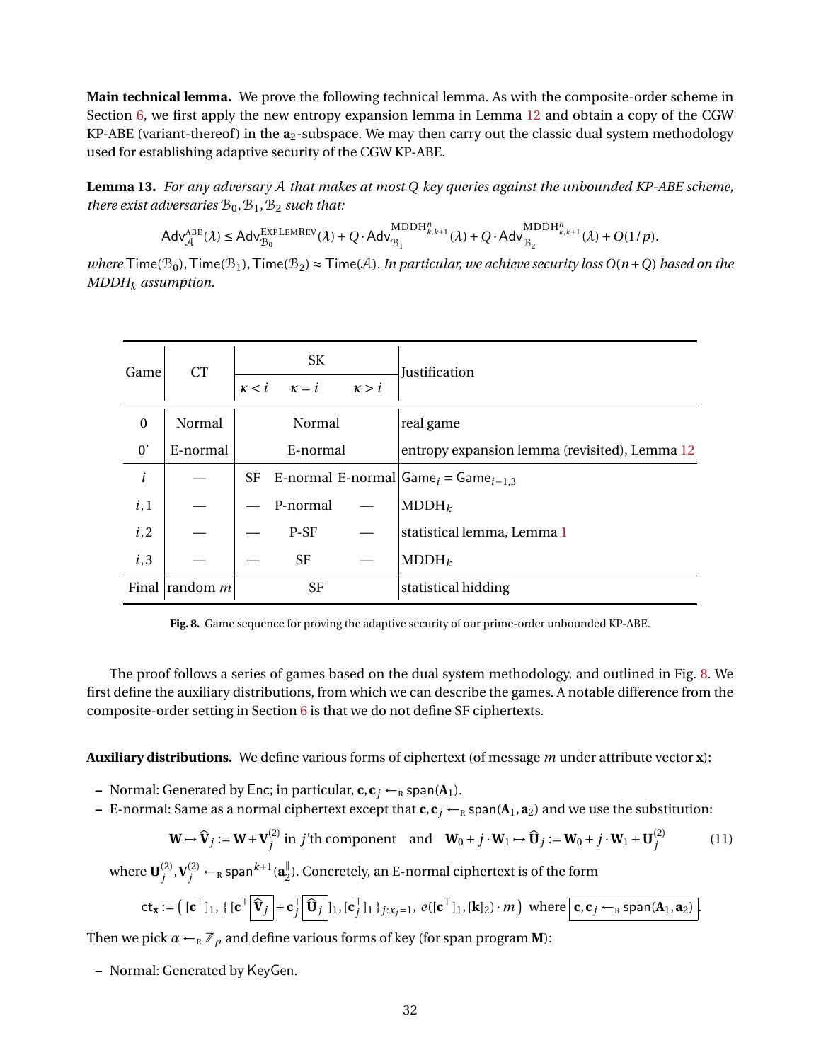**Main technical lemma.** We prove the following technical lemma. As with the composite-order scheme in Section 6, we first apply the new entropy expansion lemma in Lemma 12 and obtain a copy of the CGW KP-ABE (variant-thereof) in the $\mathbf{a}_2$-subspace. We may then carry out the classic dual system methodology used for establishing adaptive security of the CGW KP-ABE.

**Lemma 13.** *For any adversary $\mathcal{A}$ that makes at most $Q$ key queries against the unbounded KP-ABE scheme, there exist adversaries $\mathcal{B}_0, \mathcal{B}_1, \mathcal{B}_2$ such that:*

$$\mathsf{Adv}_{\mathcal{A}}^{\text{ABE}}(\lambda) \leq \mathsf{Adv}_{\mathcal{B}_0}^{\text{ExpLemRev}}(\lambda) + Q \cdot \mathsf{Adv}_{\mathcal{B}_1}^{\text{MDDH}_{k,k+1}^n}(\lambda) + Q \cdot \mathsf{Adv}_{\mathcal{B}_2}^{\text{MDDH}_{k,k+1}^n}(\lambda) + O(1/p).$$

*where* $\mathsf{Time}(\mathcal{B}_0), \mathsf{Time}(\mathcal{B}_1), \mathsf{Time}(\mathcal{B}_2) \approx \mathsf{Time}(\mathcal{A})$. *In particular, we achieve security loss $O(n+Q)$ based on the MDDH$_k$ assumption.*

| Game | CT | SK $\kappa < i$ | SK $\kappa = i$ | SK $\kappa > i$ | Justification |
|---|---|---|---|---|---|
| 0 | Normal | | Normal | | real game |
| 0' | E-normal | | E-normal | | entropy expansion lemma (revisited), Lemma 12 |
| $i$ | — | SF | E-normal | E-normal | $\mathsf{Game}_i = \mathsf{Game}_{i-1,3}$ |
| $i,1$ | — | — | P-normal | — | MDDH$_k$ |
| $i,2$ | — | — | P-SF | — | statistical lemma, Lemma 1 |
| $i,3$ | — | — | SF | — | MDDH$_k$ |
| Final | random $m$ | | SF | | statistical hidding |

**Fig. 8.** Game sequence for proving the adaptive security of our prime-order unbounded KP-ABE.

The proof follows a series of games based on the dual system methodology, and outlined in Fig. 8. We first define the auxiliary distributions, from which we can describe the games. A notable difference from the composite-order setting in Section 6 is that we do not define SF ciphertexts.

**Auxiliary distributions.** We define various forms of ciphertext (of message $m$ under attribute vector $\mathbf{x}$):

- Normal: Generated by $\mathsf{Enc}$; in particular, $\mathbf{c}, \mathbf{c}_j \leftarrow_{\mathrm{R}} \mathsf{span}(\mathbf{A}_1)$.
- E-normal: Same as a normal ciphertext except that $\mathbf{c}, \mathbf{c}_j \leftarrow_{\mathrm{R}} \mathsf{span}(\mathbf{A}_1, \mathbf{a}_2)$ and we use the substitution:

$$\mathbf{W} \mapsto \widehat{\mathbf{V}}_j := \mathbf{W} + \mathbf{V}_j^{(2)} \text{ in } j\text{'th component} \quad \text{and} \quad \mathbf{W}_0 + j \cdot \mathbf{W}_1 \mapsto \widehat{\mathbf{U}}_j := \mathbf{W}_0 + j \cdot \mathbf{W}_1 + \mathbf{U}_j^{(2)} \tag{11}$$

where $\mathbf{U}_j^{(2)}, \mathbf{V}_j^{(2)} \leftarrow_{\mathrm{R}} \mathsf{span}^{k+1}(\mathbf{a}_2^{\parallel})$. Concretely, an E-normal ciphertext is of the form

$$\mathsf{ct}_{\mathbf{x}} := \left( [\mathbf{c}^\top]_1, \{ [\mathbf{c}^\top \boxed{\widehat{\mathbf{V}}_j} + \mathbf{c}_j^\top \boxed{\widehat{\mathbf{U}}_j}]_1, [\mathbf{c}_j^\top]_1 \}_{j:x_j=1}, e([\mathbf{c}^\top]_1, [\mathbf{k}]_2) \cdot m \right) \text{ where } \boxed{\mathbf{c}, \mathbf{c}_j \leftarrow_{\mathrm{R}} \mathsf{span}(\mathbf{A}_1, \mathbf{a}_2)}.$$

Then we pick $\alpha \leftarrow_{\mathrm{R}} \mathbb{Z}_p$ and define various forms of key (for span program $\mathbf{M}$):

- Normal: Generated by $\mathsf{KeyGen}$.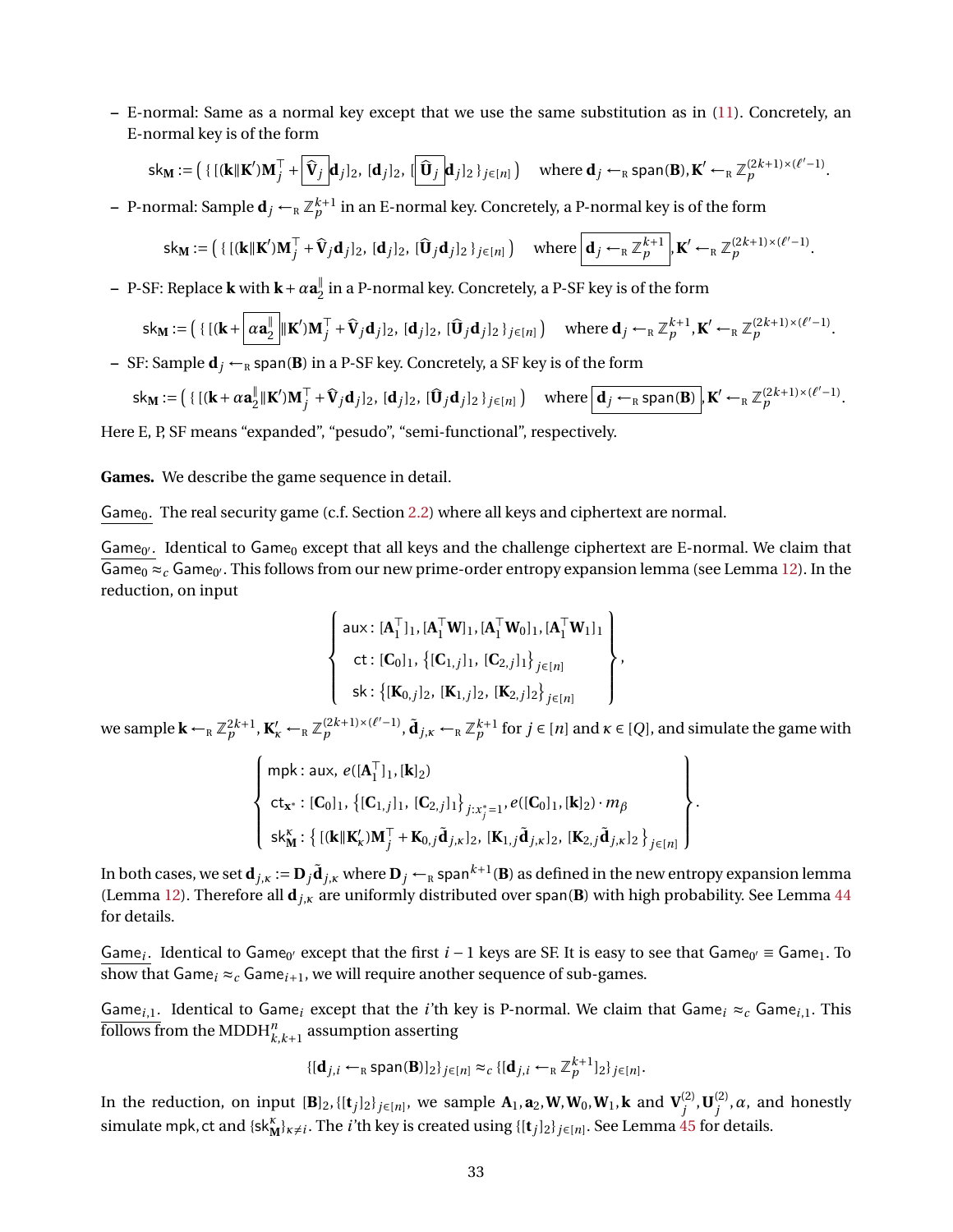– E-normal: Same as a normal key except that we use the same substitution as in (11). Concretely, an E-normal key is of the form

$$\mathsf{sk}_{\mathbf{M}} := \big(\, \{\, [(\mathbf{k}\|\mathbf{K}')\mathbf{M}_j^\top + \boxed{\widehat{\mathbf{V}}_j}\,\mathbf{d}_j]_2,\ [\mathbf{d}_j]_2,\ [\boxed{\widehat{\mathbf{U}}_j}\,\mathbf{d}_j]_2\,\}_{j\in[n]}\big) \quad \text{where } \mathbf{d}_j \leftarrow_{\mathrm{R}} \mathsf{span}(\mathbf{B}), \mathbf{K}' \leftarrow_{\mathrm{R}} \mathbb{Z}_p^{(2k+1)\times(\ell'-1)}.$$

– P-normal: Sample $\mathbf{d}_j \leftarrow_{\mathrm{R}} \mathbb{Z}_p^{k+1}$ in an E-normal key. Concretely, a P-normal key is of the form

$$\mathsf{sk}_{\mathbf{M}} := \big(\, \{\, [(\mathbf{k}\|\mathbf{K}')\mathbf{M}_j^\top + \widehat{\mathbf{V}}_j\mathbf{d}_j]_2,\ [\mathbf{d}_j]_2,\ [\widehat{\mathbf{U}}_j\mathbf{d}_j]_2\,\}_{j\in[n]}\big) \quad \text{where } \boxed{\mathbf{d}_j \leftarrow_{\mathrm{R}} \mathbb{Z}_p^{k+1}}, \mathbf{K}' \leftarrow_{\mathrm{R}} \mathbb{Z}_p^{(2k+1)\times(\ell'-1)}.$$

– P-SF: Replace $\mathbf{k}$ with $\mathbf{k}+\alpha\mathbf{a}_2^{\|}$ in a P-normal key. Concretely, a P-SF key is of the form

$$\mathsf{sk}_{\mathbf{M}} := \big(\, \{\, [(\mathbf{k}+\boxed{\alpha\mathbf{a}_2^{\|}}\|\mathbf{K}')\mathbf{M}_j^\top + \widehat{\mathbf{V}}_j\mathbf{d}_j]_2,\ [\mathbf{d}_j]_2,\ [\widehat{\mathbf{U}}_j\mathbf{d}_j]_2\,\}_{j\in[n]}\big) \quad \text{where } \mathbf{d}_j \leftarrow_{\mathrm{R}} \mathbb{Z}_p^{k+1}, \mathbf{K}' \leftarrow_{\mathrm{R}} \mathbb{Z}_p^{(2k+1)\times(\ell'-1)}.$$

– SF: Sample $\mathbf{d}_j \leftarrow_{\mathrm{R}} \mathsf{span}(\mathbf{B})$ in a P-SF key. Concretely, a SF key is of the form

$$\mathsf{sk}_{\mathbf{M}} := \big(\, \{\, [(\mathbf{k}+\alpha\mathbf{a}_2^{\|}\|\mathbf{K}')\mathbf{M}_j^\top + \widehat{\mathbf{V}}_j\mathbf{d}_j]_2,\ [\mathbf{d}_j]_2,\ [\widehat{\mathbf{U}}_j\mathbf{d}_j]_2\,\}_{j\in[n]}\big) \quad \text{where } \boxed{\mathbf{d}_j \leftarrow_{\mathrm{R}} \mathsf{span}(\mathbf{B})}, \mathbf{K}' \leftarrow_{\mathrm{R}} \mathbb{Z}_p^{(2k+1)\times(\ell'-1)}.$$

Here E, P, SF means "expanded", "pesudo", "semi-functional", respectively.

**Games.** We describe the game sequence in detail.

$\underline{\mathsf{Game}_0}$. The real security game (c.f. Section 2.2) where all keys and ciphertext are normal.

$\underline{\mathsf{Game}_{0'}}$. Identical to $\mathsf{Game}_0$ except that all keys and the challenge ciphertext are E-normal. We claim that $\mathsf{Game}_0 \approx_c \mathsf{Game}_{0'}$. This follows from our new prime-order entropy expansion lemma (see Lemma 12). In the reduction, on input

$$\left\{\begin{array}{l} \mathsf{aux} : [\mathbf{A}_1^\top]_1, [\mathbf{A}_1^\top\mathbf{W}]_1, [\mathbf{A}_1^\top\mathbf{W}_0]_1, [\mathbf{A}_1^\top\mathbf{W}_1]_1 \\ \quad \mathsf{ct} : [\mathbf{C}_0]_1,\ \big\{[\mathbf{C}_{1,j}]_1,\ [\mathbf{C}_{2,j}]_1\big\}_{j\in[n]} \\ \quad \mathsf{sk} : \big\{[\mathbf{K}_{0,j}]_2,\ [\mathbf{K}_{1,j}]_2,\ [\mathbf{K}_{2,j}]_2\big\}_{j\in[n]} \end{array}\right\},$$

we sample $\mathbf{k} \leftarrow_{\mathrm{R}} \mathbb{Z}_p^{2k+1}$, $\mathbf{K}'_\kappa \leftarrow_{\mathrm{R}} \mathbb{Z}_p^{(2k+1)\times(\ell'-1)}$, $\tilde{\mathbf{d}}_{j,\kappa} \leftarrow_{\mathrm{R}} \mathbb{Z}_p^{k+1}$ for $j\in[n]$ and $\kappa\in[Q]$, and simulate the game with

$$\left\{\begin{array}{l} \mathsf{mpk} : \mathsf{aux},\ e([\mathbf{A}_1^\top]_1, [\mathbf{k}]_2) \\ \mathsf{ct}_{\mathbf{x}^*} : [\mathbf{C}_0]_1,\ \big\{[\mathbf{C}_{1,j}]_1,\ [\mathbf{C}_{2,j}]_1\big\}_{j:x_j^*=1},\ e([\mathbf{C}_0]_1,[\mathbf{k}]_2)\cdot m_\beta \\ \mathsf{sk}_{\mathbf{M}}^\kappa : \big\{\, [(\mathbf{k}\|\mathbf{K}'_\kappa)\mathbf{M}_j^\top + \mathbf{K}_{0,j}\tilde{\mathbf{d}}_{j,\kappa}]_2,\ [\mathbf{K}_{1,j}\tilde{\mathbf{d}}_{j,\kappa}]_2,\ [\mathbf{K}_{2,j}\tilde{\mathbf{d}}_{j,\kappa}]_2\,\big\}_{j\in[n]} \end{array}\right\}.$$

In both cases, we set $\mathbf{d}_{j,\kappa} := \mathbf{D}_j\tilde{\mathbf{d}}_{j,\kappa}$ where $\mathbf{D}_j \leftarrow_{\mathrm{R}} \mathsf{span}^{k+1}(\mathbf{B})$ as defined in the new entropy expansion lemma (Lemma 12). Therefore all $\mathbf{d}_{j,\kappa}$ are uniformly distributed over $\mathsf{span}(\mathbf{B})$ with high probability. See Lemma 44 for details.

$\underline{\mathsf{Game}_i}$. Identical to $\mathsf{Game}_{0'}$ except that the first $i-1$ keys are SF. It is easy to see that $\mathsf{Game}_{0'} \equiv \mathsf{Game}_1$. To show that $\mathsf{Game}_i \approx_c \mathsf{Game}_{i+1}$, we will require another sequence of sub-games.

$\underline{\mathsf{Game}_{i,1}}$. Identical to $\mathsf{Game}_i$ except that the $i$'th key is P-normal. We claim that $\mathsf{Game}_i \approx_c \mathsf{Game}_{i,1}$. This follows from the $\mathrm{MDDH}^n_{k,k+1}$ assumption asserting

$$\{[\mathbf{d}_{j,i} \leftarrow_{\mathrm{R}} \mathsf{span}(\mathbf{B})]_2\}_{j\in[n]} \approx_c \{[\mathbf{d}_{j,i} \leftarrow_{\mathrm{R}} \mathbb{Z}_p^{k+1}]_2\}_{j\in[n]}.$$

In the reduction, on input $[\mathbf{B}]_2, \{[\mathbf{t}_j]_2\}_{j\in[n]}$, we sample $\mathbf{A}_1, \mathbf{a}_2, \mathbf{W}, \mathbf{W}_0, \mathbf{W}_1, \mathbf{k}$ and $\mathbf{V}_j^{(2)}, \mathbf{U}_j^{(2)}, \alpha$, and honestly simulate $\mathsf{mpk}, \mathsf{ct}$ and $\{\mathsf{sk}_{\mathbf{M}}^\kappa\}_{\kappa\neq i}$. The $i$'th key is created using $\{[\mathbf{t}_j]_2\}_{j\in[n]}$. See Lemma 45 for details.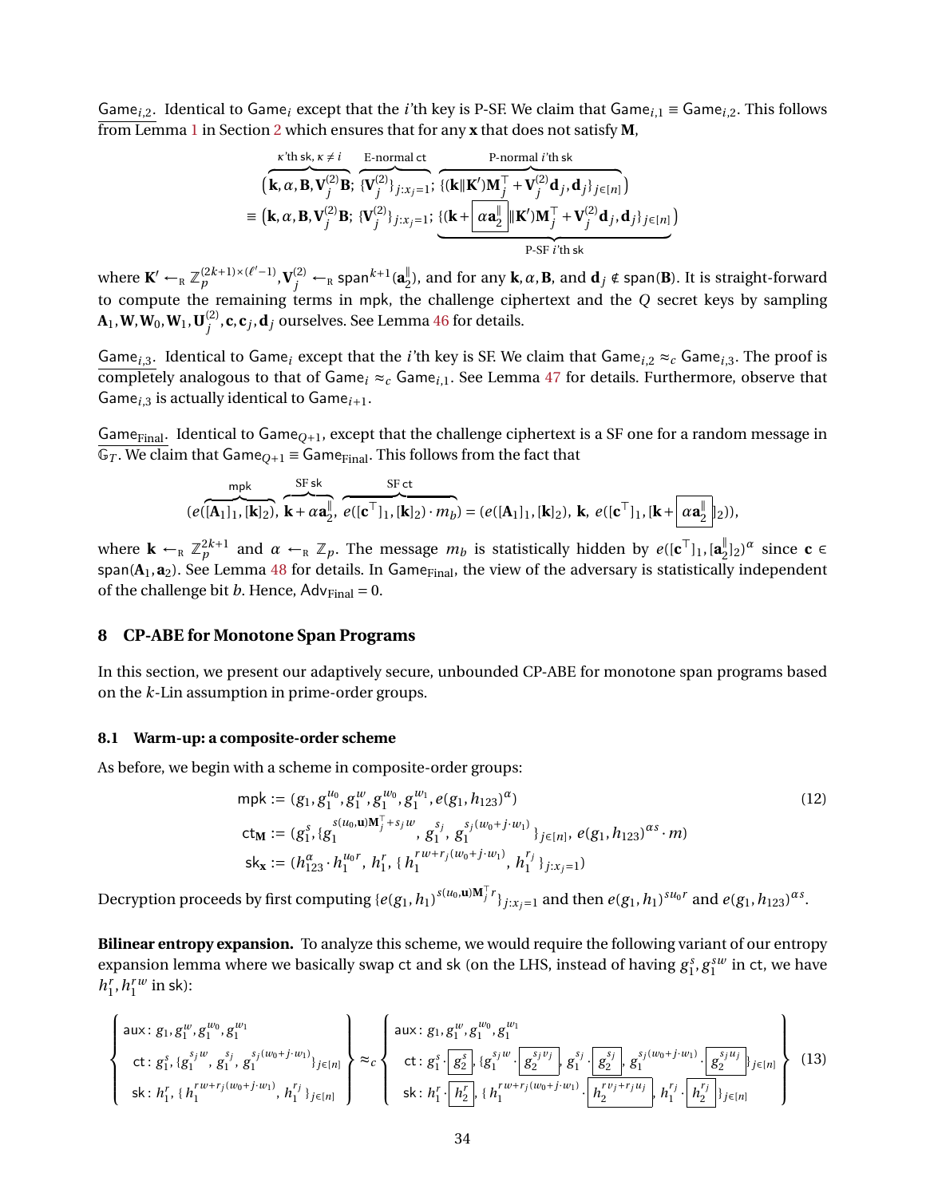$\underline{\mathsf{Game}_{i,2}}$. Identical to $\mathsf{Game}_i$ except that the $i$'th key is P-SF. We claim that $\mathsf{Game}_{i,1} \equiv \mathsf{Game}_{i,2}$. This follows from Lemma 1 in Section 2 which ensures that for any $\mathbf{x}$ that does not satisfy $\mathbf{M}$,

$$
\begin{aligned}
&\big(\overbrace{\mathbf{k}, \alpha, \mathbf{B}, \mathbf{V}_j^{(2)}\mathbf{B}}^{\kappa\text{'th sk}, \kappa \neq i};\ \overbrace{\{\mathbf{V}_j^{(2)}\}_{j:x_j=1}}^{\text{E-normal ct}};\ \overbrace{\{(\mathbf{k}\|\mathbf{K}')\mathbf{M}_j^\top + \mathbf{V}_j^{(2)}\mathbf{d}_j, \mathbf{d}_j\}_{j\in[n]}}^{\text{P-normal } i\text{'th sk}}\big) \\
\equiv\ &\big(\mathbf{k}, \alpha, \mathbf{B}, \mathbf{V}_j^{(2)}\mathbf{B};\ \{\mathbf{V}_j^{(2)}\}_{j:x_j=1};\ \underbrace{\{(\mathbf{k} + \boxed{\alpha\mathbf{a}_2^\parallel}\|\mathbf{K}')\mathbf{M}_j^\top + \mathbf{V}_j^{(2)}\mathbf{d}_j, \mathbf{d}_j\}_{j\in[n]}}_{\text{P-SF } i\text{'th sk}}\big)
\end{aligned}
$$

where $\mathbf{K}' \leftarrow_{\mathrm{R}} \mathbb{Z}_p^{(2k+1)\times(\ell'-1)}, \mathbf{V}_j^{(2)} \leftarrow_{\mathrm{R}} \mathsf{span}^{k+1}(\mathbf{a}_2^\parallel)$, and for any $\mathbf{k}, \alpha, \mathbf{B}$, and $\mathbf{d}_j \notin \mathsf{span}(\mathbf{B})$. It is straight-forward to compute the remaining terms in $\mathsf{mpk}$, the challenge ciphertext and the $Q$ secret keys by sampling $\mathbf{A}_1, \mathbf{W}, \mathbf{W}_0, \mathbf{W}_1, \mathbf{U}_j^{(2)}, \mathbf{c}, \mathbf{c}_j, \mathbf{d}_j$ ourselves. See Lemma 46 for details.

$\underline{\mathsf{Game}_{i,3}}$. Identical to $\mathsf{Game}_i$ except that the $i$'th key is SF. We claim that $\mathsf{Game}_{i,2} \approx_c \mathsf{Game}_{i,3}$. The proof is completely analogous to that of $\mathsf{Game}_i \approx_c \mathsf{Game}_{i,1}$. See Lemma 47 for details. Furthermore, observe that $\mathsf{Game}_{i,3}$ is actually identical to $\mathsf{Game}_{i+1}$.

$\underline{\mathsf{Game}_{\mathsf{Final}}}$. Identical to $\mathsf{Game}_{Q+1}$, except that the challenge ciphertext is a SF one for a random message in $\mathbb{G}_T$. We claim that $\mathsf{Game}_{Q+1} \equiv \mathsf{Game}_{\mathsf{Final}}$. This follows from the fact that

$$
(\overbrace{e([\mathbf{A}_1]_1, [\mathbf{k}]_2)}^{\mathsf{mpk}},\ \overbrace{\mathbf{k} + \alpha\mathbf{a}_2^\parallel}^{\text{SF sk}},\ \overbrace{e([\mathbf{c}^\top]_1, [\mathbf{k}]_2)\cdot m_b}^{\text{SF ct}}) = (e([\mathbf{A}_1]_1, [\mathbf{k}]_2),\ \mathbf{k},\ e([\mathbf{c}^\top]_1, [\mathbf{k} + \boxed{\alpha\mathbf{a}_2^\parallel}]_2)),
$$

where $\mathbf{k} \leftarrow_{\mathrm{R}} \mathbb{Z}_p^{2k+1}$ and $\alpha \leftarrow_{\mathrm{R}} \mathbb{Z}_p$. The message $m_b$ is statistically hidden by $e([\mathbf{c}^\top]_1, [\mathbf{a}_2^\parallel]_2)^\alpha$ since $\mathbf{c} \in \mathsf{span}(\mathbf{A}_1, \mathbf{a}_2)$. See Lemma 48 for details. In $\mathsf{Game}_{\mathsf{Final}}$, the view of the adversary is statistically independent of the challenge bit $b$. Hence, $\mathsf{Adv}_{\mathsf{Final}} = 0$.

## 8 CP-ABE for Monotone Span Programs

In this section, we present our adaptively secure, unbounded CP-ABE for monotone span programs based on the $k$-Lin assumption in prime-order groups.

### 8.1 Warm-up: a composite-order scheme

As before, we begin with a scheme in composite-order groups:

$$
\begin{aligned}
\mathsf{mpk} &:= (g_1, g_1^{u_0}, g_1^{w}, g_1^{w_0}, g_1^{w_1}, e(g_1, h_{123})^\alpha) \\
\mathsf{ct}_{\mathbf{M}} &:= (g_1^s, \{g_1^{s(u_0,\mathbf{u})\mathbf{M}_j^\top + s_j w},\ g_1^{s_j},\ g_1^{s_j(w_0 + j\cdot w_1)}\}_{j\in[n]},\ e(g_1, h_{123})^{\alpha s}\cdot m) \\
\mathsf{sk}_{\mathbf{x}} &:= (h_{123}^\alpha \cdot h_1^{u_0 r},\ h_1^r,\ \{h_1^{rw + r_j(w_0 + j\cdot w_1)},\ h_1^{r_j}\}_{j:x_j=1})
\end{aligned}
\tag{12}
$$

Decryption proceeds by first computing $\{e(g_1, h_1)^{s(u_0,\mathbf{u})\mathbf{M}_j^\top r}\}_{j:x_j=1}$ and then $e(g_1, h_1)^{s u_0 r}$ and $e(g_1, h_{123})^{\alpha s}$.

**Bilinear entropy expansion.** To analyze this scheme, we would require the following variant of our entropy expansion lemma where we basically swap $\mathsf{ct}$ and $\mathsf{sk}$ (on the LHS, instead of having $g_1^s, g_1^{sw}$ in $\mathsf{ct}$, we have $h_1^r, h_1^{rw}$ in $\mathsf{sk}$):

$$
\left\{
\begin{array}{l}
\mathsf{aux}: g_1, g_1^{w}, g_1^{w_0}, g_1^{w_1} \\
\mathsf{ct}: g_1^s, \{g_1^{s_j w},\ g_1^{s_j},\ g_1^{s_j(w_0 + j\cdot w_1)}\}_{j\in[n]} \\
\mathsf{sk}: h_1^r, \{h_1^{rw + r_j(w_0 + j\cdot w_1)},\ h_1^{r_j}\}_{j\in[n]}
\end{array}
\right\}
\approx_c
\left\{
\begin{array}{l}
\mathsf{aux}: g_1, g_1^{w}, g_1^{w_0}, g_1^{w_1} \\
\mathsf{ct}: g_1^s \cdot \boxed{g_2^s}, \{g_1^{s_j w} \cdot \boxed{g_2^{s_j v_j}},\ g_1^{s_j} \cdot \boxed{g_2^{s_j}},\ g_1^{s_j(w_0 + j\cdot w_1)} \cdot \boxed{g_2^{s_j u_j}}\}_{j\in[n]} \\
\mathsf{sk}: h_1^r \cdot \boxed{h_2^r}, \{h_1^{rw + r_j(w_0 + j\cdot w_1)} \cdot \boxed{h_2^{r v_j + r_j u_j}},\ h_1^{r_j} \cdot \boxed{h_2^{r_j}}\}_{j\in[n]}
\end{array}
\right\}
\tag{13}
$$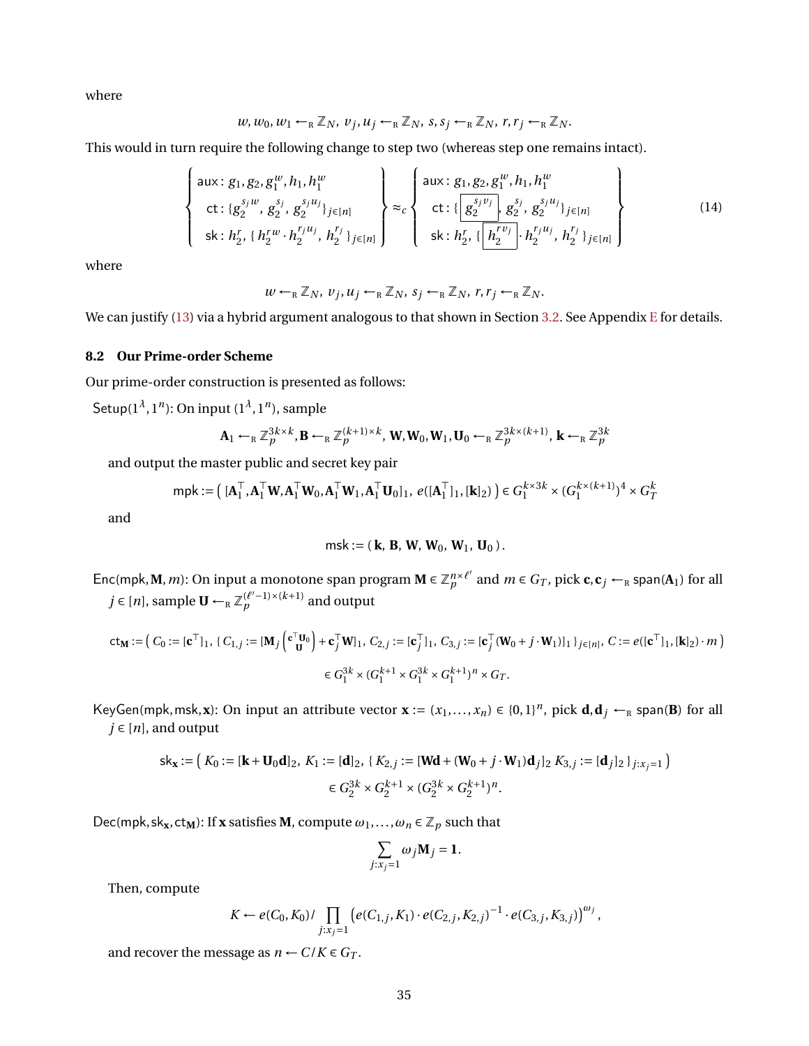where

$$w, w_0, w_1 \leftarrow_{\mathrm{R}} \mathbb{Z}_N,\ v_j, u_j \leftarrow_{\mathrm{R}} \mathbb{Z}_N,\ s, s_j \leftarrow_{\mathrm{R}} \mathbb{Z}_N,\ r, r_j \leftarrow_{\mathrm{R}} \mathbb{Z}_N.$$

This would in turn require the following change to step two (whereas step one remains intact).

$$\left\{\begin{array}{l} \mathsf{aux}: g_1, g_2, g_1^w, h_1, h_1^w \\ \ \mathsf{ct}: \{ g_2^{s_j w},\ g_2^{s_j},\ g_2^{s_j u_j} \}_{j\in[n]} \\ \ \mathsf{sk}: h_2^r,\ \{ h_2^{rw} \cdot h_2^{r_j u_j},\ h_2^{r_j} \}_{j\in[n]} \end{array}\right\} \approx_c \left\{\begin{array}{l} \mathsf{aux}: g_1, g_2, g_1^w, h_1, h_1^w \\ \ \mathsf{ct}: \{ \boxed{g_2^{s_j v_j}},\ g_2^{s_j},\ g_2^{s_j u_j} \}_{j\in[n]} \\ \ \mathsf{sk}: h_2^r,\ \{ \boxed{h_2^{r v_j}} \cdot h_2^{r_j u_j},\ h_2^{r_j} \}_{j\in[n]} \end{array}\right\} \tag{14}$$

where

$$w \leftarrow_{\mathrm{R}} \mathbb{Z}_N,\ v_j, u_j \leftarrow_{\mathrm{R}} \mathbb{Z}_N,\ s_j \leftarrow_{\mathrm{R}} \mathbb{Z}_N,\ r, r_j \leftarrow_{\mathrm{R}} \mathbb{Z}_N.$$

We can justify (13) via a hybrid argument analogous to that shown in Section 3.2. See Appendix E for details.

### 8.2 Our Prime-order Scheme

Our prime-order construction is presented as follows:

$\mathsf{Setup}(1^\lambda, 1^n)$: On input $(1^\lambda, 1^n)$, sample

$$\mathbf{A}_1 \leftarrow_{\mathrm{R}} \mathbb{Z}_p^{3k\times k}, \mathbf{B} \leftarrow_{\mathrm{R}} \mathbb{Z}_p^{(k+1)\times k},\ \mathbf{W}, \mathbf{W}_0, \mathbf{W}_1, \mathbf{U}_0 \leftarrow_{\mathrm{R}} \mathbb{Z}_p^{3k\times(k+1)},\ \mathbf{k} \leftarrow_{\mathrm{R}} \mathbb{Z}_p^{3k}$$

and output the master public and secret key pair

$$\mathsf{mpk} := \big( [\mathbf{A}_1^\top, \mathbf{A}_1^\top\mathbf{W}, \mathbf{A}_1^\top\mathbf{W}_0, \mathbf{A}_1^\top\mathbf{W}_1, \mathbf{A}_1^\top\mathbf{U}_0]_1,\ e([\mathbf{A}_1^\top]_1, [\mathbf{k}]_2) \big) \in G_1^{k\times 3k} \times (G_1^{k\times(k+1)})^4 \times G_T^k$$

and

$$\mathsf{msk} := (\,\mathbf{k},\ \mathbf{B},\ \mathbf{W},\ \mathbf{W}_0,\ \mathbf{W}_1,\ \mathbf{U}_0\,).$$

$\mathsf{Enc}(\mathsf{mpk}, \mathbf{M}, m)$: On input a monotone span program $\mathbf{M} \in \mathbb{Z}_p^{n\times\ell'}$ and $m \in G_T$, pick $\mathbf{c}, \mathbf{c}_j \leftarrow_{\mathrm{R}} \mathsf{span}(\mathbf{A}_1)$ for all $j \in [n]$, sample $\mathbf{U} \leftarrow_{\mathrm{R}} \mathbb{Z}_p^{(\ell'-1)\times(k+1)}$ and output

$$\mathsf{ct}_{\mathbf{M}} := \Big( C_0 := [\mathbf{c}^\top]_1,\ \{ C_{1,j} := [\mathbf{M}_j \begin{pmatrix} \mathbf{c}^\top\mathbf{U}_0 \\ \mathbf{U} \end{pmatrix} + \mathbf{c}_j^\top\mathbf{W}]_1,\ C_{2,j} := [\mathbf{c}_j^\top]_1,\ C_{3,j} := [\mathbf{c}_j^\top(\mathbf{W}_0 + j\cdot\mathbf{W}_1)]_1 \}_{j\in[n]},\ C := e([\mathbf{c}^\top]_1, [\mathbf{k}]_2)\cdot m \Big)$$
$$\in G_1^{3k} \times (G_1^{k+1} \times G_1^{3k} \times G_1^{k+1})^n \times G_T.$$

$\mathsf{KeyGen}(\mathsf{mpk}, \mathsf{msk}, \mathbf{x})$: On input an attribute vector $\mathbf{x} := (x_1, \ldots, x_n) \in \{0,1\}^n$, pick $\mathbf{d}, \mathbf{d}_j \leftarrow_{\mathrm{R}} \mathsf{span}(\mathbf{B})$ for all $j \in [n]$, and output

$$\mathsf{sk}_{\mathbf{x}} := \big( K_0 := [\mathbf{k} + \mathbf{U}_0\mathbf{d}]_2,\ K_1 := [\mathbf{d}]_2,\ \{ K_{2,j} := [\mathbf{W}\mathbf{d} + (\mathbf{W}_0 + j\cdot\mathbf{W}_1)\mathbf{d}_j]_2\ K_{3,j} := [\mathbf{d}_j]_2 \}_{j:x_j=1} \big)$$
$$\in G_2^{3k} \times G_2^{k+1} \times (G_2^{3k} \times G_2^{k+1})^n.$$

$\mathsf{Dec}(\mathsf{mpk}, \mathsf{sk}_{\mathbf{x}}, \mathsf{ct}_{\mathbf{M}})$: If $\mathbf{x}$ satisfies $\mathbf{M}$, compute $\omega_1, \ldots, \omega_n \in \mathbb{Z}_p$ such that

$$\sum_{j:x_j=1} \omega_j \mathbf{M}_j = \mathbf{1}.$$

Then, compute

$$K \leftarrow e(C_0, K_0) / \prod_{j:x_j=1} \big( e(C_{1,j}, K_1) \cdot e(C_{2,j}, K_{2,j})^{-1} \cdot e(C_{3,j}, K_{3,j}) \big)^{\omega_j},$$

and recover the message as $n \leftarrow C/K \in G_T$.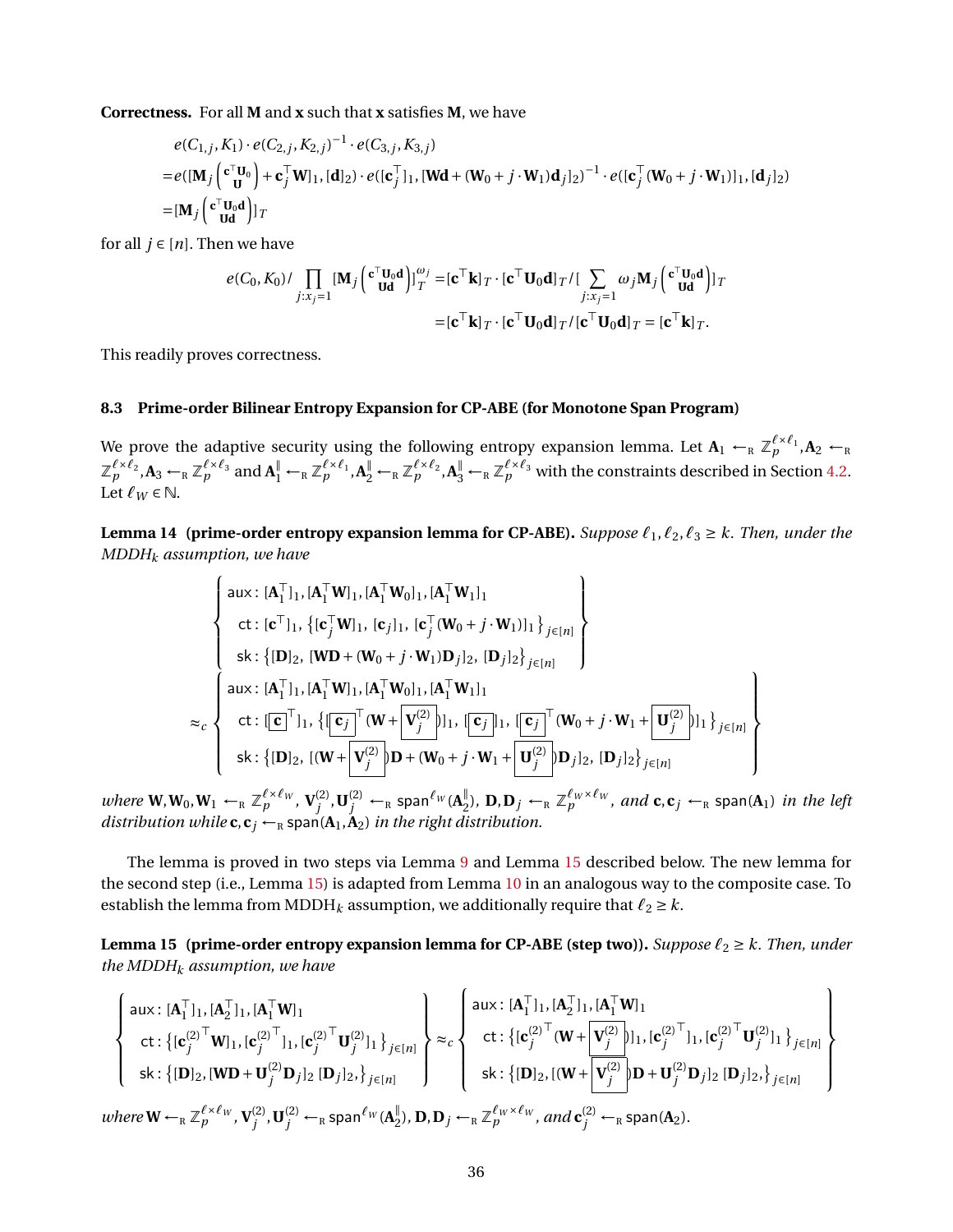**Correctness.** For all $\mathbf{M}$ and $\mathbf{x}$ such that $\mathbf{x}$ satisfies $\mathbf{M}$, we have

$$
\begin{aligned}
& e(C_{1,j}, K_1) \cdot e(C_{2,j}, K_{2,j})^{-1} \cdot e(C_{3,j}, K_{3,j}) \\
=& e([\mathbf{M}_j \begin{pmatrix} \mathbf{c}^\top \mathbf{U}_0 \\ \mathbf{U} \end{pmatrix} + \mathbf{c}_j^\top \mathbf{W}]_1, [\mathbf{d}]_2) \cdot e([\mathbf{c}_j^\top]_1, [\mathbf{W}\mathbf{d} + (\mathbf{W}_0 + j \cdot \mathbf{W}_1)\mathbf{d}_j]_2)^{-1} \cdot e([\mathbf{c}_j^\top (\mathbf{W}_0 + j \cdot \mathbf{W}_1)]_1, [\mathbf{d}_j]_2) \\
=& [\mathbf{M}_j \begin{pmatrix} \mathbf{c}^\top \mathbf{U}_0 \mathbf{d} \\ \mathbf{U}\mathbf{d} \end{pmatrix}]_T
\end{aligned}
$$

for all $j \in [n]$. Then we have

$$
\begin{aligned}
e(C_0, K_0) / \prod_{j: x_j = 1} [\mathbf{M}_j \begin{pmatrix} \mathbf{c}^\top \mathbf{U}_0 \mathbf{d} \\ \mathbf{U}\mathbf{d} \end{pmatrix}]_T^{\omega_j} &= [\mathbf{c}^\top \mathbf{k}]_T \cdot [\mathbf{c}^\top \mathbf{U}_0 \mathbf{d}]_T / [\sum_{j: x_j = 1} \omega_j \mathbf{M}_j \begin{pmatrix} \mathbf{c}^\top \mathbf{U}_0 \mathbf{d} \\ \mathbf{U}\mathbf{d} \end{pmatrix}]_T \\
&= [\mathbf{c}^\top \mathbf{k}]_T \cdot [\mathbf{c}^\top \mathbf{U}_0 \mathbf{d}]_T / [\mathbf{c}^\top \mathbf{U}_0 \mathbf{d}]_T = [\mathbf{c}^\top \mathbf{k}]_T.
\end{aligned}
$$

This readily proves correctness.

### 8.3 Prime-order Bilinear Entropy Expansion for CP-ABE (for Monotone Span Program)

We prove the adaptive security using the following entropy expansion lemma. Let $\mathbf{A}_1 \leftarrow_R \mathbb{Z}_p^{\ell \times \ell_1}, \mathbf{A}_2 \leftarrow_R \mathbb{Z}_p^{\ell \times \ell_2}, \mathbf{A}_3 \leftarrow_R \mathbb{Z}_p^{\ell \times \ell_3}$ and $\mathbf{A}_1^\| \leftarrow_R \mathbb{Z}_p^{\ell \times \ell_1}, \mathbf{A}_2^\| \leftarrow_R \mathbb{Z}_p^{\ell \times \ell_2}, \mathbf{A}_3^\| \leftarrow_R \mathbb{Z}_p^{\ell \times \ell_3}$ with the constraints described in Section 4.2. Let $\ell_W \in \mathbb{N}$.

**Lemma 14 (prime-order entropy expansion lemma for CP-ABE).** *Suppose $\ell_1, \ell_2, \ell_3 \geq k$. Then, under the MDDH$_k$ assumption, we have*

$$
\left\{
\begin{aligned}
&\mathsf{aux}: [\mathbf{A}_1^\top]_1, [\mathbf{A}_1^\top \mathbf{W}]_1, [\mathbf{A}_1^\top \mathbf{W}_0]_1, [\mathbf{A}_1^\top \mathbf{W}_1]_1 \\
&\mathsf{ct}: [\mathbf{c}^\top]_1, \left\{ [\mathbf{c}_j^\top \mathbf{W}]_1, [\mathbf{c}_j]_1, [\mathbf{c}_j^\top (\mathbf{W}_0 + j \cdot \mathbf{W}_1)]_1 \right\}_{j \in [n]} \\
&\mathsf{sk}: \left\{ [\mathbf{D}]_2, [\mathbf{W}\mathbf{D} + (\mathbf{W}_0 + j \cdot \mathbf{W}_1)\mathbf{D}_j]_2, [\mathbf{D}_j]_2 \right\}_{j \in [n]}
\end{aligned}
\right\}
$$

$$
\approx_c \left\{
\begin{aligned}
&\mathsf{aux}: [\mathbf{A}_1^\top]_1, [\mathbf{A}_1^\top \mathbf{W}]_1, [\mathbf{A}_1^\top \mathbf{W}_0]_1, [\mathbf{A}_1^\top \mathbf{W}_1]_1 \\
&\mathsf{ct}: [\boxed{\mathbf{c}}^\top]_1, \left\{ [\boxed{\mathbf{c}_j}^\top (\mathbf{W} + \boxed{\mathbf{V}_j^{(2)}})]_1, [\boxed{\mathbf{c}_j}]_1, [\boxed{\mathbf{c}_j}^\top (\mathbf{W}_0 + j \cdot \mathbf{W}_1 + \boxed{\mathbf{U}_j^{(2)}})]_1 \right\}_{j \in [n]} \\
&\mathsf{sk}: \left\{ [\mathbf{D}]_2, [(\mathbf{W} + \boxed{\mathbf{V}_j^{(2)}})\mathbf{D} + (\mathbf{W}_0 + j \cdot \mathbf{W}_1 + \boxed{\mathbf{U}_j^{(2)}})\mathbf{D}_j]_2, [\mathbf{D}_j]_2 \right\}_{j \in [n]}
\end{aligned}
\right\}
$$

*where $\mathbf{W}, \mathbf{W}_0, \mathbf{W}_1 \leftarrow_R \mathbb{Z}_p^{\ell \times \ell_W}$, $\mathbf{V}_j^{(2)}, \mathbf{U}_j^{(2)} \leftarrow_R \mathsf{span}^{\ell_W}(\mathbf{A}_2^\|)$, $\mathbf{D}, \mathbf{D}_j \leftarrow_R \mathbb{Z}_p^{\ell_W \times \ell_W}$, and $\mathbf{c}, \mathbf{c}_j \leftarrow_R \mathsf{span}(\mathbf{A}_1)$ in the left distribution while $\mathbf{c}, \mathbf{c}_j \leftarrow_R \mathsf{span}(\mathbf{A}_1, \mathbf{A}_2)$ in the right distribution.*

The lemma is proved in two steps via Lemma 9 and Lemma 15 described below. The new lemma for the second step (i.e., Lemma 15) is adapted from Lemma 10 in an analogous way to the composite case. To establish the lemma from MDDH$_k$ assumption, we additionally require that $\ell_2 \geq k$.

**Lemma 15 (prime-order entropy expansion lemma for CP-ABE (step two)).** *Suppose $\ell_2 \geq k$. Then, under the MDDH$_k$ assumption, we have*

$$
\left\{
\begin{aligned}
&\mathsf{aux}: [\mathbf{A}_1^\top]_1, [\mathbf{A}_2^\top]_1, [\mathbf{A}_1^\top \mathbf{W}]_1 \\
&\mathsf{ct}: \left\{ [{\mathbf{c}_j^{(2)}}^\top \mathbf{W}]_1, [{\mathbf{c}_j^{(2)}}^\top]_1, [{\mathbf{c}_j^{(2)}}^\top \mathbf{U}_j^{(2)}]_1 \right\}_{j \in [n]} \\
&\mathsf{sk}: \left\{ [\mathbf{D}]_2, [\mathbf{W}\mathbf{D} + \mathbf{U}_j^{(2)} \mathbf{D}_j]_2 \, [\mathbf{D}_j]_2, \right\}_{j \in [n]}
\end{aligned}
\right\}
\approx_c
\left\{
\begin{aligned}
&\mathsf{aux}: [\mathbf{A}_1^\top]_1, [\mathbf{A}_2^\top]_1, [\mathbf{A}_1^\top \mathbf{W}]_1 \\
&\mathsf{ct}: \left\{ [{\mathbf{c}_j^{(2)}}^\top (\mathbf{W} + \boxed{\mathbf{V}_j^{(2)}})]_1, [{\mathbf{c}_j^{(2)}}^\top]_1, [{\mathbf{c}_j^{(2)}}^\top \mathbf{U}_j^{(2)}]_1 \right\}_{j \in [n]} \\
&\mathsf{sk}: \left\{ [\mathbf{D}]_2, [(\mathbf{W} + \boxed{\mathbf{V}_j^{(2)}})\mathbf{D} + \mathbf{U}_j^{(2)} \mathbf{D}_j]_2 \, [\mathbf{D}_j]_2, \right\}_{j \in [n]}
\end{aligned}
\right\}
$$

*where $\mathbf{W} \leftarrow_R \mathbb{Z}_p^{\ell \times \ell_W}$, $\mathbf{V}_j^{(2)}, \mathbf{U}_j^{(2)} \leftarrow_R \mathsf{span}^{\ell_W}(\mathbf{A}_2^\|)$, $\mathbf{D}, \mathbf{D}_j \leftarrow_R \mathbb{Z}_p^{\ell_W \times \ell_W}$, and $\mathbf{c}_j^{(2)} \leftarrow_R \mathsf{span}(\mathbf{A}_2)$.*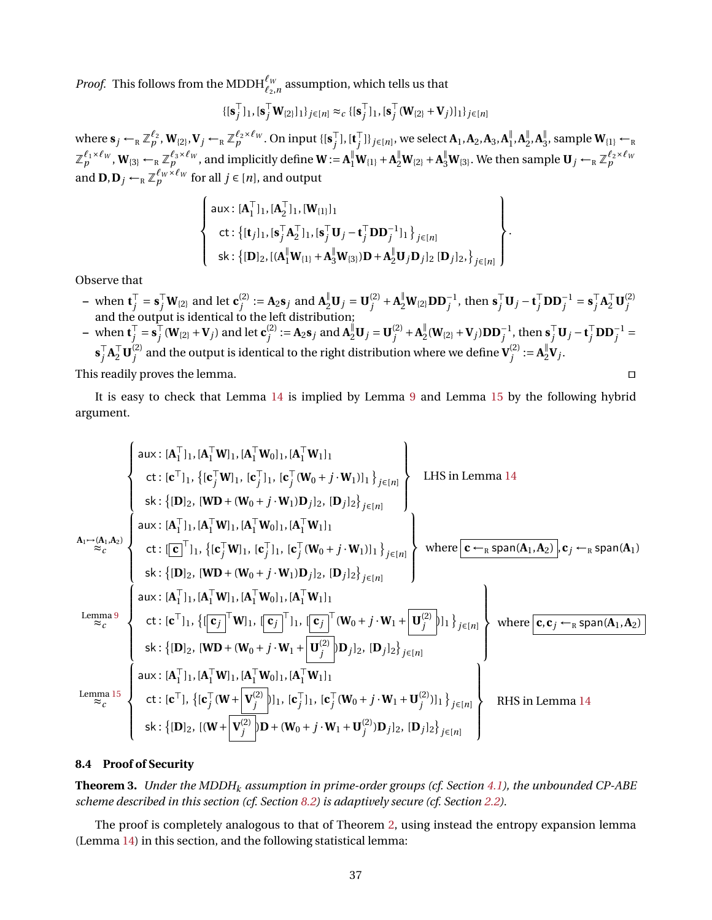*Proof.* This follows from the $\text{MDDH}^{\ell_W}_{\ell_2,n}$ assumption, which tells us that

$$\{[\mathbf{s}_j^\top]_1, [\mathbf{s}_j^\top \mathbf{W}_{\{2\}}]_1\}_{j\in[n]} \approx_c \{[\mathbf{s}_j^\top]_1, [\mathbf{s}_j^\top(\mathbf{W}_{\{2\}} + \mathbf{V}_j)]_1\}_{j\in[n]}$$

where $\mathbf{s}_j \leftarrow_R \mathbb{Z}_p^{\ell_2}$, $\mathbf{W}_{\{2\}}, \mathbf{V}_j \leftarrow_R \mathbb{Z}_p^{\ell_2\times\ell_W}$. On input $\{[\mathbf{s}_j^\top], [\mathbf{t}_j^\top]\}_{j\in[n]}$, we select $\mathbf{A}_1, \mathbf{A}_2, \mathbf{A}_3, \mathbf{A}_1^\|, \mathbf{A}_2^\|, \mathbf{A}_3^\|$, sample $\mathbf{W}_{\{1\}} \leftarrow_R \mathbb{Z}_p^{\ell_1\times\ell_W}$, $\mathbf{W}_{\{3\}} \leftarrow_R \mathbb{Z}_p^{\ell_3\times\ell_W}$, and implicitly define $\mathbf{W} := \mathbf{A}_1^\|\mathbf{W}_{\{1\}} + \mathbf{A}_2^\|\mathbf{W}_{\{2\}} + \mathbf{A}_3^\|\mathbf{W}_{\{3\}}$. We then sample $\mathbf{U}_j \leftarrow_R \mathbb{Z}_p^{\ell_2\times\ell_W}$ and $\mathbf{D}, \mathbf{D}_j \leftarrow_R \mathbb{Z}_p^{\ell_W\times\ell_W}$ for all $j \in [n]$, and output

$$\left\{\begin{array}{l}\mathsf{aux}: [\mathbf{A}_1^\top]_1, [\mathbf{A}_2^\top]_1, [\mathbf{W}_{\{1\}}]_1\\ \;\;\mathsf{ct}: \{[\mathbf{t}_j]_1, [\mathbf{s}_j^\top\mathbf{A}_2^\top]_1, [\mathbf{s}_j^\top\mathbf{U}_j - \mathbf{t}_j^\top\mathbf{D}\mathbf{D}_j^{-1}]_1\}_{j\in[n]}\\ \;\;\mathsf{sk}: \{[\mathbf{D}]_2, [(\mathbf{A}_1^\|\mathbf{W}_{\{1\}} + \mathbf{A}_3^\|\mathbf{W}_{\{3\}})\mathbf{D} + \mathbf{A}_2^\|\mathbf{U}_j\mathbf{D}_j]_2\ [\mathbf{D}_j]_2,\}_{j\in[n]}\end{array}\right\}.$$

Observe that

- when $\mathbf{t}_j^\top = \mathbf{s}_j^\top\mathbf{W}_{\{2\}}$ and let $\mathbf{c}_j^{(2)} := \mathbf{A}_2\mathbf{s}_j$ and $\mathbf{A}_2^\|\mathbf{U}_j = \mathbf{U}_j^{(2)} + \mathbf{A}_2^\|\mathbf{W}_{\{2\}}\mathbf{D}\mathbf{D}_j^{-1}$, then $\mathbf{s}_j^\top\mathbf{U}_j - \mathbf{t}_j^\top\mathbf{D}\mathbf{D}_j^{-1} = \mathbf{s}_j^\top\mathbf{A}_2^\top\mathbf{U}_j^{(2)}$ and the output is identical to the left distribution;
- when $\mathbf{t}_j^\top = \mathbf{s}_j^\top(\mathbf{W}_{\{2\}} + \mathbf{V}_j)$ and let $\mathbf{c}_j^{(2)} := \mathbf{A}_2\mathbf{s}_j$ and $\mathbf{A}_2^\|\mathbf{U}_j = \mathbf{U}_j^{(2)} + \mathbf{A}_2^\|(\mathbf{W}_{\{2\}} + \mathbf{V}_j)\mathbf{D}\mathbf{D}_j^{-1}$, then $\mathbf{s}_j^\top\mathbf{U}_j - \mathbf{t}_j^\top\mathbf{D}\mathbf{D}_j^{-1} = \mathbf{s}_j^\top\mathbf{A}_2^\top\mathbf{U}_j^{(2)}$ and the output is identical to the right distribution where we define $\mathbf{V}_j^{(2)} := \mathbf{A}_2^\|\mathbf{V}_j$.

This readily proves the lemma. □

It is easy to check that Lemma 14 is implied by Lemma 9 and Lemma 15 by the following hybrid argument.

$$\left\{\begin{array}{l}\mathsf{aux}: [\mathbf{A}_1^\top]_1, [\mathbf{A}_1^\top\mathbf{W}]_1, [\mathbf{A}_1^\top\mathbf{W}_0]_1, [\mathbf{A}_1^\top\mathbf{W}_1]_1\\ \;\;\mathsf{ct}: [\mathbf{c}^\top]_1, \{[\mathbf{c}_j^\top\mathbf{W}]_1,\ [\mathbf{c}_j^\top]_1,\ [\mathbf{c}_j^\top(\mathbf{W}_0 + j\cdot\mathbf{W}_1)]_1\}_{j\in[n]}\\ \;\;\mathsf{sk}: \{[\mathbf{D}]_2,\ [\mathbf{W}\mathbf{D} + (\mathbf{W}_0 + j\cdot\mathbf{W}_1)\mathbf{D}_j]_2,\ [\mathbf{D}_j]_2\}_{j\in[n]}\end{array}\right\}\quad \text{LHS in Lemma 14}$$

$$\overset{\mathbf{A}_1\mapsto(\mathbf{A}_1,\mathbf{A}_2)}{\approx_c}\left\{\begin{array}{l}\mathsf{aux}: [\mathbf{A}_1^\top]_1, [\mathbf{A}_1^\top\mathbf{W}]_1, [\mathbf{A}_1^\top\mathbf{W}_0]_1, [\mathbf{A}_1^\top\mathbf{W}_1]_1\\ \;\;\mathsf{ct}: [\boxed{\mathbf{c}}^\top]_1, \{[\mathbf{c}_j^\top\mathbf{W}]_1,\ [\mathbf{c}_j^\top]_1,\ [\mathbf{c}_j^\top(\mathbf{W}_0 + j\cdot\mathbf{W}_1)]_1\}_{j\in[n]}\\ \;\;\mathsf{sk}: \{[\mathbf{D}]_2,\ [\mathbf{W}\mathbf{D} + (\mathbf{W}_0 + j\cdot\mathbf{W}_1)\mathbf{D}_j]_2,\ [\mathbf{D}_j]_2\}_{j\in[n]}\end{array}\right\}\quad \text{where } \boxed{\mathbf{c} \leftarrow_R \mathsf{span}(\mathbf{A}_1,\mathbf{A}_2)}, \mathbf{c}_j \leftarrow_R \mathsf{span}(\mathbf{A}_1)$$

$$\overset{\text{Lemma 9}}{\approx_c}\left\{\begin{array}{l}\mathsf{aux}: [\mathbf{A}_1^\top]_1, [\mathbf{A}_1^\top\mathbf{W}]_1, [\mathbf{A}_1^\top\mathbf{W}_0]_1, [\mathbf{A}_1^\top\mathbf{W}_1]_1\\ \;\;\mathsf{ct}: [\mathbf{c}^\top]_1, \{[\boxed{\mathbf{c}_j}^\top\mathbf{W}]_1,\ [\boxed{\mathbf{c}_j}^\top]_1,\ [\boxed{\mathbf{c}_j}^\top(\mathbf{W}_0 + j\cdot\mathbf{W}_1 + \boxed{\mathbf{U}_j^{(2)}})]_1\}_{j\in[n]}\\ \;\;\mathsf{sk}: \{[\mathbf{D}]_2,\ [\mathbf{W}\mathbf{D} + (\mathbf{W}_0 + j\cdot\mathbf{W}_1 + \boxed{\mathbf{U}_j^{(2)}})\mathbf{D}_j]_2,\ [\mathbf{D}_j]_2\}_{j\in[n]}\end{array}\right\}\quad \text{where } \boxed{\mathbf{c}, \mathbf{c}_j \leftarrow_R \mathsf{span}(\mathbf{A}_1,\mathbf{A}_2)}$$

$$\overset{\text{Lemma 15}}{\approx_c}\left\{\begin{array}{l}\mathsf{aux}: [\mathbf{A}_1^\top]_1, [\mathbf{A}_1^\top\mathbf{W}]_1, [\mathbf{A}_1^\top\mathbf{W}_0]_1, [\mathbf{A}_1^\top\mathbf{W}_1]_1\\ \;\;\mathsf{ct}: [\mathbf{c}^\top], \{[\mathbf{c}_j^\top(\mathbf{W} + \boxed{\mathbf{V}_j^{(2)}})]_1,\ [\mathbf{c}_j^\top]_1,\ [\mathbf{c}_j^\top(\mathbf{W}_0 + j\cdot\mathbf{W}_1 + \mathbf{U}_j^{(2)})]_1\}_{j\in[n]}\\ \;\;\mathsf{sk}: \{[\mathbf{D}]_2,\ [(\mathbf{W} + \boxed{\mathbf{V}_j^{(2)}})\mathbf{D} + (\mathbf{W}_0 + j\cdot\mathbf{W}_1 + \mathbf{U}_j^{(2)})\mathbf{D}_j]_2,\ [\mathbf{D}_j]_2\}_{j\in[n]}\end{array}\right\}\quad \text{RHS in Lemma 14}$$

### 8.4 Proof of Security

**Theorem 3.** *Under the $\text{MDDH}_k$ assumption in prime-order groups (cf. Section 4.1), the unbounded CP-ABE scheme described in this section (cf. Section 8.2) is adaptively secure (cf. Section 2.2).*

The proof is completely analogous to that of Theorem 2, using instead the entropy expansion lemma (Lemma 14) in this section, and the following statistical lemma: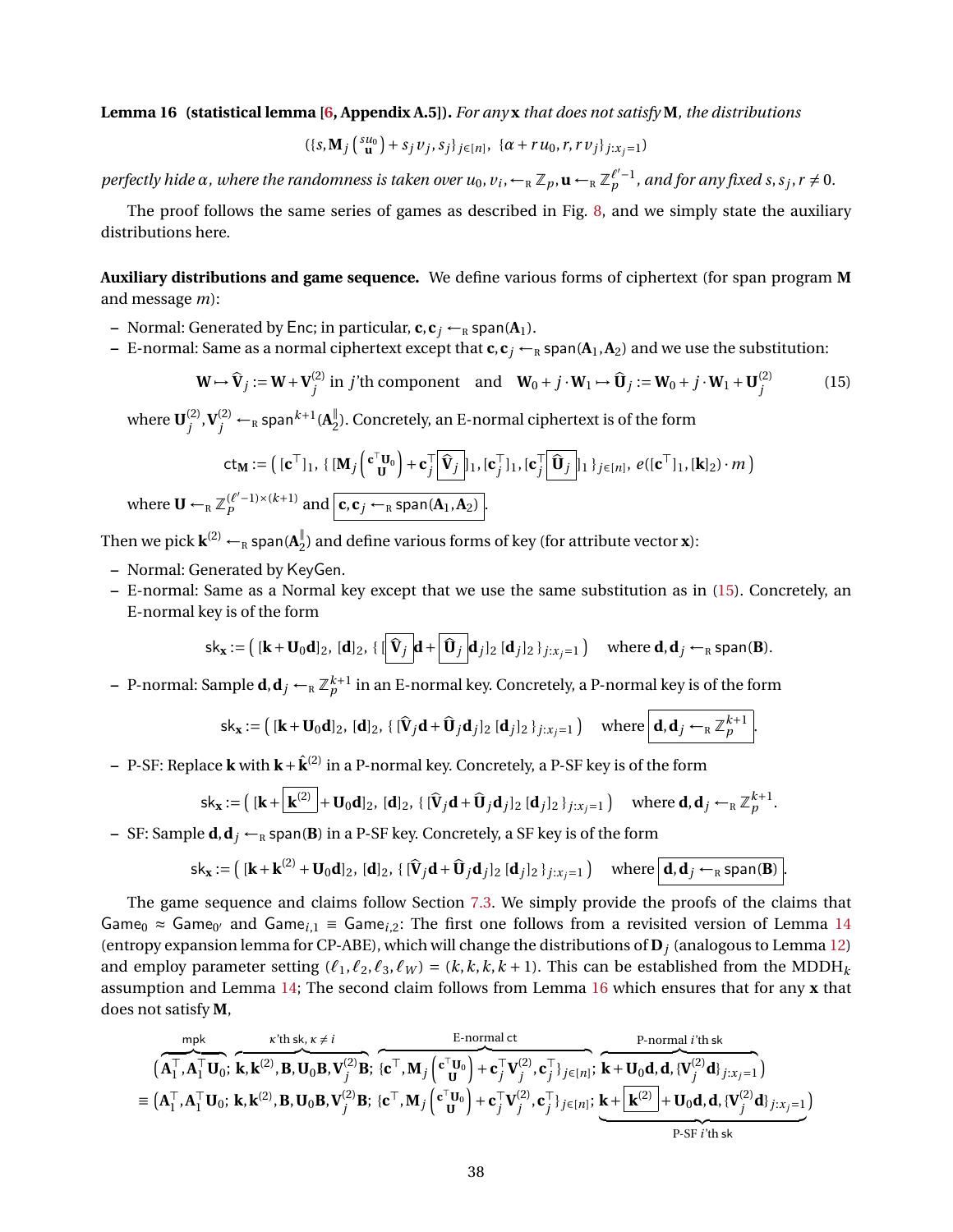**Lemma 16 (statistical lemma [6, Appendix A.5]).** *For any* $\mathbf{x}$ *that does not satisfy* $\mathbf{M}$*, the distributions*

$$(\{s, \mathbf{M}_j \binom{su_0}{\mathbf{u}} + s_j v_j, s_j\}_{j\in[n]},\ \{\alpha + r u_0, r, r v_j\}_{j:x_j=1})$$

*perfectly hide* $\alpha$*, where the randomness is taken over* $u_0, v_i, \leftarrow_{\mathrm{R}} \mathbb{Z}_p, \mathbf{u} \leftarrow_{\mathrm{R}} \mathbb{Z}_p^{\ell'-1}$*, and for any fixed* $s, s_j, r \neq 0$*.*

The proof follows the same series of games as described in Fig. 8, and we simply state the auxiliary distributions here.

**Auxiliary distributions and game sequence.** We define various forms of ciphertext (for span program $\mathbf{M}$ and message $m$):

- Normal: Generated by $\mathsf{Enc}$; in particular, $\mathbf{c}, \mathbf{c}_j \leftarrow_{\mathrm{R}} \mathsf{span}(\mathbf{A}_1)$.
- E-normal: Same as a normal ciphertext except that $\mathbf{c}, \mathbf{c}_j \leftarrow_{\mathrm{R}} \mathsf{span}(\mathbf{A}_1, \mathbf{A}_2)$ and we use the substitution:

$$\mathbf{W} \mapsto \widehat{\mathbf{V}}_j := \mathbf{W} + \mathbf{V}_j^{(2)} \text{ in } j\text{'th component} \quad \text{and} \quad \mathbf{W}_0 + j \cdot \mathbf{W}_1 \mapsto \widehat{\mathbf{U}}_j := \mathbf{W}_0 + j \cdot \mathbf{W}_1 + \mathbf{U}_j^{(2)} \tag{15}$$

where $\mathbf{U}_j^{(2)}, \mathbf{V}_j^{(2)} \leftarrow_{\mathrm{R}} \mathsf{span}^{k+1}(\mathbf{A}_2^{\parallel})$. Concretely, an E-normal ciphertext is of the form

$$\mathsf{ct}_{\mathbf{M}} := \big(\, [\mathbf{c}^\top]_1,\ \{\, [\mathbf{M}_j \binom{\mathbf{c}^\top \mathbf{U}_0}{\mathbf{U}} + \mathbf{c}_j^\top \boxed{\widehat{\mathbf{V}}_j}\,]_1, [\mathbf{c}_j^\top]_1, [\mathbf{c}_j^\top \boxed{\widehat{\mathbf{U}}_j}\,]_1 \,\}_{j\in[n]},\ e([\mathbf{c}^\top]_1, [\mathbf{k}]_2) \cdot m \,\big)$$

where $\mathbf{U} \leftarrow_{\mathrm{R}} \mathbb{Z}_p^{(\ell'-1)\times(k+1)}$ and $\boxed{\mathbf{c}, \mathbf{c}_j \leftarrow_{\mathrm{R}} \mathsf{span}(\mathbf{A}_1, \mathbf{A}_2)}$.

Then we pick $\mathbf{k}^{(2)} \leftarrow_{\mathrm{R}} \mathsf{span}(\mathbf{A}_2^{\parallel})$ and define various forms of key (for attribute vector $\mathbf{x}$):

- Normal: Generated by $\mathsf{KeyGen}$.
- E-normal: Same as a Normal key except that we use the same substitution as in (15). Concretely, an E-normal key is of the form

$$\mathsf{sk}_{\mathbf{x}} := \big(\, [\mathbf{k} + \mathbf{U}_0 \mathbf{d}]_2,\ [\mathbf{d}]_2,\ \{\, [\,\boxed{\widehat{\mathbf{V}}_j}\,\mathbf{d} + \boxed{\widehat{\mathbf{U}}_j}\,\mathbf{d}_j]_2\ [\mathbf{d}_j]_2 \,\}_{j:x_j=1} \big) \quad \text{where } \mathbf{d}, \mathbf{d}_j \leftarrow_{\mathrm{R}} \mathsf{span}(\mathbf{B}).$$

- P-normal: Sample $\mathbf{d}, \mathbf{d}_j \leftarrow_{\mathrm{R}} \mathbb{Z}_p^{k+1}$ in an E-normal key. Concretely, a P-normal key is of the form

$$\mathsf{sk}_{\mathbf{x}} := \big(\, [\mathbf{k} + \mathbf{U}_0 \mathbf{d}]_2,\ [\mathbf{d}]_2,\ \{\, [\widehat{\mathbf{V}}_j \mathbf{d} + \widehat{\mathbf{U}}_j \mathbf{d}_j]_2\ [\mathbf{d}_j]_2 \,\}_{j:x_j=1} \big) \quad \text{where } \boxed{\mathbf{d}, \mathbf{d}_j \leftarrow_{\mathrm{R}} \mathbb{Z}_p^{k+1}}.$$

- P-SF: Replace $\mathbf{k}$ with $\mathbf{k} + \hat{\mathbf{k}}^{(2)}$ in a P-normal key. Concretely, a P-SF key is of the form

$$\mathsf{sk}_{\mathbf{x}} := \big(\, [\mathbf{k} + \boxed{\mathbf{k}^{(2)}} + \mathbf{U}_0 \mathbf{d}]_2,\ [\mathbf{d}]_2,\ \{\, [\widehat{\mathbf{V}}_j \mathbf{d} + \widehat{\mathbf{U}}_j \mathbf{d}_j]_2\ [\mathbf{d}_j]_2 \,\}_{j:x_j=1} \big) \quad \text{where } \mathbf{d}, \mathbf{d}_j \leftarrow_{\mathrm{R}} \mathbb{Z}_p^{k+1}.$$

- SF: Sample $\mathbf{d}, \mathbf{d}_j \leftarrow_{\mathrm{R}} \mathsf{span}(\mathbf{B})$ in a P-SF key. Concretely, a SF key is of the form

$$\mathsf{sk}_{\mathbf{x}} := \big(\, [\mathbf{k} + \mathbf{k}^{(2)} + \mathbf{U}_0 \mathbf{d}]_2,\ [\mathbf{d}]_2,\ \{\, [\widehat{\mathbf{V}}_j \mathbf{d} + \widehat{\mathbf{U}}_j \mathbf{d}_j]_2\ [\mathbf{d}_j]_2 \,\}_{j:x_j=1} \big) \quad \text{where } \boxed{\mathbf{d}, \mathbf{d}_j \leftarrow_{\mathrm{R}} \mathsf{span}(\mathbf{B})}.$$

The game sequence and claims follow Section 7.3. We simply provide the proofs of the claims that $\mathsf{Game}_0 \approx \mathsf{Game}_{0'}$ and $\mathsf{Game}_{i,1} \equiv \mathsf{Game}_{i,2}$: The first one follows from a revisited version of Lemma 14 (entropy expansion lemma for CP-ABE), which will change the distributions of $\mathbf{D}_j$ (analogous to Lemma 12) and employ parameter setting $(\ell_1, \ell_2, \ell_3, \ell_W) = (k, k, k, k+1)$. This can be established from the $\mathrm{MDDH}_k$ assumption and Lemma 14; The second claim follows from Lemma 16 which ensures that for any $\mathbf{x}$ that does not satisfy $\mathbf{M}$,

$$\begin{aligned}
&\big(\overbrace{\mathbf{A}_1^\top, \mathbf{A}_1^\top \mathbf{U}_0}^{\mathsf{mpk}};\ \overbrace{\mathbf{k}, \mathbf{k}^{(2)}, \mathbf{B}, \mathbf{U}_0\mathbf{B}, \mathbf{V}_j^{(2)}\mathbf{B}}^{\kappa\text{'th sk},\ \kappa \neq i};\ \overbrace{\{\mathbf{c}^\top, \mathbf{M}_j \binom{\mathbf{c}^\top \mathbf{U}_0}{\mathbf{U}} + \mathbf{c}_j^\top \mathbf{V}_j^{(2)}, \mathbf{c}_j^\top\}_{j\in[n]}}^{\text{E-normal ct}};\ \overbrace{\mathbf{k} + \mathbf{U}_0\mathbf{d}, \mathbf{d}, \{\mathbf{V}_j^{(2)}\mathbf{d}\}_{j:x_j=1}}^{\text{P-normal } i\text{'th sk}}\big) \\
\equiv\ &\big(\mathbf{A}_1^\top, \mathbf{A}_1^\top \mathbf{U}_0;\ \mathbf{k}, \mathbf{k}^{(2)}, \mathbf{B}, \mathbf{U}_0\mathbf{B}, \mathbf{V}_j^{(2)}\mathbf{B};\ \{\mathbf{c}^\top, \mathbf{M}_j \binom{\mathbf{c}^\top \mathbf{U}_0}{\mathbf{U}} + \mathbf{c}_j^\top \mathbf{V}_j^{(2)}, \mathbf{c}_j^\top\}_{j\in[n]};\ \underbrace{\mathbf{k} + \boxed{\mathbf{k}^{(2)}} + \mathbf{U}_0\mathbf{d}, \mathbf{d}, \{\mathbf{V}_j^{(2)}\mathbf{d}\}_{j:x_j=1}}_{\text{P-SF } i\text{'th sk}}\big)
\end{aligned}$$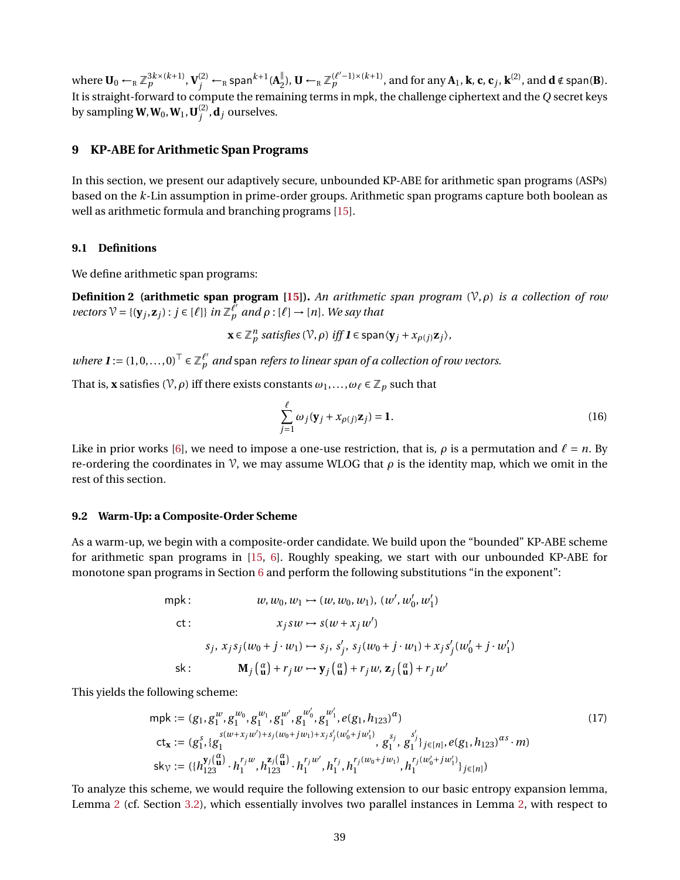where $\mathbf{U}_0 \leftarrow_{\mathrm{R}} \mathbb{Z}_p^{3k\times(k+1)}$, $\mathbf{V}_j^{(2)} \leftarrow_{\mathrm{R}} \mathsf{span}^{k+1}(\mathbf{A}_2^{\|})$, $\mathbf{U} \leftarrow_{\mathrm{R}} \mathbb{Z}_p^{(\ell'-1)\times(k+1)}$, and for any $\mathbf{A}_1$, $\mathbf{k}$, $\mathbf{c}$, $\mathbf{c}_j$, $\mathbf{k}^{(2)}$, and $\mathbf{d} \notin \mathsf{span}(\mathbf{B})$. It is straight-forward to compute the remaining terms in $\mathsf{mpk}$, the challenge ciphertext and the $Q$ secret keys by sampling $\mathbf{W}, \mathbf{W}_0, \mathbf{W}_1, \mathbf{U}_j^{(2)}, \mathbf{d}_j$ ourselves.

# 9 KP-ABE for Arithmetic Span Programs

In this section, we present our adaptively secure, unbounded KP-ABE for arithmetic span programs (ASPs) based on the $k$-Lin assumption in prime-order groups. Arithmetic span programs capture both boolean as well as arithmetic formula and branching programs [15].

## 9.1 Definitions

We define arithmetic span programs:

**Definition 2 (arithmetic span program [15]).** *An arithmetic span program $(\mathcal{V}, \rho)$ is a collection of row vectors $\mathcal{V} = \{(\mathbf{y}_j, \mathbf{z}_j) : j \in [\ell]\}$ in $\mathbb{Z}_p^{\ell'}$ and $\rho : [\ell] \to [n]$. We say that*

$$\mathbf{x} \in \mathbb{Z}_p^n \text{ satisfies } (\mathcal{V}, \rho) \text{ iff } \mathbf{1} \in \mathsf{span}\langle \mathbf{y}_j + x_{\rho(j)}\mathbf{z}_j \rangle,$$

*where $\mathbf{1} := (1, 0, \ldots, 0)^\top \in \mathbb{Z}_p^{\ell'}$ and $\mathsf{span}$ refers to linear span of a collection of row vectors.*

That is, $\mathbf{x}$ satisfies $(\mathcal{V}, \rho)$ iff there exists constants $\omega_1, \ldots, \omega_\ell \in \mathbb{Z}_p$ such that

$$\sum_{j=1}^{\ell} \omega_j (\mathbf{y}_j + x_{\rho(j)}\mathbf{z}_j) = \mathbf{1}. \tag{16}$$

Like in prior works [6], we need to impose a one-use restriction, that is, $\rho$ is a permutation and $\ell = n$. By re-ordering the coordinates in $\mathcal{V}$, we may assume WLOG that $\rho$ is the identity map, which we omit in the rest of this section.

## 9.2 Warm-Up: a Composite-Order Scheme

As a warm-up, we begin with a composite-order candidate. We build upon the "bounded" KP-ABE scheme for arithmetic span programs in [15, 6]. Roughly speaking, we start with our unbounded KP-ABE for monotone span programs in Section 6 and perform the following substitutions "in the exponent":

$$
\begin{aligned}
\mathsf{mpk}: &\quad w, w_0, w_1 \mapsto (w, w_0, w_1),\ (w', w_0', w_1') \\
\mathsf{ct}: &\quad x_j s w \mapsto s(w + x_j w') \\
&\quad s_j,\ x_j s_j (w_0 + j \cdot w_1) \mapsto s_j,\ s_j',\ s_j(w_0 + j \cdot w_1) + x_j s_j'(w_0' + j \cdot w_1') \\
\mathsf{sk}: &\quad \mathbf{M}_j \tbinom{\alpha}{\mathbf{u}} + r_j w \mapsto \mathbf{y}_j \tbinom{\alpha}{\mathbf{u}} + r_j w,\ \mathbf{z}_j \tbinom{\alpha}{\mathbf{u}} + r_j w'
\end{aligned}
$$

This yields the following scheme:

$$
\begin{aligned}
\mathsf{mpk} &:= (g_1, g_1^{w}, g_1^{w_0}, g_1^{w_1}, g_1^{w'}, g_1^{w_0'}, g_1^{w_1'}, e(g_1, h_{123})^{\alpha}) \\
\mathsf{ct}_{\mathbf{x}} &:= (g_1^{s}, \{g_1^{s(w + x_j w') + s_j(w_0 + j w_1) + x_j s_j'(w_0' + j w_1')}, g_1^{s_j}, g_1^{s_j'}\}_{j\in[n]}, e(g_1, h_{123})^{\alpha s} \cdot m) \\
\mathsf{sk}_{\mathcal{V}} &:= (\{h_{123}^{\mathbf{y}_j \binom{\alpha}{\mathbf{u}}} \cdot h_1^{r_j w}, h_{123}^{\mathbf{z}_j \binom{\alpha}{\mathbf{u}}} \cdot h_1^{r_j w'}, h_1^{r_j}, h_1^{r_j(w_0 + j w_1)}, h_1^{r_j(w_0' + j w_1')}\}_{j\in[n]})
\end{aligned}
\tag{17}
$$

To analyze this scheme, we would require the following extension to our basic entropy expansion lemma, Lemma 2 (cf. Section 3.2), which essentially involves two parallel instances in Lemma 2, with respect to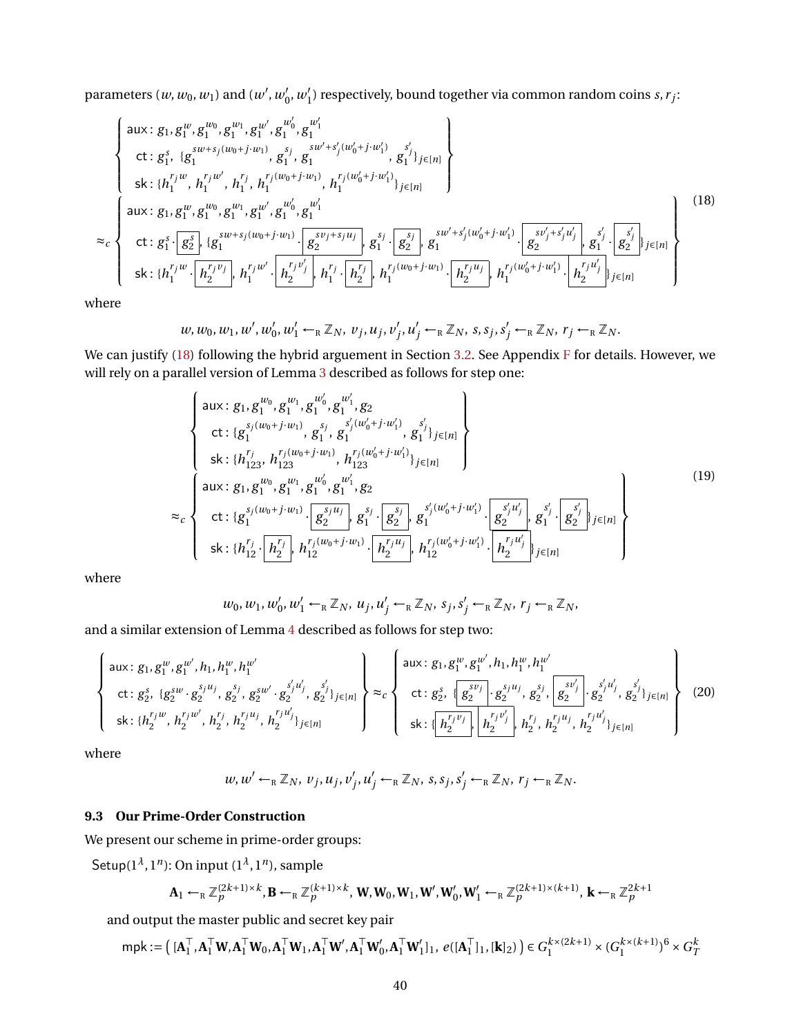parameters $(w, w_0, w_1)$ and $(w', w'_0, w'_1)$ respectively, bound together via common random coins $s, r_j$:

$$
\left\{
\begin{array}{l}
\mathsf{aux}: g_1, g_1^{w}, g_1^{w_0}, g_1^{w_1}, g_1^{w'}, g_1^{w'_0}, g_1^{w'_1} \\
\;\; \mathsf{ct}: g_1^{s},\ \{g_1^{sw+s_j(w_0+j\cdot w_1)},\ g_1^{s_j},\ g_1^{sw'+s'_j(w'_0+j\cdot w'_1)},\ g_1^{s'_j}\}_{j\in[n]} \\
\;\; \mathsf{sk}: \{h_1^{r_j w},\ h_1^{r_j w'},\ h_1^{r_j},\ h_1^{r_j(w_0+j\cdot w_1)},\ h_1^{r_j(w'_0+j\cdot w'_1)}\}_{j\in[n]}
\end{array}
\right\}
$$
$$
\approx_c
\left\{
\begin{array}{l}
\mathsf{aux}: g_1, g_1^{w}, g_1^{w_0}, g_1^{w_1}, g_1^{w'}, g_1^{w'_0}, g_1^{w'_1} \\
\;\; \mathsf{ct}: g_1^{s}\cdot \boxed{g_2^{s}},\ \{g_1^{sw+s_j(w_0+j\cdot w_1)}\cdot \boxed{g_2^{sv_j+s_ju_j}},\ g_1^{s_j}\cdot\boxed{g_2^{s_j}},\ g_1^{sw'+s'_j(w'_0+j\cdot w'_1)}\cdot\boxed{g_2^{sv'_j+s'_ju'_j}},\ g_1^{s'_j}\cdot\boxed{g_2^{s'_j}}\}_{j\in[n]} \\
\;\; \mathsf{sk}: \{h_1^{r_j w}\cdot\boxed{h_2^{r_jv_j}},\ h_1^{r_j w'}\cdot\boxed{h_2^{r_jv'_j}},\ h_1^{r_j}\cdot\boxed{h_2^{r_j}},\ h_1^{r_j(w_0+j\cdot w_1)}\cdot\boxed{h_2^{r_ju_j}},\ h_1^{r_j(w'_0+j\cdot w'_1)}\cdot\boxed{h_2^{r_ju'_j}}\}_{j\in[n]}
\end{array}
\right\}
\tag{18}
$$

where

$$
w, w_0, w_1, w', w'_0, w'_1 \leftarrow_{\mathrm{R}} \mathbb{Z}_N,\ v_j, u_j, v'_j, u'_j \leftarrow_{\mathrm{R}} \mathbb{Z}_N,\ s, s_j, s'_j \leftarrow_{\mathrm{R}} \mathbb{Z}_N,\ r_j \leftarrow_{\mathrm{R}} \mathbb{Z}_N.
$$

We can justify (18) following the hybrid arguement in Section 3.2. See Appendix F for details. However, we will rely on a parallel version of Lemma 3 described as follows for step one:

$$
\left\{
\begin{array}{l}
\mathsf{aux}: g_1, g_1^{w_0}, g_1^{w_1}, g_1^{w'_0}, g_1^{w'_1}, g_2 \\
\;\; \mathsf{ct}: \{g_1^{s_j(w_0+j\cdot w_1)},\ g_1^{s_j},\ g_1^{s'_j(w'_0+j\cdot w'_1)},\ g_1^{s'_j}\}_{j\in[n]} \\
\;\; \mathsf{sk}: \{h_{123}^{r_j},\ h_{123}^{r_j(w_0+j\cdot w_1)},\ h_{123}^{r_j(w'_0+j\cdot w'_1)}\}_{j\in[n]}
\end{array}
\right\}
$$
$$
\approx_c
\left\{
\begin{array}{l}
\mathsf{aux}: g_1, g_1^{w_0}, g_1^{w_1}, g_1^{w'_0}, g_1^{w'_1}, g_2 \\
\;\; \mathsf{ct}: \{g_1^{s_j(w_0+j\cdot w_1)}\cdot\boxed{g_2^{s_ju_j}},\ g_1^{s_j}\cdot\boxed{g_2^{s_j}},\ g_1^{s'_j(w'_0+j\cdot w'_1)}\cdot\boxed{g_2^{s'_ju'_j}},\ g_1^{s'_j}\cdot\boxed{g_2^{s'_j}}\}_{j\in[n]} \\
\;\; \mathsf{sk}: \{h_{12}^{r_j}\cdot\boxed{h_2^{r_j}},\ h_{12}^{r_j(w_0+j\cdot w_1)}\cdot\boxed{h_2^{r_ju_j}},\ h_{12}^{r_j(w'_0+j\cdot w'_1)}\cdot\boxed{h_2^{r_ju'_j}}\}_{j\in[n]}
\end{array}
\right\}
\tag{19}
$$

where

$$
w_0, w_1, w'_0, w'_1 \leftarrow_{\mathrm{R}} \mathbb{Z}_N,\ u_j, u'_j \leftarrow_{\mathrm{R}} \mathbb{Z}_N,\ s_j, s'_j \leftarrow_{\mathrm{R}} \mathbb{Z}_N,\ r_j \leftarrow_{\mathrm{R}} \mathbb{Z}_N,
$$

and a similar extension of Lemma 4 described as follows for step two:

$$
\left\{
\begin{array}{l}
\mathsf{aux}: g_1, g_1^{w}, g_1^{w'}, h_1, h_1^{w}, h_1^{w'} \\
\;\; \mathsf{ct}: g_2^{s},\ \{g_2^{sw}\cdot g_2^{s_ju_j},\ g_2^{s_j},\ g_2^{sw'}\cdot g_2^{s'_ju'_j},\ g_2^{s'_j}\}_{j\in[n]} \\
\;\; \mathsf{sk}: \{h_2^{r_jw},\ h_2^{r_jw'},\ h_2^{r_j},\ h_2^{r_ju_j},\ h_2^{r_ju'_j}\}_{j\in[n]}
\end{array}
\right\}
\approx_c
\left\{
\begin{array}{l}
\mathsf{aux}: g_1, g_1^{w}, g_1^{w'}, h_1, h_1^{w}, h_1^{w'} \\
\;\; \mathsf{ct}: g_2^{s},\ \{\boxed{g_2^{sv_j}}\cdot g_2^{s_ju_j},\ g_2^{s_j},\ \boxed{g_2^{sv'_j}}\cdot g_2^{s'_ju'_j},\ g_2^{s'_j}\}_{j\in[n]} \\
\;\; \mathsf{sk}: \{\boxed{h_2^{r_jv_j}},\ \boxed{h_2^{r_jv'_j}},\ h_2^{r_j},\ h_2^{r_ju_j},\ h_2^{r_ju'_j}\}_{j\in[n]}
\end{array}
\right\}
\tag{20}
$$

where

$$
w, w' \leftarrow_{\mathrm{R}} \mathbb{Z}_N,\ v_j, u_j, v'_j, u'_j \leftarrow_{\mathrm{R}} \mathbb{Z}_N,\ s, s_j, s'_j \leftarrow_{\mathrm{R}} \mathbb{Z}_N,\ r_j \leftarrow_{\mathrm{R}} \mathbb{Z}_N.
$$

### 9.3 Our Prime-Order Construction

We present our scheme in prime-order groups:

$\mathsf{Setup}(1^\lambda, 1^n)$: On input $(1^\lambda, 1^n)$, sample

$$
\mathbf{A}_1 \leftarrow_{\mathrm{R}} \mathbb{Z}_p^{(2k+1)\times k}, \mathbf{B} \leftarrow_{\mathrm{R}} \mathbb{Z}_p^{(k+1)\times k},\ \mathbf{W}, \mathbf{W}_0, \mathbf{W}_1, \mathbf{W}', \mathbf{W}'_0, \mathbf{W}'_1 \leftarrow_{\mathrm{R}} \mathbb{Z}_p^{(2k+1)\times(k+1)},\ \mathbf{k} \leftarrow_{\mathrm{R}} \mathbb{Z}_p^{2k+1}
$$

and output the master public and secret key pair

$$
\mathsf{mpk} := \big(\,[\mathbf{A}_1^\top, \mathbf{A}_1^\top\mathbf{W}, \mathbf{A}_1^\top\mathbf{W}_0, \mathbf{A}_1^\top\mathbf{W}_1, \mathbf{A}_1^\top\mathbf{W}', \mathbf{A}_1^\top\mathbf{W}'_0, \mathbf{A}_1^\top\mathbf{W}'_1]_1,\ e([\mathbf{A}_1^\top]_1, [\mathbf{k}]_2)\,\big) \in G_1^{k\times(2k+1)} \times (G_1^{k\times(k+1)})^6 \times G_T^k
$$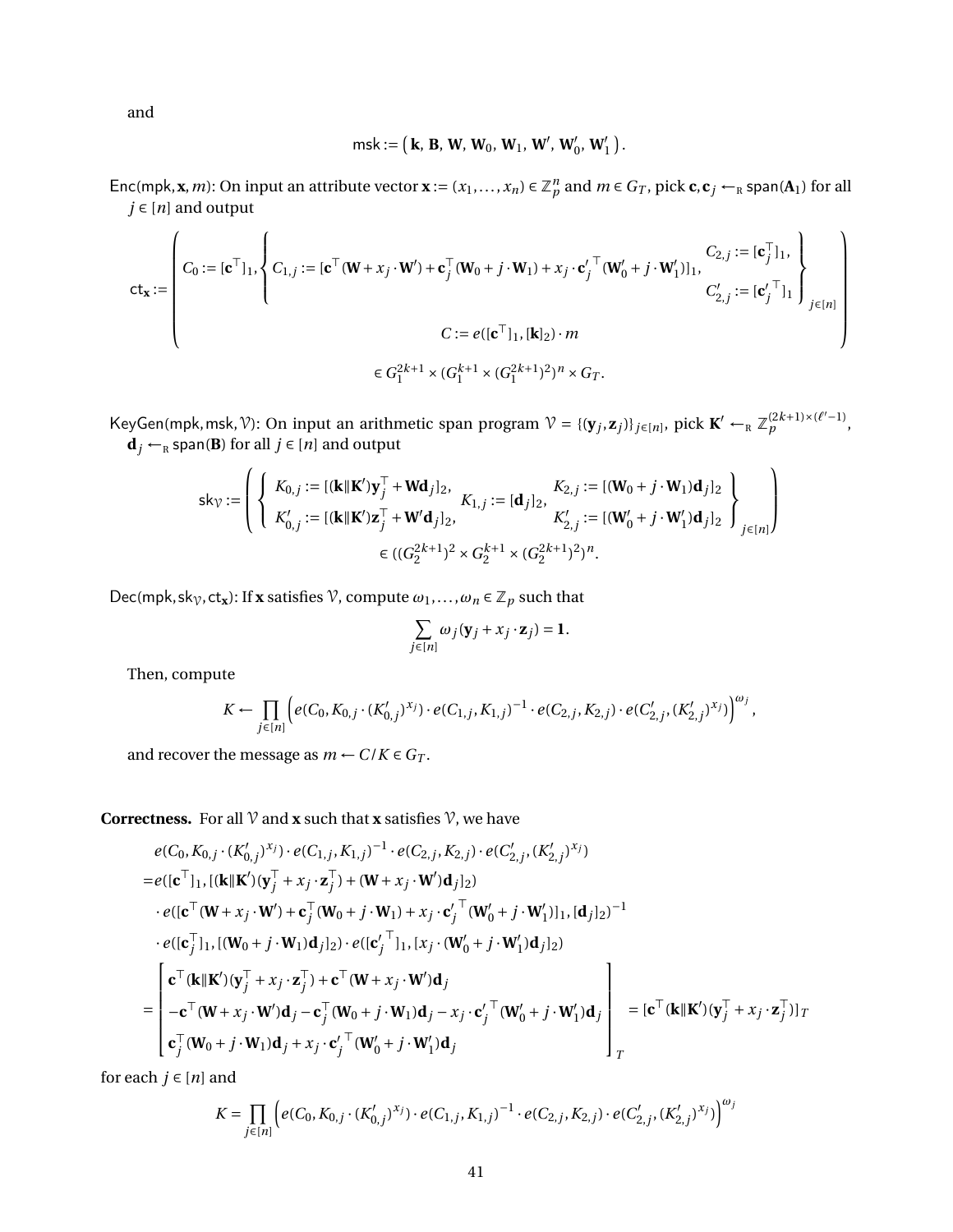and

$$\mathsf{msk} := \left(\mathbf{k},\, \mathbf{B},\, \mathbf{W},\, \mathbf{W}_0,\, \mathbf{W}_1,\, \mathbf{W}',\, \mathbf{W}_0',\, \mathbf{W}_1'\right).$$

$\mathsf{Enc}(\mathsf{mpk}, \mathbf{x}, m)$: On input an attribute vector $\mathbf{x} := (x_1, \ldots, x_n) \in \mathbb{Z}_p^n$ and $m \in G_T$, pick $\mathbf{c}, \mathbf{c}_j \leftarrow_{\mathrm{R}} \mathsf{span}(\mathbf{A}_1)$ for all $j \in [n]$ and output

$$\mathsf{ct}_{\mathbf{x}} := \left( \begin{array}{c} C_0 := [\mathbf{c}^\top]_1, \left\{ C_{1,j} := [\mathbf{c}^\top(\mathbf{W} + x_j \cdot \mathbf{W}') + \mathbf{c}_j^\top(\mathbf{W}_0 + j \cdot \mathbf{W}_1) + x_j \cdot {\mathbf{c}_j'}^\top(\mathbf{W}_0' + j \cdot \mathbf{W}_1')]_1, \begin{array}{l} C_{2,j} := [\mathbf{c}_j^\top]_1, \\ C_{2,j}' := [{\mathbf{c}_j'}^\top]_1 \end{array} \right\}_{j \in [n]} \\ C := e([\mathbf{c}^\top]_1, [\mathbf{k}]_2) \cdot m \end{array} \right)$$

$$\in G_1^{2k+1} \times (G_1^{k+1} \times (G_1^{2k+1})^2)^n \times G_T.$$

$\mathsf{KeyGen}(\mathsf{mpk}, \mathsf{msk}, \mathcal{V})$: On input an arithmetic span program $\mathcal{V} = \{(\mathbf{y}_j, \mathbf{z}_j)\}_{j \in [n]}$, pick $\mathbf{K}' \leftarrow_{\mathrm{R}} \mathbb{Z}_p^{(2k+1)\times(\ell'-1)}$, $\mathbf{d}_j \leftarrow_{\mathrm{R}} \mathsf{span}(\mathbf{B})$ for all $j \in [n]$ and output

$$\mathsf{sk}_{\mathcal{V}} := \left( \left\{ \begin{array}{l} K_{0,j} := [(\mathbf{k} \| \mathbf{K}')\mathbf{y}_j^\top + \mathbf{W}\mathbf{d}_j]_2, \\ K_{0,j}' := [(\mathbf{k} \| \mathbf{K}')\mathbf{z}_j^\top + \mathbf{W}'\mathbf{d}_j]_2, \end{array} K_{1,j} := [\mathbf{d}_j]_2, \begin{array}{l} K_{2,j} := [(\mathbf{W}_0 + j \cdot \mathbf{W}_1)\mathbf{d}_j]_2 \\ K_{2,j}' := [(\mathbf{W}_0' + j \cdot \mathbf{W}_1')\mathbf{d}_j]_2 \end{array} \right\}_{j \in [n]} \right)$$

$$\in ((G_2^{2k+1})^2 \times G_2^{k+1} \times (G_2^{2k+1})^2)^n.$$

$\mathsf{Dec}(\mathsf{mpk}, \mathsf{sk}_{\mathcal{V}}, \mathsf{ct}_{\mathbf{x}})$: If $\mathbf{x}$ satisfies $\mathcal{V}$, compute $\omega_1, \ldots, \omega_n \in \mathbb{Z}_p$ such that

$$\sum_{j \in [n]} \omega_j (\mathbf{y}_j + x_j \cdot \mathbf{z}_j) = \mathbf{1}.$$

Then, compute

$$K \leftarrow \prod_{j \in [n]} \left( e(C_0, K_{0,j} \cdot (K_{0,j}')^{x_j}) \cdot e(C_{1,j}, K_{1,j})^{-1} \cdot e(C_{2,j}, K_{2,j}) \cdot e(C_{2,j}', (K_{2,j}')^{x_j}) \right)^{\omega_j},$$

and recover the message as $m \leftarrow C/K \in G_T$.

**Correctness.** For all $\mathcal{V}$ and $\mathbf{x}$ such that $\mathbf{x}$ satisfies $\mathcal{V}$, we have

$$\begin{aligned}
& e(C_0, K_{0,j} \cdot (K_{0,j}')^{x_j}) \cdot e(C_{1,j}, K_{1,j})^{-1} \cdot e(C_{2,j}, K_{2,j}) \cdot e(C_{2,j}', (K_{2,j}')^{x_j}) \\
=& e([\mathbf{c}^\top]_1, [(\mathbf{k}\|\mathbf{K}')(\mathbf{y}_j^\top + x_j \cdot \mathbf{z}_j^\top) + (\mathbf{W} + x_j \cdot \mathbf{W}')\mathbf{d}_j]_2) \\
& \cdot e([\mathbf{c}^\top(\mathbf{W} + x_j \cdot \mathbf{W}') + \mathbf{c}_j^\top(\mathbf{W}_0 + j \cdot \mathbf{W}_1) + x_j \cdot {\mathbf{c}_j'}^\top(\mathbf{W}_0' + j \cdot \mathbf{W}_1')]_1, [\mathbf{d}_j]_2)^{-1} \\
& \cdot e([\mathbf{c}_j^\top]_1, [(\mathbf{W}_0 + j \cdot \mathbf{W}_1)\mathbf{d}_j]_2) \cdot e([{\mathbf{c}_j'}^\top]_1, [x_j \cdot (\mathbf{W}_0' + j \cdot \mathbf{W}_1')\mathbf{d}_j]_2) \\
=& \left[ \begin{array}{l} \mathbf{c}^\top(\mathbf{k}\|\mathbf{K}')(\mathbf{y}_j^\top + x_j \cdot \mathbf{z}_j^\top) + \mathbf{c}^\top(\mathbf{W} + x_j \cdot \mathbf{W}')\mathbf{d}_j \\ -\mathbf{c}^\top(\mathbf{W} + x_j \cdot \mathbf{W}')\mathbf{d}_j - \mathbf{c}_j^\top(\mathbf{W}_0 + j \cdot \mathbf{W}_1)\mathbf{d}_j - x_j \cdot {\mathbf{c}_j'}^\top(\mathbf{W}_0' + j \cdot \mathbf{W}_1')\mathbf{d}_j \\ \mathbf{c}_j^\top(\mathbf{W}_0 + j \cdot \mathbf{W}_1)\mathbf{d}_j + x_j \cdot {\mathbf{c}_j'}^\top(\mathbf{W}_0' + j \cdot \mathbf{W}_1')\mathbf{d}_j \end{array} \right]_T = [\mathbf{c}^\top(\mathbf{k}\|\mathbf{K}')(\mathbf{y}_j^\top + x_j \cdot \mathbf{z}_j^\top)]_T
\end{aligned}$$

for each $j \in [n]$ and

$$K = \prod_{j \in [n]} \left( e(C_0, K_{0,j} \cdot (K_{0,j}')^{x_j}) \cdot e(C_{1,j}, K_{1,j})^{-1} \cdot e(C_{2,j}, K_{2,j}) \cdot e(C_{2,j}', (K_{2,j}')^{x_j}) \right)^{\omega_j}$$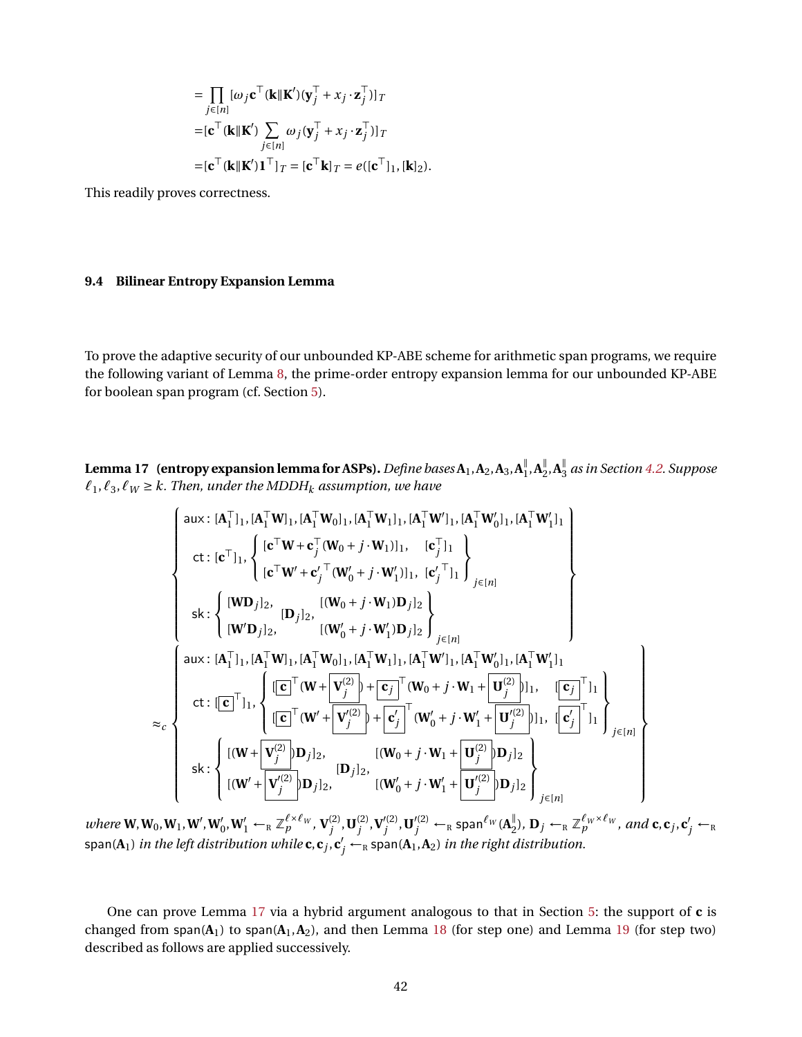$$
\begin{aligned}
&= \prod_{j\in[n]} [\omega_j \mathbf{c}^\top (\mathbf{k}\|\mathbf{K}')(\mathbf{y}_j^\top + x_j \cdot \mathbf{z}_j^\top)]_T \\
&= [\mathbf{c}^\top (\mathbf{k}\|\mathbf{K}') \sum_{j\in[n]} \omega_j (\mathbf{y}_j^\top + x_j \cdot \mathbf{z}_j^\top)]_T \\
&= [\mathbf{c}^\top (\mathbf{k}\|\mathbf{K}')\mathbf{1}^\top]_T = [\mathbf{c}^\top \mathbf{k}]_T = e([\mathbf{c}^\top]_1, [\mathbf{k}]_2).
\end{aligned}
$$

This readily proves correctness.

### 9.4 Bilinear Entropy Expansion Lemma

To prove the adaptive security of our unbounded KP-ABE scheme for arithmetic span programs, we require the following variant of Lemma 8, the prime-order entropy expansion lemma for our unbounded KP-ABE for boolean span program (cf. Section 5).

**Lemma 17 (entropy expansion lemma for ASPs).** *Define bases $\mathbf{A}_1, \mathbf{A}_2, \mathbf{A}_3, \mathbf{A}_1^\parallel, \mathbf{A}_2^\parallel, \mathbf{A}_3^\parallel$ as in Section 4.2. Suppose $\ell_1, \ell_3, \ell_W \geq k$. Then, under the MDDH$_k$ assumption, we have*

$$
\left\{
\begin{array}{l}
\mathsf{aux}: [\mathbf{A}_1^\top]_1, [\mathbf{A}_1^\top \mathbf{W}]_1, [\mathbf{A}_1^\top \mathbf{W}_0]_1, [\mathbf{A}_1^\top \mathbf{W}_1]_1, [\mathbf{A}_1^\top \mathbf{W}']_1, [\mathbf{A}_1^\top \mathbf{W}_0']_1, [\mathbf{A}_1^\top \mathbf{W}_1']_1 \\
\mathsf{ct}: [\mathbf{c}^\top]_1, \left\{ \begin{array}{ll} [\mathbf{c}^\top \mathbf{W} + \mathbf{c}_j^\top (\mathbf{W}_0 + j \cdot \mathbf{W}_1)]_1, & [\mathbf{c}_j^\top]_1 \\ [\mathbf{c}^\top \mathbf{W}' + \mathbf{c}_j'^\top (\mathbf{W}_0' + j \cdot \mathbf{W}_1')]_1, & [\mathbf{c}_j'^\top]_1 \end{array} \right\}_{j\in[n]} \\
\mathsf{sk}: \left\{ \begin{array}{lll} [\mathbf{W}\mathbf{D}_j]_2, & & [(\mathbf{W}_0 + j \cdot \mathbf{W}_1)\mathbf{D}_j]_2 \\ & [\mathbf{D}_j]_2, & \\ [\mathbf{W}'\mathbf{D}_j]_2, & & [(\mathbf{W}_0' + j \cdot \mathbf{W}_1')\mathbf{D}_j]_2 \end{array} \right\}_{j\in[n]}
\end{array}
\right\}
$$

$$
\approx_c
\left\{
\begin{array}{l}
\mathsf{aux}: [\mathbf{A}_1^\top]_1, [\mathbf{A}_1^\top \mathbf{W}]_1, [\mathbf{A}_1^\top \mathbf{W}_0]_1, [\mathbf{A}_1^\top \mathbf{W}_1]_1, [\mathbf{A}_1^\top \mathbf{W}']_1, [\mathbf{A}_1^\top \mathbf{W}_0']_1, [\mathbf{A}_1^\top \mathbf{W}_1']_1 \\
\mathsf{ct}: [\boxed{\mathbf{c}}^\top]_1, \left\{ \begin{array}{ll} [\boxed{\mathbf{c}}^\top (\mathbf{W} + \boxed{\mathbf{V}_j^{(2)}}) + \boxed{\mathbf{c}_j}^\top (\mathbf{W}_0 + j \cdot \mathbf{W}_1 + \boxed{\mathbf{U}_j^{(2)}})]_1, & [\boxed{\mathbf{c}_j}^\top]_1 \\ [\boxed{\mathbf{c}}^\top (\mathbf{W}' + \boxed{\mathbf{V}_j'^{(2)}}) + \boxed{\mathbf{c}_j'}^\top (\mathbf{W}_0' + j \cdot \mathbf{W}_1' + \boxed{\mathbf{U}_j'^{(2)}})]_1, & [\boxed{\mathbf{c}_j'}^\top]_1 \end{array} \right\}_{j\in[n]} \\
\mathsf{sk}: \left\{ \begin{array}{lll} [(\mathbf{W} + \boxed{\mathbf{V}_j^{(2)}})\mathbf{D}_j]_2, & & [(\mathbf{W}_0 + j \cdot \mathbf{W}_1 + \boxed{\mathbf{U}_j^{(2)}})\mathbf{D}_j]_2 \\ & [\mathbf{D}_j]_2, & \\ [(\mathbf{W}' + \boxed{\mathbf{V}_j'^{(2)}})\mathbf{D}_j]_2, & & [(\mathbf{W}_0' + j \cdot \mathbf{W}_1' + \boxed{\mathbf{U}_j'^{(2)}})\mathbf{D}_j]_2 \end{array} \right\}_{j\in[n]}
\end{array}
\right\}
$$

*where $\mathbf{W}, \mathbf{W}_0, \mathbf{W}_1, \mathbf{W}', \mathbf{W}_0', \mathbf{W}_1' \leftarrow_{\mathrm{R}} \mathbb{Z}_p^{\ell \times \ell_W}$, $\mathbf{V}_j^{(2)}, \mathbf{U}_j^{(2)}, \mathbf{V}_j'^{(2)}, \mathbf{U}_j'^{(2)} \leftarrow_{\mathrm{R}} \mathsf{span}^{\ell_W}(\mathbf{A}_2^\parallel)$, $\mathbf{D}_j \leftarrow_{\mathrm{R}} \mathbb{Z}_p^{\ell_W \times \ell_W}$, and $\mathbf{c}, \mathbf{c}_j, \mathbf{c}_j' \leftarrow_{\mathrm{R}} \mathsf{span}(\mathbf{A}_1)$ in the left distribution while $\mathbf{c}, \mathbf{c}_j, \mathbf{c}_j' \leftarrow_{\mathrm{R}} \mathsf{span}(\mathbf{A}_1, \mathbf{A}_2)$ in the right distribution.*

One can prove Lemma 17 via a hybrid argument analogous to that in Section 5: the support of $\mathbf{c}$ is changed from $\mathsf{span}(\mathbf{A}_1)$ to $\mathsf{span}(\mathbf{A}_1, \mathbf{A}_2)$, and then Lemma 18 (for step one) and Lemma 19 (for step two) described as follows are applied successively.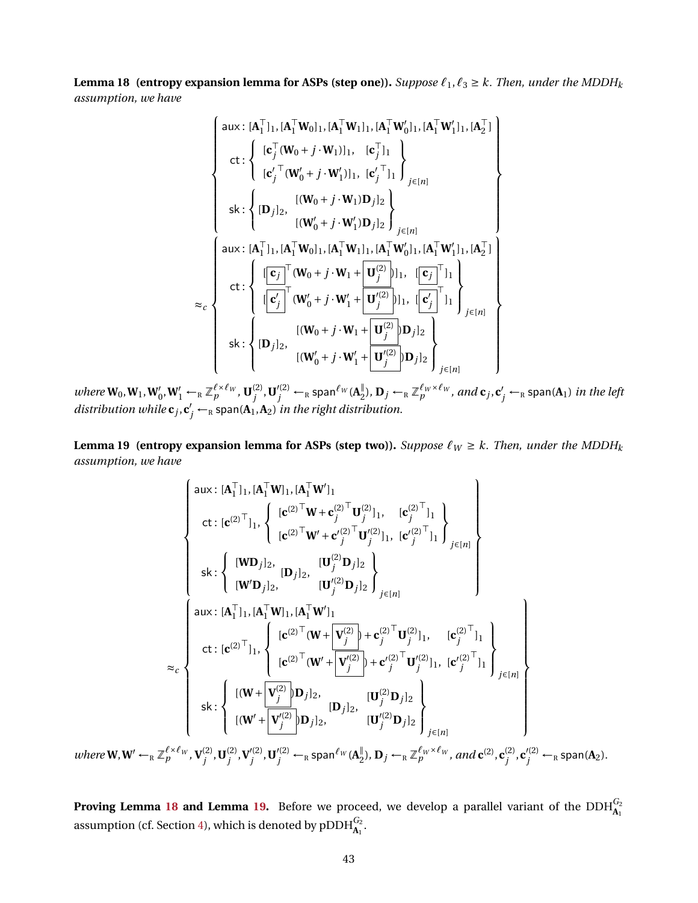**Lemma 18 (entropy expansion lemma for ASPs (step one)).** *Suppose $\ell_1, \ell_3 \geq k$. Then, under the MDDH$_k$ assumption, we have*

$$
\left\{
\begin{array}{l}
\mathsf{aux}: [\mathbf{A}_1^\top]_1, [\mathbf{A}_1^\top \mathbf{W}_0]_1, [\mathbf{A}_1^\top \mathbf{W}_1]_1, [\mathbf{A}_1^\top \mathbf{W}'_0]_1, [\mathbf{A}_1^\top \mathbf{W}'_1]_1, [\mathbf{A}_2^\top] \\
\mathsf{ct}: \left\{ \begin{array}{ll} [\mathbf{c}_j^\top (\mathbf{W}_0 + j \cdot \mathbf{W}_1)]_1, & [\mathbf{c}_j^\top]_1 \\ [{\mathbf{c}'_j}^\top (\mathbf{W}'_0 + j \cdot \mathbf{W}'_1)]_1, & [{\mathbf{c}'_j}^\top]_1 \end{array} \right\}_{j \in [n]} \\
\mathsf{sk}: \left\{ [\mathbf{D}_j]_2, \begin{array}{l} [(\mathbf{W}_0 + j \cdot \mathbf{W}_1)\mathbf{D}_j]_2 \\ [(\mathbf{W}'_0 + j \cdot \mathbf{W}'_1)\mathbf{D}_j]_2 \end{array} \right\}_{j \in [n]}
\end{array}
\right\}
$$

$$
\approx_c \left\{
\begin{array}{l}
\mathsf{aux}: [\mathbf{A}_1^\top]_1, [\mathbf{A}_1^\top \mathbf{W}_0]_1, [\mathbf{A}_1^\top \mathbf{W}_1]_1, [\mathbf{A}_1^\top \mathbf{W}'_0]_1, [\mathbf{A}_1^\top \mathbf{W}'_1]_1, [\mathbf{A}_2^\top] \\
\mathsf{ct}: \left\{ \begin{array}{ll} [\boxed{\mathbf{c}_j}^\top (\mathbf{W}_0 + j \cdot \mathbf{W}_1 + \boxed{\mathbf{U}_j^{(2)}})]_1, & [\boxed{\mathbf{c}_j}^\top]_1 \\ [\boxed{\mathbf{c}'_j}^\top (\mathbf{W}'_0 + j \cdot \mathbf{W}'_1 + \boxed{\mathbf{U}_j^{\prime(2)}})]_1, & [\boxed{\mathbf{c}'_j}^\top]_1 \end{array} \right\}_{j \in [n]} \\
\mathsf{sk}: \left\{ [\mathbf{D}_j]_2, \begin{array}{l} [(\mathbf{W}_0 + j \cdot \mathbf{W}_1 + \boxed{\mathbf{U}_j^{(2)}})\mathbf{D}_j]_2 \\ [(\mathbf{W}'_0 + j \cdot \mathbf{W}'_1 + \boxed{\mathbf{U}_j^{\prime(2)}})\mathbf{D}_j]_2 \end{array} \right\}_{j \in [n]}
\end{array}
\right\}
$$

*where $\mathbf{W}_0, \mathbf{W}_1, \mathbf{W}'_0, \mathbf{W}'_1 \leftarrow_{\mathrm{R}} \mathbb{Z}_p^{\ell \times \ell_W}$, $\mathbf{U}_j^{(2)}, \mathbf{U}_j^{\prime(2)} \leftarrow_{\mathrm{R}} \mathsf{span}^{\ell_W}(\mathbf{A}_2^\parallel)$, $\mathbf{D}_j \leftarrow_{\mathrm{R}} \mathbb{Z}_p^{\ell_W \times \ell_W}$, and $\mathbf{c}_j, \mathbf{c}'_j \leftarrow_{\mathrm{R}} \mathsf{span}(\mathbf{A}_1)$ in the left distribution while $\mathbf{c}_j, \mathbf{c}'_j \leftarrow_{\mathrm{R}} \mathsf{span}(\mathbf{A}_1, \mathbf{A}_2)$ in the right distribution.*

**Lemma 19 (entropy expansion lemma for ASPs (step two)).** *Suppose $\ell_W \geq k$. Then, under the MDDH$_k$ assumption, we have*

$$
\left\{
\begin{array}{l}
\mathsf{aux}: [\mathbf{A}_1^\top]_1, [\mathbf{A}_1^\top \mathbf{W}]_1, [\mathbf{A}_1^\top \mathbf{W}']_1 \\
\mathsf{ct}: [{\mathbf{c}^{(2)}}^\top]_1, \left\{ \begin{array}{ll} [{\mathbf{c}^{(2)}}^\top \mathbf{W} + {\mathbf{c}_j^{(2)}}^\top \mathbf{U}_j^{(2)}]_1, & [{\mathbf{c}_j^{(2)}}^\top]_1 \\ [{\mathbf{c}^{(2)}}^\top \mathbf{W}' + {\mathbf{c}_j^{\prime(2)}}^\top \mathbf{U}_j^{\prime(2)}]_1, & [{\mathbf{c}_j^{\prime(2)}}^\top]_1 \end{array} \right\}_{j \in [n]} \\
\mathsf{sk}: \left\{ \begin{array}{l} [\mathbf{W}\mathbf{D}_j]_2, \\ [\mathbf{W}'\mathbf{D}_j]_2, \end{array} [\mathbf{D}_j]_2, \begin{array}{l} [\mathbf{U}_j^{(2)}\mathbf{D}_j]_2 \\ [\mathbf{U}_j^{\prime(2)}\mathbf{D}_j]_2 \end{array} \right\}_{j \in [n]}
\end{array}
\right\}
$$

$$
\approx_c \left\{
\begin{array}{l}
\mathsf{aux}: [\mathbf{A}_1^\top]_1, [\mathbf{A}_1^\top \mathbf{W}]_1, [\mathbf{A}_1^\top \mathbf{W}']_1 \\
\mathsf{ct}: [{\mathbf{c}^{(2)}}^\top]_1, \left\{ \begin{array}{ll} [{\mathbf{c}^{(2)}}^\top (\mathbf{W} + \boxed{\mathbf{V}_j^{(2)}}) + {\mathbf{c}_j^{(2)}}^\top \mathbf{U}_j^{(2)}]_1, & [{\mathbf{c}_j^{(2)}}^\top]_1 \\ [{\mathbf{c}^{(2)}}^\top (\mathbf{W}' + \boxed{\mathbf{V}_j^{\prime(2)}}) + {\mathbf{c}_j^{\prime(2)}}^\top \mathbf{U}_j^{\prime(2)}]_1, & [{\mathbf{c}_j^{\prime(2)}}^\top]_1 \end{array} \right\}_{j \in [n]} \\
\mathsf{sk}: \left\{ \begin{array}{l} [(\mathbf{W} + \boxed{\mathbf{V}_j^{(2)}})\mathbf{D}_j]_2, \\ [(\mathbf{W}' + \boxed{\mathbf{V}_j^{\prime(2)}})\mathbf{D}_j]_2, \end{array} [\mathbf{D}_j]_2, \begin{array}{l} [\mathbf{U}_j^{(2)}\mathbf{D}_j]_2 \\ [\mathbf{U}_j^{\prime(2)}\mathbf{D}_j]_2 \end{array} \right\}_{j \in [n]}
\end{array}
\right\}
$$

*where $\mathbf{W}, \mathbf{W}' \leftarrow_{\mathrm{R}} \mathbb{Z}_p^{\ell \times \ell_W}$, $\mathbf{V}_j^{(2)}, \mathbf{U}_j^{(2)}, \mathbf{V}_j^{\prime(2)}, \mathbf{U}_j^{\prime(2)} \leftarrow_{\mathrm{R}} \mathsf{span}^{\ell_W}(\mathbf{A}_2^\parallel)$, $\mathbf{D}_j \leftarrow_{\mathrm{R}} \mathbb{Z}_p^{\ell_W \times \ell_W}$, and $\mathbf{c}^{(2)}, \mathbf{c}_j^{(2)}, \mathbf{c}_j^{\prime(2)} \leftarrow_{\mathrm{R}} \mathsf{span}(\mathbf{A}_2)$.*

**Proving Lemma 18 and Lemma 19.** Before we proceed, we develop a parallel variant of the DDH$_{\mathbf{A}_1}^{G_2}$ assumption (cf. Section 4), which is denoted by pDDH$_{\mathbf{A}_1}^{G_2}$.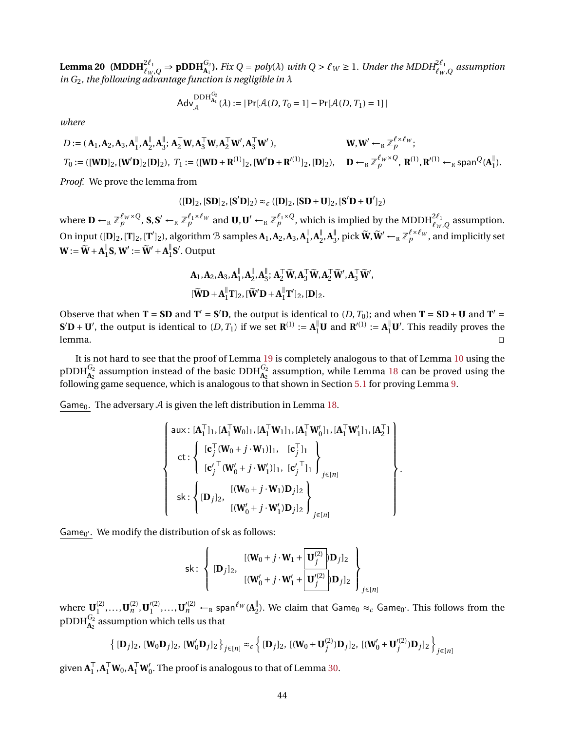**Lemma 20** **($\mathrm{MDDH}^{2\ell_1}_{\ell_W,Q} \Rightarrow \mathrm{pDDH}^{G_2}_{\mathbf{A}_1}$).** *Fix $Q = poly(\lambda)$ with $Q > \ell_W \geq 1$. Under the $\mathrm{MDDH}^{2\ell_1}_{\ell_W,Q}$ assumption in $G_2$, the following advantage function is negligible in $\lambda$*

$$\mathsf{Adv}^{\mathrm{DDH}^{G_2}_{\mathbf{A}_1}}_{\mathcal{A}}(\lambda) := |\Pr[\mathcal{A}(D, T_0 = 1] - \Pr[\mathcal{A}(D, T_1) = 1]|$$

*where*

$$D := (\mathbf{A}_1, \mathbf{A}_2, \mathbf{A}_3, \mathbf{A}_1^{\parallel}, \mathbf{A}_2^{\parallel}, \mathbf{A}_3^{\parallel};\ \mathbf{A}_2^{\top}\mathbf{W}, \mathbf{A}_3^{\top}\mathbf{W}, \mathbf{A}_2^{\top}\mathbf{W}', \mathbf{A}_3^{\top}\mathbf{W}'), \qquad \mathbf{W}, \mathbf{W}' \leftarrow_{\mathrm{R}} \mathbb{Z}_p^{\ell \times \ell_W};$$

$$T_0 := ([\mathbf{W}\mathbf{D}]_2, [\mathbf{W}'\mathbf{D}]_2[\mathbf{D}]_2),\ T_1 := ([\mathbf{W}\mathbf{D} + \mathbf{R}^{(1)}]_2, [\mathbf{W}'\mathbf{D} + \mathbf{R}'^{(1)}]_2, [\mathbf{D}]_2), \quad \mathbf{D} \leftarrow_{\mathrm{R}} \mathbb{Z}_p^{\ell_W \times Q},\ \mathbf{R}^{(1)}, \mathbf{R}'^{(1)} \leftarrow_{\mathrm{R}} \mathsf{span}^Q(\mathbf{A}_1^{\parallel}).$$

*Proof.* We prove the lemma from

$$([\mathbf{D}]_2, [\mathbf{S}\mathbf{D}]_2, [\mathbf{S}'\mathbf{D}]_2) \approx_c ([\mathbf{D}]_2, [\mathbf{S}\mathbf{D} + \mathbf{U}]_2, [\mathbf{S}'\mathbf{D} + \mathbf{U}']_2)$$

where $\mathbf{D} \leftarrow_{\mathrm{R}} \mathbb{Z}_p^{\ell_W \times Q}$, $\mathbf{S}, \mathbf{S}' \leftarrow_{\mathrm{R}} \mathbb{Z}_p^{\ell_1 \times \ell_W}$ and $\mathbf{U}, \mathbf{U}' \leftarrow_{\mathrm{R}} \mathbb{Z}_p^{\ell_1 \times Q}$, which is implied by the $\mathrm{MDDH}^{2\ell_1}_{\ell_W,Q}$ assumption. On input $([\mathbf{D}]_2, [\mathbf{T}]_2, [\mathbf{T}']_2)$, algorithm $\mathcal{B}$ samples $\mathbf{A}_1, \mathbf{A}_2, \mathbf{A}_3, \mathbf{A}_1^{\parallel}, \mathbf{A}_2^{\parallel}, \mathbf{A}_3^{\parallel}$, pick $\widetilde{\mathbf{W}}, \widetilde{\mathbf{W}}' \leftarrow_{\mathrm{R}} \mathbb{Z}_p^{\ell \times \ell_W}$, and implicitly set $\mathbf{W} := \widetilde{\mathbf{W}} + \mathbf{A}_1^{\parallel}\mathbf{S}$, $\mathbf{W}' := \widetilde{\mathbf{W}}' + \mathbf{A}_1^{\parallel}\mathbf{S}'$. Output

$$\mathbf{A}_1, \mathbf{A}_2, \mathbf{A}_3, \mathbf{A}_1^{\parallel}, \mathbf{A}_2^{\parallel}, \mathbf{A}_3^{\parallel};\ \mathbf{A}_2^{\top}\widetilde{\mathbf{W}}, \mathbf{A}_3^{\top}\widetilde{\mathbf{W}}, \mathbf{A}_2^{\top}\widetilde{\mathbf{W}}', \mathbf{A}_3^{\top}\widetilde{\mathbf{W}}',$$
$$[\widetilde{\mathbf{W}}\mathbf{D} + \mathbf{A}_1^{\parallel}\mathbf{T}]_2, [\widetilde{\mathbf{W}}'\mathbf{D} + \mathbf{A}_1^{\parallel}\mathbf{T}']_2, [\mathbf{D}]_2.$$

Observe that when $\mathbf{T} = \mathbf{S}\mathbf{D}$ and $\mathbf{T}' = \mathbf{S}'\mathbf{D}$, the output is identical to $(D, T_0)$; and when $\mathbf{T} = \mathbf{S}\mathbf{D} + \mathbf{U}$ and $\mathbf{T}' = \mathbf{S}'\mathbf{D} + \mathbf{U}'$, the output is identical to $(D, T_1)$ if we set $\mathbf{R}^{(1)} := \mathbf{A}_1^{\parallel}\mathbf{U}$ and $\mathbf{R}'^{(1)} := \mathbf{A}_1^{\parallel}\mathbf{U}'$. This readily proves the lemma. $\square$

It is not hard to see that the proof of Lemma 19 is completely analogous to that of Lemma 10 using the $\mathrm{pDDH}^{G_2}_{\mathbf{A}_2}$ assumption instead of the basic $\mathrm{DDH}^{G_2}_{\mathbf{A}_2}$ assumption, while Lemma 18 can be proved using the following game sequence, which is analogous to that shown in Section 5.1 for proving Lemma 9.

$\mathsf{Game}_0$. The adversary $\mathcal{A}$ is given the left distribution in Lemma 18.

$$\left\{ \begin{array}{l} \mathsf{aux}: [\mathbf{A}_1^{\top}]_1, [\mathbf{A}_1^{\top}\mathbf{W}_0]_1, [\mathbf{A}_1^{\top}\mathbf{W}_1]_1, [\mathbf{A}_1^{\top}\mathbf{W}_0']_1, [\mathbf{A}_1^{\top}\mathbf{W}_1']_1, [\mathbf{A}_2^{\top}] \\ \mathsf{ct}: \left\{ \begin{array}{ll} [\mathbf{c}_j^{\top}(\mathbf{W}_0 + j \cdot \mathbf{W}_1)]_1, & [\mathbf{c}_j^{\top}]_1 \\ [\mathbf{c}_j'^{\top}(\mathbf{W}_0' + j \cdot \mathbf{W}_1')]_1, & [\mathbf{c}_j'^{\top}]_1 \end{array} \right\}_{j \in [n]} \\ \mathsf{sk}: \left\{ [\mathbf{D}_j]_2, \begin{array}{l} [(\mathbf{W}_0 + j \cdot \mathbf{W}_1)\mathbf{D}_j]_2 \\ [(\mathbf{W}_0' + j \cdot \mathbf{W}_1')\mathbf{D}_j]_2 \end{array} \right\}_{j \in [n]} \end{array} \right\}.$$

$\mathsf{Game}_{0'}$. We modify the distribution of $\mathsf{sk}$ as follows:

$$\mathsf{sk}: \left\{ [\mathbf{D}_j]_2, \begin{array}{l} [(\mathbf{W}_0 + j \cdot \mathbf{W}_1 + \boxed{\mathbf{U}_j^{(2)}})\mathbf{D}_j]_2 \\ [(\mathbf{W}_0' + j \cdot \mathbf{W}_1' + \boxed{\mathbf{U}_j'^{(2)}})\mathbf{D}_j]_2 \end{array} \right\}_{j \in [n]}$$

where $\mathbf{U}_1^{(2)}, \ldots, \mathbf{U}_n^{(2)}, \mathbf{U}_1'^{(2)}, \ldots, \mathbf{U}_n'^{(2)} \leftarrow_{\mathrm{R}} \mathsf{span}^{\ell_W}(\mathbf{A}_2^{\parallel})$. We claim that $\mathsf{Game}_0 \approx_c \mathsf{Game}_{0'}$. This follows from the $\mathrm{pDDH}^{G_2}_{\mathbf{A}_2}$ assumption which tells us that

$$\left\{ [\mathbf{D}_j]_2,\ [\mathbf{W}_0\mathbf{D}_j]_2,\ [\mathbf{W}_0'\mathbf{D}_j]_2 \right\}_{j \in [n]} \approx_c \left\{ [\mathbf{D}_j]_2,\ [(\mathbf{W}_0 + \mathbf{U}_j^{(2)})\mathbf{D}_j]_2,\ [(\mathbf{W}_0' + \mathbf{U}_j'^{(2)})\mathbf{D}_j]_2 \right\}_{j \in [n]}$$

given $\mathbf{A}_1^{\top}, \mathbf{A}_1^{\top}\mathbf{W}_0, \mathbf{A}_1^{\top}\mathbf{W}_0'$. The proof is analogous to that of Lemma 30.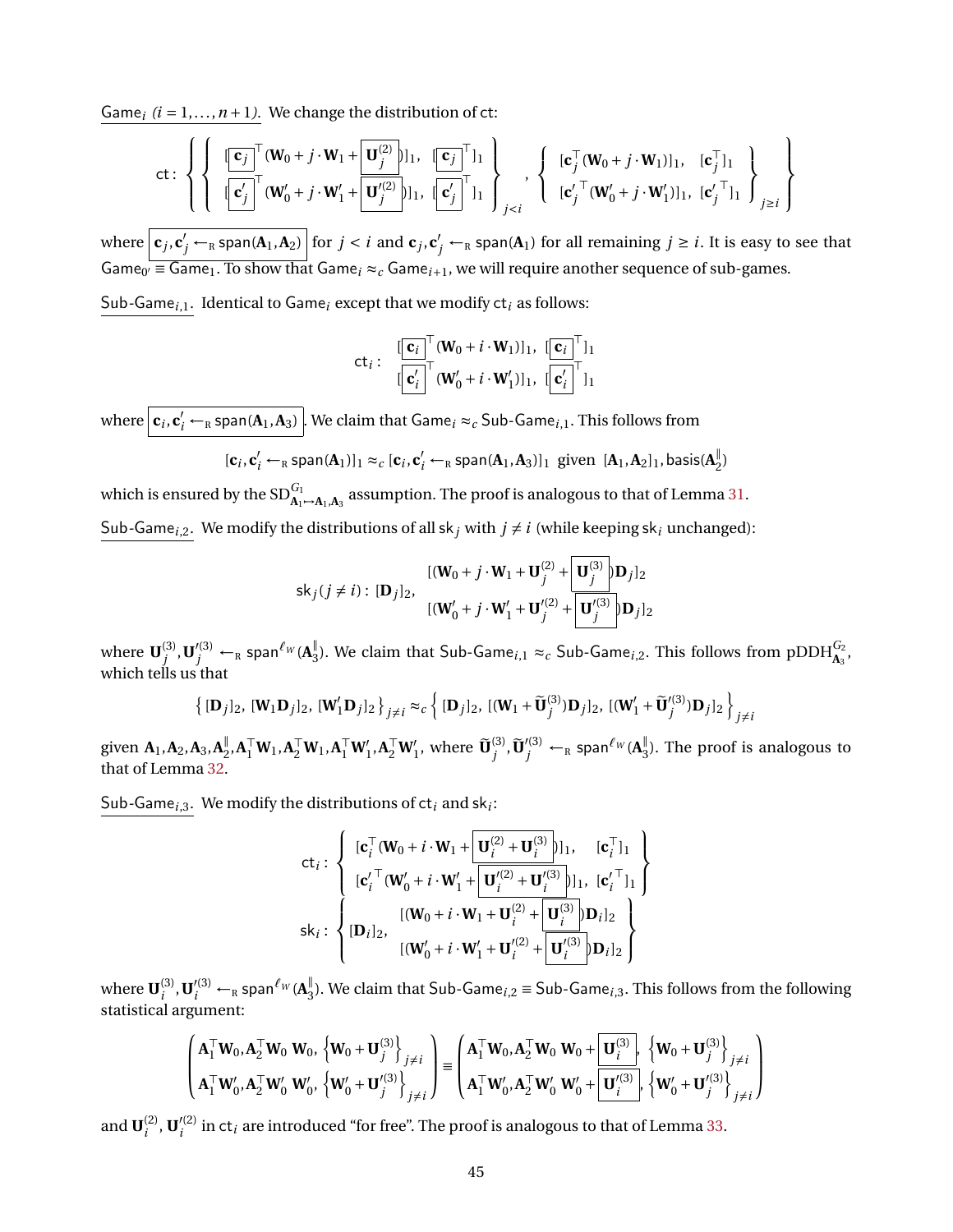<u>$\mathsf{Game}_i$ $(i = 1, \ldots, n+1)$.</u> We change the distribution of $\mathsf{ct}$:

$$
\mathsf{ct}: \left\{ \left\{ \begin{array}{l} [\boxed{\mathbf{c}_j}^\top (\mathbf{W}_0 + j \cdot \mathbf{W}_1 + \boxed{\mathbf{U}_j^{(2)}})]_1, \ [\boxed{\mathbf{c}_j}^\top]_1 \\ [\boxed{\mathbf{c}'_j}^\top (\mathbf{W}'_0 + j \cdot \mathbf{W}'_1 + \boxed{\mathbf{U}_j^{\prime(2)}})]_1, \ [\boxed{\mathbf{c}'_j}^\top]_1 \end{array} \right\}_{j<i}, \left\{ \begin{array}{l} [\mathbf{c}_j^\top (\mathbf{W}_0 + j \cdot \mathbf{W}_1)]_1, \ [\mathbf{c}_j^\top]_1 \\ [{\mathbf{c}'_j}^\top (\mathbf{W}'_0 + j \cdot \mathbf{W}'_1)]_1, \ [{\mathbf{c}'_j}^\top]_1 \end{array} \right\}_{j \geq i} \right\}
$$

where $\boxed{\mathbf{c}_j, \mathbf{c}'_j \leftarrow_{\mathrm{R}} \mathsf{span}(\mathbf{A}_1, \mathbf{A}_2)}$ for $j < i$ and $\mathbf{c}_j, \mathbf{c}'_j \leftarrow_{\mathrm{R}} \mathsf{span}(\mathbf{A}_1)$ for all remaining $j \geq i$. It is easy to see that $\mathsf{Game}_{0'} \equiv \mathsf{Game}_1$. To show that $\mathsf{Game}_i \approx_c \mathsf{Game}_{i+1}$, we will require another sequence of sub-games.

<u>$\mathsf{Sub\text{-}Game}_{i,1}$.</u> Identical to $\mathsf{Game}_i$ except that we modify $\mathsf{ct}_i$ as follows:

$$
\mathsf{ct}_i: \begin{array}{l} [\boxed{\mathbf{c}_i}^\top (\mathbf{W}_0 + i \cdot \mathbf{W}_1)]_1, \ [\boxed{\mathbf{c}_i}^\top]_1 \\ [\boxed{\mathbf{c}'_i}^\top (\mathbf{W}'_0 + i \cdot \mathbf{W}'_1)]_1, \ [\boxed{\mathbf{c}'_i}^\top]_1 \end{array}
$$

where $\boxed{\mathbf{c}_i, \mathbf{c}'_i \leftarrow_{\mathrm{R}} \mathsf{span}(\mathbf{A}_1, \mathbf{A}_3)}$. We claim that $\mathsf{Game}_i \approx_c \mathsf{Sub\text{-}Game}_{i,1}$. This follows from

$$
[\mathbf{c}_i, \mathbf{c}'_i \leftarrow_{\mathrm{R}} \mathsf{span}(\mathbf{A}_1)]_1 \approx_c [\mathbf{c}_i, \mathbf{c}'_i \leftarrow_{\mathrm{R}} \mathsf{span}(\mathbf{A}_1, \mathbf{A}_3)]_1 \ \text{ given } \ [\mathbf{A}_1, \mathbf{A}_2]_1, \mathsf{basis}(\mathbf{A}_2^\parallel)
$$

which is ensured by the $\mathrm{SD}^{G_1}_{\mathbf{A}_1 \mapsto \mathbf{A}_1, \mathbf{A}_3}$ assumption. The proof is analogous to that of Lemma 31.

<u>$\mathsf{Sub\text{-}Game}_{i,2}$.</u> We modify the distributions of all $\mathsf{sk}_j$ with $j \neq i$ (while keeping $\mathsf{sk}_i$ unchanged):

$$
\mathsf{sk}_j (j \neq i): \ [\mathbf{D}_j]_2, \quad \begin{array}{l} [(\mathbf{W}_0 + j \cdot \mathbf{W}_1 + \mathbf{U}_j^{(2)} + \boxed{\mathbf{U}_j^{(3)}})\mathbf{D}_j]_2 \\ [(\mathbf{W}'_0 + j \cdot \mathbf{W}'_1 + \mathbf{U}_j^{\prime(2)} + \boxed{\mathbf{U}_j^{\prime(3)}})\mathbf{D}_j]_2 \end{array}
$$

where $\mathbf{U}_j^{(3)}, \mathbf{U}_j^{\prime(3)} \leftarrow_{\mathrm{R}} \mathsf{span}^{\ell_W}(\mathbf{A}_3^\parallel)$. We claim that $\mathsf{Sub\text{-}Game}_{i,1} \approx_c \mathsf{Sub\text{-}Game}_{i,2}$. This follows from $\mathrm{pDDH}^{G_2}_{\mathbf{A}_3}$, which tells us that

$$
\left\{ [\mathbf{D}_j]_2, \ [\mathbf{W}_1 \mathbf{D}_j]_2, \ [\mathbf{W}'_1 \mathbf{D}_j]_2 \right\}_{j \neq i} \approx_c \left\{ [\mathbf{D}_j]_2, \ [(\mathbf{W}_1 + \widetilde{\mathbf{U}}_j^{(3)})\mathbf{D}_j]_2, \ [(\mathbf{W}'_1 + \widetilde{\mathbf{U}}_j^{\prime(3)})\mathbf{D}_j]_2 \right\}_{j \neq i}
$$

given $\mathbf{A}_1, \mathbf{A}_2, \mathbf{A}_3, \mathbf{A}_2^\parallel, \mathbf{A}_1^\top \mathbf{W}_1, \mathbf{A}_2^\top \mathbf{W}_1, \mathbf{A}_1^\top \mathbf{W}'_1, \mathbf{A}_2^\top \mathbf{W}'_1$, where $\widetilde{\mathbf{U}}_j^{(3)}, \widetilde{\mathbf{U}}_j^{\prime(3)} \leftarrow_{\mathrm{R}} \mathsf{span}^{\ell_W}(\mathbf{A}_3^\parallel)$. The proof is analogous to that of Lemma 32.

<u>$\mathsf{Sub\text{-}Game}_{i,3}$.</u> We modify the distributions of $\mathsf{ct}_i$ and $\mathsf{sk}_i$:

$$
\mathsf{ct}_i: \left\{ \begin{array}{l} [\mathbf{c}_i^\top (\mathbf{W}_0 + i \cdot \mathbf{W}_1 + \boxed{\mathbf{U}_i^{(2)} + \mathbf{U}_i^{(3)}})]_1, \quad [\mathbf{c}_i^\top]_1 \\ [{\mathbf{c}'_i}^\top (\mathbf{W}'_0 + i \cdot \mathbf{W}'_1 + \boxed{\mathbf{U}_i^{\prime(2)} + \mathbf{U}_i^{\prime(3)}})]_1, \ [{\mathbf{c}'_i}^\top]_1 \end{array} \right\}
$$

$$
\mathsf{sk}_i: \left\{ [\mathbf{D}_i]_2, \quad \begin{array}{l} [(\mathbf{W}_0 + i \cdot \mathbf{W}_1 + \mathbf{U}_i^{(2)} + \boxed{\mathbf{U}_i^{(3)}})\mathbf{D}_i]_2 \\ [(\mathbf{W}'_0 + i \cdot \mathbf{W}'_1 + \mathbf{U}_i^{\prime(2)} + \boxed{\mathbf{U}_i^{\prime(3)}})\mathbf{D}_i]_2 \end{array} \right\}
$$

where $\mathbf{U}_i^{(3)}, \mathbf{U}_i^{\prime(3)} \leftarrow_{\mathrm{R}} \mathsf{span}^{\ell_W}(\mathbf{A}_3^\parallel)$. We claim that $\mathsf{Sub\text{-}Game}_{i,2} \equiv \mathsf{Sub\text{-}Game}_{i,3}$. This follows from the following statistical argument:

$$
\left( \begin{array}{l} \mathbf{A}_1^\top \mathbf{W}_0, \mathbf{A}_2^\top \mathbf{W}_0 \ \mathbf{W}_0, \left\{ \mathbf{W}_0 + \mathbf{U}_j^{(3)} \right\}_{j \neq i} \\ \mathbf{A}_1^\top \mathbf{W}'_0, \mathbf{A}_2^\top \mathbf{W}'_0 \ \mathbf{W}'_0, \left\{ \mathbf{W}'_0 + \mathbf{U}_j^{\prime(3)} \right\}_{j \neq i} \end{array} \right) \equiv \left( \begin{array}{l} \mathbf{A}_1^\top \mathbf{W}_0, \mathbf{A}_2^\top \mathbf{W}_0 \ \mathbf{W}_0 + \boxed{\mathbf{U}_i^{(3)}}, \ \left\{ \mathbf{W}_0 + \mathbf{U}_j^{(3)} \right\}_{j \neq i} \\ \mathbf{A}_1^\top \mathbf{W}'_0, \mathbf{A}_2^\top \mathbf{W}'_0 \ \mathbf{W}'_0 + \boxed{\mathbf{U}_i^{\prime(3)}}, \left\{ \mathbf{W}'_0 + \mathbf{U}_j^{\prime(3)} \right\}_{j \neq i} \end{array} \right)
$$

and $\mathbf{U}_i^{(2)}$, $\mathbf{U}_i^{\prime(2)}$ in $\mathsf{ct}_i$ are introduced "for free". The proof is analogous to that of Lemma 33.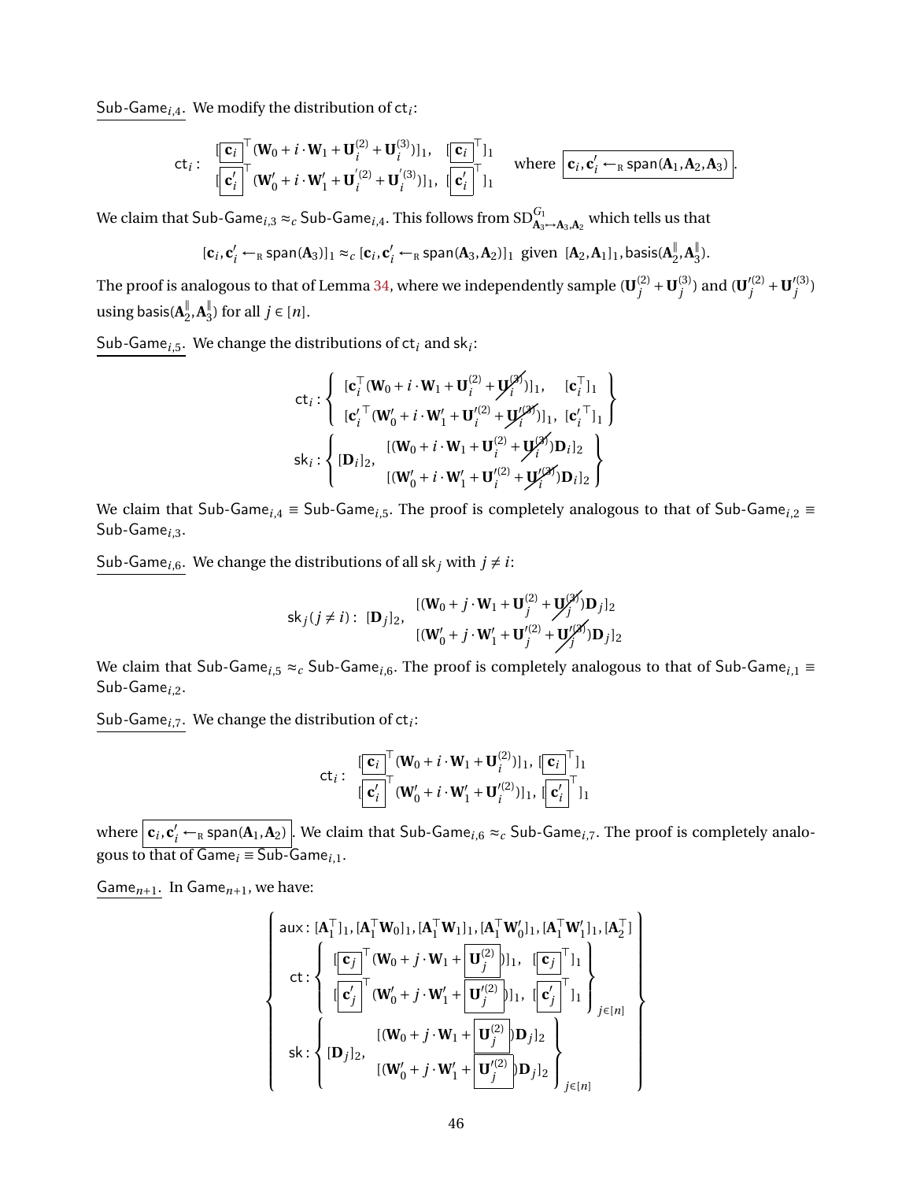Sub-Game$_{i,4}$. We modify the distribution of $\mathsf{ct}_i$:

$$\mathsf{ct}_i : \begin{array}{ll} [\boxed{\mathbf{c}_i}^\top (\mathbf{W}_0 + i \cdot \mathbf{W}_1 + \mathbf{U}_i^{(2)} + \mathbf{U}_i^{(3)})]_1, & [\boxed{\mathbf{c}_i}^\top]_1 \\ [\boxed{\mathbf{c}'_i}^\top (\mathbf{W}'_0 + i \cdot \mathbf{W}'_1 + \mathbf{U}_i^{'(2)} + \mathbf{U}_i^{'(3)})]_1, & [\boxed{\mathbf{c}'_i}^\top]_1 \end{array} \quad \text{where } \boxed{\mathbf{c}_i, \mathbf{c}'_i \leftarrow_{\mathrm{R}} \mathsf{span}(\mathbf{A}_1, \mathbf{A}_2, \mathbf{A}_3)}.$$

We claim that Sub-Game$_{i,3} \approx_c$ Sub-Game$_{i,4}$. This follows from $\mathrm{SD}^{G_1}_{\mathbf{A}_3 \mapsto \mathbf{A}_3, \mathbf{A}_2}$ which tells us that

$$[\mathbf{c}_i, \mathbf{c}'_i \leftarrow_{\mathrm{R}} \mathsf{span}(\mathbf{A}_3)]_1 \approx_c [\mathbf{c}_i, \mathbf{c}'_i \leftarrow_{\mathrm{R}} \mathsf{span}(\mathbf{A}_3, \mathbf{A}_2)]_1 \text{ given } [\mathbf{A}_2, \mathbf{A}_1]_1, \mathsf{basis}(\mathbf{A}_2^{\parallel}, \mathbf{A}_3^{\parallel}).$$

The proof is analogous to that of Lemma 34, where we independently sample $(\mathbf{U}_j^{(2)} + \mathbf{U}_j^{(3)})$ and $(\mathbf{U}_j^{'(2)} + \mathbf{U}_j^{'(3)})$ using $\mathsf{basis}(\mathbf{A}_2^{\parallel}, \mathbf{A}_3^{\parallel})$ for all $j \in [n]$.

Sub-Game$_{i,5}$. We change the distributions of $\mathsf{ct}_i$ and $\mathsf{sk}_i$:

$$\mathsf{ct}_i : \left\{ \begin{array}{ll} [\mathbf{c}_i^\top (\mathbf{W}_0 + i \cdot \mathbf{W}_1 + \mathbf{U}_i^{(2)} + \cancel{\mathbf{U}_i^{(3)}})]_1, & [\mathbf{c}_i^\top]_1 \\ [\mathbf{c}'^\top_i (\mathbf{W}'_0 + i \cdot \mathbf{W}'_1 + \mathbf{U}_i^{'(2)} + \cancel{\mathbf{U}_i^{'(3)}})]_1, & [\mathbf{c}'^\top_i]_1 \end{array} \right\}$$

$$\mathsf{sk}_i : \left\{ [\mathbf{D}_i]_2, \begin{array}{l} [(\mathbf{W}_0 + i \cdot \mathbf{W}_1 + \mathbf{U}_i^{(2)} + \cancel{\mathbf{U}_i^{(3)}})\mathbf{D}_i]_2 \\ [(\mathbf{W}'_0 + i \cdot \mathbf{W}'_1 + \mathbf{U}_i^{'(2)} + \cancel{\mathbf{U}_i^{'(3)}})\mathbf{D}_i]_2 \end{array} \right\}$$

We claim that Sub-Game$_{i,4} \equiv$ Sub-Game$_{i,5}$. The proof is completely analogous to that of Sub-Game$_{i,2} \equiv$ Sub-Game$_{i,3}$.

Sub-Game$_{i,6}$. We change the distributions of all $\mathsf{sk}_j$ with $j \neq i$:

$$\mathsf{sk}_j (j \neq i) : [\mathbf{D}_j]_2, \begin{array}{l} [(\mathbf{W}_0 + j \cdot \mathbf{W}_1 + \mathbf{U}_j^{(2)} + \cancel{\mathbf{U}_j^{(3)}})\mathbf{D}_j]_2 \\ [(\mathbf{W}'_0 + j \cdot \mathbf{W}'_1 + \mathbf{U}_j^{'(2)} + \cancel{\mathbf{U}_j^{'(3)}})\mathbf{D}_j]_2 \end{array}$$

We claim that Sub-Game$_{i,5} \approx_c$ Sub-Game$_{i,6}$. The proof is completely analogous to that of Sub-Game$_{i,1} \equiv$ Sub-Game$_{i,2}$.

Sub-Game$_{i,7}$. We change the distribution of $\mathsf{ct}_i$:

$$\mathsf{ct}_i : \begin{array}{ll} [\boxed{\mathbf{c}_i}^\top (\mathbf{W}_0 + i \cdot \mathbf{W}_1 + \mathbf{U}_i^{(2)})]_1, & [\boxed{\mathbf{c}_i}^\top]_1 \\ [\boxed{\mathbf{c}'_i}^\top (\mathbf{W}'_0 + i \cdot \mathbf{W}'_1 + \mathbf{U}_i^{'(2)})]_1, & [\boxed{\mathbf{c}'_i}^\top]_1 \end{array}$$

where $\boxed{\mathbf{c}_i, \mathbf{c}'_i \leftarrow_{\mathrm{R}} \mathsf{span}(\mathbf{A}_1, \mathbf{A}_2)}$. We claim that Sub-Game$_{i,6} \approx_c$ Sub-Game$_{i,7}$. The proof is completely analogous to that of Game$_i \equiv$ Sub-Game$_{i,1}$.

Game$_{n+1}$. In Game$_{n+1}$, we have:

$$\left\{ \begin{array}{l} \mathsf{aux} : [\mathbf{A}_1^\top]_1, [\mathbf{A}_1^\top \mathbf{W}_0]_1, [\mathbf{A}_1^\top \mathbf{W}_1]_1, [\mathbf{A}_1^\top \mathbf{W}'_0]_1, [\mathbf{A}_1^\top \mathbf{W}'_1]_1, [\mathbf{A}_2^\top] \\ \mathsf{ct} : \left\{ \begin{array}{ll} [\boxed{\mathbf{c}_j}^\top (\mathbf{W}_0 + j \cdot \mathbf{W}_1 + \boxed{\mathbf{U}_j^{(2)}})]_1, & [\boxed{\mathbf{c}_j}^\top]_1 \\ [\boxed{\mathbf{c}'_j}^\top (\mathbf{W}'_0 + j \cdot \mathbf{W}'_1 + \boxed{\mathbf{U}_j^{'(2)}})]_1, & [\boxed{\mathbf{c}'_j}^\top]_1 \end{array} \right\}_{j \in [n]} \\ \mathsf{sk} : \left\{ [\mathbf{D}_j]_2, \begin{array}{l} [(\mathbf{W}_0 + j \cdot \mathbf{W}_1 + \boxed{\mathbf{U}_j^{(2)}})\mathbf{D}_j]_2 \\ [(\mathbf{W}'_0 + j \cdot \mathbf{W}'_1 + \boxed{\mathbf{U}_j^{'(2)}})\mathbf{D}_j]_2 \end{array} \right\}_{j \in [n]} \end{array} \right\}$$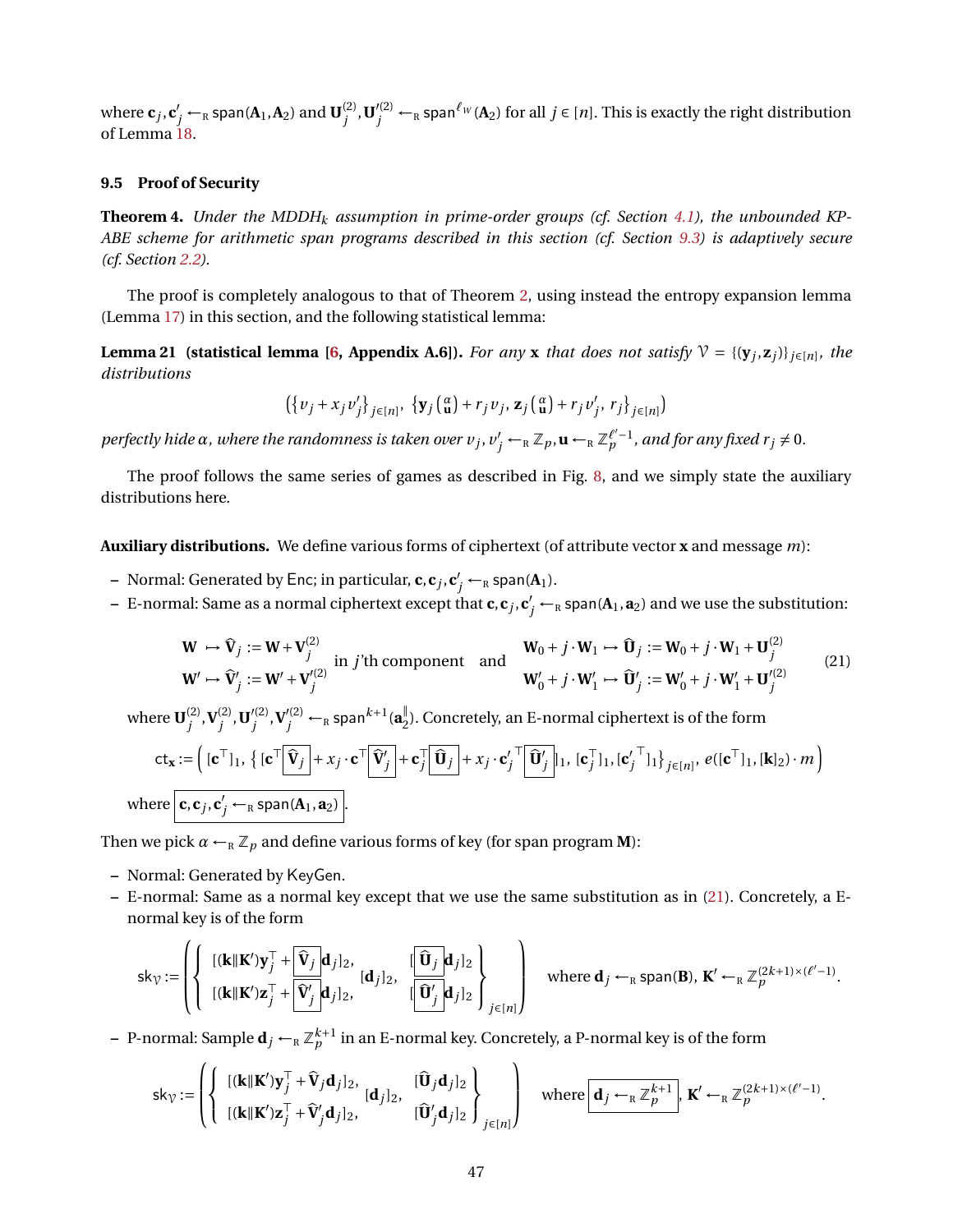where $\mathbf{c}_j, \mathbf{c}'_j \leftarrow_R \mathsf{span}(\mathbf{A}_1, \mathbf{A}_2)$ and $\mathbf{U}_j^{(2)}, \mathbf{U}_j'^{(2)} \leftarrow_R \mathsf{span}^{\ell_W}(\mathbf{A}_2)$ for all $j \in [n]$. This is exactly the right distribution of Lemma 18.

### 9.5 Proof of Security

**Theorem 4.** *Under the MDDH$_k$ assumption in prime-order groups (cf. Section 4.1), the unbounded KP-ABE scheme for arithmetic span programs described in this section (cf. Section 9.3) is adaptively secure (cf. Section 2.2).*

The proof is completely analogous to that of Theorem 2, using instead the entropy expansion lemma (Lemma 17) in this section, and the following statistical lemma:

**Lemma 21 (statistical lemma [6, Appendix A.6]).** *For any $\mathbf{x}$ that does not satisfy $\mathcal{V} = \{(\mathbf{y}_j, \mathbf{z}_j)\}_{j\in[n]}$, the distributions*

$$\left(\{v_j + x_j v'_j\}_{j\in[n]},\ \{\mathbf{y}_j \binom{\alpha}{\mathbf{u}} + r_j v_j,\ \mathbf{z}_j \binom{\alpha}{\mathbf{u}} + r_j v'_j,\ r_j\}_{j\in[n]}\right)$$

*perfectly hide $\alpha$, where the randomness is taken over $v_j, v'_j \leftarrow_R \mathbb{Z}_p, \mathbf{u} \leftarrow_R \mathbb{Z}_p^{\ell'-1}$, and for any fixed $r_j \neq 0$.*

The proof follows the same series of games as described in Fig. 8, and we simply state the auxiliary distributions here.

**Auxiliary distributions.** We define various forms of ciphertext (of attribute vector $\mathbf{x}$ and message $m$):

- Normal: Generated by $\mathsf{Enc}$; in particular, $\mathbf{c}, \mathbf{c}_j, \mathbf{c}'_j \leftarrow_R \mathsf{span}(\mathbf{A}_1)$.
- E-normal: Same as a normal ciphertext except that $\mathbf{c}, \mathbf{c}_j, \mathbf{c}'_j \leftarrow_R \mathsf{span}(\mathbf{A}_1, \mathbf{a}_2)$ and we use the substitution:

$$\begin{array}{l} \mathbf{W} \mapsto \widehat{\mathbf{V}}_j := \mathbf{W} + \mathbf{V}_j^{(2)} \\ \mathbf{W}' \mapsto \widehat{\mathbf{V}}'_j := \mathbf{W}' + \mathbf{V}_j'^{(2)} \end{array} \text{ in } j\text{'th component and } \begin{array}{l} \mathbf{W}_0 + j\cdot\mathbf{W}_1 \mapsto \widehat{\mathbf{U}}_j := \mathbf{W}_0 + j\cdot\mathbf{W}_1 + \mathbf{U}_j^{(2)} \\ \mathbf{W}'_0 + j\cdot\mathbf{W}'_1 \mapsto \widehat{\mathbf{U}}'_j := \mathbf{W}'_0 + j\cdot\mathbf{W}'_1 + \mathbf{U}_j'^{(2)} \end{array} \tag{21}$$

  where $\mathbf{U}_j^{(2)}, \mathbf{V}_j^{(2)}, \mathbf{U}_j'^{(2)}, \mathbf{V}_j'^{(2)} \leftarrow_R \mathsf{span}^{k+1}(\mathbf{a}_2^{\parallel})$. Concretely, an E-normal ciphertext is of the form

$$\mathsf{ct}_{\mathbf{x}} := \left([\mathbf{c}^\top]_1,\ \{[\mathbf{c}^\top \boxed{\widehat{\mathbf{V}}_j} + x_j \cdot \mathbf{c}^\top \boxed{\widehat{\mathbf{V}}'_j} + \mathbf{c}_j^\top \boxed{\widehat{\mathbf{U}}_j} + x_j \cdot \mathbf{c}_j'^\top \boxed{\widehat{\mathbf{U}}'_j}]_1,\ [\mathbf{c}_j^\top]_1, [\mathbf{c}_j'^\top]_1\}_{j\in[n]},\ e([\mathbf{c}^\top]_1, [\mathbf{k}]_2)\cdot m\right)$$

  where $\boxed{\mathbf{c}, \mathbf{c}_j, \mathbf{c}'_j \leftarrow_R \mathsf{span}(\mathbf{A}_1, \mathbf{a}_2)}$.

Then we pick $\alpha \leftarrow_R \mathbb{Z}_p$ and define various forms of key (for span program $\mathbf{M}$):

- Normal: Generated by $\mathsf{KeyGen}$.
- E-normal: Same as a normal key except that we use the same substitution as in (21). Concretely, a E-normal key is of the form

$$\mathsf{sk}_{\mathcal{V}} := \left(\left\{\begin{array}{lll} [(\mathbf{k}\|\mathbf{K}')\mathbf{y}_j^\top + \boxed{\widehat{\mathbf{V}}_j}\mathbf{d}_j]_2, & & [\boxed{\widehat{\mathbf{U}}_j}\mathbf{d}_j]_2 \\ & [\mathbf{d}_j]_2, & \\ [(\mathbf{k}\|\mathbf{K}')\mathbf{z}_j^\top + \boxed{\widehat{\mathbf{V}}'_j}\mathbf{d}_j]_2, & & [\boxed{\widehat{\mathbf{U}}'_j}\mathbf{d}_j]_2 \end{array}\right\}_{j\in[n]}\right) \quad \text{where } \mathbf{d}_j \leftarrow_R \mathsf{span}(\mathbf{B}),\ \mathbf{K}' \leftarrow_R \mathbb{Z}_p^{(2k+1)\times(\ell'-1)}.$$

- P-normal: Sample $\mathbf{d}_j \leftarrow_R \mathbb{Z}_p^{k+1}$ in an E-normal key. Concretely, a P-normal key is of the form

$$\mathsf{sk}_{\mathcal{V}} := \left(\left\{\begin{array}{lll} [(\mathbf{k}\|\mathbf{K}')\mathbf{y}_j^\top + \widehat{\mathbf{V}}_j\mathbf{d}_j]_2, & & [\widehat{\mathbf{U}}_j\mathbf{d}_j]_2 \\ & [\mathbf{d}_j]_2, & \\ [(\mathbf{k}\|\mathbf{K}')\mathbf{z}_j^\top + \widehat{\mathbf{V}}'_j\mathbf{d}_j]_2, & & [\widehat{\mathbf{U}}'_j\mathbf{d}_j]_2 \end{array}\right\}_{j\in[n]}\right) \quad \text{where } \boxed{\mathbf{d}_j \leftarrow_R \mathbb{Z}_p^{k+1}},\ \mathbf{K}' \leftarrow_R \mathbb{Z}_p^{(2k+1)\times(\ell'-1)}.$$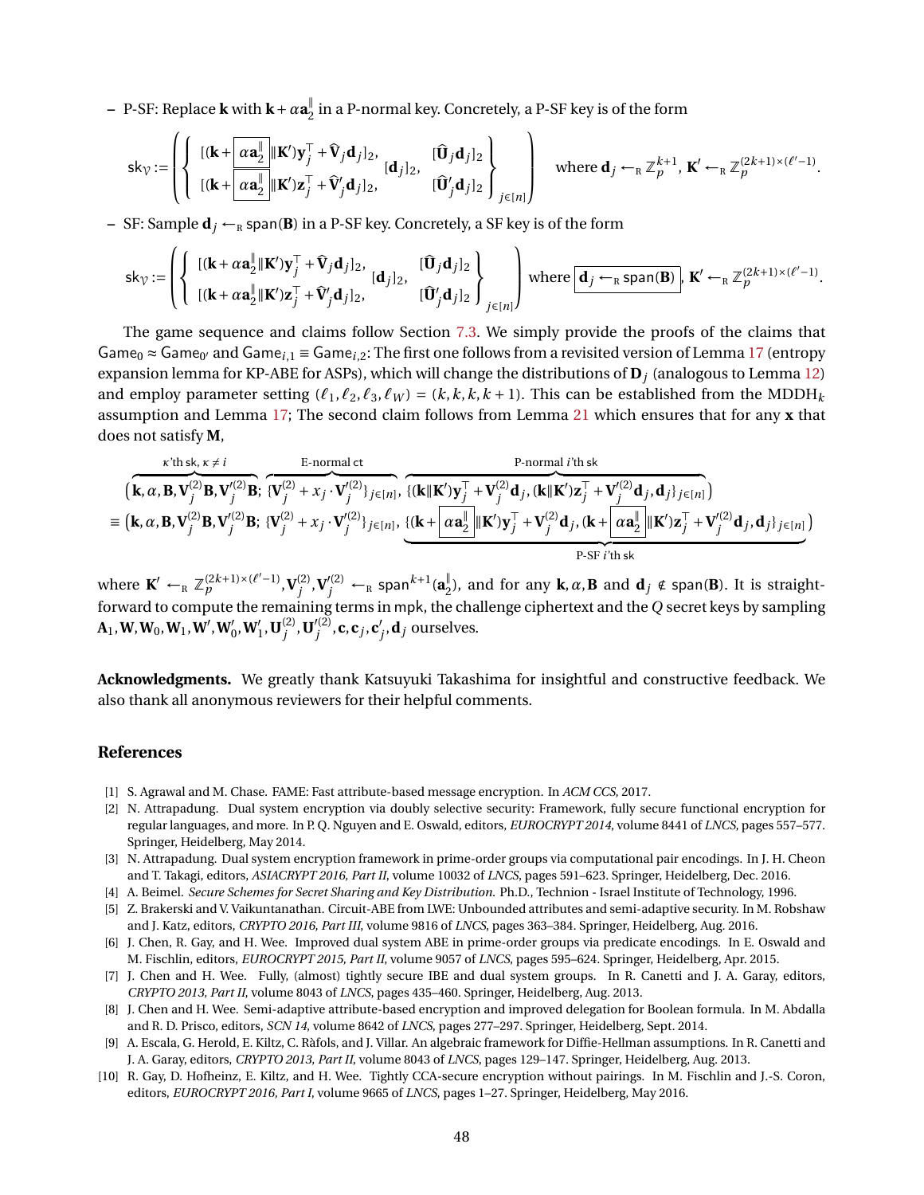– P-SF: Replace $\mathbf{k}$ with $\mathbf{k}+\alpha\mathbf{a}_2^{\|}$ in a P-normal key. Concretely, a P-SF key is of the form

$$
\mathsf{sk}_{\mathcal{Y}} := \left( \left\{ \begin{array}{ll} [(\mathbf{k}+\boxed{\alpha\mathbf{a}_2^{\|}}\|\mathbf{K}')\mathbf{y}_j^\top + \widehat{\mathbf{V}}_j\mathbf{d}_j]_2, & [\mathbf{d}_j]_2, \quad [\widehat{\mathbf{U}}_j\mathbf{d}_j]_2 \\ [(\mathbf{k}+\boxed{\alpha\mathbf{a}_2^{\|}}\|\mathbf{K}')\mathbf{z}_j^\top + \widehat{\mathbf{V}}'_j\mathbf{d}_j]_2, & \qquad\quad [\widehat{\mathbf{U}}'_j\mathbf{d}_j]_2 \end{array} \right\}_{j\in[n]} \right) \quad \text{where } \mathbf{d}_j \leftarrow_{\mathrm{R}} \mathbb{Z}_p^{k+1},\ \mathbf{K}' \leftarrow_{\mathrm{R}} \mathbb{Z}_p^{(2k+1)\times(\ell'-1)}.
$$

– SF: Sample $\mathbf{d}_j \leftarrow_{\mathrm{R}} \mathsf{span}(\mathbf{B})$ in a P-SF key. Concretely, a SF key is of the form

$$
\mathsf{sk}_{\mathcal{Y}} := \left( \left\{ \begin{array}{ll} [(\mathbf{k}+\alpha\mathbf{a}_2^{\|}\|\mathbf{K}')\mathbf{y}_j^\top + \widehat{\mathbf{V}}_j\mathbf{d}_j]_2, & [\mathbf{d}_j]_2, \quad [\widehat{\mathbf{U}}_j\mathbf{d}_j]_2 \\ [(\mathbf{k}+\alpha\mathbf{a}_2^{\|}\|\mathbf{K}')\mathbf{z}_j^\top + \widehat{\mathbf{V}}'_j\mathbf{d}_j]_2, & \qquad\quad [\widehat{\mathbf{U}}'_j\mathbf{d}_j]_2 \end{array} \right\}_{j\in[n]} \right) \text{ where } \boxed{\mathbf{d}_j \leftarrow_{\mathrm{R}} \mathsf{span}(\mathbf{B})},\ \mathbf{K}' \leftarrow_{\mathrm{R}} \mathbb{Z}_p^{(2k+1)\times(\ell'-1)}.
$$

The game sequence and claims follow Section 7.3. We simply provide the proofs of the claims that $\mathsf{Game}_0 \approx \mathsf{Game}_{0'}$ and $\mathsf{Game}_{i,1} \equiv \mathsf{Game}_{i,2}$: The first one follows from a revisited version of Lemma 17 (entropy expansion lemma for KP-ABE for ASPs), which will change the distributions of $\mathbf{D}_j$ (analogous to Lemma 12) and employ parameter setting $(\ell_1,\ell_2,\ell_3,\ell_W) = (k,k,k,k+1)$. This can be established from the MDDH$_k$ assumption and Lemma 17; The second claim follows from Lemma 21 which ensures that for any $\mathbf{x}$ that does not satisfy $\mathbf{M}$,

$$
\begin{aligned}
&\big(\overbrace{\mathbf{k},\alpha,\mathbf{B},\mathbf{V}_j^{(2)}\mathbf{B},\mathbf{V}_j'^{(2)}\mathbf{B}}^{\kappa\text{'th sk},\ \kappa\neq i};\ \overbrace{\{\mathbf{V}_j^{(2)}+x_j\cdot\mathbf{V}_j'^{(2)}\}_{j\in[n]}}^{\text{E-normal ct}},\ \overbrace{\{(\mathbf{k}\|\mathbf{K}')\mathbf{y}_j^\top+\mathbf{V}_j^{(2)}\mathbf{d}_j,(\mathbf{k}\|\mathbf{K}')\mathbf{z}_j^\top+\mathbf{V}_j'^{(2)}\mathbf{d}_j,\mathbf{d}_j\}_{j\in[n]}}^{\text{P-normal } i\text{'th sk}}\big)\\
\equiv\ &\big(\mathbf{k},\alpha,\mathbf{B},\mathbf{V}_j^{(2)}\mathbf{B},\mathbf{V}_j'^{(2)}\mathbf{B};\ \{\mathbf{V}_j^{(2)}+x_j\cdot\mathbf{V}_j'^{(2)}\}_{j\in[n]},\ \underbrace{\{(\mathbf{k}+\boxed{\alpha\mathbf{a}_2^{\|}}\|\mathbf{K}')\mathbf{y}_j^\top+\mathbf{V}_j^{(2)}\mathbf{d}_j,(\mathbf{k}+\boxed{\alpha\mathbf{a}_2^{\|}}\|\mathbf{K}')\mathbf{z}_j^\top+\mathbf{V}_j'^{(2)}\mathbf{d}_j,\mathbf{d}_j\}_{j\in[n]}}_{\text{P-SF } i\text{'th sk}}\big)
\end{aligned}
$$

where $\mathbf{K}' \leftarrow_{\mathrm{R}} \mathbb{Z}_p^{(2k+1)\times(\ell'-1)}, \mathbf{V}_j^{(2)}, \mathbf{V}_j'^{(2)} \leftarrow_{\mathrm{R}} \mathsf{span}^{k+1}(\mathbf{a}_2^{\|})$, and for any $\mathbf{k},\alpha,\mathbf{B}$ and $\mathbf{d}_j \notin \mathsf{span}(\mathbf{B})$. It is straightforward to compute the remaining terms in $\mathsf{mpk}$, the challenge ciphertext and the $Q$ secret keys by sampling $\mathbf{A}_1,\mathbf{W},\mathbf{W}_0,\mathbf{W}_1,\mathbf{W}',\mathbf{W}'_0,\mathbf{W}'_1,\mathbf{U}_j^{(2)},\mathbf{U}_j'^{(2)},\mathbf{c},\mathbf{c}_j,\mathbf{c}'_j,\mathbf{d}_j$ ourselves.

**Acknowledgments.** We greatly thank Katsuyuki Takashima for insightful and constructive feedback. We also thank all anonymous reviewers for their helpful comments.

## References

[1] S. Agrawal and M. Chase. FAME: Fast attribute-based message encryption. In *ACM CCS*, 2017.

[2] N. Attrapadung. Dual system encryption via doubly selective security: Framework, fully secure functional encryption for regular languages, and more. In P. Q. Nguyen and E. Oswald, editors, *EUROCRYPT 2014*, volume 8441 of *LNCS*, pages 557–577. Springer, Heidelberg, May 2014.

[3] N. Attrapadung. Dual system encryption framework in prime-order groups via computational pair encodings. In J. H. Cheon and T. Takagi, editors, *ASIACRYPT 2016, Part II*, volume 10032 of *LNCS*, pages 591–623. Springer, Heidelberg, Dec. 2016.

[4] A. Beimel. *Secure Schemes for Secret Sharing and Key Distribution*. Ph.D., Technion - Israel Institute of Technology, 1996.

[5] Z. Brakerski and V. Vaikuntanathan. Circuit-ABE from LWE: Unbounded attributes and semi-adaptive security. In M. Robshaw and J. Katz, editors, *CRYPTO 2016, Part III*, volume 9816 of *LNCS*, pages 363–384. Springer, Heidelberg, Aug. 2016.

[6] J. Chen, R. Gay, and H. Wee. Improved dual system ABE in prime-order groups via predicate encodings. In E. Oswald and M. Fischlin, editors, *EUROCRYPT 2015, Part II*, volume 9057 of *LNCS*, pages 595–624. Springer, Heidelberg, Apr. 2015.

[7] J. Chen and H. Wee. Fully, (almost) tightly secure IBE and dual system groups. In R. Canetti and J. A. Garay, editors, *CRYPTO 2013, Part II*, volume 8043 of *LNCS*, pages 435–460. Springer, Heidelberg, Aug. 2013.

[8] J. Chen and H. Wee. Semi-adaptive attribute-based encryption and improved delegation for Boolean formula. In M. Abdalla and R. D. Prisco, editors, *SCN 14*, volume 8642 of *LNCS*, pages 277–297. Springer, Heidelberg, Sept. 2014.

[9] A. Escala, G. Herold, E. Kiltz, C. Ràfols, and J. Villar. An algebraic framework for Diffie-Hellman assumptions. In R. Canetti and J. A. Garay, editors, *CRYPTO 2013, Part II*, volume 8043 of *LNCS*, pages 129–147. Springer, Heidelberg, Aug. 2013.

[10] R. Gay, D. Hofheinz, E. Kiltz, and H. Wee. Tightly CCA-secure encryption without pairings. In M. Fischlin and J.-S. Coron, editors, *EUROCRYPT 2016, Part I*, volume 9665 of *LNCS*, pages 1–27. Springer, Heidelberg, May 2016.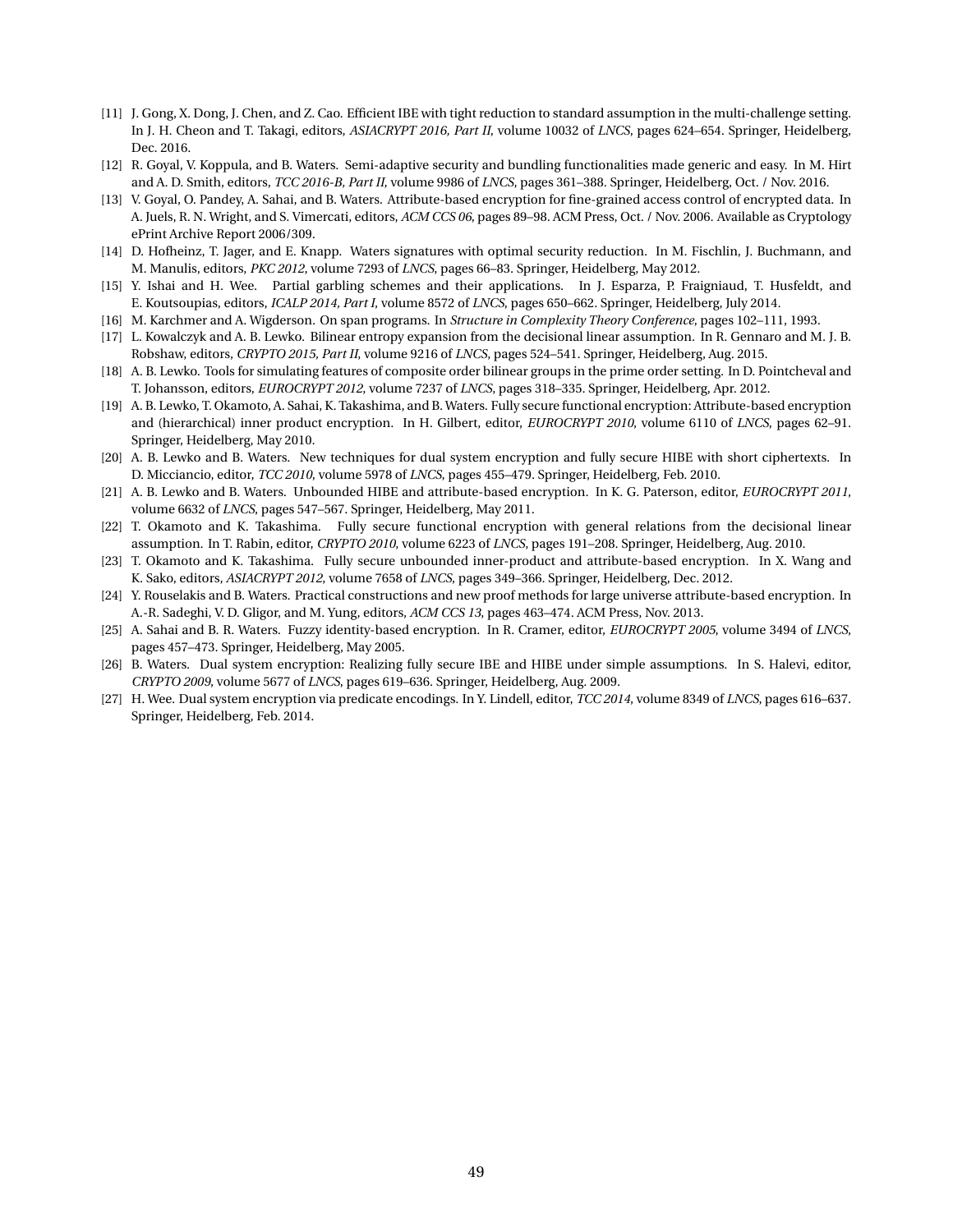[11] J. Gong, X. Dong, J. Chen, and Z. Cao. Efficient IBE with tight reduction to standard assumption in the multi-challenge setting. In J. H. Cheon and T. Takagi, editors, *ASIACRYPT 2016, Part II*, volume 10032 of *LNCS*, pages 624–654. Springer, Heidelberg, Dec. 2016.

[12] R. Goyal, V. Koppula, and B. Waters. Semi-adaptive security and bundling functionalities made generic and easy. In M. Hirt and A. D. Smith, editors, *TCC 2016-B, Part II*, volume 9986 of *LNCS*, pages 361–388. Springer, Heidelberg, Oct. / Nov. 2016.

[13] V. Goyal, O. Pandey, A. Sahai, and B. Waters. Attribute-based encryption for fine-grained access control of encrypted data. In A. Juels, R. N. Wright, and S. Vimercati, editors, *ACM CCS 06*, pages 89–98. ACM Press, Oct. / Nov. 2006. Available as Cryptology ePrint Archive Report 2006/309.

[14] D. Hofheinz, T. Jager, and E. Knapp. Waters signatures with optimal security reduction. In M. Fischlin, J. Buchmann, and M. Manulis, editors, *PKC 2012*, volume 7293 of *LNCS*, pages 66–83. Springer, Heidelberg, May 2012.

[15] Y. Ishai and H. Wee. Partial garbling schemes and their applications. In J. Esparza, P. Fraigniaud, T. Husfeldt, and E. Koutsoupias, editors, *ICALP 2014, Part I*, volume 8572 of *LNCS*, pages 650–662. Springer, Heidelberg, July 2014.

[16] M. Karchmer and A. Wigderson. On span programs. In *Structure in Complexity Theory Conference*, pages 102–111, 1993.

[17] L. Kowalczyk and A. B. Lewko. Bilinear entropy expansion from the decisional linear assumption. In R. Gennaro and M. J. B. Robshaw, editors, *CRYPTO 2015, Part II*, volume 9216 of *LNCS*, pages 524–541. Springer, Heidelberg, Aug. 2015.

[18] A. B. Lewko. Tools for simulating features of composite order bilinear groups in the prime order setting. In D. Pointcheval and T. Johansson, editors, *EUROCRYPT 2012*, volume 7237 of *LNCS*, pages 318–335. Springer, Heidelberg, Apr. 2012.

[19] A. B. Lewko, T. Okamoto, A. Sahai, K. Takashima, and B. Waters. Fully secure functional encryption: Attribute-based encryption and (hierarchical) inner product encryption. In H. Gilbert, editor, *EUROCRYPT 2010*, volume 6110 of *LNCS*, pages 62–91. Springer, Heidelberg, May 2010.

[20] A. B. Lewko and B. Waters. New techniques for dual system encryption and fully secure HIBE with short ciphertexts. In D. Micciancio, editor, *TCC 2010*, volume 5978 of *LNCS*, pages 455–479. Springer, Heidelberg, Feb. 2010.

[21] A. B. Lewko and B. Waters. Unbounded HIBE and attribute-based encryption. In K. G. Paterson, editor, *EUROCRYPT 2011*, volume 6632 of *LNCS*, pages 547–567. Springer, Heidelberg, May 2011.

[22] T. Okamoto and K. Takashima. Fully secure functional encryption with general relations from the decisional linear assumption. In T. Rabin, editor, *CRYPTO 2010*, volume 6223 of *LNCS*, pages 191–208. Springer, Heidelberg, Aug. 2010.

[23] T. Okamoto and K. Takashima. Fully secure unbounded inner-product and attribute-based encryption. In X. Wang and K. Sako, editors, *ASIACRYPT 2012*, volume 7658 of *LNCS*, pages 349–366. Springer, Heidelberg, Dec. 2012.

[24] Y. Rouselakis and B. Waters. Practical constructions and new proof methods for large universe attribute-based encryption. In A.-R. Sadeghi, V. D. Gligor, and M. Yung, editors, *ACM CCS 13*, pages 463–474. ACM Press, Nov. 2013.

[25] A. Sahai and B. R. Waters. Fuzzy identity-based encryption. In R. Cramer, editor, *EUROCRYPT 2005*, volume 3494 of *LNCS*, pages 457–473. Springer, Heidelberg, May 2005.

[26] B. Waters. Dual system encryption: Realizing fully secure IBE and HIBE under simple assumptions. In S. Halevi, editor, *CRYPTO 2009*, volume 5677 of *LNCS*, pages 619–636. Springer, Heidelberg, Aug. 2009.

[27] H. Wee. Dual system encryption via predicate encodings. In Y. Lindell, editor, *TCC 2014*, volume 8349 of *LNCS*, pages 616–637. Springer, Heidelberg, Feb. 2014.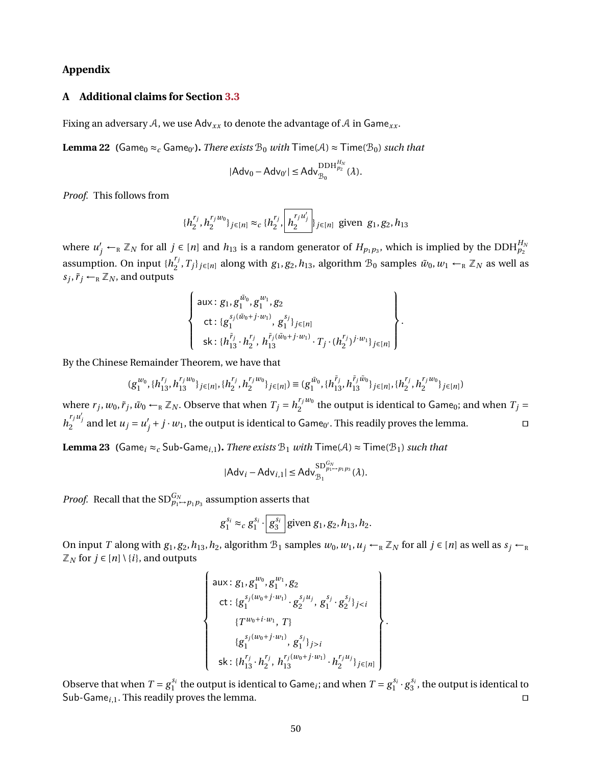# Appendix

## A Additional claims for Section 3.3

Fixing an adversary $\mathcal{A}$, we use $\mathsf{Adv}_{xx}$ to denote the advantage of $\mathcal{A}$ in $\mathsf{Game}_{xx}$.

**Lemma 22** ($\mathsf{Game}_0 \approx_c \mathsf{Game}_{0'}$)**.** *There exists $\mathcal{B}_0$ with $\mathsf{Time}(\mathcal{A}) \approx \mathsf{Time}(\mathcal{B}_0)$ such that*

$$|\mathsf{Adv}_0 - \mathsf{Adv}_{0'}| \leq \mathsf{Adv}_{\mathcal{B}_0}^{\mathrm{DDH}_{p_2}^{H_N}}(\lambda).$$

*Proof.* This follows from

$$\{h_2^{r_j}, h_2^{r_j w_0}\}_{j\in[n]} \approx_c \{h_2^{r_j}, \boxed{h_2^{r_j u'_j}}\}_{j\in[n]} \text{ given } g_1, g_2, h_{13}$$

where $u'_j \leftarrow_{\mathrm{R}} \mathbb{Z}_N$ for all $j \in [n]$ and $h_{13}$ is a random generator of $H_{p_1 p_3}$, which is implied by the $\mathrm{DDH}_{p_2}^{H_N}$ assumption. On input $\{h_2^{r_j}, T_j\}_{j\in[n]}$ along with $g_1, g_2, h_{13}$, algorithm $\mathcal{B}_0$ samples $\tilde{w}_0, w_1 \leftarrow_{\mathrm{R}} \mathbb{Z}_N$ as well as $s_j, \tilde{r}_j \leftarrow_{\mathrm{R}} \mathbb{Z}_N$, and outputs

$$\left\{\begin{array}{l} \mathsf{aux}: g_1, g_1^{\tilde{w}_0}, g_1^{w_1}, g_2 \\ \quad \mathsf{ct}: \{g_1^{s_j(\tilde{w}_0 + j\cdot w_1)},\ g_1^{s_j}\}_{j\in[n]} \\ \quad \mathsf{sk}: \{h_{13}^{\tilde{r}_j} \cdot h_2^{r_j},\ h_{13}^{\tilde{r}_j(\tilde{w}_0 + j\cdot w_1)} \cdot T_j \cdot (h_2^{r_j})^{j\cdot w_1}\}_{j\in[n]} \end{array}\right\}.$$

By the Chinese Remainder Theorem, we have that

$$(g_1^{w_0}, \{h_{13}^{r_j}, h_{13}^{r_j w_0}\}_{j\in[n]}, \{h_2^{r_j}, h_2^{r_j w_0}\}_{j\in[n]}) \equiv (g_1^{\tilde{w}_0}, \{h_{13}^{\tilde{r}_j}, h_{13}^{\tilde{r}_j \tilde{w}_0}\}_{j\in[n]}, \{h_2^{r_j}, h_2^{r_j w_0}\}_{j\in[n]})$$

where $r_j, w_0, \tilde{r}_j, \tilde{w}_0 \leftarrow_{\mathrm{R}} \mathbb{Z}_N$. Observe that when $T_j = h_2^{r_j w_0}$ the output is identical to $\mathsf{Game}_0$; and when $T_j = h_2^{r_j u'_j}$ and let $u_j = u'_j + j \cdot w_1$, the output is identical to $\mathsf{Game}_{0'}$. This readily proves the lemma. $\square$

**Lemma 23** ($\mathsf{Game}_i \approx_c \mathsf{Sub\text{-}Game}_{i,1}$)**.** *There exists $\mathcal{B}_1$ with $\mathsf{Time}(\mathcal{A}) \approx \mathsf{Time}(\mathcal{B}_1)$ such that*

$$|\mathsf{Adv}_i - \mathsf{Adv}_{i,1}| \leq \mathsf{Adv}_{\mathcal{B}_1}^{\mathrm{SD}_{p_1 \mapsto p_1 p_3}^{G_N}}(\lambda).$$

*Proof.* Recall that the $\mathrm{SD}_{p_1 \mapsto p_1 p_3}^{G_N}$ assumption asserts that

$$g_1^{s_i} \approx_c g_1^{s_i} \cdot \boxed{g_3^{s_i}} \text{ given } g_1, g_2, h_{13}, h_2.$$

On input $T$ along with $g_1, g_2, h_{13}, h_2$, algorithm $\mathcal{B}_1$ samples $w_0, w_1, u_j \leftarrow_{\mathrm{R}} \mathbb{Z}_N$ for all $j \in [n]$ as well as $s_j \leftarrow_{\mathrm{R}} \mathbb{Z}_N$ for $j \in [n] \setminus \{i\}$, and outputs

$$\left\{\begin{array}{l} \mathsf{aux}: g_1, g_1^{w_0}, g_1^{w_1}, g_2 \\ \quad \mathsf{ct}: \{g_1^{s_j(w_0 + j\cdot w_1)} \cdot g_2^{s_j u_j},\ g_1^{s_j} \cdot g_2^{s_j}\}_{j<i} \\ \qquad \{T^{w_0 + i\cdot w_1},\ T\} \\ \qquad \{g_1^{s_j(w_0 + j\cdot w_1)},\ g_1^{s_j}\}_{j>i} \\ \quad \mathsf{sk}: \{h_{13}^{r_j} \cdot h_2^{r_j},\ h_{13}^{r_j(w_0 + j\cdot w_1)} \cdot h_2^{r_j u_j}\}_{j\in[n]} \end{array}\right\}.$$

Observe that when $T = g_1^{s_i}$ the output is identical to $\mathsf{Game}_i$; and when $T = g_1^{s_i} \cdot g_3^{s_i}$, the output is identical to $\mathsf{Sub\text{-}Game}_{i,1}$. This readily proves the lemma. $\square$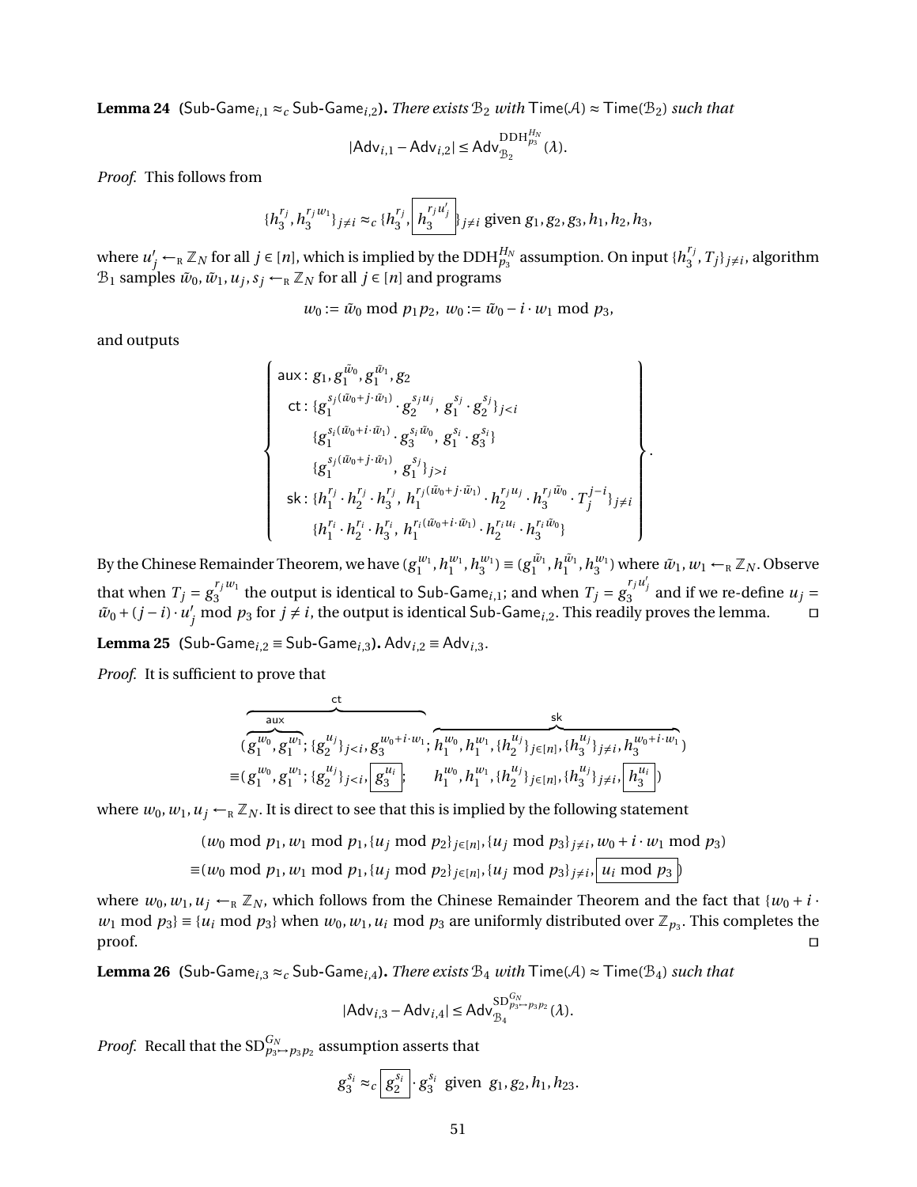**Lemma 24** (Sub-Game$_{i,1} \approx_c$ Sub-Game$_{i,2}$)**.** *There exists $\mathcal{B}_2$ with $\mathsf{Time}(\mathcal{A}) \approx \mathsf{Time}(\mathcal{B}_2)$ such that*

$$|\mathsf{Adv}_{i,1} - \mathsf{Adv}_{i,2}| \le \mathsf{Adv}_{\mathcal{B}_2}^{\mathrm{DDH}_{p_3}^{H_N}}(\lambda).$$

*Proof.* This follows from

$$\{h_3^{r_j}, h_3^{r_j w_1}\}_{j \ne i} \approx_c \{h_3^{r_j}, \boxed{h_3^{r_j u'_j}}\}_{j \ne i} \text{ given } g_1, g_2, g_3, h_1, h_2, h_3,$$

where $u'_j \leftarrow_{\mathrm{R}} \mathbb{Z}_N$ for all $j \in [n]$, which is implied by the $\mathrm{DDH}_{p_3}^{H_N}$ assumption. On input $\{h_3^{r_j}, T_j\}_{j \ne i}$, algorithm $\mathcal{B}_1$ samples $\tilde{w}_0, \tilde{w}_1, u_j, s_j \leftarrow_{\mathrm{R}} \mathbb{Z}_N$ for all $j \in [n]$ and programs

$$w_0 := \tilde{w}_0 \bmod p_1 p_2, \; w_0 := \tilde{w}_0 - i \cdot w_1 \bmod p_3,$$

and outputs

$$\left\{ \begin{array}{l} \mathsf{aux}: g_1, g_1^{\tilde{w}_0}, g_1^{\tilde{w}_1}, g_2 \\ \quad \mathsf{ct}: \{g_1^{s_j(\tilde{w}_0 + j\cdot\tilde{w}_1)} \cdot g_2^{s_j u_j},\; g_1^{s_j} \cdot g_2^{s_j}\}_{j<i} \\ \qquad \{g_1^{s_i(\tilde{w}_0 + i\cdot\tilde{w}_1)} \cdot g_3^{s_i \tilde{w}_0},\; g_1^{s_i} \cdot g_3^{s_i}\} \\ \qquad \{g_1^{s_j(\tilde{w}_0 + j\cdot\tilde{w}_1)},\; g_1^{s_j}\}_{j>i} \\ \quad \mathsf{sk}: \{h_1^{r_j} \cdot h_2^{r_j} \cdot h_3^{r_j},\; h_1^{r_j(\tilde{w}_0 + j\cdot\tilde{w}_1)} \cdot h_2^{r_j u_j} \cdot h_3^{r_j \tilde{w}_0} \cdot T_j^{j-i}\}_{j \ne i} \\ \qquad \{h_1^{r_i} \cdot h_2^{r_i} \cdot h_3^{r_i},\; h_1^{r_i(\tilde{w}_0 + i\cdot\tilde{w}_1)} \cdot h_2^{r_i u_i} \cdot h_3^{r_i \tilde{w}_0}\} \end{array} \right\}.$$

By the Chinese Remainder Theorem, we have $(g_1^{w_1}, h_1^{w_1}, h_3^{w_1}) \equiv (g_1^{\tilde{w}_1}, h_1^{\tilde{w}_1}, h_3^{w_1})$ where $\tilde{w}_1, w_1 \leftarrow_{\mathrm{R}} \mathbb{Z}_N$. Observe that when $T_j = g_3^{r_j w_1}$ the output is identical to Sub-Game$_{i,1}$; and when $T_j = g_3^{r_j u'_j}$ and if we re-define $u_j = \tilde{w}_0 + (j-i)\cdot u'_j \bmod p_3$ for $j \ne i$, the output is identical Sub-Game$_{i,2}$. This readily proves the lemma. $\square$

**Lemma 25** (Sub-Game$_{i,2} \equiv$ Sub-Game$_{i,3}$)**.** $\mathsf{Adv}_{i,2} \equiv \mathsf{Adv}_{i,3}$.

*Proof.* It is sufficient to prove that

$$\begin{aligned} &(\overbrace{\underbrace{g_1^{w_0}, g_1^{w_1}}_{\mathsf{aux}}; \{g_2^{u_j}\}_{j<i}, g_3^{w_0 + i\cdot w_1}}^{\mathsf{ct}}; \overbrace{h_1^{w_0}, h_1^{w_1}, \{h_2^{u_j}\}_{j\in[n]}, \{h_3^{u_j}\}_{j \ne i}, h_3^{w_0 + i\cdot w_1}}^{\mathsf{sk}}) \\ \equiv &(g_1^{w_0}, g_1^{w_1}; \{g_2^{u_j}\}_{j<i}, \boxed{g_3^{u_i}}; \quad h_1^{w_0}, h_1^{w_1}, \{h_2^{u_j}\}_{j\in[n]}, \{h_3^{u_j}\}_{j \ne i}, \boxed{h_3^{u_i}}) \end{aligned}$$

where $w_0, w_1, u_j \leftarrow_{\mathrm{R}} \mathbb{Z}_N$. It is direct to see that this is implied by the following statement

$$\begin{aligned} &(w_0 \bmod p_1, w_1 \bmod p_1, \{u_j \bmod p_2\}_{j\in[n]}, \{u_j \bmod p_3\}_{j\ne i}, w_0 + i\cdot w_1 \bmod p_3) \\ \equiv &(w_0 \bmod p_1, w_1 \bmod p_1, \{u_j \bmod p_2\}_{j\in[n]}, \{u_j \bmod p_3\}_{j\ne i}, \boxed{u_i \bmod p_3}) \end{aligned}$$

where $w_0, w_1, u_j \leftarrow_{\mathrm{R}} \mathbb{Z}_N$, which follows from the Chinese Remainder Theorem and the fact that $\{w_0 + i \cdot w_1 \bmod p_3\} \equiv \{u_i \bmod p_3\}$ when $w_0, w_1, u_i \bmod p_3$ are uniformly distributed over $\mathbb{Z}_{p_3}$. This completes the proof. $\square$

**Lemma 26** (Sub-Game$_{i,3} \approx_c$ Sub-Game$_{i,4}$)**.** *There exists $\mathcal{B}_4$ with $\mathsf{Time}(\mathcal{A}) \approx \mathsf{Time}(\mathcal{B}_4)$ such that*

$$|\mathsf{Adv}_{i,3} - \mathsf{Adv}_{i,4}| \le \mathsf{Adv}_{\mathcal{B}_4}^{\mathrm{SD}_{p_3 \mapsto p_3 p_2}^{G_N}}(\lambda).$$

*Proof.* Recall that the $\mathrm{SD}_{p_3 \mapsto p_3 p_2}^{G_N}$ assumption asserts that

$$g_3^{s_i} \approx_c \boxed{g_2^{s_i}} \cdot g_3^{s_i} \;\text{ given }\; g_1, g_2, h_1, h_{23}.$$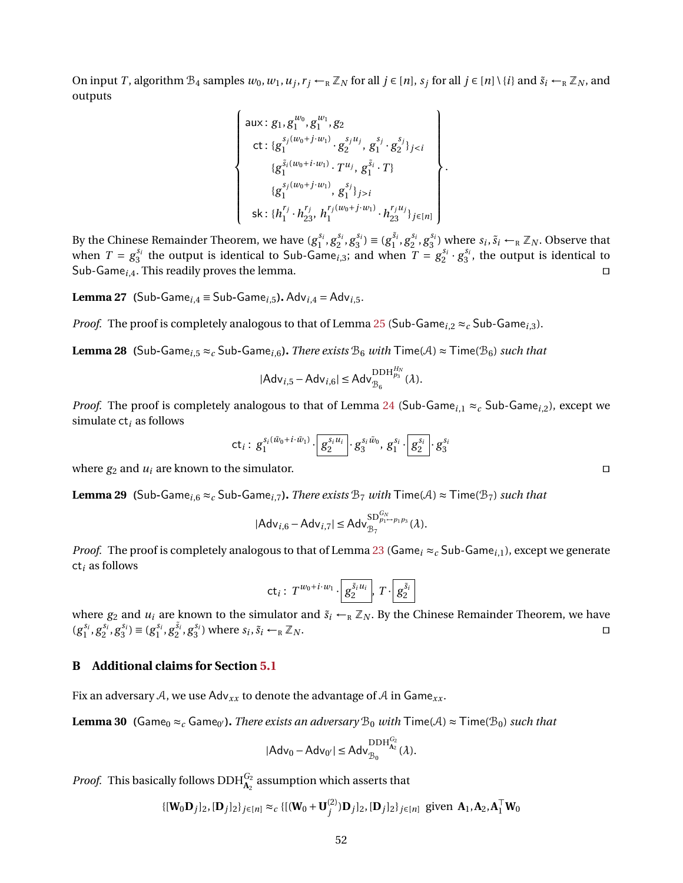On input $T$, algorithm $\mathcal{B}_4$ samples $w_0, w_1, u_j, r_j \leftarrow_{\mathrm{R}} \mathbb{Z}_N$ for all $j \in [n]$, $s_j$ for all $j \in [n] \setminus \{i\}$ and $\tilde{s}_i \leftarrow_{\mathrm{R}} \mathbb{Z}_N$, and outputs

$$\left\{ \begin{array}{l} \mathsf{aux}: g_1, g_1^{w_0}, g_1^{w_1}, g_2 \\ \quad \mathsf{ct}: \{g_1^{s_j(w_0+j\cdot w_1)} \cdot g_2^{s_j u_j},\ g_1^{s_j} \cdot g_2^{s_j}\}_{j<i} \\ \quad\quad \{g_1^{\tilde{s}_i(w_0+i\cdot w_1)} \cdot T^{u_j},\ g_1^{\tilde{s}_i} \cdot T\} \\ \quad\quad \{g_1^{s_j(w_0+j\cdot w_1)},\ g_1^{s_j}\}_{j>i} \\ \quad \mathsf{sk}: \{h_1^{r_j} \cdot h_{23}^{r_j},\ h_1^{r_j(w_0+j\cdot w_1)} \cdot h_{23}^{r_j u_j}\}_{j\in[n]} \end{array} \right\}.$$

By the Chinese Remainder Theorem, we have $(g_1^{s_i}, g_2^{s_i}, g_3^{s_i}) \equiv (g_1^{\tilde{s}_i}, g_2^{s_i}, g_3^{s_i})$ where $s_i, \tilde{s}_i \leftarrow_{\mathrm{R}} \mathbb{Z}_N$. Observe that when $T = g_3^{s_i}$ the output is identical to $\mathsf{Sub\text{-}Game}_{i,3}$; and when $T = g_2^{s_i} \cdot g_3^{s_i}$, the output is identical to $\mathsf{Sub\text{-}Game}_{i,4}$. This readily proves the lemma. □

**Lemma 27** ($\mathsf{Sub\text{-}Game}_{i,4} \equiv \mathsf{Sub\text{-}Game}_{i,5}$)**.** $\mathsf{Adv}_{i,4} = \mathsf{Adv}_{i,5}$.

*Proof.* The proof is completely analogous to that of Lemma 25 ($\mathsf{Sub\text{-}Game}_{i,2} \approx_c \mathsf{Sub\text{-}Game}_{i,3}$). □

**Lemma 28** ($\mathsf{Sub\text{-}Game}_{i,5} \approx_c \mathsf{Sub\text{-}Game}_{i,6}$)**.** *There exists $\mathcal{B}_6$ with $\mathsf{Time}(\mathcal{A}) \approx \mathsf{Time}(\mathcal{B}_6)$ such that*

$$|\mathsf{Adv}_{i,5} - \mathsf{Adv}_{i,6}| \leq \mathsf{Adv}_{\mathcal{B}_6}^{\mathrm{DDH}_{p_3}^{H_N}}(\lambda).$$

*Proof.* The proof is completely analogous to that of Lemma 24 ($\mathsf{Sub\text{-}Game}_{i,1} \approx_c \mathsf{Sub\text{-}Game}_{i,2}$), except we simulate $\mathsf{ct}_i$ as follows

$$\mathsf{ct}_i:\ g_1^{s_i(\tilde{w}_0+i\cdot\tilde{w}_1)} \cdot \boxed{g_2^{s_i u_i}} \cdot g_3^{s_i \tilde{w}_0},\ g_1^{s_i} \cdot \boxed{g_2^{s_i}} \cdot g_3^{s_i}$$

where $g_2$ and $u_i$ are known to the simulator. □

**Lemma 29** ($\mathsf{Sub\text{-}Game}_{i,6} \approx_c \mathsf{Sub\text{-}Game}_{i,7}$)**.** *There exists $\mathcal{B}_7$ with $\mathsf{Time}(\mathcal{A}) \approx \mathsf{Time}(\mathcal{B}_7)$ such that*

$$|\mathsf{Adv}_{i,6} - \mathsf{Adv}_{i,7}| \leq \mathsf{Adv}_{\mathcal{B}_7}^{\mathrm{SD}_{p_1 \mapsto p_1 p_3}^{G_N}}(\lambda).$$

*Proof.* The proof is completely analogous to that of Lemma 23 ($\mathsf{Game}_i \approx_c \mathsf{Sub\text{-}Game}_{i,1}$), except we generate $\mathsf{ct}_i$ as follows

$$\mathsf{ct}_i:\ T^{w_0+i\cdot w_1} \cdot \boxed{g_2^{\tilde{s}_i u_i}},\ T \cdot \boxed{g_2^{\tilde{s}_i}}$$

where $g_2$ and $u_i$ are known to the simulator and $\tilde{s}_i \leftarrow_{\mathrm{R}} \mathbb{Z}_N$. By the Chinese Remainder Theorem, we have $(g_1^{s_i}, g_2^{s_i}, g_3^{s_i}) \equiv (g_1^{s_i}, g_2^{\tilde{s}_i}, g_3^{s_i})$ where $s_i, \tilde{s}_i \leftarrow_{\mathrm{R}} \mathbb{Z}_N$. □

## B Additional claims for Section 5.1

Fix an adversary $\mathcal{A}$, we use $\mathsf{Adv}_{xx}$ to denote the advantage of $\mathcal{A}$ in $\mathsf{Game}_{xx}$.

**Lemma 30** ($\mathsf{Game}_0 \approx_c \mathsf{Game}_{0'}$)**.** *There exists an adversary $\mathcal{B}_0$ with $\mathsf{Time}(\mathcal{A}) \approx \mathsf{Time}(\mathcal{B}_0)$ such that*

$$|\mathsf{Adv}_0 - \mathsf{Adv}_{0'}| \leq \mathsf{Adv}_{\mathcal{B}_0}^{\mathrm{DDH}_{\mathbf{A}_2}^{G_2}}(\lambda).$$

*Proof.* This basically follows $\mathrm{DDH}_{\mathbf{A}_2}^{G_2}$ assumption which asserts that

$$\{[\mathbf{W}_0 \mathbf{D}_j]_2, [\mathbf{D}_j]_2\}_{j\in[n]} \approx_c \{[(\mathbf{W}_0 + \mathbf{U}_j^{(2)})\mathbf{D}_j]_2, [\mathbf{D}_j]_2\}_{j\in[n]} \ \text{ given } \ \mathbf{A}_1, \mathbf{A}_2, \mathbf{A}_1^\top \mathbf{W}_0$$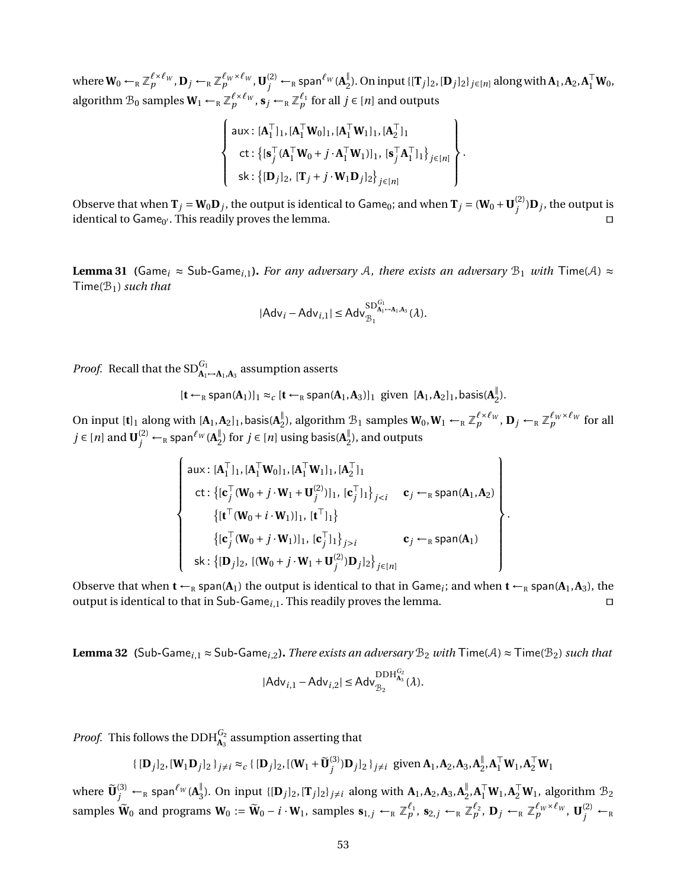where $\mathbf{W}_0 \leftarrow_{\mathrm{R}} \mathbb{Z}_p^{\ell \times \ell_W}$, $\mathbf{D}_j \leftarrow_{\mathrm{R}} \mathbb{Z}_p^{\ell_W \times \ell_W}$, $\mathbf{U}_j^{(2)} \leftarrow_{\mathrm{R}} \mathsf{span}^{\ell_W}(\mathbf{A}_2^{\|})$. On input $\{[\mathbf{T}_j]_2, [\mathbf{D}_j]_2\}_{j\in[n]}$ along with $\mathbf{A}_1, \mathbf{A}_2, \mathbf{A}_1^\top \mathbf{W}_0$, algorithm $\mathcal{B}_0$ samples $\mathbf{W}_1 \leftarrow_{\mathrm{R}} \mathbb{Z}_p^{\ell \times \ell_W}$, $\mathbf{s}_j \leftarrow_{\mathrm{R}} \mathbb{Z}_p^{\ell_1}$ for all $j \in [n]$ and outputs

$$\left\{ \begin{array}{l} \mathsf{aux} : [\mathbf{A}_1^\top]_1, [\mathbf{A}_1^\top \mathbf{W}_0]_1, [\mathbf{A}_1^\top \mathbf{W}_1]_1, [\mathbf{A}_2^\top]_1 \\ \quad \mathsf{ct} : \left\{ [\mathbf{s}_j^\top (\mathbf{A}_1^\top \mathbf{W}_0 + j \cdot \mathbf{A}_1^\top \mathbf{W}_1)]_1,\ [\mathbf{s}_j^\top \mathbf{A}_1^\top]_1 \right\}_{j\in[n]} \\ \quad \mathsf{sk} : \left\{ [\mathbf{D}_j]_2,\ [\mathbf{T}_j + j \cdot \mathbf{W}_1 \mathbf{D}_j]_2 \right\}_{j\in[n]} \end{array} \right\}.$$

Observe that when $\mathbf{T}_j = \mathbf{W}_0 \mathbf{D}_j$, the output is identical to $\mathsf{Game}_0$; and when $\mathbf{T}_j = (\mathbf{W}_0 + \mathbf{U}_j^{(2)}) \mathbf{D}_j$, the output is identical to $\mathsf{Game}_{0'}$. This readily proves the lemma. ◻

**Lemma 31** ($\mathsf{Game}_i \approx \mathsf{Sub\text{-}Game}_{i,1}$). *For any adversary $\mathcal{A}$, there exists an adversary $\mathcal{B}_1$ with $\mathsf{Time}(\mathcal{A}) \approx \mathsf{Time}(\mathcal{B}_1)$ such that*

$$|\mathsf{Adv}_i - \mathsf{Adv}_{i,1}| \le \mathsf{Adv}_{\mathcal{B}_1}^{\mathrm{SD}^{G_1}_{\mathbf{A}_1 \mapsto \mathbf{A}_1, \mathbf{A}_3}}(\lambda).$$

*Proof.* Recall that the $\mathrm{SD}^{G_1}_{\mathbf{A}_1 \mapsto \mathbf{A}_1, \mathbf{A}_3}$ assumption asserts

$$[\mathbf{t} \leftarrow_{\mathrm{R}} \mathsf{span}(\mathbf{A}_1)]_1 \approx_c [\mathbf{t} \leftarrow_{\mathrm{R}} \mathsf{span}(\mathbf{A}_1, \mathbf{A}_3)]_1 \ \text{ given } \ [\mathbf{A}_1, \mathbf{A}_2]_1, \mathsf{basis}(\mathbf{A}_2^{\|}).$$

On input $[\mathbf{t}]_1$ along with $[\mathbf{A}_1, \mathbf{A}_2]_1, \mathsf{basis}(\mathbf{A}_2^{\|})$, algorithm $\mathcal{B}_1$ samples $\mathbf{W}_0, \mathbf{W}_1 \leftarrow_{\mathrm{R}} \mathbb{Z}_p^{\ell \times \ell_W}$, $\mathbf{D}_j \leftarrow_{\mathrm{R}} \mathbb{Z}_p^{\ell_W \times \ell_W}$ for all $j \in [n]$ and $\mathbf{U}_j^{(2)} \leftarrow_{\mathrm{R}} \mathsf{span}^{\ell_W}(\mathbf{A}_2^{\|})$ for $j \in [n]$ using $\mathsf{basis}(\mathbf{A}_2^{\|})$, and outputs

$$\left\{ \begin{array}{ll} \mathsf{aux} : [\mathbf{A}_1^\top]_1, [\mathbf{A}_1^\top \mathbf{W}_0]_1, [\mathbf{A}_1^\top \mathbf{W}_1]_1, [\mathbf{A}_2^\top]_1 & \\ \quad \mathsf{ct} : \left\{ [\mathbf{c}_j^\top (\mathbf{W}_0 + j \cdot \mathbf{W}_1 + \mathbf{U}_j^{(2)})]_1,\ [\mathbf{c}_j^\top]_1 \right\}_{j<i} & \mathbf{c}_j \leftarrow_{\mathrm{R}} \mathsf{span}(\mathbf{A}_1, \mathbf{A}_2) \\ \qquad \left\{ [\mathbf{t}^\top (\mathbf{W}_0 + i \cdot \mathbf{W}_1)]_1,\ [\mathbf{t}^\top]_1 \right\} & \\ \qquad \left\{ [\mathbf{c}_j^\top (\mathbf{W}_0 + j \cdot \mathbf{W}_1)]_1,\ [\mathbf{c}_j^\top]_1 \right\}_{j>i} & \mathbf{c}_j \leftarrow_{\mathrm{R}} \mathsf{span}(\mathbf{A}_1) \\ \quad \mathsf{sk} : \left\{ [\mathbf{D}_j]_2,\ [(\mathbf{W}_0 + j \cdot \mathbf{W}_1 + \mathbf{U}_j^{(2)}) \mathbf{D}_j]_2 \right\}_{j\in[n]} & \end{array} \right\}.$$

Observe that when $\mathbf{t} \leftarrow_{\mathrm{R}} \mathsf{span}(\mathbf{A}_1)$ the output is identical to that in $\mathsf{Game}_i$; and when $\mathbf{t} \leftarrow_{\mathrm{R}} \mathsf{span}(\mathbf{A}_1, \mathbf{A}_3)$, the output is identical to that in $\mathsf{Sub\text{-}Game}_{i,1}$. This readily proves the lemma. ◻

**Lemma 32** ($\mathsf{Sub\text{-}Game}_{i,1} \approx \mathsf{Sub\text{-}Game}_{i,2}$). *There exists an adversary $\mathcal{B}_2$ with $\mathsf{Time}(\mathcal{A}) \approx \mathsf{Time}(\mathcal{B}_2)$ such that*

$$|\mathsf{Adv}_{i,1} - \mathsf{Adv}_{i,2}| \le \mathsf{Adv}_{\mathcal{B}_2}^{\mathrm{DDH}^{G_2}_{\mathbf{A}_3}}(\lambda).$$

*Proof.* This follows the $\mathrm{DDH}^{G_2}_{\mathbf{A}_3}$ assumption asserting that

$$\{ [\mathbf{D}_j]_2, [\mathbf{W}_1 \mathbf{D}_j]_2 \}_{j \ne i} \approx_c \{ [\mathbf{D}_j]_2, [(\mathbf{W}_1 + \widetilde{\mathbf{U}}_j^{(3)}) \mathbf{D}_j]_2 \}_{j \ne i} \ \text{ given } \mathbf{A}_1, \mathbf{A}_2, \mathbf{A}_3, \mathbf{A}_2^{\|}, \mathbf{A}_1^\top \mathbf{W}_1, \mathbf{A}_2^\top \mathbf{W}_1$$

where $\widetilde{\mathbf{U}}_j^{(3)} \leftarrow_{\mathrm{R}} \mathsf{span}^{\ell_W}(\mathbf{A}_3^{\|})$. On input $\{[\mathbf{D}_j]_2, [\mathbf{T}_j]_2\}_{j\ne i}$ along with $\mathbf{A}_1, \mathbf{A}_2, \mathbf{A}_3, \mathbf{A}_2^{\|}, \mathbf{A}_1^\top \mathbf{W}_1, \mathbf{A}_2^\top \mathbf{W}_1$, algorithm $\mathcal{B}_2$ samples $\widetilde{\mathbf{W}}_0$ and programs $\mathbf{W}_0 := \widetilde{\mathbf{W}}_0 - i \cdot \mathbf{W}_1$, samples $\mathbf{s}_{1,j} \leftarrow_{\mathrm{R}} \mathbb{Z}_p^{\ell_1}$, $\mathbf{s}_{2,j} \leftarrow_{\mathrm{R}} \mathbb{Z}_p^{\ell_2}$, $\mathbf{D}_j \leftarrow_{\mathrm{R}} \mathbb{Z}_p^{\ell_W \times \ell_W}$, $\mathbf{U}_j^{(2)} \leftarrow_{\mathrm{R}}$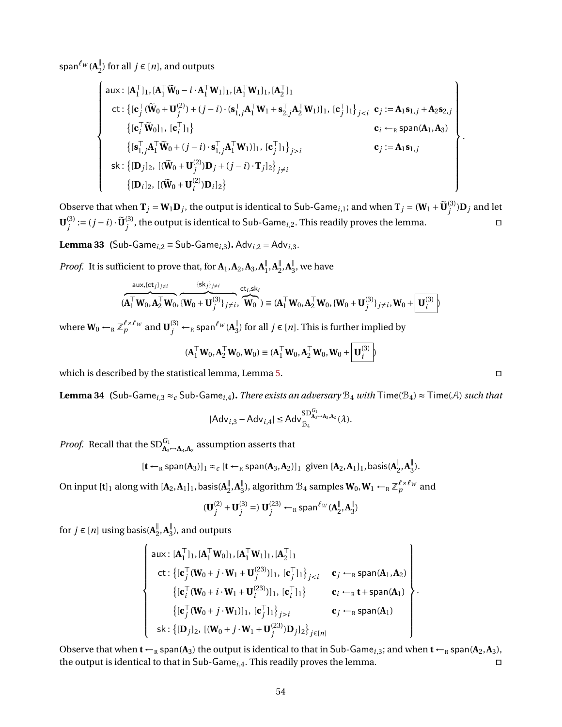$\mathsf{span}^{\ell_W}(\mathbf{A}_2^{\|})$ for all $j \in [n]$, and outputs

$$
\left\{
\begin{array}{ll}
\mathsf{aux}: [\mathbf{A}_1^\top]_1, [\mathbf{A}_1^\top \widetilde{\mathbf{W}}_0 - i \cdot \mathbf{A}_1^\top \mathbf{W}_1]_1, [\mathbf{A}_1^\top \mathbf{W}_1]_1, [\mathbf{A}_2^\top]_1 & \\
\quad \mathsf{ct}: \left\{[\mathbf{c}_j^\top (\widetilde{\mathbf{W}}_0 + \mathbf{U}_j^{(2)}) + (j-i)\cdot(\mathbf{s}_{1,j}^\top \mathbf{A}_1^\top \mathbf{W}_1 + \mathbf{s}_{2,j}^\top \mathbf{A}_2^\top \mathbf{W}_1)]_1,\ [\mathbf{c}_j^\top]_1\right\}_{j<i} & \mathbf{c}_j := \mathbf{A}_1 \mathbf{s}_{1,j} + \mathbf{A}_2 \mathbf{s}_{2,j} \\
\qquad \left\{[\mathbf{c}_i^\top \widetilde{\mathbf{W}}_0]_1,\ [\mathbf{c}_i^\top]_1\right\} & \mathbf{c}_i \leftarrow_{\mathrm{R}} \mathsf{span}(\mathbf{A}_1, \mathbf{A}_3) \\
\qquad \left\{[\mathbf{s}_{1,j}^\top \mathbf{A}_1^\top \widetilde{\mathbf{W}}_0 + (j-i)\cdot \mathbf{s}_{1,j}^\top \mathbf{A}_1^\top \mathbf{W}_1)]_1,\ [\mathbf{c}_j^\top]_1\right\}_{j>i} & \mathbf{c}_j := \mathbf{A}_1 \mathbf{s}_{1,j} \\
\quad \mathsf{sk}: \left\{[\mathbf{D}_j]_2,\ [(\widetilde{\mathbf{W}}_0 + \mathbf{U}_j^{(2)})\mathbf{D}_j + (j-i)\cdot \mathbf{T}_j]_2\right\}_{j \neq i} & \\
\qquad \left\{[\mathbf{D}_i]_2,\ [(\widetilde{\mathbf{W}}_0 + \mathbf{U}_i^{(2)})\mathbf{D}_i]_2\right\} &
\end{array}
\right\}.
$$

Observe that when $\mathbf{T}_j = \mathbf{W}_1 \mathbf{D}_j$, the output is identical to $\mathsf{Sub\text{-}Game}_{i,1}$; and when $\mathbf{T}_j = (\mathbf{W}_1 + \widetilde{\mathbf{U}}_j^{(3)})\mathbf{D}_j$ and let $\mathbf{U}_j^{(3)} := (j-i)\cdot \widetilde{\mathbf{U}}_j^{(3)}$, the output is identical to $\mathsf{Sub\text{-}Game}_{i,2}$. This readily proves the lemma. □

**Lemma 33** ($\mathsf{Sub\text{-}Game}_{i,2} \equiv \mathsf{Sub\text{-}Game}_{i,3}$). $\mathsf{Adv}_{i,2} = \mathsf{Adv}_{i,3}$.

*Proof.* It is sufficient to prove that, for $\mathbf{A}_1, \mathbf{A}_2, \mathbf{A}_3, \mathbf{A}_1^{\|}, \mathbf{A}_2^{\|}, \mathbf{A}_3^{\|}$, we have

$$
(\overbrace{\mathbf{A}_1^\top \mathbf{W}_0, \mathbf{A}_2^\top \mathbf{W}_0}^{\mathsf{aux}, \{\mathsf{ct}_j\}_{j\neq i}}, \overbrace{\{\mathbf{W}_0 + \mathbf{U}_j^{(3)}\}_{j\neq i}}^{\{\mathsf{sk}_j\}_{j\neq i}}, \overbrace{\mathbf{W}_0}^{\mathsf{ct}_i, \mathsf{sk}_i}) \equiv (\mathbf{A}_1^\top \mathbf{W}_0, \mathbf{A}_2^\top \mathbf{W}_0, \{\mathbf{W}_0 + \mathbf{U}_j^{(3)}\}_{j\neq i}, \mathbf{W}_0 + \boxed{\mathbf{U}_i^{(3)}})
$$

where $\mathbf{W}_0 \leftarrow_{\mathrm{R}} \mathbb{Z}_p^{\ell \times \ell_W}$ and $\mathbf{U}_j^{(3)} \leftarrow_{\mathrm{R}} \mathsf{span}^{\ell_W}(\mathbf{A}_3^{\|})$ for all $j \in [n]$. This is further implied by

$$
(\mathbf{A}_1^\top \mathbf{W}_0, \mathbf{A}_2^\top \mathbf{W}_0, \mathbf{W}_0) \equiv (\mathbf{A}_1^\top \mathbf{W}_0, \mathbf{A}_2^\top \mathbf{W}_0, \mathbf{W}_0 + \boxed{\mathbf{U}_i^{(3)}})
$$

which is described by the statistical lemma, Lemma 5. □

**Lemma 34** ($\mathsf{Sub\text{-}Game}_{i,3} \approx_c \mathsf{Sub\text{-}Game}_{i,4}$). *There exists an adversary* $\mathcal{B}_4$ *with* $\mathsf{Time}(\mathcal{B}_4) \approx \mathsf{Time}(\mathcal{A})$ *such that*

$$
|\mathsf{Adv}_{i,3} - \mathsf{Adv}_{i,4}| \le \mathsf{Adv}_{\mathcal{B}_4}^{\mathrm{SD}^{G_1}_{\mathbf{A}_3 \mapsto \mathbf{A}_3, \mathbf{A}_2}}(\lambda).
$$

*Proof.* Recall that the $\mathrm{SD}^{G_1}_{\mathbf{A}_3 \mapsto \mathbf{A}_3, \mathbf{A}_2}$ assumption asserts that

$$
[\mathbf{t} \leftarrow_{\mathrm{R}} \mathsf{span}(\mathbf{A}_3)]_1 \approx_c [\mathbf{t} \leftarrow_{\mathrm{R}} \mathsf{span}(\mathbf{A}_3, \mathbf{A}_2)]_1 \ \text{ given } [\mathbf{A}_2, \mathbf{A}_1]_1, \mathsf{basis}(\mathbf{A}_2^{\|}, \mathbf{A}_3^{\|}).
$$

On input $[\mathbf{t}]_1$ along with $[\mathbf{A}_2, \mathbf{A}_1]_1, \mathsf{basis}(\mathbf{A}_2^{\|}, \mathbf{A}_3^{\|})$, algorithm $\mathcal{B}_4$ samples $\mathbf{W}_0, \mathbf{W}_1 \leftarrow_{\mathrm{R}} \mathbb{Z}_p^{\ell \times \ell_W}$ and

$$
(\mathbf{U}_j^{(2)} + \mathbf{U}_j^{(3)} =)\ \mathbf{U}_j^{(23)} \leftarrow_{\mathrm{R}} \mathsf{span}^{\ell_W}(\mathbf{A}_2^{\|}, \mathbf{A}_3^{\|})
$$

for $j \in [n]$ using $\mathsf{basis}(\mathbf{A}_2^{\|}, \mathbf{A}_3^{\|})$, and outputs

$$
\left\{
\begin{array}{ll}
\mathsf{aux}: [\mathbf{A}_1^\top]_1, [\mathbf{A}_1^\top \mathbf{W}_0]_1, [\mathbf{A}_1^\top \mathbf{W}_1]_1, [\mathbf{A}_2^\top]_1 & \\
\quad \mathsf{ct}: \left\{[\mathbf{c}_j^\top (\mathbf{W}_0 + j \cdot \mathbf{W}_1 + \mathbf{U}_j^{(23)})]_1,\ [\mathbf{c}_j^\top]_1\right\}_{j<i} & \mathbf{c}_j \leftarrow_{\mathrm{R}} \mathsf{span}(\mathbf{A}_1, \mathbf{A}_2) \\
\qquad \left\{[\mathbf{c}_i^\top (\mathbf{W}_0 + i \cdot \mathbf{W}_1 + \mathbf{U}_i^{(23)})]_1,\ [\mathbf{c}_i^\top]_1\right\} & \mathbf{c}_i \leftarrow_{\mathrm{R}} \mathbf{t} + \mathsf{span}(\mathbf{A}_1) \\
\qquad \left\{[\mathbf{c}_j^\top (\mathbf{W}_0 + j \cdot \mathbf{W}_1)]_1,\ [\mathbf{c}_j^\top]_1\right\}_{j>i} & \mathbf{c}_j \leftarrow_{\mathrm{R}} \mathsf{span}(\mathbf{A}_1) \\
\quad \mathsf{sk}: \left\{[\mathbf{D}_j]_2,\ [(\mathbf{W}_0 + j \cdot \mathbf{W}_1 + \mathbf{U}_j^{(23)})\mathbf{D}_j]_2\right\}_{j \in [n]} &
\end{array}
\right\}.
$$

Observe that when $\mathbf{t} \leftarrow_{\mathrm{R}} \mathsf{span}(\mathbf{A}_3)$ the output is identical to that in $\mathsf{Sub\text{-}Game}_{i,3}$; and when $\mathbf{t} \leftarrow_{\mathrm{R}} \mathsf{span}(\mathbf{A}_2, \mathbf{A}_3)$, the output is identical to that in $\mathsf{Sub\text{-}Game}_{i,4}$. This readily proves the lemma. □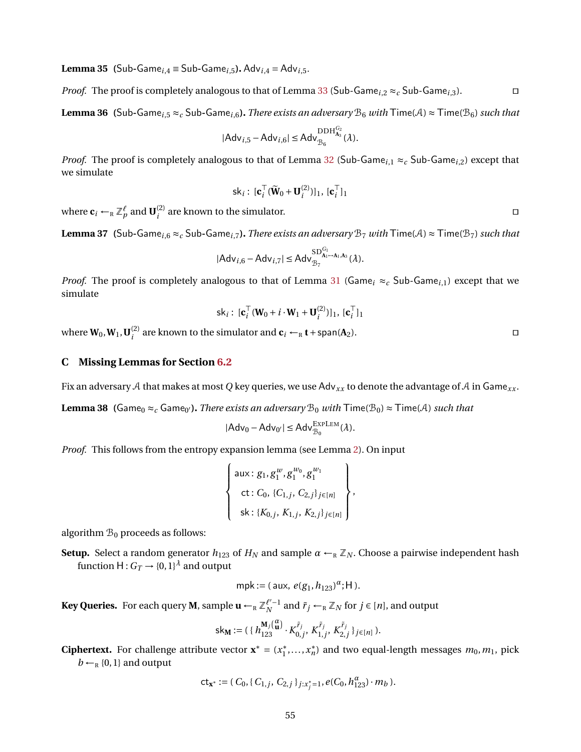**Lemma 35** ($\mathsf{Sub\text{-}Game}_{i,4} \equiv \mathsf{Sub\text{-}Game}_{i,5}$)**.** $\mathsf{Adv}_{i,4} = \mathsf{Adv}_{i,5}$.

*Proof.* The proof is completely analogous to that of Lemma 33 ($\mathsf{Sub\text{-}Game}_{i,2} \approx_c \mathsf{Sub\text{-}Game}_{i,3}$). □

**Lemma 36** ($\mathsf{Sub\text{-}Game}_{i,5} \approx_c \mathsf{Sub\text{-}Game}_{i,6}$)**.** *There exists an adversary* $\mathcal{B}_6$ *with* $\mathsf{Time}(\mathcal{A}) \approx \mathsf{Time}(\mathcal{B}_6)$ *such that*

$$|\mathsf{Adv}_{i,5} - \mathsf{Adv}_{i,6}| \leq \mathsf{Adv}_{\mathcal{B}_6}^{\mathrm{DDH}^{G_2}_{\mathbf{A}_3}}(\lambda).$$

*Proof.* The proof is completely analogous to that of Lemma 32 ($\mathsf{Sub\text{-}Game}_{i,1} \approx_c \mathsf{Sub\text{-}Game}_{i,2}$) except that we simulate

$$\mathsf{sk}_i: \ [\mathbf{c}_i^\top(\widetilde{\mathbf{W}}_0 + \mathbf{U}_i^{(2)})]_1,\ [\mathbf{c}_i^\top]_1$$

where $\mathbf{c}_i \leftarrow_{\mathrm{R}} \mathbb{Z}_p^\ell$ and $\mathbf{U}_i^{(2)}$ are known to the simulator. □

**Lemma 37** ($\mathsf{Sub\text{-}Game}_{i,6} \approx_c \mathsf{Sub\text{-}Game}_{i,7}$)**.** *There exists an adversary* $\mathcal{B}_7$ *with* $\mathsf{Time}(\mathcal{A}) \approx \mathsf{Time}(\mathcal{B}_7)$ *such that*

$$|\mathsf{Adv}_{i,6} - \mathsf{Adv}_{i,7}| \leq \mathsf{Adv}_{\mathcal{B}_7}^{\mathrm{SD}^{G_1}_{\mathbf{A}_1 \mapsto \mathbf{A}_1,\mathbf{A}_3}}(\lambda).$$

*Proof.* The proof is completely analogous to that of Lemma 31 ($\mathsf{Game}_i \approx_c \mathsf{Sub\text{-}Game}_{i,1}$) except that we simulate

$$\mathsf{sk}_i: \ [\mathbf{c}_i^\top(\mathbf{W}_0 + i \cdot \mathbf{W}_1 + \mathbf{U}_i^{(2)})]_1,\ [\mathbf{c}_i^\top]_1$$

where $\mathbf{W}_0, \mathbf{W}_1, \mathbf{U}_i^{(2)}$ are known to the simulator and $\mathbf{c}_i \leftarrow_{\mathrm{R}} \mathbf{t} + \mathsf{span}(\mathbf{A}_2)$. □

## C Missing Lemmas for Section 6.2

Fix an adversary $\mathcal{A}$ that makes at most $Q$ key queries, we use $\mathsf{Adv}_{xx}$ to denote the advantage of $\mathcal{A}$ in $\mathsf{Game}_{xx}$.

**Lemma 38** ($\mathsf{Game}_0 \approx_c \mathsf{Game}_{0'}$)**.** *There exists an adversary* $\mathcal{B}_0$ *with* $\mathsf{Time}(\mathcal{B}_0) \approx \mathsf{Time}(\mathcal{A})$ *such that*

$$|\mathsf{Adv}_0 - \mathsf{Adv}_{0'}| \leq \mathsf{Adv}_{\mathcal{B}_0}^{\textsc{ExpLem}}(\lambda).$$

*Proof.* This follows from the entropy expansion lemma (see Lemma 2). On input

$$\left\{ \begin{array}{l} \mathsf{aux}: g_1, g_1^w, g_1^{w_0}, g_1^{w_1} \\ \mathsf{ct}: C_0,\ \{C_{1,j},\ C_{2,j}\}_{j\in[n]} \\ \mathsf{sk}: \{K_{0,j},\ K_{1,j},\ K_{2,j}\}_{j\in[n]} \end{array} \right\},$$

algorithm $\mathcal{B}_0$ proceeds as follows:

**Setup.** Select a random generator $h_{123}$ of $H_N$ and sample $\alpha \leftarrow_{\mathrm{R}} \mathbb{Z}_N$. Choose a pairwise independent hash function $\mathsf{H}: G_T \to \{0,1\}^\lambda$ and output

$$\mathsf{mpk} := (\,\mathsf{aux},\ e(g_1, h_{123})^\alpha; \mathsf{H}\,).$$

**Key Queries.** For each query $\mathbf{M}$, sample $\mathbf{u} \leftarrow_{\mathrm{R}} \mathbb{Z}_N^{\ell'-1}$ and $\tilde{r}_j \leftarrow_{\mathrm{R}} \mathbb{Z}_N$ for $j \in [n]$, and output

$$\mathsf{sk}_{\mathbf{M}} := (\,\{\, h_{123}^{\mathbf{M}_j\binom{\alpha}{\mathbf{u}}} \cdot K_{0,j}^{\tilde{r}_j},\ K_{1,j}^{\tilde{r}_j},\ K_{2,j}^{\tilde{r}_j}\,\}_{j\in[n]}\,).$$

**Ciphertext.** For challenge attribute vector $\mathbf{x}^* = (x_1^*, \ldots, x_n^*)$ and two equal-length messages $m_0, m_1$, pick $b \leftarrow_{\mathrm{R}} \{0,1\}$ and output

$$\mathsf{ct}_{\mathbf{x}^*} := (\,C_0, \{\,C_{1,j},\ C_{2,j}\,\}_{j:x_j^*=1}, e(C_0, h_{123}^\alpha) \cdot m_b\,).$$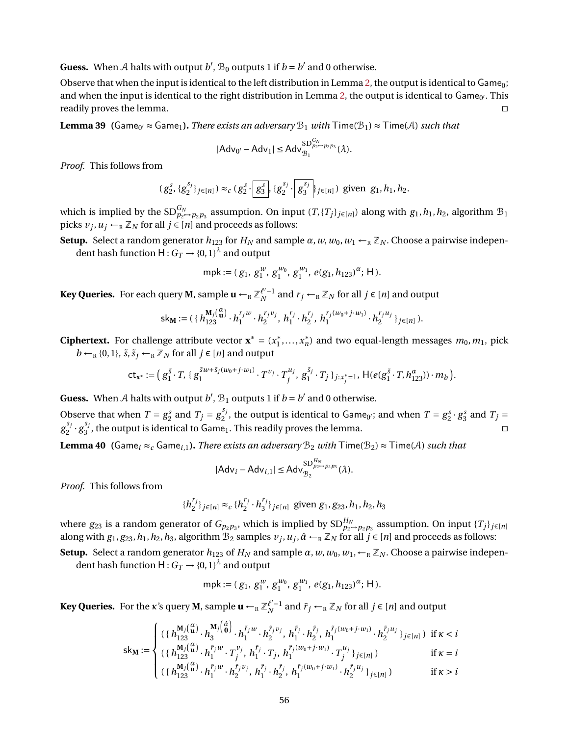**Guess.** When $\mathcal{A}$ halts with output $b'$, $\mathcal{B}_0$ outputs 1 if $b = b'$ and 0 otherwise.

Observe that when the input is identical to the left distribution in Lemma 2, the output is identical to $\mathsf{Game}_0$; and when the input is identical to the right distribution in Lemma 2, the output is identical to $\mathsf{Game}_{0'}$. This readily proves the lemma. □

**Lemma 39** ($\mathsf{Game}_{0'} \approx \mathsf{Game}_1$)**.** *There exists an adversary* $\mathcal{B}_1$ *with* $\mathsf{Time}(\mathcal{B}_1) \approx \mathsf{Time}(\mathcal{A})$ *such that*

$$|\mathsf{Adv}_{0'} - \mathsf{Adv}_1| \le \mathsf{Adv}_{\mathcal{B}_1}^{\mathrm{SD}^{G_N}_{p_2 \mapsto p_2 p_3}}(\lambda).$$

*Proof.* This follows from

$$(\, g_2^s,\, \{g_2^{s_j}\}_{j\in[n]}\,) \approx_c (\, g_2^s \cdot \boxed{g_3^s},\, \{g_2^{s_j} \cdot \boxed{g_3^{s_j}}\}_{j\in[n]}\,) \text{ given } g_1, h_1, h_2.$$

which is implied by the $\mathrm{SD}^{G_N}_{p_2 \mapsto p_2 p_3}$ assumption. On input $(T, \{T_j\}_{j\in[n]})$ along with $g_1, h_1, h_2$, algorithm $\mathcal{B}_1$ picks $v_j, u_j \leftarrow_{\mathrm{R}} \mathbb{Z}_N$ for all $j \in [n]$ and proceeds as follows:

**Setup.** Select a random generator $h_{123}$ for $H_N$ and sample $\alpha, w, w_0, w_1 \leftarrow_{\mathrm{R}} \mathbb{Z}_N$. Choose a pairwise independent hash function $\mathsf{H} : G_T \to \{0,1\}^\lambda$ and output

$$\mathsf{mpk} := (\, g_1,\, g_1^w,\, g_1^{w_0},\, g_1^{w_1},\, e(g_1, h_{123})^\alpha;\, \mathsf{H}\,).$$

**Key Queries.** For each query $\mathbf{M}$, sample $\mathbf{u} \leftarrow_{\mathrm{R}} \mathbb{Z}_N^{\ell'-1}$ and $r_j \leftarrow_{\mathrm{R}} \mathbb{Z}_N$ for all $j \in [n]$ and output

$$\mathsf{sk}_{\mathbf{M}} := (\, \{\, h_{123}^{\mathbf{M}_j\binom{\alpha}{\mathbf{u}}} \cdot h_1^{r_j w} \cdot h_2^{r_j v_j},\, h_1^{r_j} \cdot h_2^{r_j},\, h_1^{r_j(w_0 + j\cdot w_1)} \cdot h_2^{r_j u_j}\,\}_{j\in[n]}\,).$$

**Ciphertext.** For challenge attribute vector $\mathbf{x}^* = (x_1^*, \ldots, x_n^*)$ and two equal-length messages $m_0, m_1$, pick $b \leftarrow_{\mathrm{R}} \{0,1\}$, $\tilde{s}, \tilde{s}_j \leftarrow_{\mathrm{R}} \mathbb{Z}_N$ for all $j \in [n]$ and output

$$\mathsf{ct}_{\mathbf{x}^*} := \big(\, g_1^{\tilde{s}} \cdot T,\, \{\, g_1^{\tilde{s}w + \tilde{s}_j(w_0 + j\cdot w_1)} \cdot T^{v_j} \cdot T_j^{u_j},\, g_1^{\tilde{s}_j} \cdot T_j\,\}_{j:x_j^*=1},\, \mathsf{H}(e(g_1^{\tilde{s}} \cdot T, h_{123}^\alpha)) \cdot m_b\big).$$

**Guess.** When $\mathcal{A}$ halts with output $b'$, $\mathcal{B}_1$ outputs 1 if $b = b'$ and 0 otherwise.

Observe that when $T = g_2^s$ and $T_j = g_2^{s_j}$, the output is identical to $\mathsf{Game}_{0'}$; and when $T = g_2^s \cdot g_3^s$ and $T_j = g_2^{s_j} \cdot g_3^{s_j}$, the output is identical to $\mathsf{Game}_1$. This readily proves the lemma. □

**Lemma 40** ($\mathsf{Game}_i \approx_c \mathsf{Game}_{i,1}$)**.** *There exists an adversary* $\mathcal{B}_2$ *with* $\mathsf{Time}(\mathcal{B}_2) \approx \mathsf{Time}(\mathcal{A})$ *such that*

$$|\mathsf{Adv}_i - \mathsf{Adv}_{i,1}| \le \mathsf{Adv}_{\mathcal{B}_2}^{\mathrm{SD}^{H_N}_{p_2 \mapsto p_2 p_3}}(\lambda).$$

*Proof.* This follows from

$$\{h_2^{r_j}\}_{j\in[n]} \approx_c \{h_2^{r_j} \cdot h_3^{r_j}\}_{j\in[n]} \text{ given } g_1, g_{23}, h_1, h_2, h_3$$

where $g_{23}$ is a random generator of $G_{p_2 p_3}$, which is implied by $\mathrm{SD}^{H_N}_{p_2 \mapsto p_2 p_3}$ assumption. On input $\{T_j\}_{j\in[n]}$ along with $g_1, g_{23}, h_1, h_2, h_3$, algorithm $\mathcal{B}_2$ samples $v_j, u_j, \hat{\alpha} \leftarrow_{\mathrm{R}} \mathbb{Z}_N$ for all $j \in [n]$ and proceeds as follows:

**Setup.** Select a random generator $h_{123}$ of $H_N$ and sample $\alpha, w, w_0, w_1, \leftarrow_{\mathrm{R}} \mathbb{Z}_N$. Choose a pairwise independent hash function $\mathsf{H} : G_T \to \{0,1\}^\lambda$ and output

$$\mathsf{mpk} := (\, g_1,\, g_1^w,\, g_1^{w_0},\, g_1^{w_1},\, e(g_1, h_{123})^\alpha;\, \mathsf{H}\,).$$

**Key Queries.** For the $\kappa$'s query $\mathbf{M}$, sample $\mathbf{u} \leftarrow_{\mathrm{R}} \mathbb{Z}_N^{\ell'-1}$ and $\tilde{r}_j \leftarrow_{\mathrm{R}} \mathbb{Z}_N$ for all $j \in [n]$ and output

$$\mathsf{sk}_{\mathbf{M}} := \begin{cases} (\, \{\, h_{123}^{\mathbf{M}_j\binom{\alpha}{\mathbf{u}}} \cdot h_3^{\mathbf{M}_j\binom{\hat{\alpha}}{\mathbf{0}}} \cdot h_2^{\tilde{r}_j w} \cdot h_2^{\tilde{r}_j v_j},\, h_1^{\tilde{r}_j} \cdot h_2^{\tilde{r}_j},\, h_1^{\tilde{r}_j(w_0 + j\cdot w_1)} \cdot h_2^{\tilde{r}_j u_j}\,\}_{j\in[n]}\,) & \text{if } \kappa < i \\ (\, \{\, h_{123}^{\mathbf{M}_j\binom{\alpha}{\mathbf{u}}} \cdot h_1^{\tilde{r}_j w} \cdot T_j^{v_j},\, h_1^{\tilde{r}_j} \cdot T_j,\, h_1^{\tilde{r}_j(w_0 + j\cdot w_1)} \cdot T_j^{u_j}\,\}_{j\in[n]}\,) & \text{if } \kappa = i \\ (\, \{\, h_{123}^{\mathbf{M}_j\binom{\alpha}{\mathbf{u}}} \cdot h_1^{\tilde{r}_j w} \cdot h_2^{\tilde{r}_j v_j},\, h_1^{\tilde{r}_j} \cdot h_2^{\tilde{r}_j},\, h_1^{\tilde{r}_j(w_0 + j\cdot w_1)} \cdot h_2^{\tilde{r}_j u_j}\,\}_{j\in[n]}\,) & \text{if } \kappa > i \end{cases}$$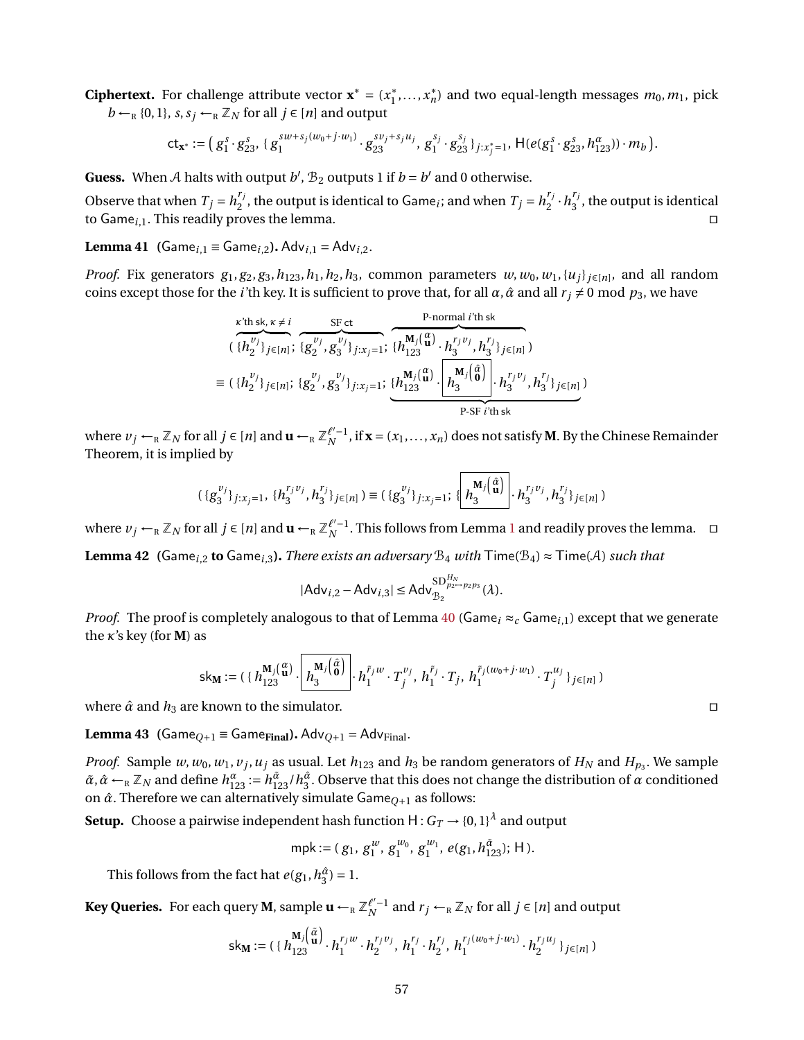**Ciphertext.** For challenge attribute vector $\mathbf{x}^* = (x_1^*, \ldots, x_n^*)$ and two equal-length messages $m_0, m_1$, pick $b \leftarrow_{\mathrm{R}} \{0,1\}$, $s, s_j \leftarrow_{\mathrm{R}} \mathbb{Z}_N$ for all $j \in [n]$ and output

$$\mathsf{ct}_{\mathbf{x}^*} := \big(\, g_1^s \cdot g_{23}^s,\ \{\, g_1^{sw + s_j(w_0 + j\cdot w_1)} \cdot g_{23}^{sv_j + s_j u_j},\ g_1^{s_j} \cdot g_{23}^{s_j} \}_{j : x_j^* = 1},\ \mathsf{H}(e(g_1^s \cdot g_{23}^s, h_{123}^\alpha)) \cdot m_b \,\big).$$

**Guess.** When $\mathcal{A}$ halts with output $b'$, $\mathcal{B}_2$ outputs 1 if $b = b'$ and 0 otherwise.

Observe that when $T_j = h_2^{r_j}$, the output is identical to $\mathsf{Game}_i$; and when $T_j = h_2^{r_j} \cdot h_3^{r_j}$, the output is identical to $\mathsf{Game}_{i,1}$. This readily proves the lemma. $\square$

**Lemma 41** **($\mathsf{Game}_{i,1} \equiv \mathsf{Game}_{i,2}$).** $\mathsf{Adv}_{i,1} = \mathsf{Adv}_{i,2}$.

*Proof.* Fix generators $g_1, g_2, g_3, h_{123}, h_1, h_2, h_3$, common parameters $w, w_0, w_1, \{u_j\}_{j\in[n]}$, and all random coins except those for the $i$'th key. It is sufficient to prove that, for all $\alpha, \hat{\alpha}$ and all $r_j \neq 0 \bmod p_3$, we have

$$\begin{aligned}
&(\, \overbrace{\{h_2^{v_j}\}_{j\in[n]}}^{\kappa\text{'th sk},\ \kappa \neq i};\ \overbrace{\{g_2^{v_j}, g_3^{v_j}\}_{j:x_j=1}}^{\text{SF ct}};\ \overbrace{\{h_{123}^{\mathbf{M}_j\binom{\alpha}{\mathbf{u}}} \cdot h_3^{r_j v_j}, h_3^{r_j}\}_{j\in[n]}}^{\text{P-normal } i\text{'th sk}}\,) \\
\equiv\ &(\, \{h_2^{v_j}\}_{j\in[n]};\ \{g_2^{v_j}, g_3^{v_j}\}_{j:x_j=1};\ \underbrace{\{h_{123}^{\mathbf{M}_j\binom{\alpha}{\mathbf{u}}} \cdot \boxed{h_3^{\mathbf{M}_j\binom{\hat{\alpha}}{\mathbf{0}}}} \cdot h_3^{r_j v_j}, h_3^{r_j}\}_{j\in[n]}}_{\text{P-SF } i\text{'th sk}}\,)
\end{aligned}$$

where $v_j \leftarrow_{\mathrm{R}} \mathbb{Z}_N$ for all $j \in [n]$ and $\mathbf{u} \leftarrow_{\mathrm{R}} \mathbb{Z}_N^{\ell'-1}$, if $\mathbf{x} = (x_1, \ldots, x_n)$ does not satisfy $\mathbf{M}$. By the Chinese Remainder Theorem, it is implied by

$$(\, \{g_3^{v_j}\}_{j:x_j=1},\ \{h_3^{r_j v_j}, h_3^{r_j}\}_{j\in[n]}\,) \equiv (\, \{g_3^{v_j}\}_{j:x_j=1};\ \{\, \boxed{h_3^{\mathbf{M}_j\binom{\hat{\alpha}}{\mathbf{u}}}} \cdot h_3^{r_j v_j}, h_3^{r_j}\}_{j\in[n]}\,)$$

where $v_j \leftarrow_{\mathrm{R}} \mathbb{Z}_N$ for all $j \in [n]$ and $\mathbf{u} \leftarrow_{\mathrm{R}} \mathbb{Z}_N^{\ell'-1}$. This follows from Lemma 1 and readily proves the lemma. $\square$

**Lemma 42** **($\mathsf{Game}_{i,2}$ to $\mathsf{Game}_{i,3}$).** *There exists an adversary $\mathcal{B}_4$ with $\mathsf{Time}(\mathcal{B}_4) \approx \mathsf{Time}(\mathcal{A})$ such that*

$$|\mathsf{Adv}_{i,2} - \mathsf{Adv}_{i,3}| \leq \mathsf{Adv}_{\mathcal{B}_2}^{\mathrm{SD}_{p_2 \mapsto p_2 p_3}^{H_N}}(\lambda).$$

*Proof.* The proof is completely analogous to that of Lemma 40 ($\mathsf{Game}_i \approx_c \mathsf{Game}_{i,1}$) except that we generate the $\kappa$'s key (for $\mathbf{M}$) as

$$\mathsf{sk}_{\mathbf{M}} := (\, \{\, h_{123}^{\mathbf{M}_j\binom{\alpha}{\mathbf{u}}} \cdot \boxed{h_3^{\mathbf{M}_j\binom{\hat{\alpha}}{\mathbf{0}}}} \cdot h_1^{\tilde{r}_j w} \cdot T_j^{v_j},\ h_1^{\tilde{r}_j} \cdot T_j,\ h_1^{\tilde{r}_j(w_0 + j\cdot w_1)} \cdot T_j^{u_j} \}_{j\in[n]}\,)$$

where $\hat{\alpha}$ and $h_3$ are known to the simulator. $\square$

**Lemma 43** **($\mathsf{Game}_{Q+1} \equiv \mathsf{Game}_{\mathbf{Final}}$).** $\mathsf{Adv}_{Q+1} = \mathsf{Adv}_{\mathrm{Final}}$.

*Proof.* Sample $w, w_0, w_1, v_j, u_j$ as usual. Let $h_{123}$ and $h_3$ be random generators of $H_N$ and $H_{p_3}$. We sample $\tilde{\alpha}, \hat{\alpha} \leftarrow_{\mathrm{R}} \mathbb{Z}_N$ and define $h_{123}^\alpha := h_{123}^{\tilde{\alpha}} / h_3^{\hat{\alpha}}$. Observe that this does not change the distribution of $\alpha$ conditioned on $\hat{\alpha}$. Therefore we can alternatively simulate $\mathsf{Game}_{Q+1}$ as follows:

**Setup.** Choose a pairwise independent hash function $\mathsf{H} : G_T \to \{0,1\}^\lambda$ and output

$$\mathsf{mpk} := (\, g_1,\ g_1^w,\ g_1^{w_0},\ g_1^{w_1},\ e(g_1, h_{123}^{\tilde{\alpha}});\ \mathsf{H}\,).$$

This follows from the fact hat $e(g_1, h_3^{\hat{\alpha}}) = 1$.

**Key Queries.** For each query $\mathbf{M}$, sample $\mathbf{u} \leftarrow_{\mathrm{R}} \mathbb{Z}_N^{\ell'-1}$ and $r_j \leftarrow_{\mathrm{R}} \mathbb{Z}_N$ for all $j \in [n]$ and output

$$\mathsf{sk}_{\mathbf{M}} := (\, \{\, h_{123}^{\mathbf{M}_j\binom{\tilde{\alpha}}{\mathbf{u}}} \cdot h_1^{r_j w} \cdot h_2^{r_j v_j},\ h_1^{r_j} \cdot h_2^{r_j},\ h_1^{r_j(w_0 + j\cdot w_1)} \cdot h_2^{r_j u_j} \}_{j\in[n]}\,)$$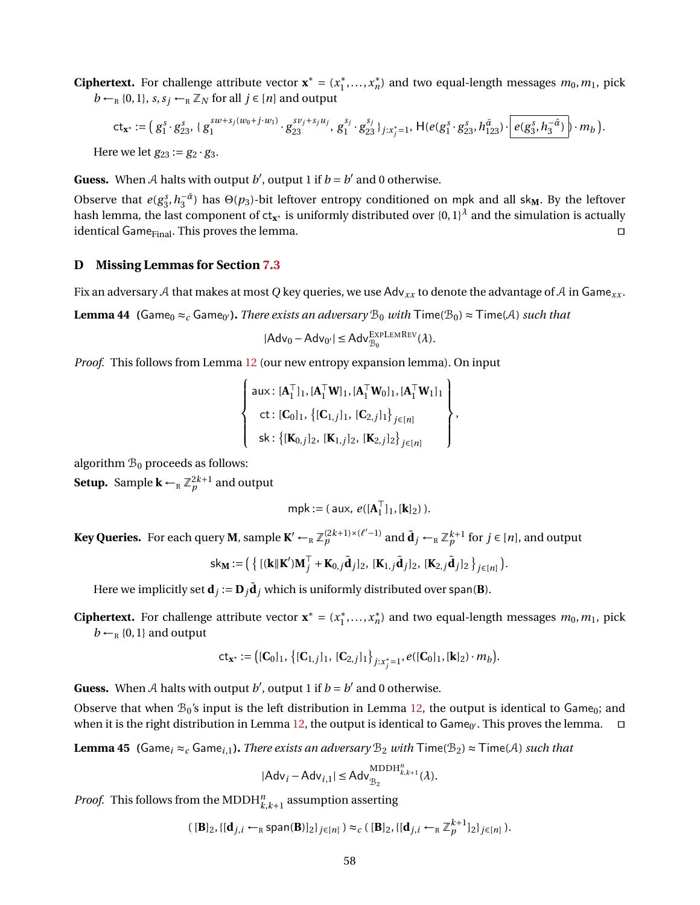**Ciphertext.** For challenge attribute vector $\mathbf{x}^* = (x_1^*, \ldots, x_n^*)$ and two equal-length messages $m_0, m_1$, pick $b \leftarrow_{\mathrm{R}} \{0,1\}$, $s, s_j \leftarrow_{\mathrm{R}} \mathbb{Z}_N$ for all $j \in [n]$ and output

$$\mathsf{ct}_{\mathbf{x}^*} := \big(\, g_1^s \cdot g_{23}^s,\ \{\, g_1^{sw+s_j(w_0+j\cdot w_1)} \cdot g_{23}^{sv_j+s_ju_j},\ g_1^{s_j} \cdot g_{23}^{s_j} \,\}_{j:x_j^*=1},\ \mathsf{H}(e(g_1^s \cdot g_{23}^s, h_{123}^{\tilde{\alpha}}) \cdot \boxed{e(g_3^s, h_3^{-\hat{\alpha}})}\,) \cdot m_b \,\big).$$

Here we let $g_{23} := g_2 \cdot g_3$.

**Guess.** When $\mathcal{A}$ halts with output $b'$, output 1 if $b = b'$ and 0 otherwise.

Observe that $e(g_3^s, h_3^{-\hat{\alpha}})$ has $\Theta(p_3)$-bit leftover entropy conditioned on $\mathsf{mpk}$ and all $\mathsf{sk}_{\mathbf{M}}$. By the leftover hash lemma, the last component of $\mathsf{ct}_{\mathbf{x}^*}$ is uniformly distributed over $\{0,1\}^\lambda$ and the simulation is actually identical $\mathsf{Game}_{\mathrm{Final}}$. This proves the lemma. □

## D Missing Lemmas for Section 7.3

Fix an adversary $\mathcal{A}$ that makes at most $Q$ key queries, we use $\mathsf{Adv}_{xx}$ to denote the advantage of $\mathcal{A}$ in $\mathsf{Game}_{xx}$.

**Lemma 44** ($\mathsf{Game}_0 \approx_c \mathsf{Game}_{0'}$)**.** *There exists an adversary $\mathcal{B}_0$ with $\mathsf{Time}(\mathcal{B}_0) \approx \mathsf{Time}(\mathcal{A})$ such that*

$$|\mathsf{Adv}_0 - \mathsf{Adv}_{0'}| \le \mathsf{Adv}_{\mathcal{B}_0}^{\mathrm{ExpLemRev}}(\lambda).$$

*Proof.* This follows from Lemma 12 (our new entropy expansion lemma). On input

$$\left\{ \begin{array}{l} \mathsf{aux}:\ [\mathbf{A}_1^\top]_1, [\mathbf{A}_1^\top \mathbf{W}]_1, [\mathbf{A}_1^\top \mathbf{W}_0]_1, [\mathbf{A}_1^\top \mathbf{W}_1]_1 \\ \mathsf{ct}:\ [\mathbf{C}_0]_1,\ \big\{[\mathbf{C}_{1,j}]_1,\ [\mathbf{C}_{2,j}]_1\big\}_{j\in[n]} \\ \mathsf{sk}:\ \big\{[\mathbf{K}_{0,j}]_2,\ [\mathbf{K}_{1,j}]_2,\ [\mathbf{K}_{2,j}]_2\big\}_{j\in[n]} \end{array} \right\},$$

algorithm $\mathcal{B}_0$ proceeds as follows:

**Setup.** Sample $\mathbf{k} \leftarrow_{\mathrm{R}} \mathbb{Z}_p^{2k+1}$ and output

$$\mathsf{mpk} := (\, \mathsf{aux},\ e([\mathbf{A}_1^\top]_1, [\mathbf{k}]_2)\,).$$

**Key Queries.** For each query $\mathbf{M}$, sample $\mathbf{K}' \leftarrow_{\mathrm{R}} \mathbb{Z}_p^{(2k+1)\times(\ell'-1)}$ and $\tilde{\mathbf{d}}_j \leftarrow_{\mathrm{R}} \mathbb{Z}_p^{k+1}$ for $j \in [n]$, and output

$$\mathsf{sk}_{\mathbf{M}} := \big(\, \{\, [(\mathbf{k} \| \mathbf{K}')\mathbf{M}_j^\top + \mathbf{K}_{0,j}\tilde{\mathbf{d}}_j]_2,\ [\mathbf{K}_{1,j}\tilde{\mathbf{d}}_j]_2,\ [\mathbf{K}_{2,j}\tilde{\mathbf{d}}_j]_2 \,\}_{j\in[n]} \big).$$

Here we implicitly set $\mathbf{d}_j := \mathbf{D}_j\tilde{\mathbf{d}}_j$ which is uniformly distributed over $\mathsf{span}(\mathbf{B})$.

**Ciphertext.** For challenge attribute vector $\mathbf{x}^* = (x_1^*, \ldots, x_n^*)$ and two equal-length messages $m_0, m_1$, pick $b \leftarrow_{\mathrm{R}} \{0,1\}$ and output

$$\mathsf{ct}_{\mathbf{x}^*} := \big([\mathbf{C}_0]_1,\ \big\{[\mathbf{C}_{1,j}]_1,\ [\mathbf{C}_{2,j}]_1\big\}_{j:x_j^*=1}, e([\mathbf{C}_0]_1, [\mathbf{k}]_2)\cdot m_b\big).$$

**Guess.** When $\mathcal{A}$ halts with output $b'$, output 1 if $b = b'$ and 0 otherwise.

Observe that when $\mathcal{B}_0$'s input is the left distribution in Lemma 12, the output is identical to $\mathsf{Game}_0$; and when it is the right distribution in Lemma 12, the output is identical to $\mathsf{Game}_{0'}$. This proves the lemma. □

**Lemma 45** ($\mathsf{Game}_i \approx_c \mathsf{Game}_{i,1}$)**.** *There exists an adversary $\mathcal{B}_2$ with $\mathsf{Time}(\mathcal{B}_2) \approx \mathsf{Time}(\mathcal{A})$ such that*

$$|\mathsf{Adv}_i - \mathsf{Adv}_{i,1}| \le \mathsf{Adv}_{\mathcal{B}_2}^{\mathrm{MDDH}^n_{k,k+1}}(\lambda).$$

*Proof.* This follows from the $\mathrm{MDDH}^n_{k,k+1}$ assumption asserting

$$(\, [\mathbf{B}]_2, \{[\mathbf{d}_{j,i} \leftarrow_{\mathrm{R}} \mathsf{span}(\mathbf{B})]_2\}_{j\in[n]}\,) \approx_c (\, [\mathbf{B}]_2, \{[\mathbf{d}_{j,i} \leftarrow_{\mathrm{R}} \mathbb{Z}_p^{k+1}]_2\}_{j\in[n]}\,).$$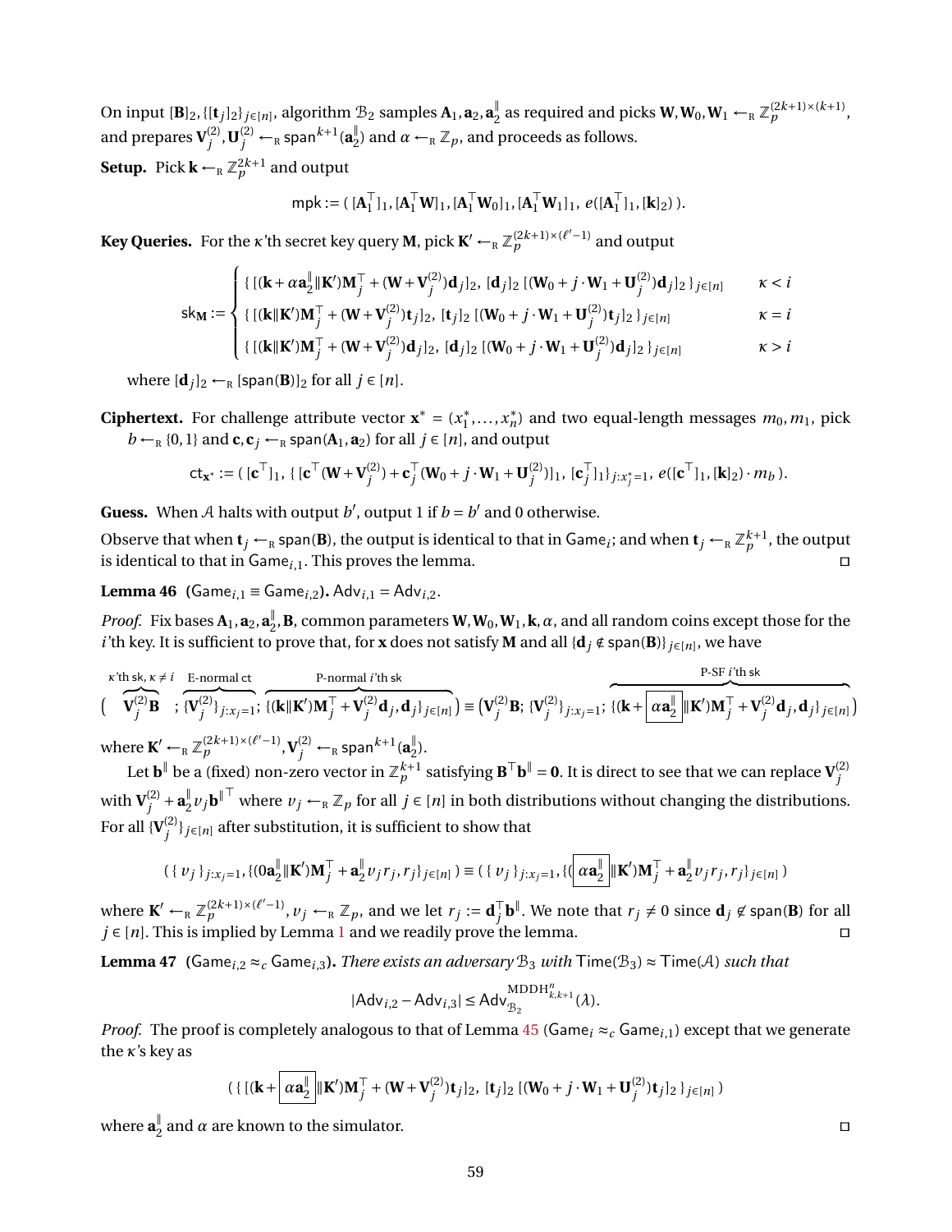On input $[\mathbf{B}]_2, \{[\mathbf{t}_j]_2\}_{j\in[n]}$, algorithm $\mathcal{B}_2$ samples $\mathbf{A}_1, \mathbf{a}_2, \mathbf{a}_2^{\parallel}$ as required and picks $\mathbf{W}, \mathbf{W}_0, \mathbf{W}_1 \leftarrow_{\mathrm{R}} \mathbb{Z}_p^{(2k+1)\times(k+1)}$, and prepares $\mathbf{V}_j^{(2)}, \mathbf{U}_j^{(2)} \leftarrow_{\mathrm{R}} \mathsf{span}^{k+1}(\mathbf{a}_2^{\parallel})$ and $\alpha \leftarrow_{\mathrm{R}} \mathbb{Z}_p$, and proceeds as follows.

**Setup.** Pick $\mathbf{k} \leftarrow_{\mathrm{R}} \mathbb{Z}_p^{2k+1}$ and output

$$\mathsf{mpk} := (\,[\mathbf{A}_1^\top]_1, [\mathbf{A}_1^\top \mathbf{W}]_1, [\mathbf{A}_1^\top \mathbf{W}_0]_1, [\mathbf{A}_1^\top \mathbf{W}_1]_1,\ e([\mathbf{A}_1^\top]_1, [\mathbf{k}]_2)\,).$$

**Key Queries.** For the $\kappa$'th secret key query $\mathbf{M}$, pick $\mathbf{K}' \leftarrow_{\mathrm{R}} \mathbb{Z}_p^{(2k+1)\times(\ell'-1)}$ and output

$$\mathsf{sk}_{\mathbf{M}} := \begin{cases} \{\,[(\mathbf{k}+\alpha\mathbf{a}_2^{\parallel}\|\mathbf{K}')\mathbf{M}_j^\top + (\mathbf{W}+\mathbf{V}_j^{(2)})\mathbf{d}_j]_2,\ [\mathbf{d}_j]_2\ [(\mathbf{W}_0 + j\cdot\mathbf{W}_1 + \mathbf{U}_j^{(2)})\mathbf{d}_j]_2\,\}_{j\in[n]} & \kappa < i \\ \{\,[(\mathbf{k}\|\mathbf{K}')\mathbf{M}_j^\top + (\mathbf{W}+\mathbf{V}_j^{(2)})\mathbf{t}_j]_2,\ [\mathbf{t}_j]_2\ [(\mathbf{W}_0 + j\cdot\mathbf{W}_1 + \mathbf{U}_j^{(2)})\mathbf{t}_j]_2\,\}_{j\in[n]} & \kappa = i \\ \{\,[(\mathbf{k}\|\mathbf{K}')\mathbf{M}_j^\top + (\mathbf{W}+\mathbf{V}_j^{(2)})\mathbf{d}_j]_2,\ [\mathbf{d}_j]_2\ [(\mathbf{W}_0 + j\cdot\mathbf{W}_1 + \mathbf{U}_j^{(2)})\mathbf{d}_j]_2\,\}_{j\in[n]} & \kappa > i \end{cases}$$

where $[\mathbf{d}_j]_2 \leftarrow_{\mathrm{R}} [\mathsf{span}(\mathbf{B})]_2$ for all $j \in [n]$.

**Ciphertext.** For challenge attribute vector $\mathbf{x}^* = (x_1^*, \ldots, x_n^*)$ and two equal-length messages $m_0, m_1$, pick $b \leftarrow_{\mathrm{R}} \{0,1\}$ and $\mathbf{c}, \mathbf{c}_j \leftarrow_{\mathrm{R}} \mathsf{span}(\mathbf{A}_1, \mathbf{a}_2)$ for all $j \in [n]$, and output

$$\mathsf{ct}_{\mathbf{x}^*} := (\,[\mathbf{c}^\top]_1,\ \{\,[\mathbf{c}^\top(\mathbf{W}+\mathbf{V}_j^{(2)}) + \mathbf{c}_j^\top(\mathbf{W}_0 + j\cdot\mathbf{W}_1 + \mathbf{U}_j^{(2)})]_1,\ [\mathbf{c}_j^\top]_1\}_{j:x_j^*=1},\ e([\mathbf{c}^\top]_1, [\mathbf{k}]_2)\cdot m_b\,).$$

**Guess.** When $\mathcal{A}$ halts with output $b'$, output 1 if $b = b'$ and 0 otherwise.

Observe that when $\mathbf{t}_j \leftarrow_{\mathrm{R}} \mathsf{span}(\mathbf{B})$, the output is identical to that in $\mathsf{Game}_i$; and when $\mathbf{t}_j \leftarrow_{\mathrm{R}} \mathbb{Z}_p^{k+1}$, the output is identical to that in $\mathsf{Game}_{i,1}$. This proves the lemma. □

**Lemma 46** ($\mathsf{Game}_{i,1} \equiv \mathsf{Game}_{i,2}$)**.** $\mathsf{Adv}_{i,1} = \mathsf{Adv}_{i,2}$.

*Proof.* Fix bases $\mathbf{A}_1, \mathbf{a}_2, \mathbf{a}_2^{\parallel}, \mathbf{B}$, common parameters $\mathbf{W}, \mathbf{W}_0, \mathbf{W}_1, \mathbf{k}, \alpha$, and all random coins except those for the $i$'th key. It is sufficient to prove that, for $\mathbf{x}$ does not satisfy $\mathbf{M}$ and all $\{\mathbf{d}_j \notin \mathsf{span}(\mathbf{B})\}_{j\in[n]}$, we have

$$\Big(\overbrace{\mathbf{V}_j^{(2)}\mathbf{B}}^{\kappa\text{'th sk},\,\kappa\neq i};\ \overbrace{\{\mathbf{V}_j^{(2)}\}_{j:x_j=1}}^{\text{E-normal ct}};\ \overbrace{\{(\mathbf{k}\|\mathbf{K}')\mathbf{M}_j^\top + \mathbf{V}_j^{(2)}\mathbf{d}_j, \mathbf{d}_j\}_{j\in[n]}}^{\text{P-normal } i\text{'th sk}}\Big) \equiv \Big(\mathbf{V}_j^{(2)}\mathbf{B};\ \{\mathbf{V}_j^{(2)}\}_{j:x_j=1};\ \overbrace{\{(\mathbf{k}+\boxed{\alpha\mathbf{a}_2^{\parallel}}\|\mathbf{K}')\mathbf{M}_j^\top + \mathbf{V}_j^{(2)}\mathbf{d}_j, \mathbf{d}_j\}_{j\in[n]}}^{\text{P-SF } i\text{'th sk}}\Big)$$

where $\mathbf{K}' \leftarrow_{\mathrm{R}} \mathbb{Z}_p^{(2k+1)\times(\ell'-1)}, \mathbf{V}_j^{(2)} \leftarrow_{\mathrm{R}} \mathsf{span}^{k+1}(\mathbf{a}_2^{\parallel})$.

Let $\mathbf{b}^{\parallel}$ be a (fixed) non-zero vector in $\mathbb{Z}_p^{k+1}$ satisfying $\mathbf{B}^\top\mathbf{b}^{\parallel} = \mathbf{0}$. It is direct to see that we can replace $\mathbf{V}_j^{(2)}$ with $\mathbf{V}_j^{(2)} + \mathbf{a}_2^{\parallel} v_j \mathbf{b}^{\parallel\top}$ where $v_j \leftarrow_{\mathrm{R}} \mathbb{Z}_p$ for all $j \in [n]$ in both distributions without changing the distributions. For all $\{\mathbf{V}_j^{(2)}\}_{j\in[n]}$ after substitution, it is sufficient to show that

$$(\,\{\,v_j\,\}_{j:x_j=1}, \{(0\mathbf{a}_2^{\parallel}\|\mathbf{K}')\mathbf{M}_j^\top + \mathbf{a}_2^{\parallel} v_j r_j, r_j\}_{j\in[n]}\,) \equiv (\,\{\,v_j\,\}_{j:x_j=1}, \{(\boxed{\alpha\mathbf{a}_2^{\parallel}}\|\mathbf{K}')\mathbf{M}_j^\top + \mathbf{a}_2^{\parallel} v_j r_j, r_j\}_{j\in[n]}\,)$$

where $\mathbf{K}' \leftarrow_{\mathrm{R}} \mathbb{Z}_p^{(2k+1)\times(\ell'-1)}, v_j \leftarrow_{\mathrm{R}} \mathbb{Z}_p$, and we let $r_j := \mathbf{d}_j^\top \mathbf{b}^{\parallel}$. We note that $r_j \neq 0$ since $\mathbf{d}_j \notin \mathsf{span}(\mathbf{B})$ for all $j \in [n]$. This is implied by Lemma 1 and we readily prove the lemma. □

**Lemma 47** ($\mathsf{Game}_{i,2} \approx_c \mathsf{Game}_{i,3}$)**.** *There exists an adversary* $\mathcal{B}_3$ *with* $\mathsf{Time}(\mathcal{B}_3) \approx \mathsf{Time}(\mathcal{A})$ *such that*

$$|\mathsf{Adv}_{i,2} - \mathsf{Adv}_{i,3}| \leq \mathsf{Adv}_{\mathcal{B}_2}^{\mathrm{MDDH}_{k,k+1}^n}(\lambda).$$

*Proof.* The proof is completely analogous to that of Lemma 45 ($\mathsf{Game}_i \approx_c \mathsf{Game}_{i,1}$) except that we generate the $\kappa$'s key as

$$(\,\{\,[(\mathbf{k}+\boxed{\alpha\mathbf{a}_2^{\parallel}}\|\mathbf{K}')\mathbf{M}_j^\top + (\mathbf{W}+\mathbf{V}_j^{(2)})\mathbf{t}_j]_2,\ [\mathbf{t}_j]_2\ [(\mathbf{W}_0 + j\cdot\mathbf{W}_1 + \mathbf{U}_j^{(2)})\mathbf{t}_j]_2\,\}_{j\in[n]}\,)$$

where $\mathbf{a}_2^{\parallel}$ and $\alpha$ are known to the simulator. □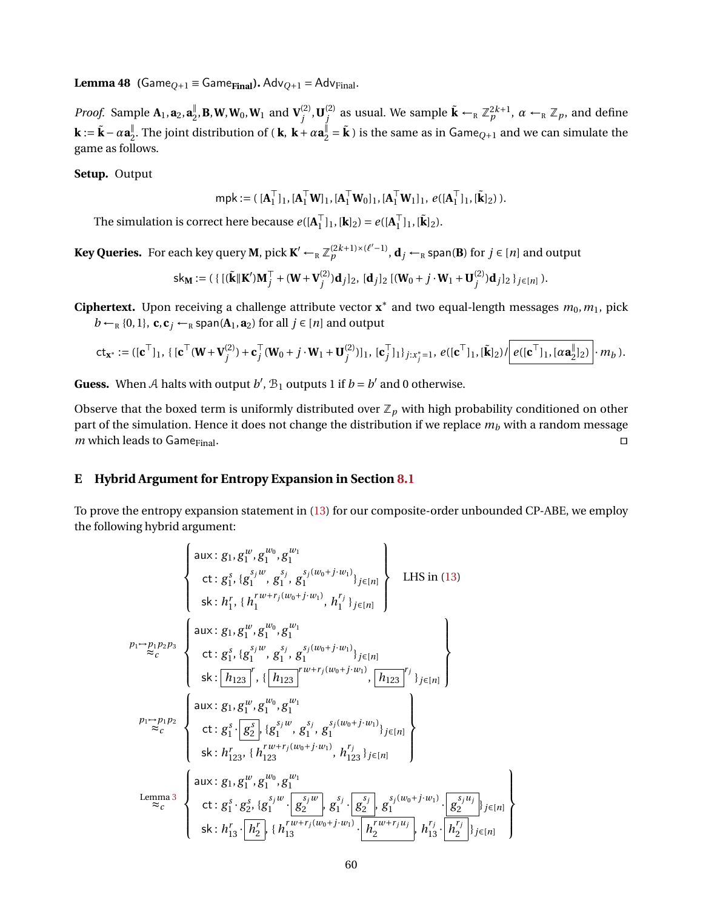**Lemma 48** **($\mathsf{Game}_{Q+1} \equiv \mathsf{Game}_{\mathbf{Final}}$).** $\mathsf{Adv}_{Q+1} = \mathsf{Adv}_{\mathsf{Final}}$.

*Proof.* Sample $\mathbf{A}_1, \mathbf{a}_2, \mathbf{a}_2^{\|}, \mathbf{B}, \mathbf{W}, \mathbf{W}_0, \mathbf{W}_1$ and $\mathbf{V}_j^{(2)}, \mathbf{U}_j^{(2)}$ as usual. We sample $\tilde{\mathbf{k}} \leftarrow_{\mathrm{R}} \mathbb{Z}_p^{2k+1}$, $\alpha \leftarrow_{\mathrm{R}} \mathbb{Z}_p$, and define $\mathbf{k} := \tilde{\mathbf{k}} - \alpha \mathbf{a}_2^{\|}$. The joint distribution of $(\, \mathbf{k},\ \mathbf{k} + \alpha \mathbf{a}_2^{\|} = \tilde{\mathbf{k}}\,)$ is the same as in $\mathsf{Game}_{Q+1}$ and we can simulate the game as follows.

**Setup.** Output

$$\mathsf{mpk} := (\, [\mathbf{A}_1^\top]_1, [\mathbf{A}_1^\top \mathbf{W}]_1, [\mathbf{A}_1^\top \mathbf{W}_0]_1, [\mathbf{A}_1^\top \mathbf{W}_1]_1,\ e([\mathbf{A}_1^\top]_1, [\tilde{\mathbf{k}}]_2)\,).$$

The simulation is correct here because $e([\mathbf{A}_1^\top]_1, [\mathbf{k}]_2) = e([\mathbf{A}_1^\top]_1, [\tilde{\mathbf{k}}]_2)$.

**Key Queries.** For each key query $\mathbf{M}$, pick $\mathbf{K}' \leftarrow_{\mathrm{R}} \mathbb{Z}_p^{(2k+1)\times(\ell'-1)}$, $\mathbf{d}_j \leftarrow_{\mathrm{R}} \mathsf{span}(\mathbf{B})$ for $j \in [n]$ and output

$$\mathsf{sk}_{\mathbf{M}} := (\, \{\, [(\tilde{\mathbf{k}} \| \mathbf{K}')\mathbf{M}_j^\top + (\mathbf{W} + \mathbf{V}_j^{(2)})\mathbf{d}_j]_2,\ [\mathbf{d}_j]_2\ [(\mathbf{W}_0 + j \cdot \mathbf{W}_1 + \mathbf{U}_j^{(2)})\mathbf{d}_j]_2 \,\}_{j\in[n]}\,).$$

**Ciphertext.** Upon receiving a challenge attribute vector $\mathbf{x}^*$ and two equal-length messages $m_0, m_1$, pick $b \leftarrow_{\mathrm{R}} \{0,1\}$, $\mathbf{c}, \mathbf{c}_j \leftarrow_{\mathrm{R}} \mathsf{span}(\mathbf{A}_1, \mathbf{a}_2)$ for all $j \in [n]$ and output

$$\mathsf{ct}_{\mathbf{x}^*} := ([\mathbf{c}^\top]_1,\ \{\, [\mathbf{c}^\top(\mathbf{W} + \mathbf{V}_j^{(2)}) + \mathbf{c}_j^\top(\mathbf{W}_0 + j \cdot \mathbf{W}_1 + \mathbf{U}_j^{(2)})]_1,\ [\mathbf{c}_j^\top]_1 \}_{j: x_j^* = 1},\ e([\mathbf{c}^\top]_1, [\tilde{\mathbf{k}}]_2) / \boxed{e([\mathbf{c}^\top]_1, [\alpha \mathbf{a}_2^{\|}]_2)} \cdot m_b\,).$$

**Guess.** When $\mathcal{A}$ halts with output $b'$, $\mathcal{B}_1$ outputs 1 if $b = b'$ and 0 otherwise.

Observe that the boxed term is uniformly distributed over $\mathbb{Z}_p$ with high probability conditioned on other part of the simulation. Hence it does not change the distribution if we replace $m_b$ with a random message $m$ which leads to $\mathsf{Game}_{\mathsf{Final}}$. $\square$

## E Hybrid Argument for Entropy Expansion in Section 8.1

To prove the entropy expansion statement in (13) for our composite-order unbounded CP-ABE, we employ the following hybrid argument:

$$\left\{ \begin{array}{l} \mathsf{aux}: g_1, g_1^w, g_1^{w_0}, g_1^{w_1} \\ \mathsf{ct}: g_1^s, \{ g_1^{s_j w},\ g_1^{s_j},\ g_1^{s_j(w_0 + j\cdot w_1)} \}_{j\in[n]} \\ \mathsf{sk}: h_1^r, \{ h_1^{rw + r_j(w_0 + j \cdot w_1)},\ h_1^{r_j} \}_{j\in[n]} \end{array} \right\} \quad \text{LHS in (13)}$$

$$\stackrel{p_1 \mapsto p_1p_2p_3}{\approx_c} \left\{ \begin{array}{l} \mathsf{aux}: g_1, g_1^w, g_1^{w_0}, g_1^{w_1} \\ \mathsf{ct}: g_1^s, \{ g_1^{s_j w},\ g_1^{s_j},\ g_1^{s_j(w_0 + j\cdot w_1)} \}_{j\in[n]} \\ \mathsf{sk}: \boxed{h_{123}}^{\,r}, \{ \boxed{h_{123}}^{\,rw + r_j(w_0 + j \cdot w_1)},\ \boxed{h_{123}}^{\,r_j} \}_{j\in[n]} \end{array} \right\}$$

$$\stackrel{p_1 \mapsto p_1p_2}{\approx_c} \left\{ \begin{array}{l} \mathsf{aux}: g_1, g_1^w, g_1^{w_0}, g_1^{w_1} \\ \mathsf{ct}: g_1^s \cdot \boxed{g_2^s}, \{ g_1^{s_j w},\ g_1^{s_j},\ g_1^{s_j(w_0 + j\cdot w_1)} \}_{j\in[n]} \\ \mathsf{sk}: h_{123}^r, \{ h_{123}^{rw + r_j(w_0 + j \cdot w_1)},\ h_{123}^{r_j} \}_{j\in[n]} \end{array} \right\}$$

$$\stackrel{\text{Lemma 3}}{\approx_c} \left\{ \begin{array}{l} \mathsf{aux}: g_1, g_1^w, g_1^{w_0}, g_1^{w_1} \\ \mathsf{ct}: g_1^s \cdot g_2^s, \{ g_1^{s_j w} \cdot \boxed{g_2^{s_j w}},\ g_1^{s_j} \cdot \boxed{g_2^{s_j}},\ g_1^{s_j(w_0 + j\cdot w_1)} \cdot \boxed{g_2^{s_j u_j}} \}_{j\in[n]} \\ \mathsf{sk}: h_{13}^r \cdot \boxed{h_2^r}, \{ h_{13}^{rw + r_j(w_0 + j \cdot w_1)} \cdot \boxed{h_2^{rw + r_j u_j}},\ h_{13}^{r_j} \cdot \boxed{h_2^{r_j}} \}_{j\in[n]} \end{array} \right\}$$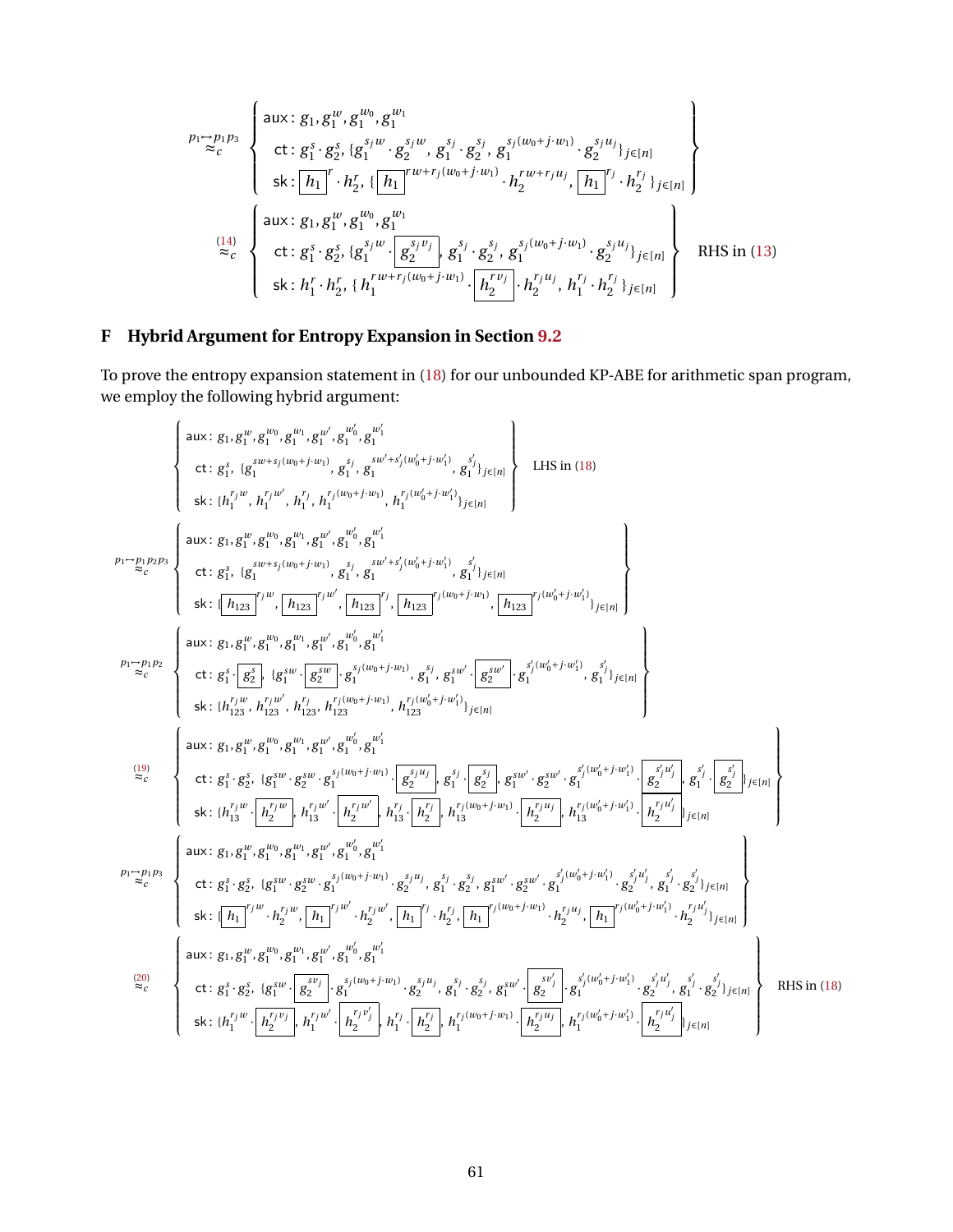$$
\overset{p_1 \mapsto p_1 p_3}{\approx_c} \left\{ \begin{array}{l} \mathsf{aux}: g_1, g_1^{w}, g_1^{w_0}, g_1^{w_1} \\ \mathsf{ct}: g_1^{s} \cdot g_2^{s}, \{ g_1^{s_j w} \cdot g_2^{s_j w}, g_1^{s_j} \cdot g_2^{s_j}, g_1^{s_j(w_0 + j \cdot w_1)} \cdot g_2^{s_j u_j} \}_{j \in [n]} \\ \mathsf{sk}: \boxed{h_1}^{r} \cdot h_2^{r}, \{ \boxed{h_1}^{rw + r_j(w_0 + j \cdot w_1)} \cdot h_2^{rw + r_j u_j}, \boxed{h_1}^{r_j} \cdot h_2^{r_j} \}_{j \in [n]} \end{array} \right\}
$$

$$
\overset{(14)}{\approx_c} \left\{ \begin{array}{l} \mathsf{aux}: g_1, g_1^{w}, g_1^{w_0}, g_1^{w_1} \\ \mathsf{ct}: g_1^{s} \cdot g_2^{s}, \{ g_1^{s_j w} \cdot \boxed{g_2^{s_j v_j}}, g_1^{s_j} \cdot g_2^{s_j}, g_1^{s_j(w_0 + j \cdot w_1)} \cdot g_2^{s_j u_j} \}_{j \in [n]} \\ \mathsf{sk}: h_1^{r} \cdot h_2^{r}, \{ h_1^{rw + r_j(w_0 + j \cdot w_1)} \cdot \boxed{h_2^{r v_j}} \cdot h_2^{r_j u_j}, h_1^{r_j} \cdot h_2^{r_j} \}_{j \in [n]} \end{array} \right\} \quad \text{RHS in (13)}
$$

## F Hybrid Argument for Entropy Expansion in Section 9.2

To prove the entropy expansion statement in (18) for our unbounded KP-ABE for arithmetic span program, we employ the following hybrid argument:

$$
\left\{ \begin{array}{l} \mathsf{aux}: g_1, g_1^{w}, g_1^{w_0}, g_1^{w_1}, g_1^{w'}, g_1^{w'_0}, g_1^{w'_1} \\ \mathsf{ct}: g_1^{s}, \{ g_1^{sw + s_j(w_0 + j \cdot w_1)}, g_1^{s_j}, g_1^{sw' + s'_j(w'_0 + j \cdot w'_1)}, g_1^{s'_j} \}_{j \in [n]} \\ \mathsf{sk}: \{ h_1^{r_j w}, h_1^{r_j w'}, h_1^{r_j}, h_1^{r_j(w_0 + j \cdot w_1)}, h_1^{r_j(w'_0 + j \cdot w'_1)} \}_{j \in [n]} \end{array} \right\} \quad \text{LHS in (18)}
$$

$$
\overset{p_1 \mapsto p_1 p_2 p_3}{\approx_c} \left\{ \begin{array}{l} \mathsf{aux}: g_1, g_1^{w}, g_1^{w_0}, g_1^{w_1}, g_1^{w'}, g_1^{w'_0}, g_1^{w'_1} \\ \mathsf{ct}: g_1^{s}, \{ g_1^{sw + s_j(w_0 + j \cdot w_1)}, g_1^{s_j}, g_1^{sw' + s'_j(w'_0 + j \cdot w'_1)}, g_1^{s'_j} \}_{j \in [n]} \\ \mathsf{sk}: \{ \boxed{h_{123}}^{r_j w}, \boxed{h_{123}}^{r_j w'}, \boxed{h_{123}}^{r_j}, \boxed{h_{123}}^{r_j(w_0 + j \cdot w_1)}, \boxed{h_{123}}^{r_j(w'_0 + j \cdot w'_1)} \}_{j \in [n]} \end{array} \right\}
$$

$$
\overset{p_1 \mapsto p_1 p_2}{\approx_c} \left\{ \begin{array}{l} \mathsf{aux}: g_1, g_1^{w}, g_1^{w_0}, g_1^{w_1}, g_1^{w'}, g_1^{w'_0}, g_1^{w'_1} \\ \mathsf{ct}: g_1^{s} \cdot \boxed{g_2^{s}}, \{ g_1^{sw} \cdot \boxed{g_2^{sw}} \cdot g_1^{s_j(w_0 + j \cdot w_1)}, g_1^{s_j}, g_1^{sw'} \cdot \boxed{g_2^{sw'}} \cdot g_1^{s'_j(w'_0 + j \cdot w'_1)}, g_1^{s'_j} \}_{j \in [n]} \\ \mathsf{sk}: \{ h_{123}^{r_j w}, h_{123}^{r_j w'}, h_{123}^{r_j}, h_{123}^{r_j(w_0 + j \cdot w_1)}, h_{123}^{r_j(w'_0 + j \cdot w'_1)} \}_{j \in [n]} \end{array} \right\}
$$

$$
\overset{(19)}{\approx_c} \left\{ \begin{array}{l} \mathsf{aux}: g_1, g_1^{w}, g_1^{w_0}, g_1^{w_1}, g_1^{w'}, g_1^{w'_0}, g_1^{w'_1} \\ \mathsf{ct}: g_1^{s} \cdot g_2^{s}, \{ g_1^{sw} \cdot g_2^{sw} \cdot g_1^{s_j(w_0 + j \cdot w_1)} \cdot \boxed{g_2^{s_j u_j}}, g_1^{s_j} \cdot \boxed{g_2^{s_j}}, g_1^{sw'} \cdot g_2^{sw'} \cdot g_1^{s'_j(w'_0 + j \cdot w'_1)} \cdot \boxed{g_2^{s'_j u'_j}}, g_1^{s'_j} \cdot \boxed{g_2^{s'_j}} \}_{j \in [n]} \\ \mathsf{sk}: \{ h_{13}^{r_j w} \cdot \boxed{h_2^{r_j w}}, h_{13}^{r_j w'} \cdot \boxed{h_2^{r_j w'}}, h_{13}^{r_j} \cdot \boxed{h_2^{r_j}}, h_{13}^{r_j(w_0 + j \cdot w_1)} \cdot \boxed{h_2^{r_j u_j}}, h_{13}^{r_j(w'_0 + j \cdot w'_1)} \cdot \boxed{h_2^{r_j u'_j}} \}_{j \in [n]} \end{array} \right\}
$$

$$
\overset{p_1 \mapsto p_1 p_3}{\approx_c} \left\{ \begin{array}{l} \mathsf{aux}: g_1, g_1^{w}, g_1^{w_0}, g_1^{w_1}, g_1^{w'}, g_1^{w'_0}, g_1^{w'_1} \\ \mathsf{ct}: g_1^{s} \cdot g_2^{s}, \{ g_1^{sw} \cdot g_2^{sw} \cdot g_1^{s_j(w_0 + j \cdot w_1)} \cdot g_2^{s_j u_j}, g_1^{s_j} \cdot g_2^{s_j}, g_1^{sw'} \cdot g_2^{sw'} \cdot g_1^{s'_j(w'_0 + j \cdot w'_1)} \cdot g_2^{s'_j u'_j}, g_1^{s'_j} \cdot g_2^{s'_j} \}_{j \in [n]} \\ \mathsf{sk}: \{ \boxed{h_1}^{r_j w} \cdot h_2^{r_j w}, \boxed{h_1}^{r_j w'} \cdot h_2^{r_j w'}, \boxed{h_1}^{r_j} \cdot h_2^{r_j}, \boxed{h_1}^{r_j(w_0 + j \cdot w_1)} \cdot h_2^{r_j u_j}, \boxed{h_1}^{r_j(w'_0 + j \cdot w'_1)} \cdot h_2^{r_j u'_j} \}_{j \in [n]} \end{array} \right\}
$$

$$
\overset{(20)}{\approx_c} \left\{ \begin{array}{l} \mathsf{aux}: g_1, g_1^{w}, g_1^{w_0}, g_1^{w_1}, g_1^{w'}, g_1^{w'_0}, g_1^{w'_1} \\ \mathsf{ct}: g_1^{s} \cdot g_2^{s}, \{ g_1^{sw} \cdot \boxed{g_2^{s v_j}} \cdot g_1^{s_j(w_0 + j \cdot w_1)} \cdot g_2^{s_j u_j}, g_1^{s_j} \cdot g_2^{s_j}, g_1^{sw'} \cdot \boxed{g_2^{s v'_j}} \cdot g_1^{s'_j(w'_0 + j \cdot w'_1)} \cdot g_2^{s'_j u'_j}, g_1^{s'_j} \cdot g_2^{s'_j} \}_{j \in [n]} \\ \mathsf{sk}: \{ h_1^{r_j w} \cdot \boxed{h_2^{r_j v_j}}, h_1^{r_j w'} \cdot \boxed{h_2^{r_j v'_j}}, h_1^{r_j} \cdot \boxed{h_2^{r_j}}, h_1^{r_j(w_0 + j \cdot w_1)} \cdot \boxed{h_2^{r_j u_j}}, h_1^{r_j(w'_0 + j \cdot w'_1)} \cdot \boxed{h_2^{r_j u'_j}} \}_{j \in [n]} \end{array} \right\} \quad \text{RHS in (18)}
$$